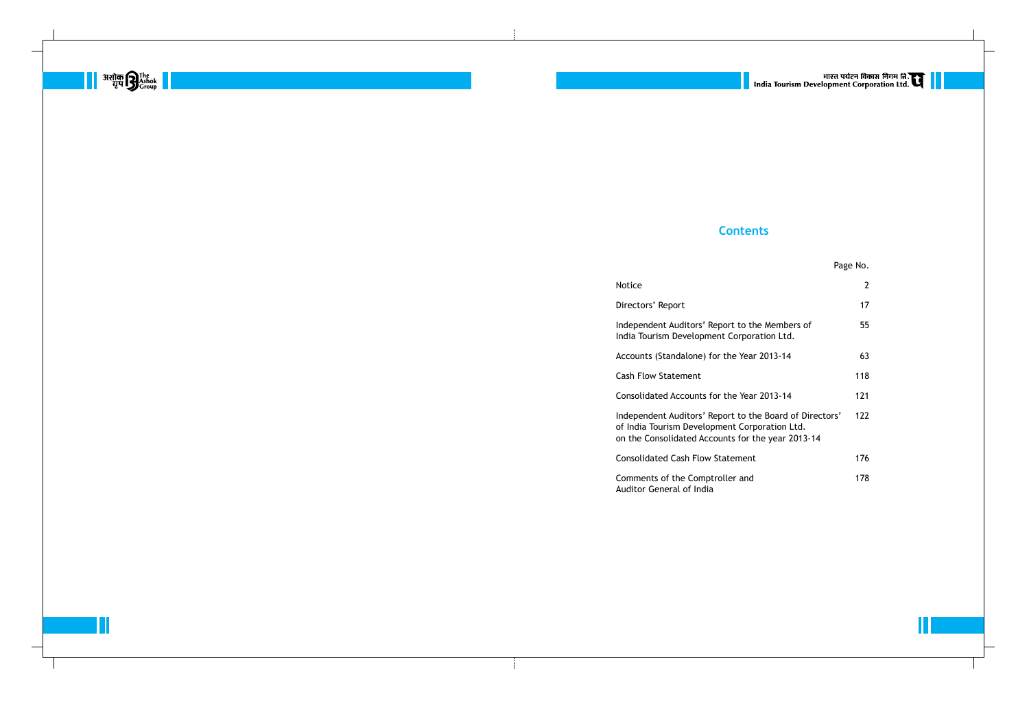## Contents

| | Page No. |
|---|---|
| Notice | 2 |
| Directors' Report | 17 |
| Independent Auditors' Report to the Members of India Tourism Development Corporation Ltd. | 55 |
| Accounts (Standalone) for the Year 2013-14 | 63 |
| Cash Flow Statement | 118 |
| Consolidated Accounts for the Year 2013-14 | 121 |
| Independent Auditors' Report to the Board of Directors' of India Tourism Development Corporation Ltd. on the Consolidated Accounts for the year 2013-14 | 122 |
| Consolidated Cash Flow Statement | 176 |
| Comments of the Comptroller and Auditor General of India | 178 |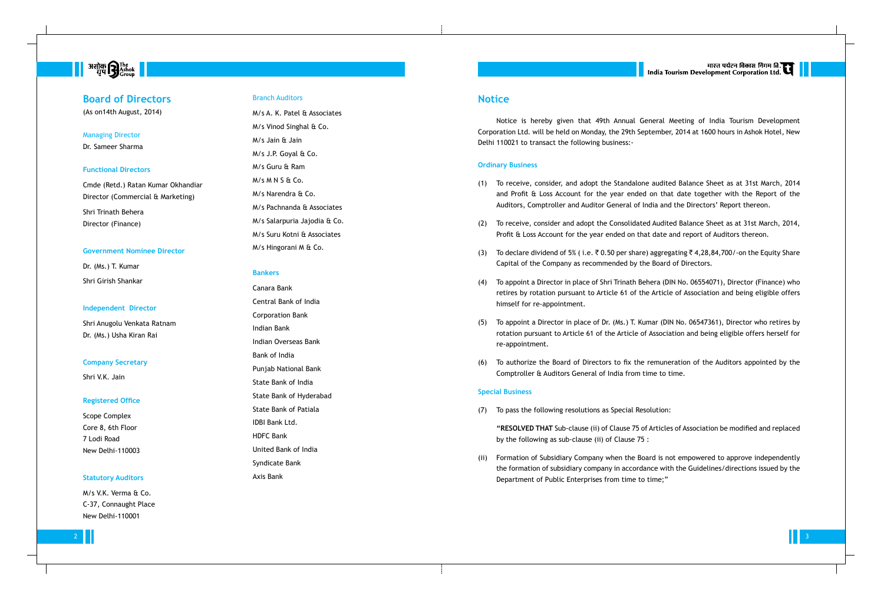## Board of Directors

(As on14th August, 2014)

**Managing Director**

Dr. Sameer Sharma

### Functional Directors

Cmde (Retd.) Ratan Kumar Okhandiar
Director (Commercial & Marketing)

Shri Trinath Behera
Director (Finance)

### Government Nominee Director

Dr. (Ms.) T. Kumar

Shri Girish Shankar

### Independent Director

Shri Anugolu Venkata Ratnam
Dr. (Ms.) Usha Kiran Rai

### Company Secretary

Shri V.K. Jain

### Registered Office

Scope Complex
Core 8, 6th Floor
7 Lodi Road
New Delhi-110003

### Statutory Auditors

M/s V.K. Verma & Co.
C-37, Connaught Place
New Delhi-110001

**Branch Auditors**

M/s A. K. Patel & Associates
M/s Vinod Singhal & Co.
M/s Jain & Jain
M/s J.P. Goyal & Co.
M/s Guru & Ram
M/s M N S & Co.
M/s Narendra & Co.
M/s Pachnanda & Associates
M/s Salarpuria Jajodia & Co.
M/s Suru Kotni & Associates
M/s Hingorani M & Co.

### Bankers

Canara Bank
Central Bank of India
Corporation Bank
Indian Bank
Indian Overseas Bank
Bank of India
Punjab National Bank
State Bank of India
State Bank of Hyderabad
State Bank of Patiala
IDBI Bank Ltd.
HDFC Bank
United Bank of India
Syndicate Bank
Axis Bank

## Notice

Notice is hereby given that 49th Annual General Meeting of India Tourism Development Corporation Ltd. will be held on Monday, the 29th September, 2014 at 1600 hours in Ashok Hotel, New Delhi 110021 to transact the following business:-

### Ordinary Business

(1) To receive, consider, and adopt the Standalone audited Balance Sheet as at 31st March, 2014 and Profit & Loss Account for the year ended on that date together with the Report of the Auditors, Comptroller and Auditor General of India and the Directors' Report thereon.

(2) To receive, consider and adopt the Consolidated Audited Balance Sheet as at 31st March, 2014, Profit & Loss Account for the year ended on that date and report of Auditors thereon.

(3) To declare dividend of 5% ( i.e. ₹ 0.50 per share) aggregating ₹ 4,28,84,700/-on the Equity Share Capital of the Company as recommended by the Board of Directors.

(4) To appoint a Director in place of Shri Trinath Behera (DIN No. 06554071), Director (Finance) who retires by rotation pursuant to Article 61 of the Article of Association and being eligible offers himself for re-appointment.

(5) To appoint a Director in place of Dr. (Ms.) T. Kumar (DIN No. 06547361), Director who retires by rotation pursuant to Article 61 of the Article of Association and being eligible offers herself for re-appointment.

(6) To authorize the Board of Directors to fix the remuneration of the Auditors appointed by the Comptroller & Auditors General of India from time to time.

### Special Business

(7) To pass the following resolutions as Special Resolution:

**"RESOLVED THAT** Sub-clause (ii) of Clause 75 of Articles of Association be modified and replaced by the following as sub-clause (ii) of Clause 75 :

(ii) Formation of Subsidiary Company when the Board is not empowered to approve independently the formation of subsidiary company in accordance with the Guidelines/directions issued by the Department of Public Enterprises from time to time;"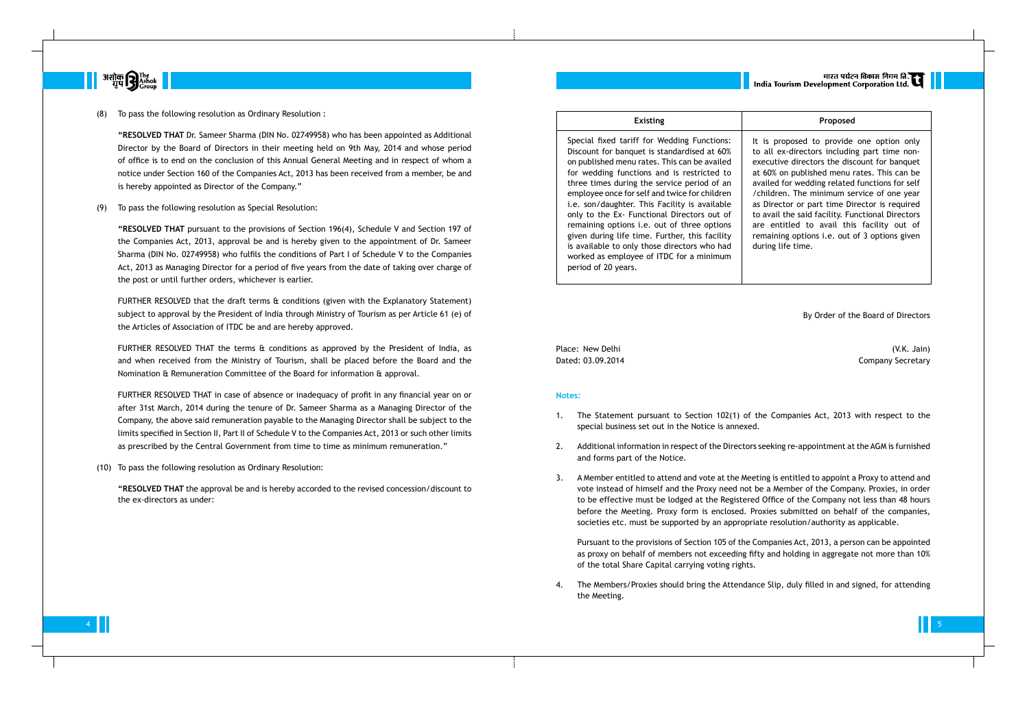(8) To pass the following resolution as Ordinary Resolution :

**"RESOLVED THAT** Dr. Sameer Sharma (DIN No. 02749958) who has been appointed as Additional Director by the Board of Directors in their meeting held on 9th May, 2014 and whose period of office is to end on the conclusion of this Annual General Meeting and in respect of whom a notice under Section 160 of the Companies Act, 2013 has been received from a member, be and is hereby appointed as Director of the Company."

(9) To pass the following resolution as Special Resolution:

**"RESOLVED THAT** pursuant to the provisions of Section 196(4), Schedule V and Section 197 of the Companies Act, 2013, approval be and is hereby given to the appointment of Dr. Sameer Sharma (DIN No. 02749958) who fulfils the conditions of Part I of Schedule V to the Companies Act, 2013 as Managing Director for a period of five years from the date of taking over charge of the post or until further orders, whichever is earlier.

FURTHER RESOLVED that the draft terms & conditions (given with the Explanatory Statement) subject to approval by the President of India through Ministry of Tourism as per Article 61 (e) of the Articles of Association of ITDC be and are hereby approved.

FURTHER RESOLVED THAT the terms & conditions as approved by the President of India, as and when received from the Ministry of Tourism, shall be placed before the Board and the Nomination & Remuneration Committee of the Board for information & approval.

FURTHER RESOLVED THAT in case of absence or inadequacy of profit in any financial year on or after 31st March, 2014 during the tenure of Dr. Sameer Sharma as a Managing Director of the Company, the above said remuneration payable to the Managing Director shall be subject to the limits specified in Section II, Part II of Schedule V to the Companies Act, 2013 or such other limits as prescribed by the Central Government from time to time as minimum remuneration."

(10) To pass the following resolution as Ordinary Resolution:

**"RESOLVED THAT** the approval be and is hereby accorded to the revised concession/discount to the ex-directors as under:

| Existing | Proposed |
|---|---|
| Special fixed tariff for Wedding Functions: Discount for banquet is standardised at 60% on published menu rates. This can be availed for wedding functions and is restricted to three times during the service period of an employee once for self and twice for children i.e. son/daughter. This Facility is available only to the Ex- Functional Directors out of remaining options i.e. out of three options given during life time. Further, this facility is available to only those directors who had worked as employee of ITDC for a minimum period of 20 years. | It is proposed to provide one option only to all ex-directors including part time non-executive directors the discount for banquet at 60% on published menu rates. This can be availed for wedding related functions for self /children. The minimum service of one year as Director or part time Director is required to avail the said facility. Functional Directors are entitled to avail this facility out of remaining options i.e. out of 3 options given during life time. |

By Order of the Board of Directors

Place: New Delhi
Dated: 03.09.2014

(V.K. Jain)
Company Secretary

**Notes:**

1. The Statement pursuant to Section 102(1) of the Companies Act, 2013 with respect to the special business set out in the Notice is annexed.

2. Additional information in respect of the Directors seeking re-appointment at the AGM is furnished and forms part of the Notice.

3. A Member entitled to attend and vote at the Meeting is entitled to appoint a Proxy to attend and vote instead of himself and the Proxy need not be a Member of the Company. Proxies, in order to be effective must be lodged at the Registered Office of the Company not less than 48 hours before the Meeting. Proxy form is enclosed. Proxies submitted on behalf of the companies, societies etc. must be supported by an appropriate resolution/authority as applicable.

   Pursuant to the provisions of Section 105 of the Companies Act, 2013, a person can be appointed as proxy on behalf of members not exceeding fifty and holding in aggregate not more than 10% of the total Share Capital carrying voting rights.

4. The Members/Proxies should bring the Attendance Slip, duly filled in and signed, for attending the Meeting.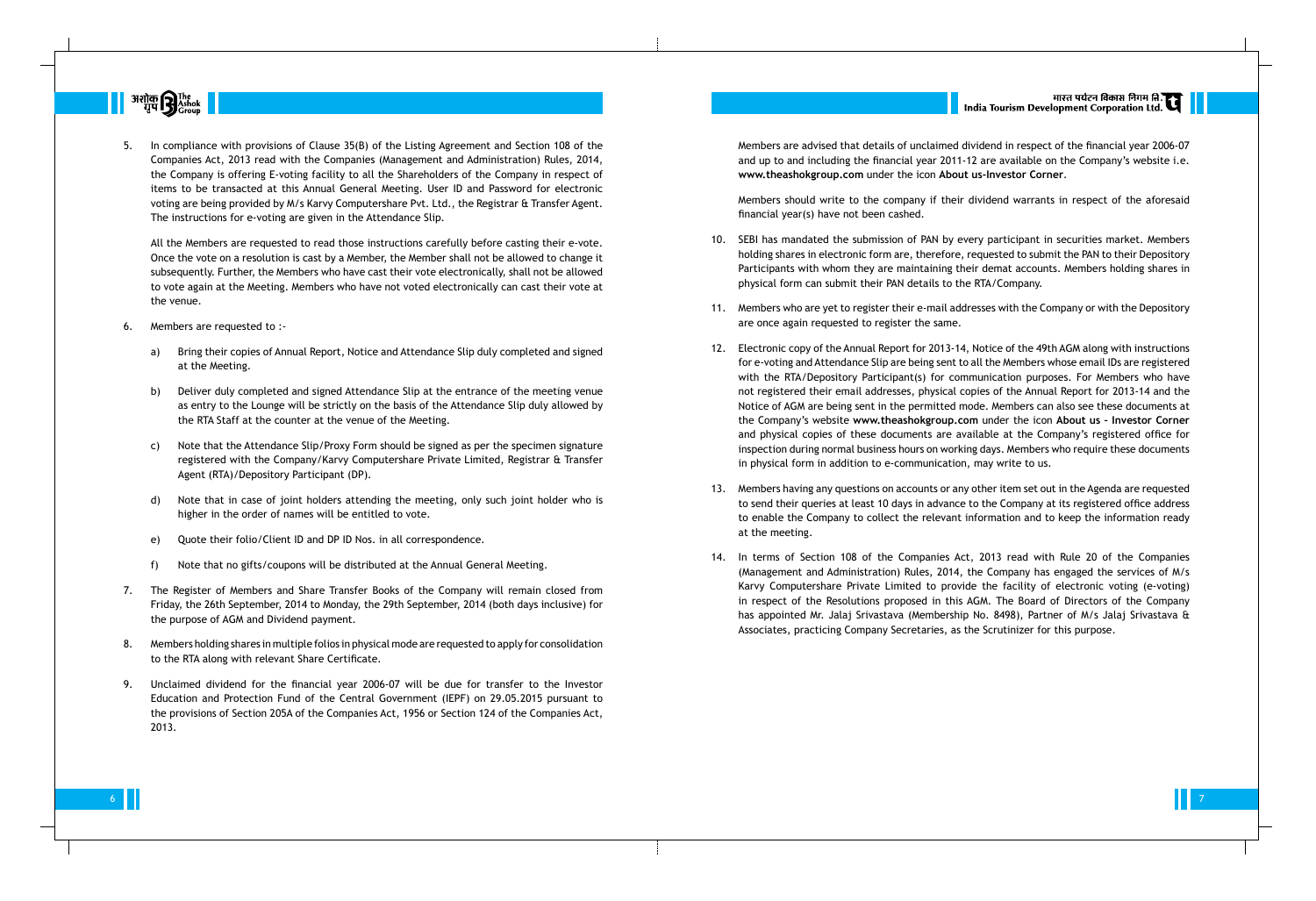5. In compliance with provisions of Clause 35(B) of the Listing Agreement and Section 108 of the Companies Act, 2013 read with the Companies (Management and Administration) Rules, 2014, the Company is offering E-voting facility to all the Shareholders of the Company in respect of items to be transacted at this Annual General Meeting. User ID and Password for electronic voting are being provided by M/s Karvy Computershare Pvt. Ltd., the Registrar & Transfer Agent. The instructions for e-voting are given in the Attendance Slip.

   All the Members are requested to read those instructions carefully before casting their e-vote. Once the vote on a resolution is cast by a Member, the Member shall not be allowed to change it subsequently. Further, the Members who have cast their vote electronically, shall not be allowed to vote again at the Meeting. Members who have not voted electronically can cast their vote at the venue.

6. Members are requested to :-

   a) Bring their copies of Annual Report, Notice and Attendance Slip duly completed and signed at the Meeting.

   b) Deliver duly completed and signed Attendance Slip at the entrance of the meeting venue as entry to the Lounge will be strictly on the basis of the Attendance Slip duly allowed by the RTA Staff at the counter at the venue of the Meeting.

   c) Note that the Attendance Slip/Proxy Form should be signed as per the specimen signature registered with the Company/Karvy Computershare Private Limited, Registrar & Transfer Agent (RTA)/Depository Participant (DP).

   d) Note that in case of joint holders attending the meeting, only such joint holder who is higher in the order of names will be entitled to vote.

   e) Quote their folio/Client ID and DP ID Nos. in all correspondence.

   f) Note that no gifts/coupons will be distributed at the Annual General Meeting.

7. The Register of Members and Share Transfer Books of the Company will remain closed from Friday, the 26th September, 2014 to Monday, the 29th September, 2014 (both days inclusive) for the purpose of AGM and Dividend payment.

8. Members holding shares in multiple folios in physical mode are requested to apply for consolidation to the RTA along with relevant Share Certificate.

9. Unclaimed dividend for the financial year 2006-07 will be due for transfer to the Investor Education and Protection Fund of the Central Government (IEPF) on 29.05.2015 pursuant to the provisions of Section 205A of the Companies Act, 1956 or Section 124 of the Companies Act, 2013.

   Members are advised that details of unclaimed dividend in respect of the financial year 2006-07 and up to and including the financial year 2011-12 are available on the Company's website i.e. **www.theashokgroup.com** under the icon **About us-Investor Corner**.

   Members should write to the company if their dividend warrants in respect of the aforesaid financial year(s) have not been cashed.

10. SEBI has mandated the submission of PAN by every participant in securities market. Members holding shares in electronic form are, therefore, requested to submit the PAN to their Depository Participants with whom they are maintaining their demat accounts. Members holding shares in physical form can submit their PAN details to the RTA/Company.

11. Members who are yet to register their e-mail addresses with the Company or with the Depository are once again requested to register the same.

12. Electronic copy of the Annual Report for 2013-14, Notice of the 49th AGM along with instructions for e-voting and Attendance Slip are being sent to all the Members whose email IDs are registered with the RTA/Depository Participant(s) for communication purposes. For Members who have not registered their email addresses, physical copies of the Annual Report for 2013-14 and the Notice of AGM are being sent in the permitted mode. Members can also see these documents at the Company's website **www.theashokgroup.com** under the icon **About us - Investor Corner** and physical copies of these documents are available at the Company's registered office for inspection during normal business hours on working days. Members who require these documents in physical form in addition to e-communication, may write to us.

13. Members having any questions on accounts or any other item set out in the Agenda are requested to send their queries at least 10 days in advance to the Company at its registered office address to enable the Company to collect the relevant information and to keep the information ready at the meeting.

14. In terms of Section 108 of the Companies Act, 2013 read with Rule 20 of the Companies (Management and Administration) Rules, 2014, the Company has engaged the services of M/s Karvy Computershare Private Limited to provide the facility of electronic voting (e-voting) in respect of the Resolutions proposed in this AGM. The Board of Directors of the Company has appointed Mr. Jalaj Srivastava (Membership No. 8498), Partner of M/s Jalaj Srivastava & Associates, practicing Company Secretaries, as the Scrutinizer for this purpose.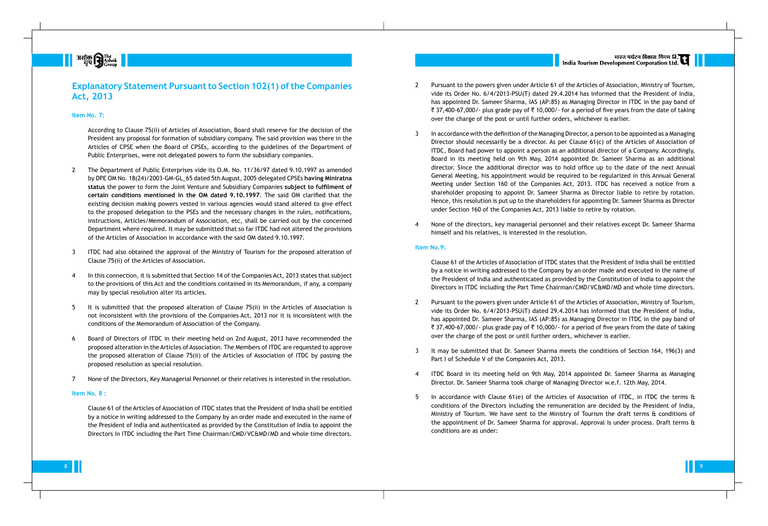## Explanatory Statement Pursuant to Section 102(1) of the Companies Act, 2013

### Item No. 7:

According to Clause 75(ii) of Articles of Association, Board shall reserve for the decision of the President any proposal for formation of subsidiary company. The said provision was there in the Articles of CPSE when the Board of CPSEs, according to the guidelines of the Department of Public Enterprises, were not delegated powers to form the subsidiary companies.

2 The Department of Public Enterprises vide its O.M. No. 11/36/97 dated 9.10.1997 as amended by DPE OM No. 18(24)/2003-GM-GL_65 dated 5th August, 2005 delegated CPSEs **having Miniratna status** the power to form the Joint Venture and Subsidiary Companies **subject to fulfilment of certain conditions mentioned in the OM dated 9.10.1997**. The said OM clarified that the existing decision making powers vested in various agencies would stand altered to give effect to the proposed delegation to the PSEs and the necessary changes in the rules, notifications, instructions, Articles/Memorandum of Association, etc, shall be carried out by the concerned Department where required. It may be submitted that so far ITDC had not altered the provisions of the Articles of Association in accordance with the said OM dated 9.10.1997.

3 ITDC had also obtained the approval of the Ministry of Tourism for the proposed alteration of Clause 75(ii) of the Articles of Association.

4 In this connection, it is submitted that Section 14 of the Companies Act, 2013 states that subject to the provisions of this Act and the conditions contained in its Memorandum, if any, a company may by special resolution alter its articles.

5 It is submitted that the proposed alteration of Clause 75(ii) in the Articles of Association is not inconsistent with the provisions of the Companies Act, 2013 nor it is inconsistent with the conditions of the Memorandum of Association of the Company.

6 Board of Directors of ITDC in their meeting held on 2nd August, 2013 have recommended the proposed alteration in the Articles of Association. The Members of ITDC are requested to approve the proposed alteration of Clause 75(ii) of the Articles of Association of ITDC by passing the proposed resolution as special resolution.

7 None of the Directors, Key Managerial Personnel or their relatives is interested in the resolution.

### Item No. 8 :

Clause 61 of the Articles of Association of ITDC states that the President of India shall be entitled by a notice in writing addressed to the Company by an order made and executed in the name of the President of India and authenticated as provided by the Constitution of India to appoint the Directors in ITDC including the Part Time Chairman/CMD/VC&MD/MD and whole time directors.

2 Pursuant to the powers given under Article 61 of the Articles of Association, Ministry of Tourism, vide its Order No. 6/4/2013-PSU(T) dated 29.4.2014 has informed that the President of India, has appointed Dr. Sameer Sharma, IAS (AP:85) as Managing Director in ITDC in the pay band of ₹ 37,400-67,000/- plus grade pay of ₹ 10,000/- for a period of five years from the date of taking over the charge of the post or until further orders, whichever is earlier.

3 In accordance with the definition of the Managing Director, a person to be appointed as a Managing Director should necessarily be a director. As per Clause 61(c) of the Articles of Association of ITDC, Board had power to appoint a person as an additional director of a Company. Accordingly, Board in its meeting held on 9th May, 2014 appointed Dr. Sameer Sharma as an additional director. Since the additional director was to hold office up to the date of the next Annual General Meeting, his appointment would be required to be regularized in this Annual General Meeting under Section 160 of the Companies Act, 2013. ITDC has received a notice from a shareholder proposing to appoint Dr. Sameer Sharma as Director liable to retire by rotation. Hence, this resolution is put up to the shareholders for appointing Dr. Sameer Sharma as Director under Section 160 of the Companies Act, 2013 liable to retire by rotation.

4 None of the directors, key managerial personnel and their relatives except Dr. Sameer Sharma himself and his relatives, is interested in the resolution.

### Item No.9:

Clause 61 of the Articles of Association of ITDC states that the President of India shall be entitled by a notice in writing addressed to the Company by an order made and executed in the name of the President of India and authenticated as provided by the Constitution of India to appoint the Directors in ITDC including the Part Time Chairman/CMD/VC&MD/MD and whole time directors.

2 Pursuant to the powers given under Article 61 of the Articles of Association, Ministry of Tourism, vide its Order No. 6/4/2013-PSU(T) dated 29.4.2014 has informed that the President of India, has appointed Dr. Sameer Sharma, IAS (AP:85) as Managing Director in ITDC in the pay band of ₹ 37,400-67,000/- plus grade pay of ₹ 10,000/- for a period of five years from the date of taking over the charge of the post or until further orders, whichever is earlier.

3 It may be submitted that Dr. Sameer Sharma meets the conditions of Section 164, 196(3) and Part I of Schedule V of the Companies Act, 2013.

4 ITDC Board in its meeting held on 9th May, 2014 appointed Dr. Sameer Sharma as Managing Director. Dr. Sameer Sharma took charge of Managing Director w.e.f. 12th May, 2014.

5 In accordance with Clause 61(e) of the Articles of Association of ITDC, in ITDC the terms & conditions of the Directors including the remuneration are decided by the President of India, Ministry of Tourism. We have sent to the Ministry of Tourism the draft terms & conditions of the appointment of Dr. Sameer Sharma for approval. Approval is under process. Draft terms & conditions are as under: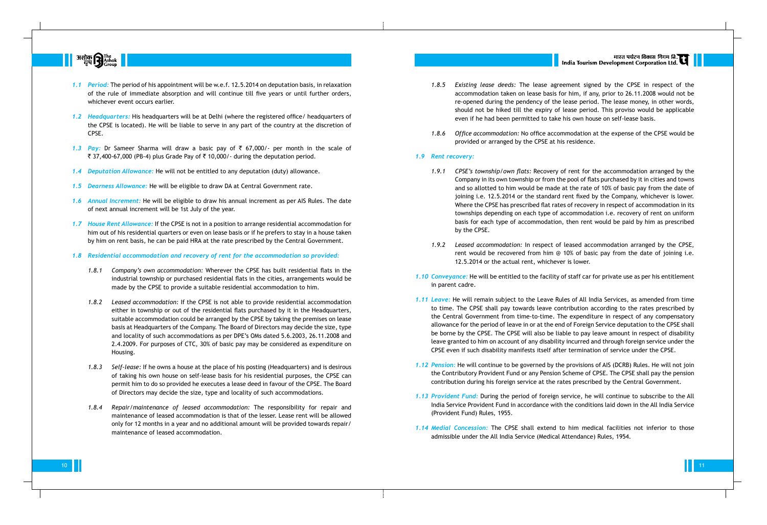*1.1 Period:* The period of his appointment will be w.e.f. 12.5.2014 on deputation basis, in relaxation of the rule of immediate absorption and will continue till five years or until further orders, whichever event occurs earlier.

*1.2 Headquarters:* His headquarters will be at Delhi (where the registered office/ headquarters of the CPSE is located). He will be liable to serve in any part of the country at the discretion of CPSE.

*1.3 Pay:* Dr Sameer Sharma will draw a basic pay of ₹ 67,000/- per month in the scale of ₹ 37,400-67,000 (PB-4) plus Grade Pay of ₹ 10,000/- during the deputation period.

*1.4 Deputation Allowance:* He will not be entitled to any deputation (duty) allowance.

*1.5 Dearness Allowance:* He will be eligible to draw DA at Central Government rate.

*1.6 Annual Increment:* He will be eligible to draw his annual increment as per AIS Rules. The date of next annual increment will be 1st July of the year.

*1.7 House Rent Allowance:* If the CPSE is not in a position to arrange residential accommodation for him out of his residential quarters or even on lease basis or if he prefers to stay in a house taken by him on rent basis, he can be paid HRA at the rate prescribed by the Central Government.

*1.8 Residential accommodation and recovery of rent for the accommodation so provided:*

1.8.1 *Company's own accommodation:* Wherever the CPSE has built residential flats in the industrial township or purchased residential flats in the cities, arrangements would be made by the CPSE to provide a suitable residential accommodation to him.

1.8.2 *Leased accommodation:* If the CPSE is not able to provide residential accommodation either in township or out of the residential flats purchased by it in the Headquarters, suitable accommodation could be arranged by the CPSE by taking the premises on lease basis at Headquarters of the Company. The Board of Directors may decide the size, type and locality of such accommodations as per DPE's OMs dated 5.6.2003, 26.11.2008 and 2.4.2009. For purposes of CTC, 30% of basic pay may be considered as expenditure on Housing.

1.8.3 *Self-lease:* If he owns a house at the place of his posting (Headquarters) and is desirous of taking his own house on self-lease basis for his residential purposes, the CPSE can permit him to do so provided he executes a lease deed in favour of the CPSE. The Board of Directors may decide the size, type and locality of such accommodations.

1.8.4 *Repair/maintenance of leased accommodation:* The responsibility for repair and maintenance of leased accommodation is that of the lesser. Lease rent will be allowed only for 12 months in a year and no additional amount will be provided towards repair/ maintenance of leased accommodation.

1.8.5 *Existing lease deeds:* The lease agreement signed by the CPSE in respect of the accommodation taken on lease basis for him, if any, prior to 26.11.2008 would not be re-opened during the pendency of the lease period. The lease money, in other words, should not be hiked till the expiry of lease period. This proviso would be applicable even if he had been permitted to take his own house on self-lease basis.

1.8.6 *Office accommodation:* No office accommodation at the expense of the CPSE would be provided or arranged by the CPSE at his residence.

*1.9 Rent recovery:*

1.9.1 *CPSE's township/own flats:* Recovery of rent for the accommodation arranged by the Company in its own township or from the pool of flats purchased by it in cities and towns and so allotted to him would be made at the rate of 10% of basic pay from the date of joining i.e. 12.5.2014 or the standard rent fixed by the Company, whichever is lower. Where the CPSE has prescribed flat rates of recovery in respect of accommodation in its townships depending on each type of accommodation i.e. recovery of rent on uniform basis for each type of accommodation, then rent would be paid by him as prescribed by the CPSE.

1.9.2 *Leased accommodation:* In respect of leased accommodation arranged by the CPSE, rent would be recovered from him @ 10% of basic pay from the date of joining i.e. 12.5.2014 or the actual rent, whichever is lower.

*1.10 Conveyance:* He will be entitled to the facility of staff car for private use as per his entitlement in parent cadre.

*1.11 Leave:* He will remain subject to the Leave Rules of All India Services, as amended from time to time. The CPSE shall pay towards leave contribution according to the rates prescribed by the Central Government from time-to-time. The expenditure in respect of any compensatory allowance for the period of leave in or at the end of Foreign Service deputation to the CPSE shall be borne by the CPSE. The CPSE will also be liable to pay leave amount in respect of disability leave granted to him on account of any disability incurred and through foreign service under the CPSE even if such disability manifests itself after termination of service under the CPSE.

*1.12 Pension:* He will continue to be governed by the provisions of AIS (DCRB) Rules. He will not join the Contributory Provident Fund or any Pension Scheme of CPSE. The CPSE shall pay the pension contribution during his foreign service at the rates prescribed by the Central Government.

*1.13 Provident Fund:* During the period of foreign service, he will continue to subscribe to the All India Service Provident Fund in accordance with the conditions laid down in the All India Service (Provident Fund) Rules, 1955.

*1.14 Medial Concession:* The CPSE shall extend to him medical facilities not inferior to those admissible under the All India Service (Medical Attendance) Rules, 1954.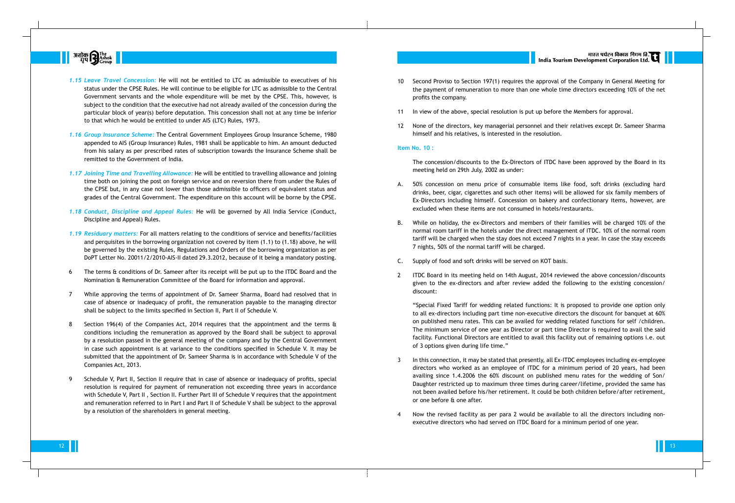*1.15 Leave Travel Concession:* He will not be entitled to LTC as admissible to executives of his status under the CPSE Rules. He will continue to be eligible for LTC as admissible to the Central Government servants and the whole expenditure will be met by the CPSE. This, however, is subject to the condition that the executive had not already availed of the concession during the particular block of year(s) before deputation. This concession shall not at any time be inferior to that which he would be entitled to under AIS (LTC) Rules, 1973.

*1.16 Group Insurance Scheme:* The Central Government Employees Group Insurance Scheme, 1980 appended to AIS (Group Insurance) Rules, 1981 shall be applicable to him. An amount deducted from his salary as per prescribed rates of subscription towards the Insurance Scheme shall be remitted to the Government of India.

*1.17 Joining Time and Travelling Allowance:* He will be entitled to travelling allowance and joining time both on joining the post on foreign service and on reversion there from under the Rules of the CPSE but, in any case not lower than those admissible to officers of equivalent status and grades of the Central Government. The expenditure on this account will be borne by the CPSE.

*1.18 Conduct, Discipline and Appeal Rules:* He will be governed by All India Service (Conduct, Discipline and Appeal) Rules.

*1.19 Residuary matters:* For all matters relating to the conditions of service and benefits/facilities and perquisites in the borrowing organization not covered by item (1.1) to (1.18) above, he will be governed by the existing Rules, Regulations and Orders of the borrowing organization as per DoPT Letter No. 20011/2/2010-AIS-II dated 29.3.2012, because of it being a mandatory posting.

6 The terms & conditions of Dr. Sameer after its receipt will be put up to the ITDC Board and the Nomination & Remuneration Committee of the Board for information and approval.

7 While approving the terms of appointment of Dr. Sameer Sharma, Board had resolved that in case of absence or inadequacy of profit, the remuneration payable to the managing director shall be subject to the limits specified in Section II, Part II of Schedule V.

8 Section 196(4) of the Companies Act, 2014 requires that the appointment and the terms & conditions including the remuneration as approved by the Board shall be subject to approval by a resolution passed in the general meeting of the company and by the Central Government in case such appointment is at variance to the conditions specified in Schedule V. It may be submitted that the appointment of Dr. Sameer Sharma is in accordance with Schedule V of the Companies Act, 2013.

9 Schedule V, Part II, Section II require that in case of absence or inadequacy of profits, special resolution is required for payment of remuneration not exceeding three years in accordance with Schedule V, Part II , Section II. Further Part III of Schedule V requires that the appointment and remuneration referred to in Part I and Part II of Schedule V shall be subject to the approval by a resolution of the shareholders in general meeting.

10 Second Proviso to Section 197(1) requires the approval of the Company in General Meeting for the payment of remuneration to more than one whole time directors exceeding 10% of the net profits the company.

11 In view of the above, special resolution is put up before the Members for approval.

12 None of the directors, key managerial personnel and their relatives except Dr. Sameer Sharma himself and his relatives, is interested in the resolution.

**Item No. 10 :**

The concession/discounts to the Ex-Directors of ITDC have been approved by the Board in its meeting held on 29th July, 2002 as under:

A. 50% concession on menu price of consumable items like food, soft drinks (excluding hard drinks, beer, cigar, cigarettes and such other items) will be allowed for six family members of Ex-Directors including himself. Concession on bakery and confectionary items, however, are excluded when these items are not consumed in hotels/restaurants.

B. While on holiday, the ex-Directors and members of their families will be charged 10% of the normal room tariff in the hotels under the direct management of ITDC. 10% of the normal room tariff will be charged when the stay does not exceed 7 nights in a year. In case the stay exceeds 7 nights, 50% of the normal tariff will be charged.

C. Supply of food and soft drinks will be served on KOT basis.

2 ITDC Board in its meeting held on 14th August, 2014 reviewed the above concession/discounts given to the ex-directors and after review added the following to the existing concession/ discount:

"Special Fixed Tariff for wedding related functions: It is proposed to provide one option only to all ex-directors including part time non-executive directors the discount for banquet at 60% on published menu rates. This can be availed for wedding related functions for self /children. The minimum service of one year as Director or part time Director is required to avail the said facility. Functional Directors are entitled to avail this facility out of remaining options i.e. out of 3 options given during life time."

3 In this connection, it may be stated that presently, all Ex-ITDC employees including ex-employee directors who worked as an employee of ITDC for a minimum period of 20 years, had been availing since 1.4.2006 the 60% discount on published menu rates for the wedding of Son/ Daughter restricted up to maximum three times during career/lifetime, provided the same has not been availed before his/her retirement. It could be both children before/after retirement, or one before & one after.

4 Now the revised facility as per para 2 would be available to all the directors including non-executive directors who had served on ITDC Board for a minimum period of one year.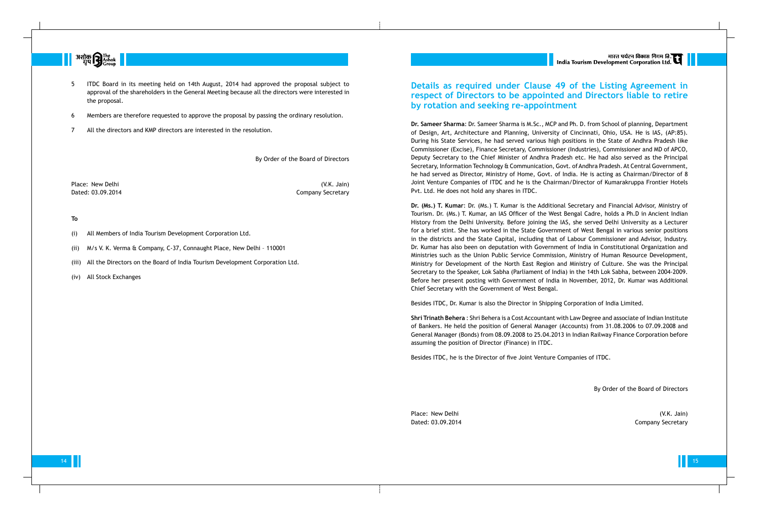5 ITDC Board in its meeting held on 14th August, 2014 had approved the proposal subject to approval of the shareholders in the General Meeting because all the directors were interested in the proposal.

6 Members are therefore requested to approve the proposal by passing the ordinary resolution.

7 All the directors and KMP directors are interested in the resolution.

By Order of the Board of Directors

Place: New Delhi
Dated: 03.09.2014

(V.K. Jain)
Company Secretary

**To**

(i) All Members of India Tourism Development Corporation Ltd.

(ii) M/s V. K. Verma & Company, C-37, Connaught Place, New Delhi – 110001

(iii) All the Directors on the Board of India Tourism Development Corporation Ltd.

(iv) All Stock Exchanges

## Details as required under Clause 49 of the Listing Agreement in respect of Directors to be appointed and Directors liable to retire by rotation and seeking re-appointment

**Dr. Sameer Sharma**: Dr. Sameer Sharma is M.Sc., MCP and Ph. D. from School of planning, Department of Design, Art, Architecture and Planning, University of Cincinnati, Ohio, USA. He is IAS, (AP:85). During his State Services, he had served various high positions in the State of Andhra Pradesh like Commissioner (Excise), Finance Secretary, Commissioner (Industries), Commissioner and MD of APCO, Deputy Secretary to the Chief Minister of Andhra Pradesh etc. He had also served as the Principal Secretary, Information Technology & Communication, Govt. of Andhra Pradesh. At Central Government, he had served as Director, Ministry of Home, Govt. of India. He is acting as Chairman/Director of 8 Joint Venture Companies of ITDC and he is the Chairman/Director of Kumarakruppa Frontier Hotels Pvt. Ltd. He does not hold any shares in ITDC.

**Dr. (Ms.) T. Kumar**: Dr. (Ms.) T. Kumar is the Additional Secretary and Financial Advisor, Ministry of Tourism. Dr. (Ms.) T. Kumar, an IAS Officer of the West Bengal Cadre, holds a Ph.D in Ancient Indian History from the Delhi University. Before joining the IAS, she served Delhi University as a Lecturer for a brief stint. She has worked in the State Government of West Bengal in various senior positions in the districts and the State Capital, including that of Labour Commissioner and Advisor, Industry. Dr. Kumar has also been on deputation with Government of India in Constitutional Organization and Ministries such as the Union Public Service Commission, Ministry of Human Resource Development, Ministry for Development of the North East Region and Ministry of Culture. She was the Principal Secretary to the Speaker, Lok Sabha (Parliament of India) in the 14th Lok Sabha, between 2004-2009. Before her present posting with Government of India in November, 2012, Dr. Kumar was Additional Chief Secretary with the Government of West Bengal.

Besides ITDC, Dr. Kumar is also the Director in Shipping Corporation of India Limited.

**Shri Trinath Behera** : Shri Behera is a Cost Accountant with Law Degree and associate of Indian Institute of Bankers. He held the position of General Manager (Accounts) from 31.08.2006 to 07.09.2008 and General Manager (Bonds) from 08.09.2008 to 25.04.2013 in Indian Railway Finance Corporation before assuming the position of Director (Finance) in ITDC.

Besides ITDC, he is the Director of five Joint Venture Companies of ITDC.

By Order of the Board of Directors

Place: New Delhi
Dated: 03.09.2014

(V.K. Jain)
Company Secretary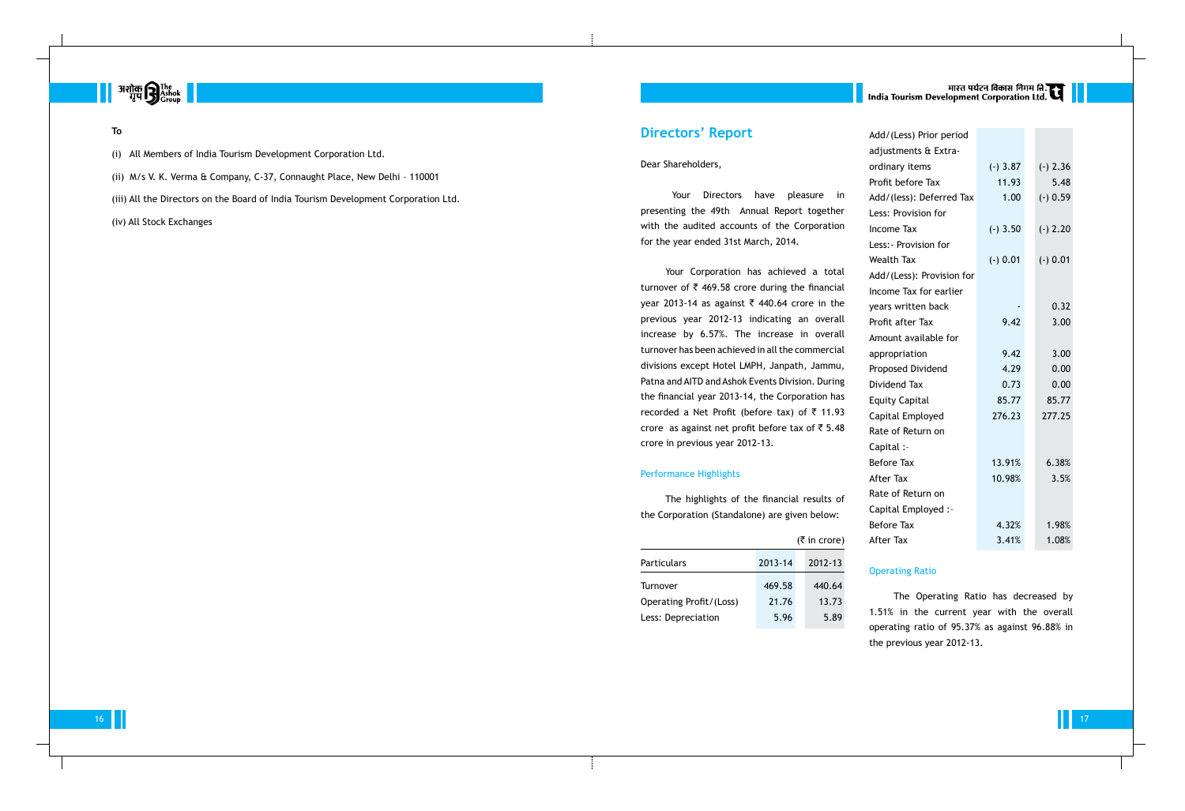**To**

(i) All Members of India Tourism Development Corporation Ltd.

(ii) M/s V. K. Verma & Company, C-37, Connaught Place, New Delhi – 110001

(iii) All the Directors on the Board of India Tourism Development Corporation Ltd.

(iv) All Stock Exchanges

## Directors' Report

Dear Shareholders,

Your Directors have pleasure in presenting the 49th Annual Report together with the audited accounts of the Corporation for the year ended 31st March, 2014.

Your Corporation has achieved a total turnover of ₹ 469.58 crore during the financial year 2013-14 as against ₹ 440.64 crore in the previous year 2012-13 indicating an overall increase by 6.57%. The increase in overall turnover has been achieved in all the commercial divisions except Hotel LMPH, Janpath, Jammu, Patna and AITD and Ashok Events Division. During the financial year 2013-14, the Corporation has recorded a Net Profit (before tax) of ₹ 11.93 crore as against net profit before tax of ₹ 5.48 crore in previous year 2012-13.

### Performance Highlights

The highlights of the financial results of the Corporation (Standalone) are given below:

(₹ in crore)

| Particulars | 2013-14 | 2012-13 |
|---|---|---|
| Turnover | 469.58 | 440.64 |
| Operating Profit/(Loss) | 21.76 | 13.73 |
| Less: Depreciation | 5.96 | 5.89 |
| Add/(Less) Prior period adjustments & Extra-ordinary items | (-) 3.87 | (-) 2.36 |
| Profit before Tax | 11.93 | 5.48 |
| Add/(less): Deferred Tax | 1.00 | (-) 0.59 |
| Less: Provision for Income Tax | (-) 3.50 | (-) 2.20 |
| Less:- Provision for Wealth Tax | (-) 0.01 | (-) 0.01 |
| Add/(Less): Provision for Income Tax for earlier years written back | - | 0.32 |
| Profit after Tax | 9.42 | 3.00 |
| Amount available for appropriation | 9.42 | 3.00 |
| Proposed Dividend | 4.29 | 0.00 |
| Dividend Tax | 0.73 | 0.00 |
| Equity Capital | 85.77 | 85.77 |
| Capital Employed | 276.23 | 277.25 |
| Rate of Return on Capital :- | | |
| Before Tax | 13.91% | 6.38% |
| After Tax | 10.98% | 3.5% |
| Rate of Return on Capital Employed :- | | |
| Before Tax | 4.32% | 1.98% |
| After Tax | 3.41% | 1.08% |

### Operating Ratio

The Operating Ratio has decreased by 1.51% in the current year with the overall operating ratio of 95.37% as against 96.88% in the previous year 2012-13.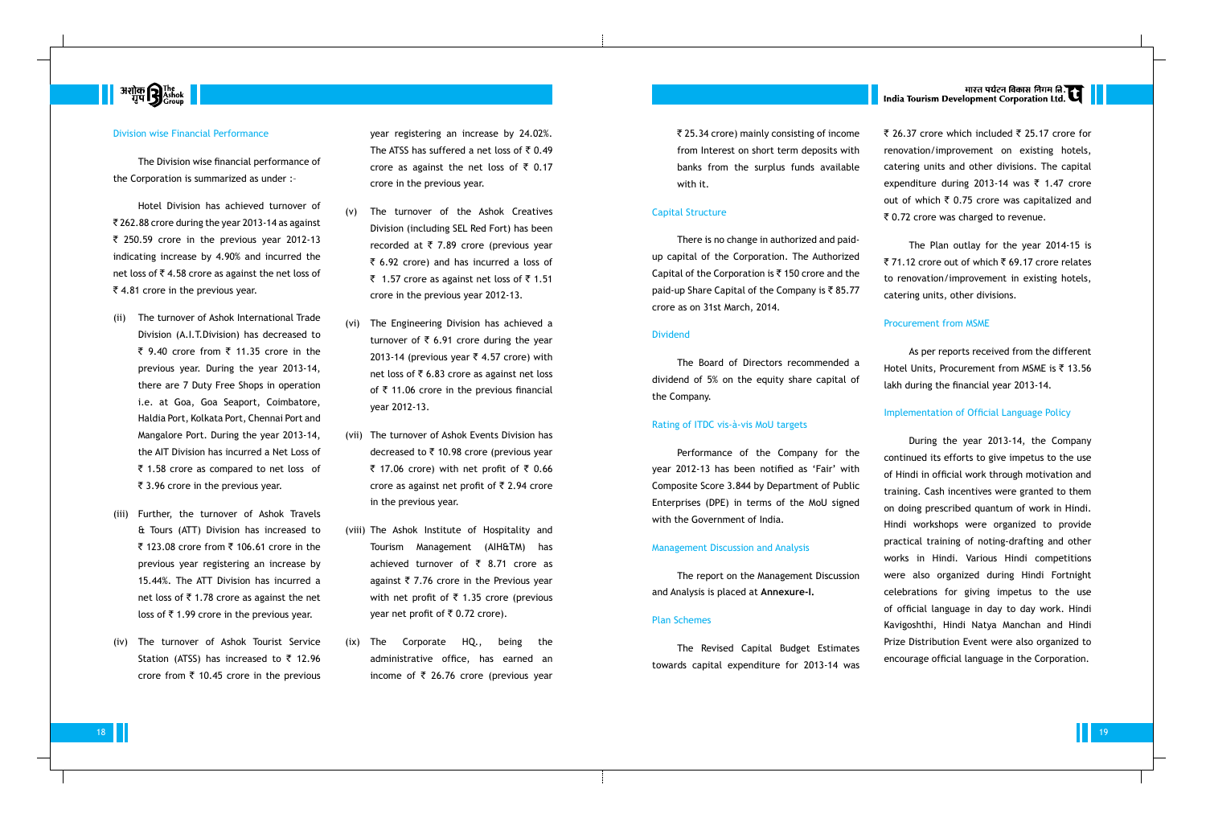## Division wise Financial Performance

The Division wise financial performance of the Corporation is summarized as under :-

Hotel Division has achieved turnover of ₹ 262.88 crore during the year 2013-14 as against ₹ 250.59 crore in the previous year 2012-13 indicating increase by 4.90% and incurred the net loss of ₹ 4.58 crore as against the net loss of ₹ 4.81 crore in the previous year.

(ii) The turnover of Ashok International Trade Division (A.I.T.Division) has decreased to ₹ 9.40 crore from ₹ 11.35 crore in the previous year. During the year 2013-14, there are 7 Duty Free Shops in operation i.e. at Goa, Goa Seaport, Coimbatore, Haldia Port, Kolkata Port, Chennai Port and Mangalore Port. During the year 2013-14, the AIT Division has incurred a Net Loss of ₹ 1.58 crore as compared to net loss of ₹ 3.96 crore in the previous year.

(iii) Further, the turnover of Ashok Travels & Tours (ATT) Division has increased to ₹ 123.08 crore from ₹ 106.61 crore in the previous year registering an increase by 15.44%. The ATT Division has incurred a net loss of ₹ 1.78 crore as against the net loss of ₹ 1.99 crore in the previous year.

(iv) The turnover of Ashok Tourist Service Station (ATSS) has increased to ₹ 12.96 crore from ₹ 10.45 crore in the previous year registering an increase by 24.02%. The ATSS has suffered a net loss of ₹ 0.49 crore as against the net loss of ₹ 0.17 crore in the previous year.

(v) The turnover of the Ashok Creatives Division (including SEL Red Fort) has been recorded at ₹ 7.89 crore (previous year ₹ 6.92 crore) and has incurred a loss of ₹ 1.57 crore as against net loss of ₹ 1.51 crore in the previous year 2012-13.

(vi) The Engineering Division has achieved a turnover of ₹ 6.91 crore during the year 2013-14 (previous year ₹ 4.57 crore) with net loss of ₹ 6.83 crore as against net loss of ₹ 11.06 crore in the previous financial year 2012-13.

(vii) The turnover of Ashok Events Division has decreased to ₹ 10.98 crore (previous year ₹ 17.06 crore) with net profit of ₹ 0.66 crore as against net profit of ₹ 2.94 crore in the previous year.

(viii) The Ashok Institute of Hospitality and Tourism Management (AIH&TM) has achieved turnover of ₹ 8.71 crore as against ₹ 7.76 crore in the Previous year with net profit of ₹ 1.35 crore (previous year net profit of ₹ 0.72 crore).

(ix) The Corporate HQ., being the administrative office, has earned an income of ₹ 26.76 crore (previous year ₹ 25.34 crore) mainly consisting of income from Interest on short term deposits with banks from the surplus funds available with it.

## Capital Structure

There is no change in authorized and paid-up capital of the Corporation. The Authorized Capital of the Corporation is ₹ 150 crore and the paid-up Share Capital of the Company is ₹ 85.77 crore as on 31st March, 2014.

## Dividend

The Board of Directors recommended a dividend of 5% on the equity share capital of the Company.

## Rating of ITDC vis-à-vis MoU targets

Performance of the Company for the year 2012-13 has been notified as 'Fair' with Composite Score 3.844 by Department of Public Enterprises (DPE) in terms of the MoU signed with the Government of India.

## Management Discussion and Analysis

The report on the Management Discussion and Analysis is placed at **Annexure-I.**

## Plan Schemes

The Revised Capital Budget Estimates towards capital expenditure for 2013-14 was ₹ 26.37 crore which included ₹ 25.17 crore for renovation/improvement on existing hotels, catering units and other divisions. The capital expenditure during 2013-14 was ₹ 1.47 crore out of which ₹ 0.75 crore was capitalized and ₹ 0.72 crore was charged to revenue.

The Plan outlay for the year 2014-15 is ₹ 71.12 crore out of which ₹ 69.17 crore relates to renovation/improvement in existing hotels, catering units, other divisions.

## Procurement from MSME

As per reports received from the different Hotel Units, Procurement from MSME is ₹ 13.56 lakh during the financial year 2013-14.

## Implementation of Official Language Policy

During the year 2013-14, the Company continued its efforts to give impetus to the use of Hindi in official work through motivation and training. Cash incentives were granted to them on doing prescribed quantum of work in Hindi. Hindi workshops were organized to provide practical training of noting-drafting and other works in Hindi. Various Hindi competitions were also organized during Hindi Fortnight celebrations for giving impetus to the use of official language in day to day work. Hindi Kavigoshthi, Hindi Natya Manchan and Hindi Prize Distribution Event were also organized to encourage official language in the Corporation.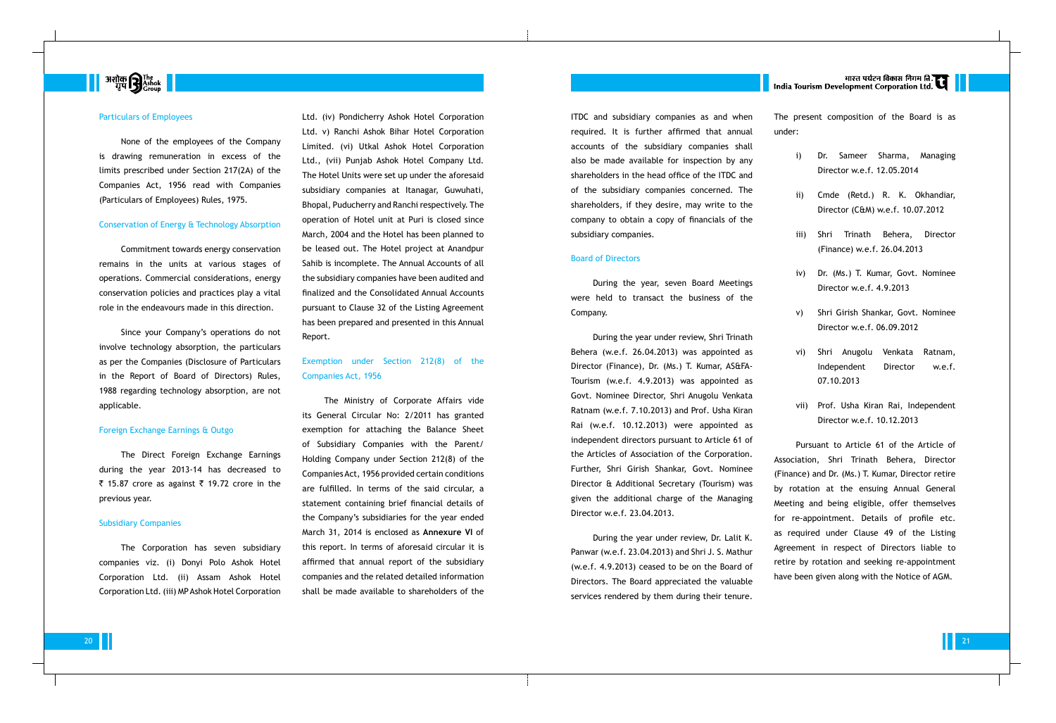## Particulars of Employees

None of the employees of the Company is drawing remuneration in excess of the limits prescribed under Section 217(2A) of the Companies Act, 1956 read with Companies (Particulars of Employees) Rules, 1975.

## Conservation of Energy & Technology Absorption

Commitment towards energy conservation remains in the units at various stages of operations. Commercial considerations, energy conservation policies and practices play a vital role in the endeavours made in this direction.

Since your Company's operations do not involve technology absorption, the particulars as per the Companies (Disclosure of Particulars in the Report of Board of Directors) Rules, 1988 regarding technology absorption, are not applicable.

## Foreign Exchange Earnings & Outgo

The Direct Foreign Exchange Earnings during the year 2013-14 has decreased to ₹ 15.87 crore as against ₹ 19.72 crore in the previous year.

## Subsidiary Companies

The Corporation has seven subsidiary companies viz. (i) Donyi Polo Ashok Hotel Corporation Ltd. (ii) Assam Ashok Hotel Corporation Ltd. (iii) MP Ashok Hotel Corporation Ltd. (iv) Pondicherry Ashok Hotel Corporation Ltd. v) Ranchi Ashok Bihar Hotel Corporation Limited. (vi) Utkal Ashok Hotel Corporation Ltd., (vii) Punjab Ashok Hotel Company Ltd. The Hotel Units were set up under the aforesaid subsidiary companies at Itanagar, Guwuhati, Bhopal, Puducherry and Ranchi respectively. The operation of Hotel unit at Puri is closed since March, 2004 and the Hotel has been planned to be leased out. The Hotel project at Anandpur Sahib is incomplete. The Annual Accounts of all the subsidiary companies have been audited and finalized and the Consolidated Annual Accounts pursuant to Clause 32 of the Listing Agreement has been prepared and presented in this Annual Report.

## Exemption under Section 212(8) of the Companies Act, 1956

The Ministry of Corporate Affairs vide its General Circular No: 2/2011 has granted exemption for attaching the Balance Sheet of Subsidiary Companies with the Parent/ Holding Company under Section 212(8) of the Companies Act, 1956 provided certain conditions are fulfilled. In terms of the said circular, a statement containing brief financial details of the Company's subsidiaries for the year ended March 31, 2014 is enclosed as **Annexure VI** of this report. In terms of aforesaid circular it is affirmed that annual report of the subsidiary companies and the related detailed information shall be made available to shareholders of the ITDC and subsidiary companies as and when required. It is further affirmed that annual accounts of the subsidiary companies shall also be made available for inspection by any shareholders in the head office of the ITDC and of the subsidiary companies concerned. The shareholders, if they desire, may write to the company to obtain a copy of financials of the subsidiary companies.

## Board of Directors

During the year, seven Board Meetings were held to transact the business of the Company.

During the year under review, Shri Trinath Behera (w.e.f. 26.04.2013) was appointed as Director (Finance), Dr. (Ms.) T. Kumar, AS&FA-Tourism (w.e.f. 4.9.2013) was appointed as Govt. Nominee Director, Shri Anugolu Venkata Ratnam (w.e.f. 7.10.2013) and Prof. Usha Kiran Rai (w.e.f. 10.12.2013) were appointed as independent directors pursuant to Article 61 of the Articles of Association of the Corporation. Further, Shri Girish Shankar, Govt. Nominee Director & Additional Secretary (Tourism) was given the additional charge of the Managing Director w.e.f. 23.04.2013.

During the year under review, Dr. Lalit K. Panwar (w.e.f. 23.04.2013) and Shri J. S. Mathur (w.e.f. 4.9.2013) ceased to be on the Board of Directors. The Board appreciated the valuable services rendered by them during their tenure.

The present composition of the Board is as under:

i) Dr. Sameer Sharma, Managing Director w.e.f. 12.05.2014

ii) Cmde (Retd.) R. K. Okhandiar, Director (C&M) w.e.f. 10.07.2012

iii) Shri Trinath Behera, Director (Finance) w.e.f. 26.04.2013

iv) Dr. (Ms.) T. Kumar, Govt. Nominee Director w.e.f. 4.9.2013

v) Shri Girish Shankar, Govt. Nominee Director w.e.f. 06.09.2012

vi) Shri Anugolu Venkata Ratnam, Independent Director w.e.f. 07.10.2013

vii) Prof. Usha Kiran Rai, Independent Director w.e.f. 10.12.2013

Pursuant to Article 61 of the Article of Association, Shri Trinath Behera, Director (Finance) and Dr. (Ms.) T. Kumar, Director retire by rotation at the ensuing Annual General Meeting and being eligible, offer themselves for re-appointment. Details of profile etc. as required under Clause 49 of the Listing Agreement in respect of Directors liable to retire by rotation and seeking re-appointment have been given along with the Notice of AGM.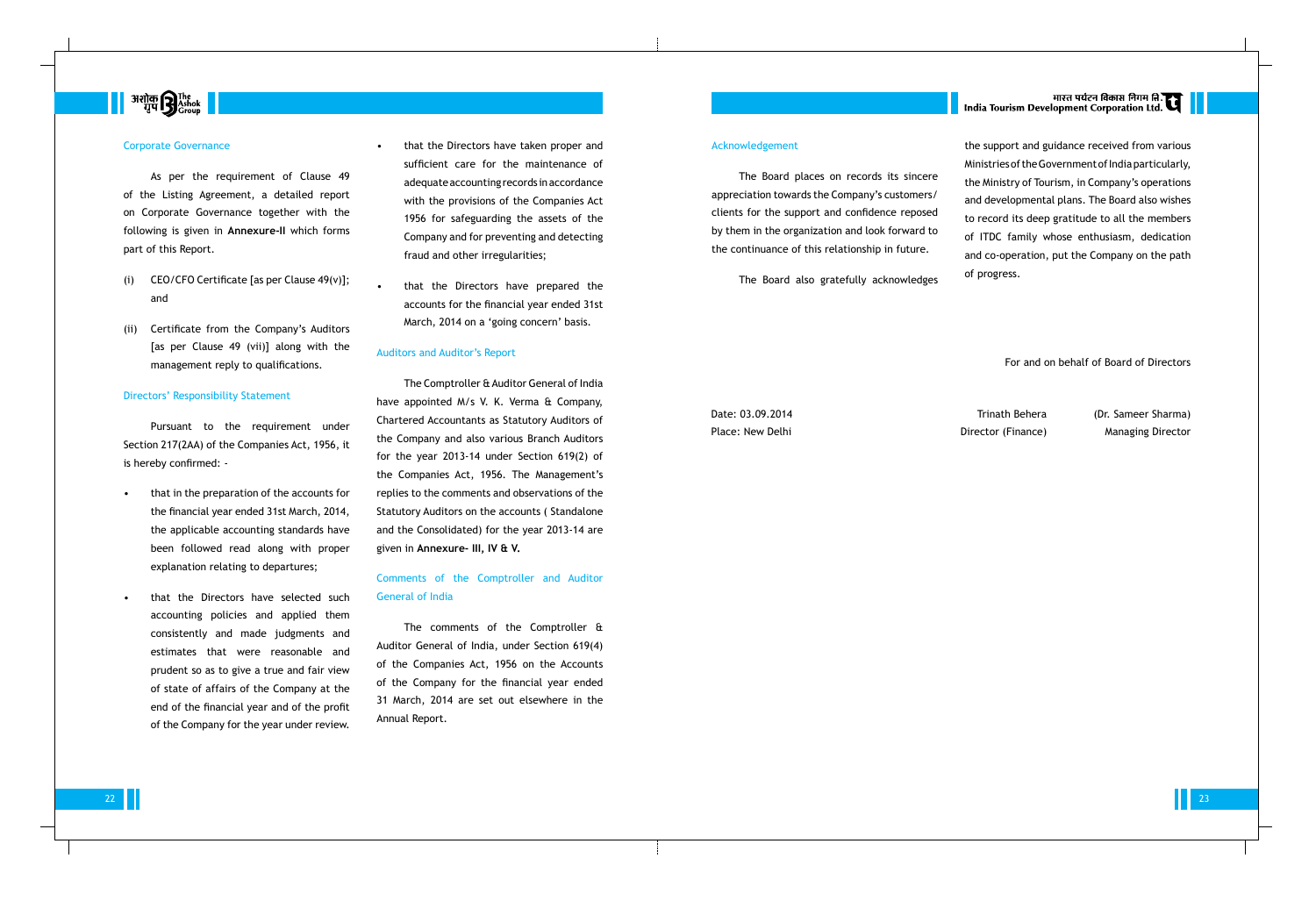### Corporate Governance

As per the requirement of Clause 49 of the Listing Agreement, a detailed report on Corporate Governance together with the following is given in **Annexure-II** which forms part of this Report.

(i) CEO/CFO Certificate [as per Clause 49(v)]; and

(ii) Certificate from the Company's Auditors [as per Clause 49 (vii)] along with the management reply to qualifications.

### Directors' Responsibility Statement

Pursuant to the requirement under Section 217(2AA) of the Companies Act, 1956, it is hereby confirmed: -

- that in the preparation of the accounts for the financial year ended 31st March, 2014, the applicable accounting standards have been followed read along with proper explanation relating to departures;
- that the Directors have selected such accounting policies and applied them consistently and made judgments and estimates that were reasonable and prudent so as to give a true and fair view of state of affairs of the Company at the end of the financial year and of the profit of the Company for the year under review.
- that the Directors have taken proper and sufficient care for the maintenance of adequate accounting records in accordance with the provisions of the Companies Act 1956 for safeguarding the assets of the Company and for preventing and detecting fraud and other irregularities;
- that the Directors have prepared the accounts for the financial year ended 31st March, 2014 on a 'going concern' basis.

### Auditors and Auditor's Report

The Comptroller & Auditor General of India have appointed M/s V. K. Verma & Company, Chartered Accountants as Statutory Auditors of the Company and also various Branch Auditors for the year 2013-14 under Section 619(2) of the Companies Act, 1956. The Management's replies to the comments and observations of the Statutory Auditors on the accounts ( Standalone and the Consolidated) for the year 2013-14 are given in **Annexure- III, IV & V.**

### Comments of the Comptroller and Auditor General of India

The comments of the Comptroller & Auditor General of India, under Section 619(4) of the Companies Act, 1956 on the Accounts of the Company for the financial year ended 31 March, 2014 are set out elsewhere in the Annual Report.

### Acknowledgement

The Board places on records its sincere appreciation towards the Company's customers/ clients for the support and confidence reposed by them in the organization and look forward to the continuance of this relationship in future.

The Board also gratefully acknowledges the support and guidance received from various Ministries of the Government of India particularly, the Ministry of Tourism, in Company's operations and developmental plans. The Board also wishes to record its deep gratitude to all the members of ITDC family whose enthusiasm, dedication and co-operation, put the Company on the path of progress.

For and on behalf of Board of Directors

Date: 03.09.2014
Place: New Delhi

Trinath Behera
Director (Finance)

(Dr. Sameer Sharma)
Managing Director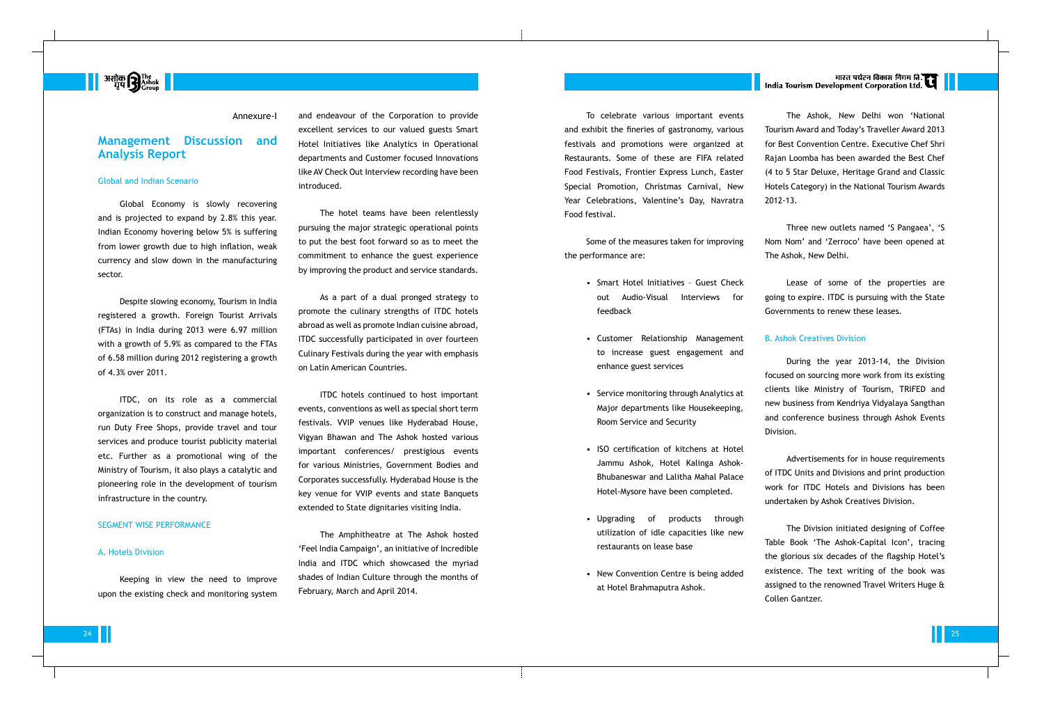Annexure-I

# Management Discussion and Analysis Report

### Global and Indian Scenario

Global Economy is slowly recovering and is projected to expand by 2.8% this year. Indian Economy hovering below 5% is suffering from lower growth due to high inflation, weak currency and slow down in the manufacturing sector.

Despite slowing economy, Tourism in India registered a growth. Foreign Tourist Arrivals (FTAs) in India during 2013 were 6.97 million with a growth of 5.9% as compared to the FTAs of 6.58 million during 2012 registering a growth of 4.3% over 2011.

ITDC, on its role as a commercial organization is to construct and manage hotels, run Duty Free Shops, provide travel and tour services and produce tourist publicity material etc. Further as a promotional wing of the Ministry of Tourism, it also plays a catalytic and pioneering role in the development of tourism infrastructure in the country.

### SEGMENT WISE PERFORMANCE

### A. Hotels Division

Keeping in view the need to improve upon the existing check and monitoring system and endeavour of the Corporation to provide excellent services to our valued guests Smart Hotel Initiatives like Analytics in Operational departments and Customer focused Innovations like AV Check Out Interview recording have been introduced.

The hotel teams have been relentlessly pursuing the major strategic operational points to put the best foot forward so as to meet the commitment to enhance the guest experience by improving the product and service standards.

As a part of a dual pronged strategy to promote the culinary strengths of ITDC hotels abroad as well as promote Indian cuisine abroad, ITDC successfully participated in over fourteen Culinary Festivals during the year with emphasis on Latin American Countries.

ITDC hotels continued to host important events, conventions as well as special short term festivals. VVIP venues like Hyderabad House, Vigyan Bhawan and The Ashok hosted various important conferences/ prestigious events for various Ministries, Government Bodies and Corporates successfully. Hyderabad House is the key venue for VVIP events and state Banquets extended to State dignitaries visiting India.

The Amphitheatre at The Ashok hosted 'Feel India Campaign', an initiative of Incredible India and ITDC which showcased the myriad shades of Indian Culture through the months of February, March and April 2014.

To celebrate various important events and exhibit the fineries of gastronomy, various festivals and promotions were organized at Restaurants. Some of these are FIFA related Food Festivals, Frontier Express Lunch, Easter Special Promotion, Christmas Carnival, New Year Celebrations, Valentine's Day, Navratra Food festival.

Some of the measures taken for improving the performance are:

- Smart Hotel Initiatives – Guest Check out Audio-Visual Interviews for feedback
- Customer Relationship Management to increase guest engagement and enhance guest services
- Service monitoring through Analytics at Major departments like Housekeeping, Room Service and Security
- ISO certification of kitchens at Hotel Jammu Ashok, Hotel Kalinga Ashok-Bhubaneswar and Lalitha Mahal Palace Hotel-Mysore have been completed.
- Upgrading of products through utilization of idle capacities like new restaurants on lease base
- New Convention Centre is being added at Hotel Brahmaputra Ashok.

The Ashok, New Delhi won 'National Tourism Award and Today's Traveller Award 2013 for Best Convention Centre. Executive Chef Shri Rajan Loomba has been awarded the Best Chef (4 to 5 Star Deluxe, Heritage Grand and Classic Hotels Category) in the National Tourism Awards 2012-13.

Three new outlets named 'S Pangaea', 'S Nom Nom' and 'Zerroco' have been opened at The Ashok, New Delhi.

Lease of some of the properties are going to expire. ITDC is pursuing with the State Governments to renew these leases.

### B. Ashok Creatives Division

During the year 2013-14, the Division focused on sourcing more work from its existing clients like Ministry of Tourism, TRIFED and new business from Kendriya Vidyalaya Sangthan and conference business through Ashok Events Division.

Advertisements for in house requirements of ITDC Units and Divisions and print production work for ITDC Hotels and Divisions has been undertaken by Ashok Creatives Division.

The Division initiated designing of Coffee Table Book 'The Ashok-Capital Icon', tracing the glorious six decades of the flagship Hotel's existence. The text writing of the book was assigned to the renowned Travel Writers Huge & Collen Gantzer.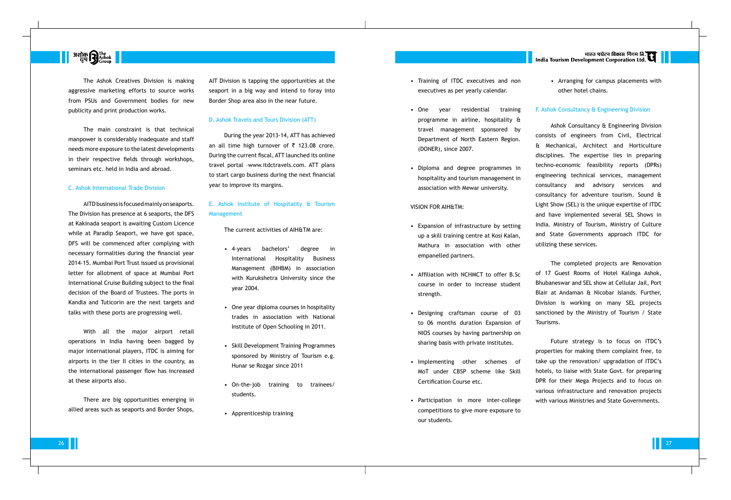The Ashok Creatives Division is making aggressive marketing efforts to source works from PSUs and Government bodies for new publicity and print production works.

The main constraint is that technical manpower is considerably inadequate and staff needs more exposure to the latest developments in their respective fields through workshops, seminars etc. held in India and abroad.

### C. Ashok International Trade Division

AITD business is focused mainly on seaports. The Division has presence at 6 seaports, the DFS at Kakinada seaport is awaiting Custom Licence while at Paradip Seaport, we have got space, DFS will be commenced after complying with necessary formalities during the financial year 2014-15. Mumbai Port Trust issued us provisional letter for allotment of space at Mumbai Port International Cruise Building subject to the final decision of the Board of Trustees. The ports in Kandla and Tuticorin are the next targets and talks with these ports are progressing well.

With all the major airport retail operations in India having been bagged by major international players, ITDC is aiming for airports in the tier II cities in the country, as the international passenger flow has increased at these airports also.

There are big opportunities emerging in allied areas such as seaports and Border Shops, AIT Division is tapping the opportunities at the seaport in a big way and intend to foray into Border Shop area also in the near future.

### D. Ashok Travels and Tours Division (ATT)

During the year 2013-14, ATT has achieved an all time high turnover of ₹ 123.08 crore. During the current fiscal, ATT launched its online travel portal –www.itdctravels.com. ATT plans to start cargo business during the next financial year to improve its margins.

### E. Ashok Institute of Hospitality & Tourism Management

The current activities of AIH&TM are:

- 4-years bachelors' degree in International Hospitality Business Management (BIHBM) in association with Kurukshetra University since the year 2004.
- One year diploma courses in hospitality trades in association with National Institute of Open Schooling in 2011.
- Skill Development Training Programmes sponsored by Ministry of Tourism e.g. Hunar se Rozgar since 2011
- On-the-job training to trainees/ students.
- Apprenticeship training
- Training of ITDC executives and non executives as per yearly calendar.
- One year residential training programme in airline, hospitality & travel management sponsored by Department of North Eastern Region. (DONER), since 2007.
- Diploma and degree programmes in hospitality and tourism management in association with Mewar university.

VISION FOR AIH&TM:

- Expansion of infrastructure by setting up a skill training centre at Kosi Kalan, Mathura in association with other empanelled partners.
- Affiliation with NCHMCT to offer B.Sc course in order to increase student strength.
- Designing craftsman course of 03 to 06 months duration Expansion of NIOS courses by having partnership on sharing basis with private institutes.
- Implementing other schemes of MoT under CBSP scheme like Skill Certification Course etc.
- Participation in more inter-college competitions to give more exposure to our students.
- Arranging for campus placements with other hotel chains.

### F. Ashok Consultancy & Engineering Division

Ashok Consultancy & Engineering Division consists of engineers from Civil, Electrical & Mechanical, Architect and Horticulture disciplines. The expertise lies in preparing techno-economic feasibility reports (DPRs) engineering technical services, management consultancy and advisory services and consultancy for adventure tourism. Sound & Light Show (SEL) is the unique expertise of ITDC and have implemented several SEL Shows in India. Ministry of Tourism, Ministry of Culture and State Governments approach ITDC for utilizing these services.

The completed projects are Renovation of 17 Guest Rooms of Hotel Kalinga Ashok, Bhubaneswar and SEL show at Cellular Jail, Port Blair at Andaman & Nicobar Islands. Further, Division is working on many SEL projects sanctioned by the Ministry of Tourism / State Tourisms.

Future strategy is to focus on ITDC's properties for making them complaint free, to take up the renovation/ upgradation of ITDC's hotels, to liaise with State Govt. for preparing DPR for their Mega Projects and to focus on various infrastructure and renovation projects with various Ministries and State Governments.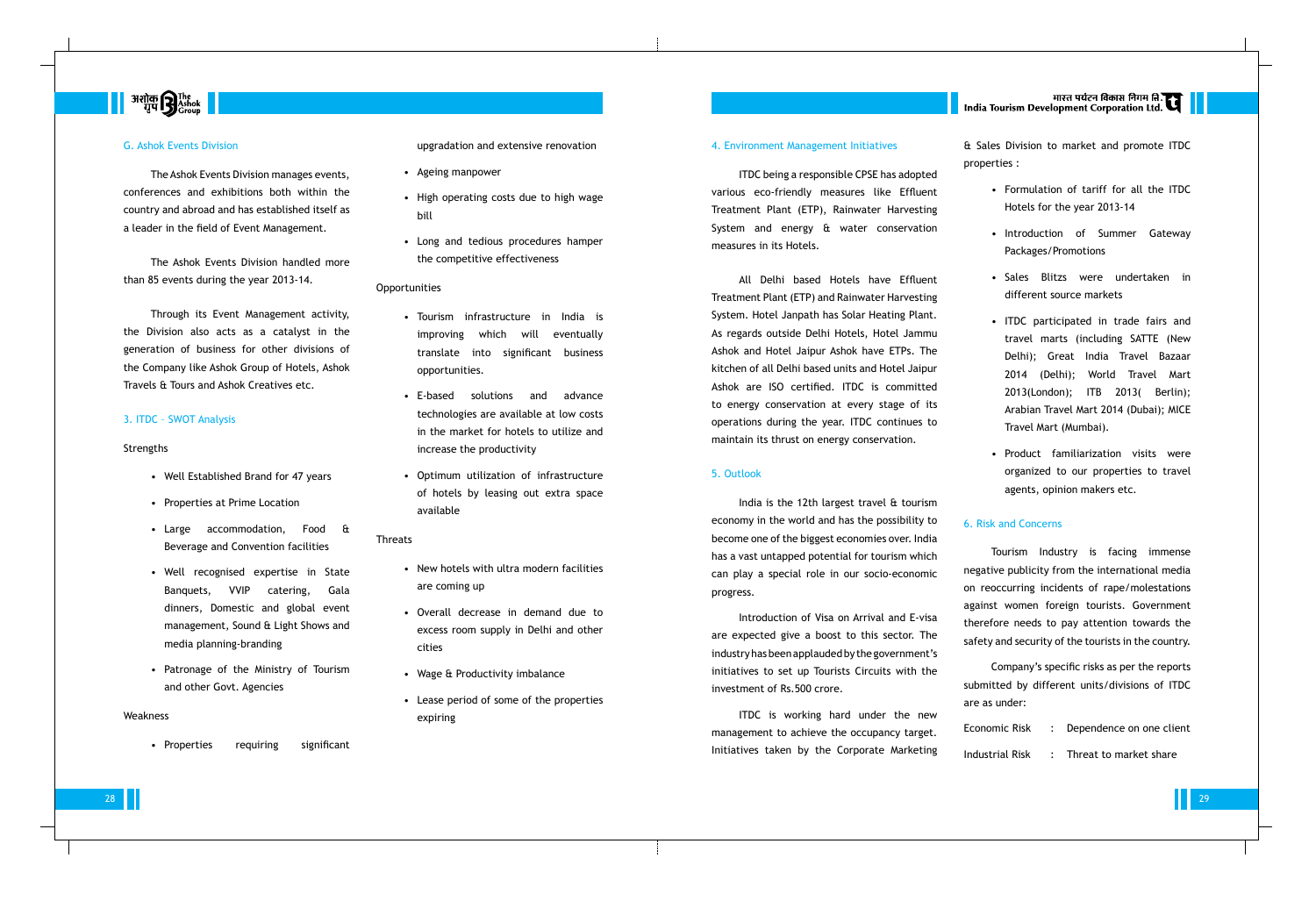### G. Ashok Events Division

The Ashok Events Division manages events, conferences and exhibitions both within the country and abroad and has established itself as a leader in the field of Event Management.

The Ashok Events Division handled more than 85 events during the year 2013-14.

Through its Event Management activity, the Division also acts as a catalyst in the generation of business for other divisions of the Company like Ashok Group of Hotels, Ashok Travels & Tours and Ashok Creatives etc.

## 3. ITDC – SWOT Analysis

Strengths

- Well Established Brand for 47 years
- Properties at Prime Location
- Large accommodation, Food & Beverage and Convention facilities
- Well recognised expertise in State Banquets, VVIP catering, Gala dinners, Domestic and global event management, Sound & Light Shows and media planning-branding
- Patronage of the Ministry of Tourism and other Govt. Agencies

Weakness

- Properties requiring significant upgradation and extensive renovation
- Ageing manpower
- High operating costs due to high wage bill
- Long and tedious procedures hamper the competitive effectiveness

Opportunities

- Tourism infrastructure in India is improving which will eventually translate into significant business opportunities.
- E-based solutions and advance technologies are available at low costs in the market for hotels to utilize and increase the productivity
- Optimum utilization of infrastructure of hotels by leasing out extra space available

Threats

- New hotels with ultra modern facilities are coming up
- Overall decrease in demand due to excess room supply in Delhi and other cities
- Wage & Productivity imbalance
- Lease period of some of the properties expiring

## 4. Environment Management Initiatives

ITDC being a responsible CPSE has adopted various eco-friendly measures like Effluent Treatment Plant (ETP), Rainwater Harvesting System and energy & water conservation measures in its Hotels.

All Delhi based Hotels have Effluent Treatment Plant (ETP) and Rainwater Harvesting System. Hotel Janpath has Solar Heating Plant. As regards outside Delhi Hotels, Hotel Jammu Ashok and Hotel Jaipur Ashok have ETPs. The kitchen of all Delhi based units and Hotel Jaipur Ashok are ISO certified. ITDC is committed to energy conservation at every stage of its operations during the year. ITDC continues to maintain its thrust on energy conservation.

## 5. Outlook

India is the 12th largest travel & tourism economy in the world and has the possibility to become one of the biggest economies over. India has a vast untapped potential for tourism which can play a special role in our socio-economic progress.

Introduction of Visa on Arrival and E-visa are expected give a boost to this sector. The industry has been applauded by the government's initiatives to set up Tourists Circuits with the investment of Rs.500 crore.

ITDC is working hard under the new management to achieve the occupancy target. Initiatives taken by the Corporate Marketing & Sales Division to market and promote ITDC properties :

- Formulation of tariff for all the ITDC Hotels for the year 2013-14
- Introduction of Summer Gateway Packages/Promotions
- Sales Blitzs were undertaken in different source markets
- ITDC participated in trade fairs and travel marts (including SATTE (New Delhi); Great India Travel Bazaar 2014 (Delhi); World Travel Mart 2013(London); ITB 2013( Berlin); Arabian Travel Mart 2014 (Dubai); MICE Travel Mart (Mumbai).
- Product familiarization visits were organized to our properties to travel agents, opinion makers etc.

## 6. Risk and Concerns

Tourism Industry is facing immense negative publicity from the international media on reoccurring incidents of rape/molestations against women foreign tourists. Government therefore needs to pay attention towards the safety and security of the tourists in the country.

Company's specific risks as per the reports submitted by different units/divisions of ITDC are as under:

Economic Risk : Dependence on one client

Industrial Risk : Threat to market share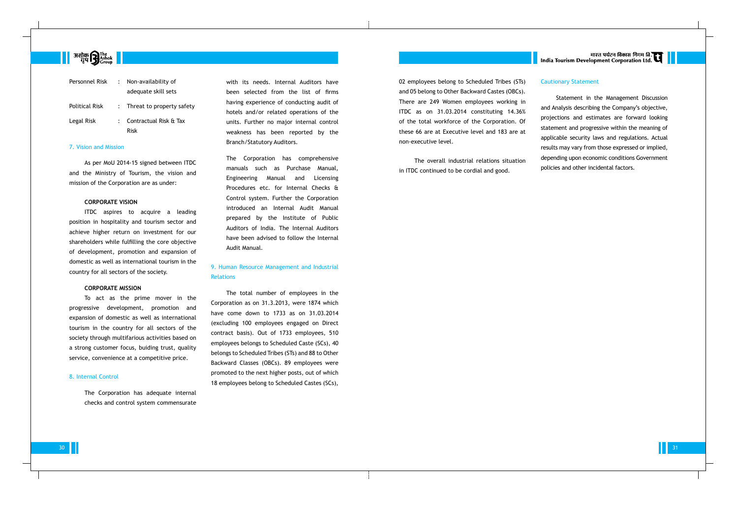| | | |
|---|---|---|
| Personnel Risk | : | Non-availability of adequate skill sets |
| Political Risk | : | Threat to property safety |
| Legal Risk | : | Contractual Risk & Tax Risk |

## 7. Vision and Mission

As per MoU 2014-15 signed between ITDC and the Ministry of Tourism, the vision and mission of the Corporation are as under:

**CORPORATE VISION**

ITDC aspires to acquire a leading position in hospitality and tourism sector and achieve higher return on investment for our shareholders while fulfilling the core objective of development, promotion and expansion of domestic as well as international tourism in the country for all sectors of the society.

**CORPORATE MISSION**

To act as the prime mover in the progressive development, promotion and expansion of domestic as well as international tourism in the country for all sectors of the society through multifarious activities based on a strong customer focus, buiding trust, quality service, convenience at a competitive price.

## 8. Internal Control

The Corporation has adequate internal checks and control system commensurate with its needs. Internal Auditors have been selected from the list of firms having experience of conducting audit of hotels and/or related operations of the units. Further no major internal control weakness has been reported by the Branch/Statutory Auditors.

The Corporation has comprehensive manuals such as Purchase Manual, Engineering Manual and Licensing Procedures etc. for Internal Checks & Control system. Further the Corporation introduced an Internal Audit Manual prepared by the Institute of Public Auditors of India. The Internal Auditors have been advised to follow the Internal Audit Manual.

## 9. Human Resource Management and Industrial Relations

The total number of employees in the Corporation as on 31.3.2013, were 1874 which have come down to 1733 as on 31.03.2014 (excluding 100 employees engaged on Direct contract basis). Out of 1733 employees, 510 employees belongs to Scheduled Caste (SCs), 40 belongs to Scheduled Tribes (STs) and 88 to Other Backward Classes (OBCs). 89 employees were promoted to the next higher posts, out of which 18 employees belong to Scheduled Castes (SCs), 02 employees belong to Scheduled Tribes (STs) and 05 belong to Other Backward Castes (OBCs). There are 249 Women employees working in ITDC as on 31.03.2014 constituting 14.36% of the total workforce of the Corporation. Of these 66 are at Executive level and 183 are at non-executive level.

The overall industrial relations situation in ITDC continued to be cordial and good.

## Cautionary Statement

Statement in the Management Discussion and Analysis describing the Company's objective, projections and estimates are forward looking statement and progressive within the meaning of applicable security laws and regulations. Actual results may vary from those expressed or implied, depending upon economic conditions Government policies and other incidental factors.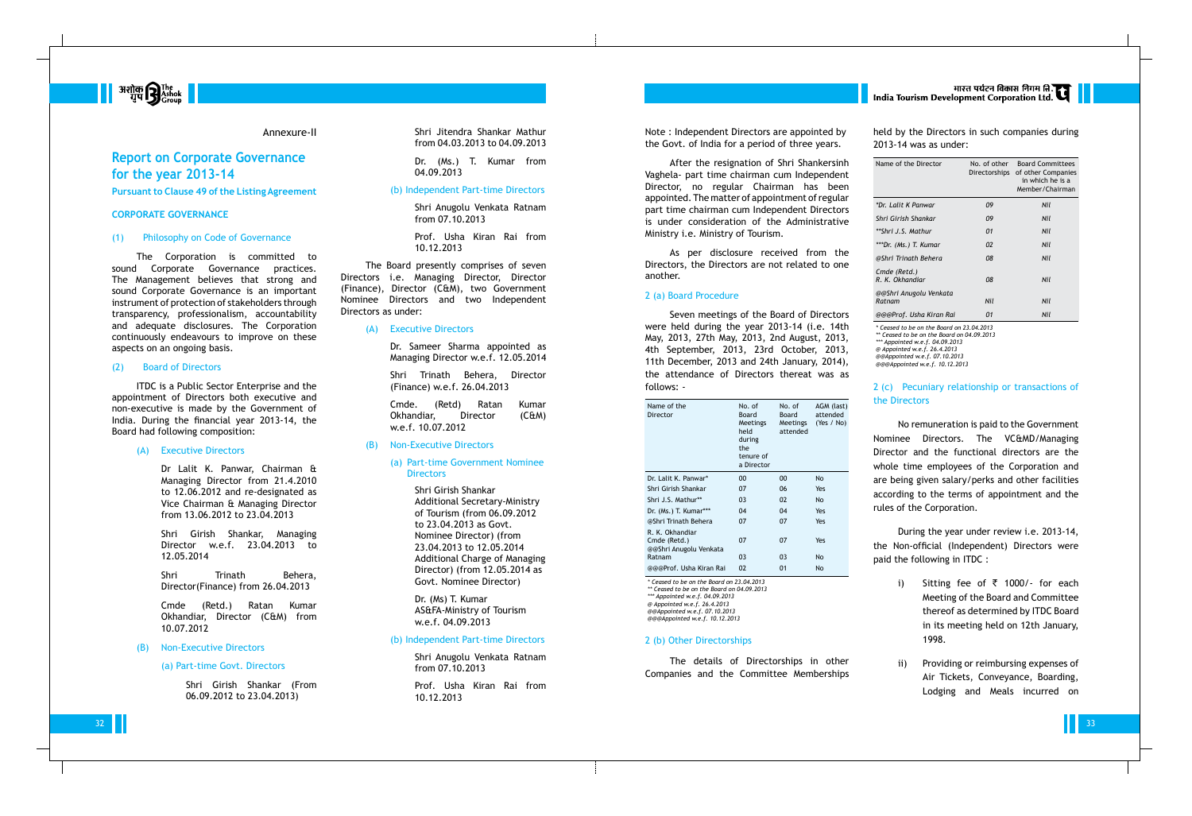Annexure-II

# Report on Corporate Governance for the year 2013-14

**Pursuant to Clause 49 of the Listing Agreement**

## CORPORATE GOVERNANCE

### (1) Philosophy on Code of Governance

The Corporation is committed to sound Corporate Governance practices. The Management believes that strong and sound Corporate Governance is an important instrument of protection of stakeholders through transparency, professionalism, accountability and adequate disclosures. The Corporation continuously endeavours to improve on these aspects on an ongoing basis.

### (2) Board of Directors

ITDC is a Public Sector Enterprise and the appointment of Directors both executive and non-executive is made by the Government of India. During the financial year 2013-14, the Board had following composition:

(A) Executive Directors

Dr Lalit K. Panwar, Chairman & Managing Director from 21.4.2010 to 12.06.2012 and re-designated as Vice Chairman & Managing Director from 13.06.2012 to 23.04.2013

Shri Girish Shankar, Managing Director w.e.f. 23.04.2013 to 12.05.2014

Shri Trinath Behera, Director(Finance) from 26.04.2013

Cmde (Retd.) Ratan Kumar Okhandiar, Director (C&M) from 10.07.2012

(B) Non-Executive Directors

(a) Part-time Govt. Directors

Shri Girish Shankar (From 06.09.2012 to 23.04.2013)

Shri Jitendra Shankar Mathur from 04.03.2013 to 04.09.2013

Dr. (Ms.) T. Kumar from 04.09.2013

(b) Independent Part-time Directors

Shri Anugolu Venkata Ratnam from 07.10.2013

Prof. Usha Kiran Rai from 10.12.2013

The Board presently comprises of seven Directors i.e. Managing Director, Director (Finance), Director (C&M), two Government Nominee Directors and two Independent Directors as under:

(A) Executive Directors

Dr. Sameer Sharma appointed as Managing Director w.e.f. 12.05.2014

Shri Trinath Behera, Director (Finance) w.e.f. 26.04.2013

Cmde. (Retd) Ratan Kumar Okhandiar, Director (C&M) w.e.f. 10.07.2012

(B) Non-Executive Directors

(a) Part-time Government Nominee Directors

Shri Girish Shankar
Additional Secretary-Ministry of Tourism (from 06.09.2012 to 23.04.2013 as Govt. Nominee Director) (from 23.04.2013 to 12.05.2014 Additional Charge of Managing Director) (from 12.05.2014 as Govt. Nominee Director)

Dr. (Ms) T. Kumar
AS&FA-Ministry of Tourism w.e.f. 04.09.2013

(b) Independent Part-time Directors

Shri Anugolu Venkata Ratnam from 07.10.2013

Prof. Usha Kiran Rai from 10.12.2013

Note : Independent Directors are appointed by the Govt. of India for a period of three years.

After the resignation of Shri Shankersinh Vaghela- part time chairman cum Independent Director, no regular Chairman has been appointed. The matter of appointment of regular part time chairman cum Independent Directors is under consideration of the Administrative Ministry i.e. Ministry of Tourism.

As per disclosure received from the Directors, the Directors are not related to one another.

### 2 (a) Board Procedure

Seven meetings of the Board of Directors were held during the year 2013-14 (i.e. 14th May, 2013, 27th May, 2013, 2nd August, 2013, 4th September, 2013, 23rd October, 2013, 11th December, 2013 and 24th January, 2014), the attendance of Directors thereat was as follows: -

| Name of the Director | No. of Board Meetings held during the tenure of a Director | No. of Board Meetings attended | AGM (last) attended (Yes / No) |
|---|---|---|---|
| Dr. Lalit K. Panwar* | 00 | 00 | No |
| Shri Girish Shankar | 07 | 06 | Yes |
| Shri J.S. Mathur** | 03 | 02 | No |
| Dr. (Ms.) T. Kumar*** | 04 | 04 | Yes |
| @Shri Trinath Behera | 07 | 07 | Yes |
| R. K. Okhandiar Cmde (Retd.) | 07 | 07 | Yes |
| @@Shri Anugolu Venkata Ratnam | 03 | 03 | No |
| @@@Prof. Usha Kiran Rai | 02 | 01 | No |

* Ceased to be on the Board on 23.04.2013
** Ceased to be on the Board on 04.09.2013
*** Appointed w.e.f. 04.09.2013
@ Appointed w.e.f. 26.4.2013
@@Appointed w.e.f. 07.10.2013
@@@Appointed w.e.f. 10.12.2013

### 2 (b) Other Directorships

The details of Directorships in other Companies and the Committee Memberships held by the Directors in such companies during 2013-14 was as under:

| Name of the Director | No. of other Directorships | Board Committees of other Companies in which he is a Member/Chairman |
|---|---|---|
| *Dr. Lalit K Panwar | 09 | Nil |
| Shri Girish Shankar | 09 | Nil |
| **Shri J.S. Mathur | 01 | Nil |
| ***Dr. (Ms.) T. Kumar | 02 | Nil |
| @Shri Trinath Behera | 08 | Nil |
| Cmde (Retd.) R. K. Okhandiar | 08 | Nil |
| @@Shri Anugolu Venkata Ratnam | Nil | Nil |
| @@@Prof. Usha Kiran Rai | 01 | Nil |

* Ceased to be on the Board on 23.04.2013
** Ceased to be on the Board on 04.09.2013
*** Appointed w.e.f. 04.09.2013
@ Appointed w.e.f. 26.4.2013
@@Appointed w.e.f. 07.10.2013
@@@Appointed w.e.f. 10.12.2013

### 2 (c) Pecuniary relationship or transactions of the Directors

No remuneration is paid to the Government Nominee Directors. The VC&MD/Managing Director and the functional directors are the whole time employees of the Corporation and are being given salary/perks and other facilities according to the terms of appointment and the rules of the Corporation.

During the year under review i.e. 2013-14, the Non-official (Independent) Directors were paid the following in ITDC :

i) Sitting fee of ₹ 1000/- for each Meeting of the Board and Committee thereof as determined by ITDC Board in its meeting held on 12th January, 1998.

ii) Providing or reimbursing expenses of Air Tickets, Conveyance, Boarding, Lodging and Meals incurred on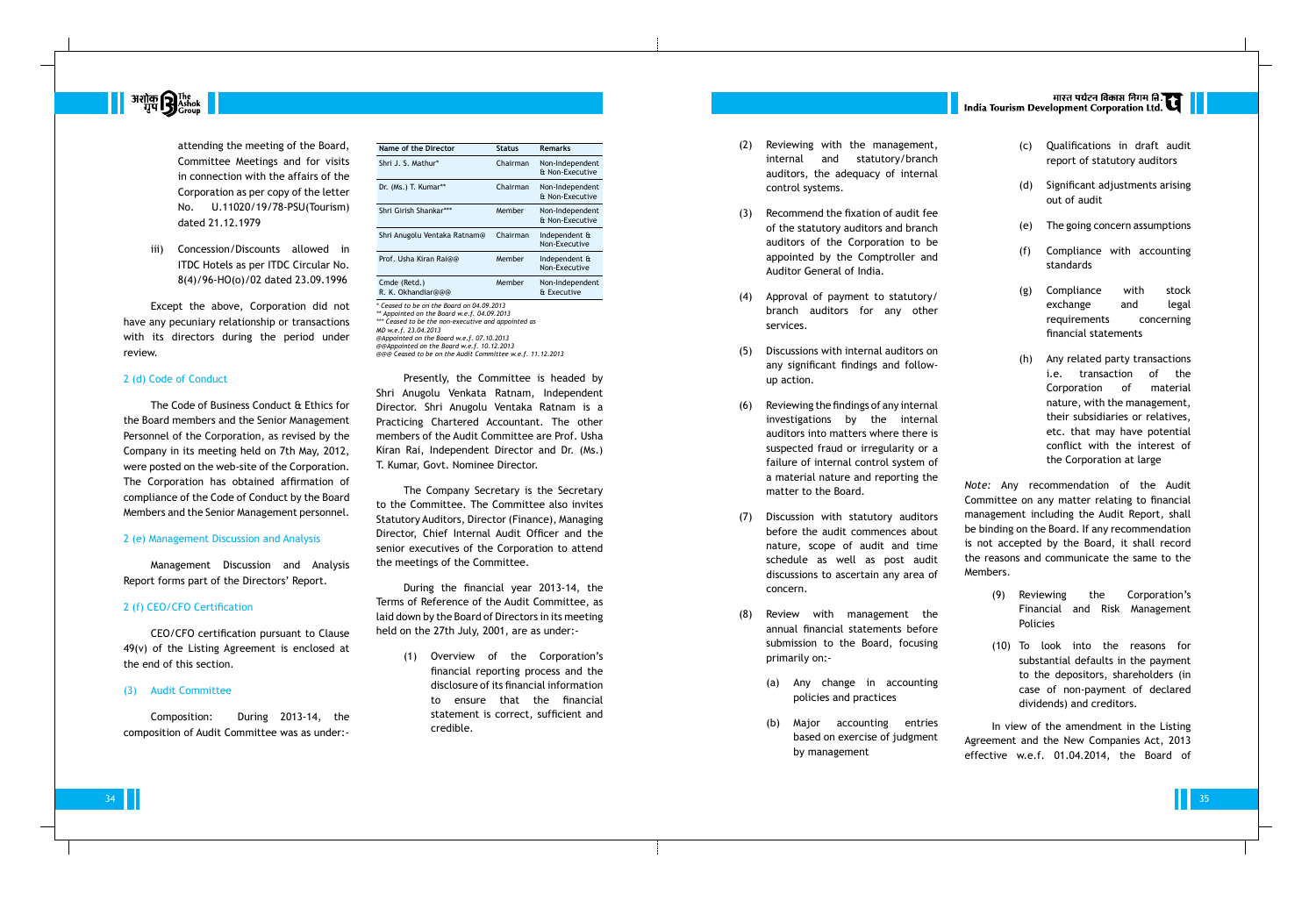attending the meeting of the Board, Committee Meetings and for visits in connection with the affairs of the Corporation as per copy of the letter No. U.11020/19/78-PSU(Tourism) dated 21.12.1979

iii) Concession/Discounts allowed in ITDC Hotels as per ITDC Circular No. 8(4)/96-HO(o)/02 dated 23.09.1996

Except the above, Corporation did not have any pecuniary relationship or transactions with its directors during the period under review.

### 2 (d) Code of Conduct

The Code of Business Conduct & Ethics for the Board members and the Senior Management Personnel of the Corporation, as revised by the Company in its meeting held on 7th May, 2012, were posted on the web-site of the Corporation. The Corporation has obtained affirmation of compliance of the Code of Conduct by the Board Members and the Senior Management personnel.

### 2 (e) Management Discussion and Analysis

Management Discussion and Analysis Report forms part of the Directors' Report.

### 2 (f) CEO/CFO Certification

CEO/CFO certification pursuant to Clause 49(v) of the Listing Agreement is enclosed at the end of this section.

### (3) Audit Committee

Composition: During 2013-14, the composition of Audit Committee was as under:-

| Name of the Director | Status | Remarks |
|---|---|---|
| Shri J. S. Mathur* | Chairman | Non-Independent & Non-Executive |
| Dr. (Ms.) T. Kumar** | Chairman | Non-Independent & Non-Executive |
| Shri Girish Shankar*** | Member | Non-Independent & Non-Executive |
| Shri Anugolu Ventaka Ratnam@ | Chairman | Independent & Non-Executive |
| Prof. Usha Kiran Rai@@ | Member | Independent & Non-Executive |
| Cmde (Retd.) R. K. Okhandiar@@@ | Member | Non-Independent & Executive |

*\* Ceased to be on the Board on 04.09.2013*
*\*\* Appointed on the Board w.e.f. 04.09.2013*
*\*\*\* Ceased to be the non-executive and appointed as MD w.e.f. 23.04.2013*
*@Appointed on the Board w.e.f. 07.10.2013*
*@@Appointed on the Board w.e.f. 10.12.2013*
*@@@ Ceased to be on the Audit Committee w.e.f. 11.12.2013*

Presently, the Committee is headed by Shri Anugolu Venkata Ratnam, Independent Director. Shri Anugolu Ventaka Ratnam is a Practicing Chartered Accountant. The other members of the Audit Committee are Prof. Usha Kiran Rai, Independent Director and Dr. (Ms.) T. Kumar, Govt. Nominee Director.

The Company Secretary is the Secretary to the Committee. The Committee also invites Statutory Auditors, Director (Finance), Managing Director, Chief Internal Audit Officer and the senior executives of the Corporation to attend the meetings of the Committee.

During the financial year 2013-14, the Terms of Reference of the Audit Committee, as laid down by the Board of Directors in its meeting held on the 27th July, 2001, are as under:-

(1) Overview of the Corporation's financial reporting process and the disclosure of its financial information to ensure that the financial statement is correct, sufficient and credible.

(2) Reviewing with the management, internal and statutory/branch auditors, the adequacy of internal control systems.

(3) Recommend the fixation of audit fee of the statutory auditors and branch auditors of the Corporation to be appointed by the Comptroller and Auditor General of India.

(4) Approval of payment to statutory/branch auditors for any other services.

(5) Discussions with internal auditors on any significant findings and follow-up action.

(6) Reviewing the findings of any internal investigations by the internal auditors into matters where there is suspected fraud or irregularity or a failure of internal control system of a material nature and reporting the matter to the Board.

(7) Discussion with statutory auditors before the audit commences about nature, scope of audit and time schedule as well as post audit discussions to ascertain any area of concern.

(8) Review with management the annual financial statements before submission to the Board, focusing primarily on:-

(a) Any change in accounting policies and practices

(b) Major accounting entries based on exercise of judgment by management

(c) Qualifications in draft audit report of statutory auditors

(d) Significant adjustments arising out of audit

(e) The going concern assumptions

(f) Compliance with accounting standards

(g) Compliance with stock exchange and legal requirements concerning financial statements

(h) Any related party transactions i.e. transaction of the Corporation of material nature, with the management, their subsidiaries or relatives, etc. that may have potential conflict with the interest of the Corporation at large

*Note:* Any recommendation of the Audit Committee on any matter relating to financial management including the Audit Report, shall be binding on the Board. If any recommendation is not accepted by the Board, it shall record the reasons and communicate the same to the Members.

(9) Reviewing the Corporation's Financial and Risk Management Policies

(10) To look into the reasons for substantial defaults in the payment to the depositors, shareholders (in case of non-payment of declared dividends) and creditors.

In view of the amendment in the Listing Agreement and the New Companies Act, 2013 effective w.e.f. 01.04.2014, the Board of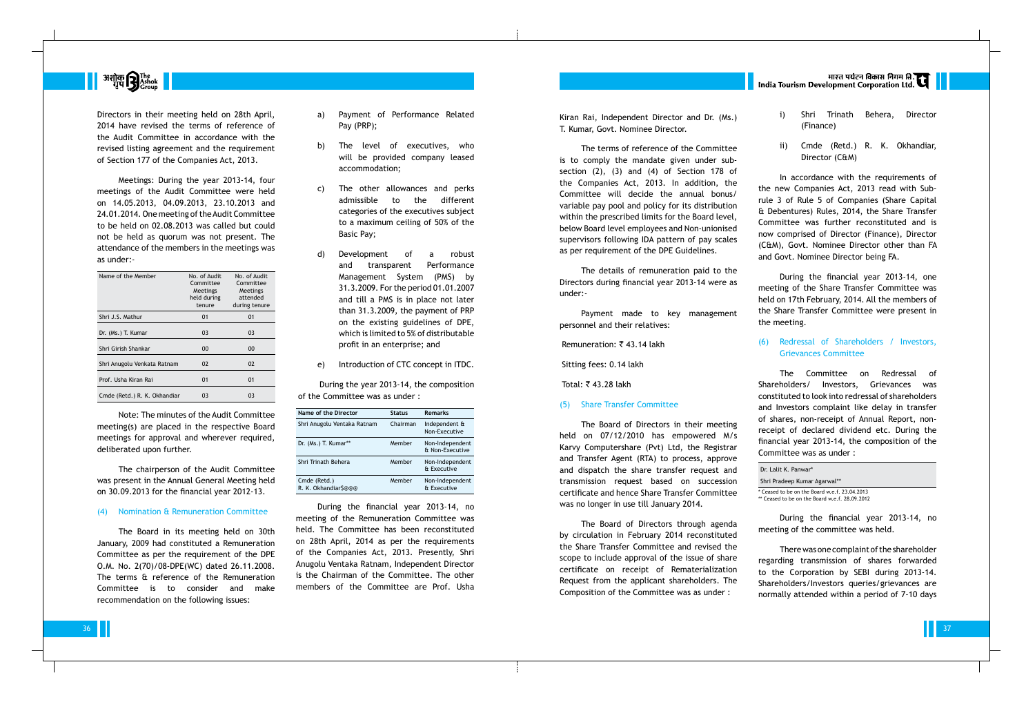Directors in their meeting held on 28th April, 2014 have revised the terms of reference of the Audit Committee in accordance with the revised listing agreement and the requirement of Section 177 of the Companies Act, 2013.

Meetings: During the year 2013-14, four meetings of the Audit Committee were held on 14.05.2013, 04.09.2013, 23.10.2013 and 24.01.2014. One meeting of the Audit Committee to be held on 02.08.2013 was called but could not be held as quorum was not present. The attendance of the members in the meetings was as under:-

| Name of the Member | No. of Audit Committee Meetings held during tenure | No. of Audit Committee Meetings attended during tenure |
|---|---|---|
| Shri J.S. Mathur | 01 | 01 |
| Dr. (Ms.) T. Kumar | 03 | 03 |
| Shri Girish Shankar | 00 | 00 |
| Shri Anugolu Venkata Ratnam | 02 | 02 |
| Prof. Usha Kiran Rai | 01 | 01 |
| Cmde (Retd.) R. K. Okhandiar | 03 | 03 |

Note: The minutes of the Audit Committee meeting(s) are placed in the respective Board meetings for approval and wherever required, deliberated upon further.

The chairperson of the Audit Committee was present in the Annual General Meeting held on 30.09.2013 for the financial year 2012-13.

## (4) Nomination & Remuneration Committee

The Board in its meeting held on 30th January, 2009 had constituted a Remuneration Committee as per the requirement of the DPE O.M. No. 2(70)/08-DPE(WC) dated 26.11.2008. The terms & reference of the Remuneration Committee is to consider and make recommendation on the following issues:

a) Payment of Performance Related Pay (PRP);

b) The level of executives, who will be provided company leased accommodation;

c) The other allowances and perks admissible to the different categories of the executives subject to a maximum ceiling of 50% of the Basic Pay;

d) Development of a robust and transparent Performance Management System (PMS) by 31.3.2009. For the period 01.01.2007 and till a PMS is in place not later than 31.3.2009, the payment of PRP on the existing guidelines of DPE, which is limited to 5% of distributable profit in an enterprise; and

e) Introduction of CTC concept in ITDC.

During the year 2013-14, the composition of the Committee was as under :

| Name of the Director | Status | Remarks |
|---|---|---|
| Shri Anugolu Ventaka Ratnam | Chairman | Independent & Non-Executive |
| Dr. (Ms.) T. Kumar** | Member | Non-Independent & Non-Executive |
| Shri Trinath Behera | Member | Non-Independent & Executive |
| Cmde (Retd.) R. K. Okhandiar$@@@ | Member | Non-Independent & Executive |

During the financial year 2013-14, no meeting of the Remuneration Committee was held. The Committee has been reconstituted on 28th April, 2014 as per the requirements of the Companies Act, 2013. Presently, Shri Anugolu Ventaka Ratnam, Independent Director is the Chairman of the Committee. The other members of the Committee are Prof. Usha Kiran Rai, Independent Director and Dr. (Ms.) T. Kumar, Govt. Nominee Director.

The terms of reference of the Committee is to comply the mandate given under sub-section (2), (3) and (4) of Section 178 of the Companies Act, 2013. In addition, the Committee will decide the annual bonus/ variable pay pool and policy for its distribution within the prescribed limits for the Board level, below Board level employees and Non-unionised supervisors following IDA pattern of pay scales as per requirement of the DPE Guidelines.

The details of remuneration paid to the Directors during financial year 2013-14 were as under:-

Payment made to key management personnel and their relatives:

Remuneration: ₹ 43.14 lakh

Sitting fees: 0.14 lakh

Total: ₹ 43.28 lakh

## (5) Share Transfer Committee

The Board of Directors in their meeting held on 07/12/2010 has empowered M/s Karvy Computershare (Pvt) Ltd, the Registrar and Transfer Agent (RTA) to process, approve and dispatch the share transfer request and transmission request based on succession certificate and hence Share Transfer Committee was no longer in use till January 2014.

The Board of Directors through agenda by circulation in February 2014 reconstituted the Share Transfer Committee and revised the scope to include approval of the issue of share certificate on receipt of Rematerialization Request from the applicant shareholders. The Composition of the Committee was as under :

i) Shri Trinath Behera, Director (Finance)

ii) Cmde (Retd.) R. K. Okhandiar, Director (C&M)

In accordance with the requirements of the new Companies Act, 2013 read with Sub-rule 3 of Rule 5 of Companies (Share Capital & Debentures) Rules, 2014, the Share Transfer Committee was further reconstituted and is now comprised of Director (Finance), Director (C&M), Govt. Nominee Director other than FA and Govt. Nominee Director being FA.

During the financial year 2013-14, one meeting of the Share Transfer Committee was held on 17th February, 2014. All the members of the Share Transfer Committee were present in the meeting.

## (6) Redressal of Shareholders / Investors, Grievances Committee

The Committee on Redressal of Shareholders/ Investors, Grievances was constituted to look into redressal of shareholders and Investors complaint like delay in transfer of shares, non-receipt of Annual Report, non-receipt of declared dividend etc. During the financial year 2013-14, the composition of the Committee was as under :

Dr. Lalit K. Panwar*

Shri Pradeep Kumar Agarwal**

\* Ceased to be on the Board w.e.f. 23.04.2013
** Ceased to be on the Board w.e.f. 28.09.2012

During the financial year 2013-14, no meeting of the committee was held.

There was one complaint of the shareholder regarding transmission of shares forwarded to the Corporation by SEBI during 2013-14. Shareholders/Investors queries/grievances are normally attended within a period of 7-10 days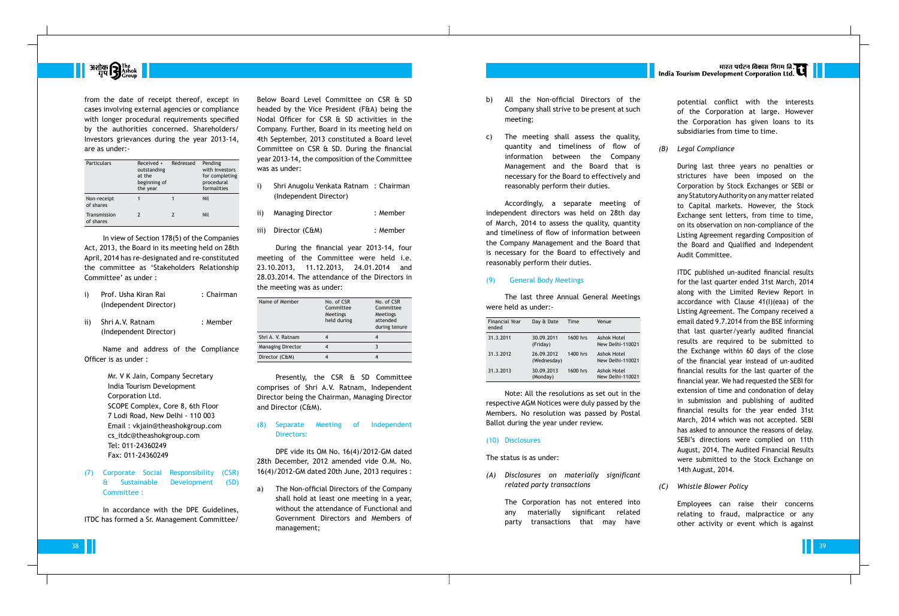from the date of receipt thereof, except in cases involving external agencies or compliance with longer procedural requirements specified by the authorities concerned. Shareholders/ Investors grievances during the year 2013-14, are as under:-

| Particulars | Received + outstanding at the beginning of the year | Redressed | Pending with Investors for completing procedural formalities |
|---|---|---|---|
| Non-receipt of shares | 1 | 1 | Nil |
| Transmission of shares | 2 | 2 | Nil |

In view of Section 178(5) of the Companies Act, 2013, the Board in its meeting held on 28th April, 2014 has re-designated and re-constituted the committee as 'Stakeholders Relationship Committee' as under :

i) Prof. Usha Kiran Rai (Independent Director) : Chairman

ii) Shri A.V. Ratnam (Independent Director) : Member

Name and address of the Compliance Officer is as under :

Mr. V K Jain, Company Secretary
India Tourism Development Corporation Ltd.
SCOPE Complex, Core 8, 6th Floor
7 Lodi Road, New Delhi - 110 003
Email : vkjain@theashokgroup.com
cs_itdc@theashokgroup.com
Tel: 011-24360249
Fax: 011-24360249

### (7) Corporate Social Responsibility (CSR) & Sustainable Development (SD) Committee :

In accordance with the DPE Guidelines, ITDC has formed a Sr. Management Committee/ Below Board Level Committee on CSR & SD headed by the Vice President (F&A) being the Nodal Officer for CSR & SD activities in the Company. Further, Board in its meeting held on 4th September, 2013 constituted a Board level Committee on CSR & SD. During the financial year 2013-14, the composition of the Committee was as under:

i) Shri Anugolu Venkata Ratnam (Independent Director) : Chairman

ii) Managing Director : Member

iii) Director (C&M) : Member

During the financial year 2013-14, four meeting of the Committee were held i.e. 23.10.2013, 11.12.2013, 24.01.2014 and 28.03.2014. The attendance of the Directors in the meeting was as under:

| Name of Member | No. of CSR Committee Meetings held during | No. of CSR Committee Meetings attended during tenure |
|---|---|---|
| Shri A. V. Ratnam | 4 | 4 |
| Managing Director | 4 | 3 |
| Director (C&M) | 4 | 4 |

Presently, the CSR & SD Committee comprises of Shri A.V. Ratnam, Independent Director being the Chairman, Managing Director and Director (C&M).

### (8) Separate Meeting of Independent Directors:

DPE vide its OM No. 16(4)/2012-GM dated 28th December, 2012 amended vide O.M. No. 16(4)/2012-GM dated 20th June, 2013 requires :

a) The Non-official Directors of the Company shall hold at least one meeting in a year, without the attendance of Functional and Government Directors and Members of management;

b) All the Non-official Directors of the Company shall strive to be present at such meeting;

c) The meeting shall assess the quality, quantity and timeliness of flow of information between the Company Management and the Board that is necessary for the Board to effectively and reasonably perform their duties.

Accordingly, a separate meeting of independent directors was held on 28th day of March, 2014 to assess the quality, quantity and timeliness of flow of information between the Company Management and the Board that is necessary for the Board to effectively and reasonably perform their duties.

### (9) General Body Meetings

The last three Annual General Meetings were held as under:-

| Financial Year ended | Day & Date | Time | Venue |
|---|---|---|---|
| 31.3.2011 | 30.09.2011 (Friday) | 1600 hrs | Ashok Hotel New Delhi-110021 |
| 31.3.2012 | 26.09.2012 (Wednesday) | 1400 hrs | Ashok Hotel New Delhi-110021 |
| 31.3.2013 | 30.09.2013 (Monday) | 1600 hrs | Ashok Hotel New Delhi-110021 |

Note: All the resolutions as set out in the respective AGM Notices were duly passed by the Members. No resolution was passed by Postal Ballot during the year under review.

### (10) Disclosures

The status is as under:

*(A) Disclosures on materially significant related party transactions*

The Corporation has not entered into any materially significant related party transactions that may have potential conflict with the interests of the Corporation at large. However the Corporation has given loans to its subsidiaries from time to time.

*(B) Legal Compliance*

During last three years no penalties or strictures have been imposed on the Corporation by Stock Exchanges or SEBI or any Statutory Authority on any matter related to Capital markets. However, the Stock Exchange sent letters, from time to time, on its observation on non-compliance of the Listing Agreement regarding Composition of the Board and Qualified and Independent Audit Committee.

ITDC published un-audited financial results for the last quarter ended 31st March, 2014 along with the Limited Review Report in accordance with Clause 41(I)(eaa) of the Listing Agreement. The Company received a email dated 9.7.2014 from the BSE informing that last quarter/yearly audited financial results are required to be submitted to the Exchange within 60 days of the close of the financial year instead of un-audited financial results for the last quarter of the financial year. We had requested the SEBI for extension of time and condonation of delay in submission and publishing of audited financial results for the year ended 31st March, 2014 which was not accepted. SEBI has asked to announce the reasons of delay. SEBI's directions were complied on 11th August, 2014. The Audited Financial Results were submitted to the Stock Exchange on 14th August, 2014.

*(C) Whistle Blower Policy*

Employees can raise their concerns relating to fraud, malpractice or any other activity or event which is against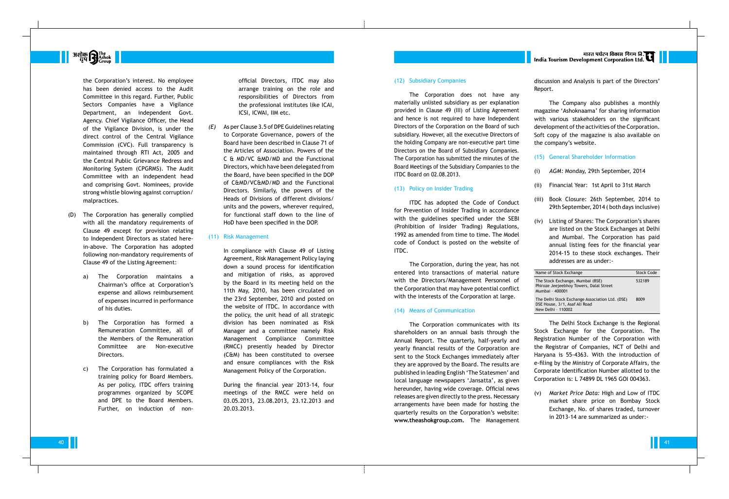the Corporation's interest. No employee has been denied access to the Audit Committee in this regard. Further, Public Sectors Companies have a Vigilance Department, an independent Govt. Agency. Chief Vigilance Officer, the Head of the Vigilance Division, is under the direct control of the Central Vigilance Commission (CVC). Full transparency is maintained through RTI Act, 2005 and the Central Public Grievance Redress and Monitoring System (CPGRMS). The Audit Committee with an independent head and comprising Govt. Nominees, provide strong whistle blowing against corruption/ malpractices.

(D) The Corporation has generally complied with all the mandatory requirements of Clause 49 except for provision relating to Independent Directors as stated here-in-above. The Corporation has adopted following non-mandatory requirements of Clause 49 of the Listing Agreement:

a) The Corporation maintains a Chairman's office at Corporation's expense and allows reimbursement of expenses incurred in performance of his duties.

b) The Corporation has formed a Remuneration Committee, all of the Members of the Remuneration Committee are Non-executive Directors.

c) The Corporation has formulated a training policy for Board Members. As per policy, ITDC offers training programmes organized by SCOPE and DPE to the Board Members. Further, on induction of non-official Directors, ITDC may also arrange training on the role and responsibilities of Directors from the professional institutes like ICAI, ICSI, ICWAI, IIM etc.

*(E)* As per Clause 3.5 of DPE Guidelines relating to Corporate Governance, powers of the Board have been described in Clause 71 of the Articles of Association. Powers of the C & MD/VC &MD/MD and the Functional Directors, which have been delegated from the Board, have been specified in the DOP of C&MD/VC&MD/MD and the Functional Directors. Similarly, the powers of the Heads of Divisions of different divisions/ units and the powers, wherever required, for functional staff down to the line of HoD have been specified in the DOP.

### (11) Risk Management

In compliance with Clause 49 of Listing Agreement, Risk Management Policy laying down a sound process for identification and mitigation of risks, as approved by the Board in its meeting held on the 11th May, 2010, has been circulated on the 23rd September, 2010 and posted on the website of ITDC. In accordance with the policy, the unit head of all strategic division has been nominated as Risk Manager and a committee namely Risk Management Compliance Committee (RMCC) presently headed by Director (C&M) has been constituted to oversee and ensure compliances with the Risk Management Policy of the Corporation.

During the financial year 2013-14, four meetings of the RMCC were held on 03.05.2013, 23.08.2013, 23.12.2013 and 20.03.2013.

### (12) Subsidiary Companies

The Corporation does not have any materially unlisted subsidiary as per explanation provided in Clause 49 (III) of Listing Agreement and hence is not required to have Independent Directors of the Corporation on the Board of such subsidiary. However, all the executive Directors of the holding Company are non-executive part time Directors on the Board of Subsidiary Companies. The Corporation has submitted the minutes of the Board Meetings of the Subsidiary Companies to the ITDC Board on 02.08.2013.

### (13) Policy on Insider Trading

ITDC has adopted the Code of Conduct for Prevention of Insider Trading in accordance with the guidelines specified under the SEBI (Prohibition of Insider Trading) Regulations, 1992 as amended from time to time. The Model code of Conduct is posted on the website of ITDC.

The Corporation, during the year, has not entered into transactions of material nature with the Directors/Management Personnel of the Corporation that may have potential conflict with the interests of the Corporation at large.

### (14) Means of Communication

The Corporation communicates with its shareholders on an annual basis through the Annual Report. The quarterly, half-yearly and yearly financial results of the Corporation are sent to the Stock Exchanges immediately after they are approved by the Board. The results are published in leading English 'The Statesmen' and local language newspapers 'Jansatta', as given hereunder, having wide coverage. Official news releases are given directly to the press. Necessary arrangements have been made for hosting the quarterly results on the Corporation's website: **www.theashokgroup.com.** The Management discussion and Analysis is part of the Directors' Report.

The Company also publishes a monthly magazine 'Ashoknaama' for sharing information with various stakeholders on the significant development of the activities of the Corporation. Soft copy of the magazine is also available on the company's website.

### (15) General Shareholder Information

(i) *AGM*: Monday, 29th September, 2014

(ii) Financial Year: 1st April to 31st March

(iii) Book Closure: 26th September, 2014 to 29th September, 2014 ( both days inclusive)

(iv) Listing of Shares: The Corporation's shares are listed on the Stock Exchanges at Delhi and Mumbai. The Corporation has paid annual listing fees for the financial year 2014-15 to these stock exchanges. Their addresses are as under:-

| Name of Stock Exchange | Stock Code |
|---|---|
| The Stock Exchange, Mumbai (BSE) Phiroze Jeejeebhoy Towers, Dalal Street Mumbai - 400001 | 532189 |
| The Delhi Stock Exchange Association Ltd. (DSE) DSE House, 3/1, Asaf Ali Road New Delhi - 110002 | 8009 |

The Delhi Stock Exchange is the Regional Stock Exchange for the Corporation. The Registration Number of the Corporation with the Registrar of Companies, NCT of Delhi and Haryana is 55-4363. With the introduction of e-filing by the Ministry of Corporate Affairs, the Corporate Identification Number allotted to the Corporation is: L 74899 DL 1965 GOI 004363.

(v) *Market Price Data:* High and Low of ITDC market share price on Bombay Stock Exchange, No. of shares traded, turnover in 2013-14 are summarized as under:-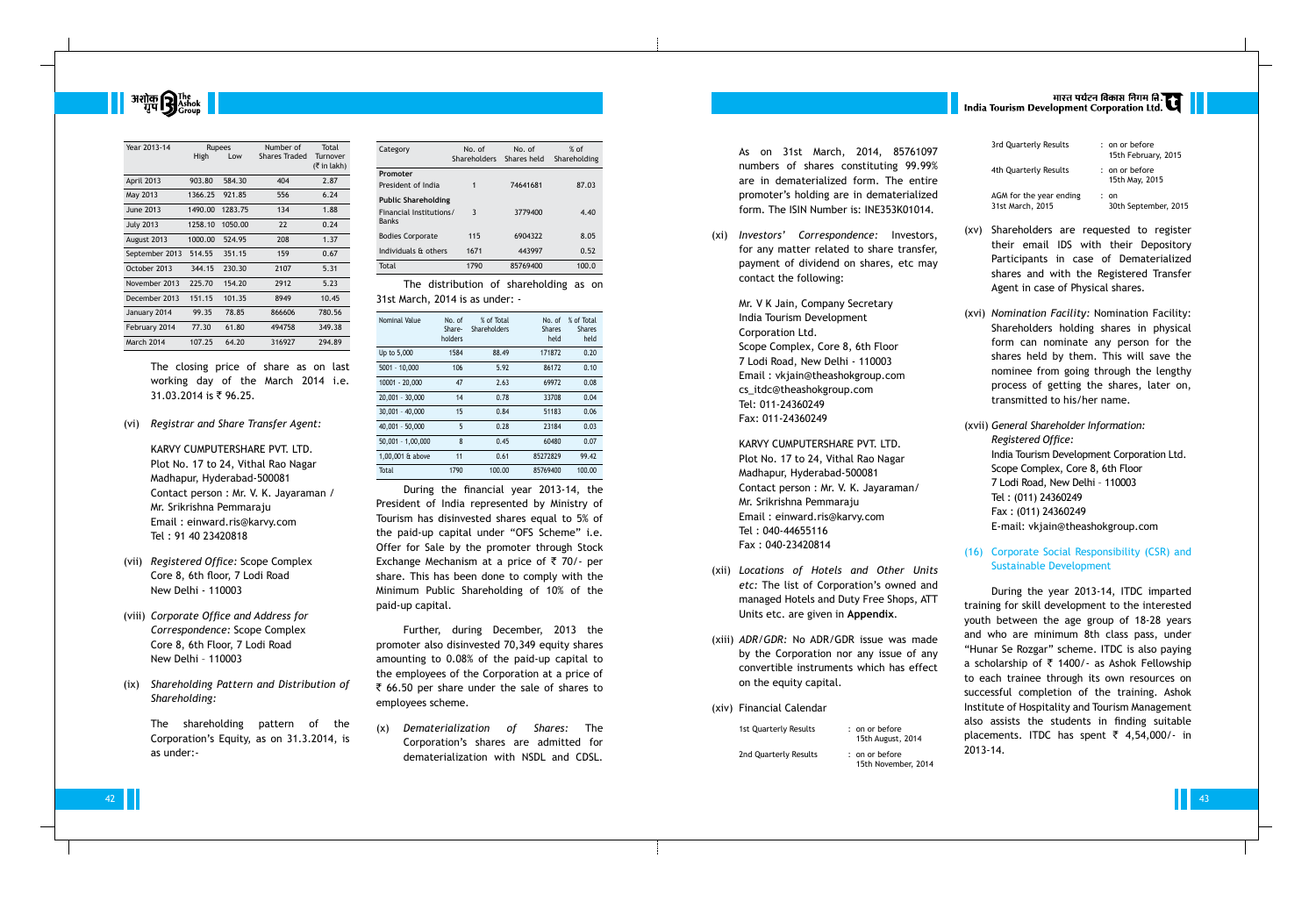| Year 2013-14 | Rupees High | Rupees Low | Number of Shares Traded | Total Turnover (₹ in lakh) |
|---|---|---|---|---|
| April 2013 | 903.80 | 584.30 | 404 | 2.87 |
| May 2013 | 1366.25 | 921.85 | 556 | 6.24 |
| June 2013 | 1490.00 | 1283.75 | 134 | 1.88 |
| July 2013 | 1258.10 | 1050.00 | 22 | 0.24 |
| August 2013 | 1000.00 | 524.95 | 208 | 1.37 |
| September 2013 | 514.55 | 351.15 | 159 | 0.67 |
| October 2013 | 344.15 | 230.30 | 2107 | 5.31 |
| November 2013 | 225.70 | 154.20 | 2912 | 5.23 |
| December 2013 | 151.15 | 101.35 | 8949 | 10.45 |
| January 2014 | 99.35 | 78.85 | 866606 | 780.56 |
| February 2014 | 77.30 | 61.80 | 494758 | 349.38 |
| March 2014 | 107.25 | 64.20 | 316927 | 294.89 |

The closing price of share as on last working day of the March 2014 i.e. 31.03.2014 is ₹ 96.25.

(vi) *Registrar and Share Transfer Agent:*

KARVY CUMPUTERSHARE PVT. LTD.
Plot No. 17 to 24, Vithal Rao Nagar
Madhapur, Hyderabad-500081
Contact person : Mr. V. K. Jayaraman / Mr. Srikrishna Pemmaraju
Email : einward.ris@karvy.com
Tel : 91 40 23420818

(vii) *Registered Office:* Scope Complex Core 8, 6th floor, 7 Lodi Road New Delhi - 110003

(viii) *Corporate Office and Address for Correspondence:* Scope Complex Core 8, 6th Floor, 7 Lodi Road New Delhi – 110003

(ix) *Shareholding Pattern and Distribution of Shareholding:*

The shareholding pattern of the Corporation's Equity, as on 31.3.2014, is as under:-

| Category | No. of Shareholders | No. of Shares held | % of Shareholding |
|---|---|---|---|
| **Promoter** | | | |
| President of India | 1 | 74641681 | 87.03 |
| **Public Shareholding** | | | |
| Financial Institutions/ Banks | 3 | 3779400 | 4.40 |
| Bodies Corporate | 115 | 6904322 | 8.05 |
| Individuals & others | 1671 | 443997 | 0.52 |
| Total | 1790 | 85769400 | 100.0 |

The distribution of shareholding as on 31st March, 2014 is as under: -

| Nominal Value | No. of Share-holders | % of Total Shareholders | No. of Shares held | % of Total Shares held |
|---|---|---|---|---|
| Up to 5,000 | 1584 | 88.49 | 171872 | 0.20 |
| 5001 - 10,000 | 106 | 5.92 | 86172 | 0.10 |
| 10001 - 20,000 | 47 | 2.63 | 69972 | 0.08 |
| 20,001 - 30,000 | 14 | 0.78 | 33708 | 0.04 |
| 30,001 - 40,000 | 15 | 0.84 | 51183 | 0.06 |
| 40,001 - 50,000 | 5 | 0.28 | 23184 | 0.03 |
| 50,001 - 1,00,000 | 8 | 0.45 | 60480 | 0.07 |
| 1,00,001 & above | 11 | 0.61 | 85272829 | 99.42 |
| Total | 1790 | 100.00 | 85769400 | 100.00 |

During the financial year 2013-14, the President of India represented by Ministry of Tourism has disinvested shares equal to 5% of the paid-up capital under "OFS Scheme" i.e. Offer for Sale by the promoter through Stock Exchange Mechanism at a price of ₹ 70/- per share. This has been done to comply with the Minimum Public Shareholding of 10% of the paid-up capital.

Further, during December, 2013 the promoter also disinvested 70,349 equity shares amounting to 0.08% of the paid-up capital to the employees of the Corporation at a price of ₹ 66.50 per share under the sale of shares to employees scheme.

(x) *Dematerialization of Shares:* The Corporation's shares are admitted for dematerialization with NSDL and CDSL.

As on 31st March, 2014, 85761097 numbers of shares constituting 99.99% are in dematerialized form. The entire promoter's holding are in dematerialized form. The ISIN Number is: INE353K01014.

(xi) *Investors' Correspondence:* Investors, for any matter related to share transfer, payment of dividend on shares, etc may contact the following:

Mr. V K Jain, Company Secretary
India Tourism Development Corporation Ltd.
Scope Complex, Core 8, 6th Floor
7 Lodi Road, New Delhi - 110003
Email : vkjain@theashokgroup.com
cs_itdc@theashokgroup.com
Tel: 011-24360249
Fax: 011-24360249

KARVY CUMPUTERSHARE PVT. LTD.
Plot No. 17 to 24, Vithal Rao Nagar
Madhapur, Hyderabad-500081
Contact person : Mr. V. K. Jayaraman/ Mr. Srikrishna Pemmaraju
Email : einward.ris@karvy.com
Tel : 040-44655116
Fax : 040-23420814

(xii) *Locations of Hotels and Other Units etc:* The list of Corporation's owned and managed Hotels and Duty Free Shops, ATT Units etc. are given in **Appendix**.

(xiii) *ADR/GDR:* No ADR/GDR issue was made by the Corporation nor any issue of any convertible instruments which has effect on the equity capital.

(xiv) Financial Calendar

| | |
|---|---|
| 1st Quarterly Results | : on or before 15th August, 2014 |
| 2nd Quarterly Results | : on or before 15th November, 2014 |
| 3rd Quarterly Results | : on or before 15th February, 2015 |
| 4th Quarterly Results | : on or before 15th May, 2015 |
| AGM for the year ending 31st March, 2015 | : on 30th September, 2015 |

(xv) Shareholders are requested to register their email IDS with their Depository Participants in case of Dematerialized shares and with the Registered Transfer Agent in case of Physical shares.

(xvi) *Nomination Facility:* Nomination Facility: Shareholders holding shares in physical form can nominate any person for the shares held by them. This will save the nominee from going through the lengthy process of getting the shares, later on, transmitted to his/her name.

(xvii) *General Shareholder Information:*
*Registered Office:*
India Tourism Development Corporation Ltd.
Scope Complex, Core 8, 6th Floor
7 Lodi Road, New Delhi – 110003
Tel : (011) 24360249
Fax : (011) 24360249
E-mail: vkjain@theashokgroup.com

## (16) Corporate Social Responsibility (CSR) and Sustainable Development

During the year 2013-14, ITDC imparted training for skill development to the interested youth between the age group of 18-28 years and who are minimum 8th class pass, under "Hunar Se Rozgar" scheme. ITDC is also paying a scholarship of ₹ 1400/- as Ashok Fellowship to each trainee through its own resources on successful completion of the training. Ashok Institute of Hospitality and Tourism Management also assists the students in finding suitable placements. ITDC has spent ₹ 4,54,000/- in 2013-14.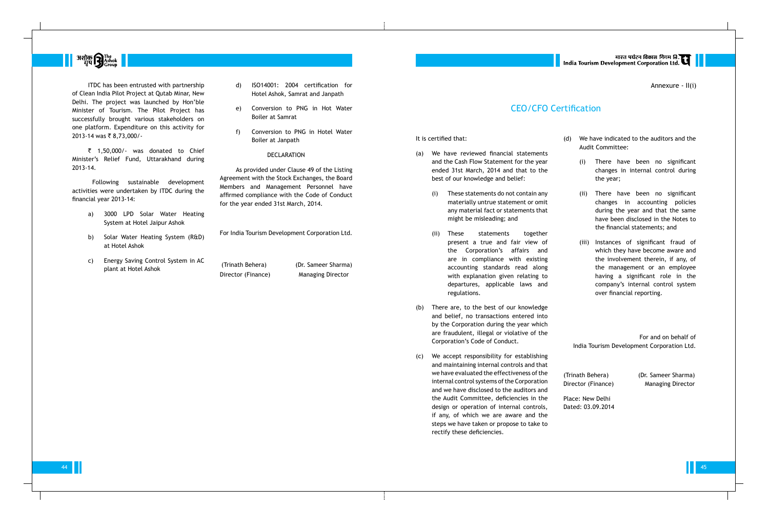ITDC has been entrusted with partnership of Clean India Pilot Project at Qutab Minar, New Delhi. The project was launched by Hon'ble Minister of Tourism. The Pilot Project has successfully brought various stakeholders on one platform. Expenditure on this activity for 2013-14 was ₹ 8,73,000/-

₹ 1,50,000/- was donated to Chief Minister's Relief Fund, Uttarakhand during 2013-14.

Following sustainable development activities were undertaken by ITDC during the financial year 2013-14:

a) 3000 LPD Solar Water Heating System at Hotel Jaipur Ashok

b) Solar Water Heating System (R&D) at Hotel Ashok

c) Energy Saving Control System in AC plant at Hotel Ashok

d) ISO14001: 2004 certification for Hotel Ashok, Samrat and Janpath

e) Conversion to PNG in Hot Water Boiler at Samrat

f) Conversion to PNG in Hotel Water Boiler at Janpath

DECLARATION

As provided under Clause 49 of the Listing Agreement with the Stock Exchanges, the Board Members and Management Personnel have affirmed compliance with the Code of Conduct for the year ended 31st March, 2014.

For India Tourism Development Corporation Ltd.

| (Trinath Behera) | (Dr. Sameer Sharma) |
|---|---|
| Director (Finance) | Managing Director |

Annexure - II(i)

# CEO/CFO Certification

It is certified that:

(a) We have reviewed financial statements and the Cash Flow Statement for the year ended 31st March, 2014 and that to the best of our knowledge and belief:

(i) These statements do not contain any materially untrue statement or omit any material fact or statements that might be misleading; and

(ii) These statements together present a true and fair view of the Corporation's affairs and are in compliance with existing accounting standards read along with explanation given relating to departures, applicable laws and regulations.

(b) There are, to the best of our knowledge and belief, no transactions entered into by the Corporation during the year which are fraudulent, illegal or violative of the Corporation's Code of Conduct.

(c) We accept responsibility for establishing and maintaining internal controls and that we have evaluated the effectiveness of the internal control systems of the Corporation and we have disclosed to the auditors and the Audit Committee, deficiencies in the design or operation of internal controls, if any, of which we are aware and the steps we have taken or propose to take to rectify these deficiencies.

(d) We have indicated to the auditors and the Audit Committee:

(i) There have been no significant changes in internal control during the year;

(ii) There have been no significant changes in accounting policies during the year and that the same have been disclosed in the Notes to the financial statements; and

(iii) Instances of significant fraud of which they have become aware and the involvement therein, if any, of the management or an employee having a significant role in the company's internal control system over financial reporting.

For and on behalf of
India Tourism Development Corporation Ltd.

| (Trinath Behera) | (Dr. Sameer Sharma) |
|---|---|
| Director (Finance) | Managing Director |

Place: New Delhi
Dated: 03.09.2014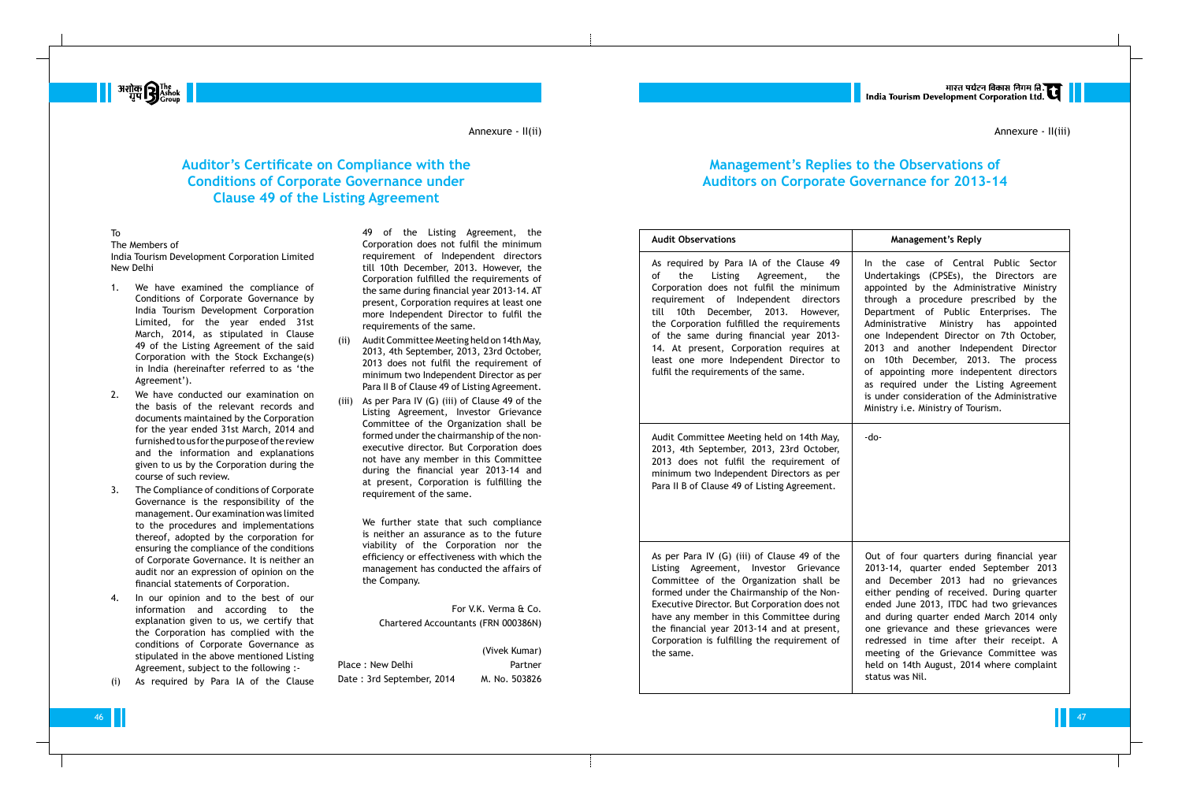Annexure - II(ii)

## Auditor's Certificate on Compliance with the Conditions of Corporate Governance under Clause 49 of the Listing Agreement

To
The Members of
India Tourism Development Corporation Limited
New Delhi

1. We have examined the compliance of Conditions of Corporate Governance by India Tourism Development Corporation Limited, for the year ended 31st March, 2014, as stipulated in Clause 49 of the Listing Agreement of the said Corporation with the Stock Exchange(s) in India (hereinafter referred to as 'the Agreement').
2. We have conducted our examination on the basis of the relevant records and documents maintained by the Corporation for the year ended 31st March, 2014 and furnished to us for the purpose of the review and the information and explanations given to us by the Corporation during the course of such review.
3. The Compliance of conditions of Corporate Governance is the responsibility of the management. Our examination was limited to the procedures and implementations thereof, adopted by the corporation for ensuring the compliance of the conditions of Corporate Governance. It is neither an audit nor an expression of opinion on the financial statements of Corporation.
4. In our opinion and to the best of our information and according to the explanation given to us, we certify that the Corporation has complied with the conditions of Corporate Governance as stipulated in the above mentioned Listing Agreement, subject to the following :-

(i) As required by Para IA of the Clause 49 of the Listing Agreement, the Corporation does not fulfil the minimum requirement of Independent directors till 10th December, 2013. However, the Corporation fulfilled the requirements of the same during financial year 2013-14. AT present, Corporation requires at least one more Independent Director to fulfil the requirements of the same.

(ii) Audit Committee Meeting held on 14th May, 2013, 4th September, 2013, 23rd October, 2013 does not fulfil the requirement of minimum two Independent Director as per Para II B of Clause 49 of Listing Agreement.

(iii) As per Para IV (G) (iii) of Clause 49 of the Listing Agreement, Investor Grievance Committee of the Organization shall be formed under the chairmanship of the non-executive director. But Corporation does not have any member in this Committee during the financial year 2013-14 and at present, Corporation is fulfilling the requirement of the same.

We further state that such compliance is neither an assurance as to the future viability of the Corporation nor the efficiency or effectiveness with which the management has conducted the affairs of the Company.

For V.K. Verma & Co.
Chartered Accountants (FRN 000386N)

(Vivek Kumar)
Partner
M. No. 503826

Place : New Delhi
Date : 3rd September, 2014

Annexure - II(iii)

## Management's Replies to the Observations of Auditors on Corporate Governance for 2013-14

| Audit Observations | Management's Reply |
|---|---|
| As required by Para IA of the Clause 49 of the Listing Agreement, the Corporation does not fulfil the minimum requirement of Independent directors till 10th December, 2013. However, the Corporation fulfilled the requirements of the same during financial year 2013-14. At present, Corporation requires at least one more Independent Director to fulfil the requirements of the same. | In the case of Central Public Sector Undertakings (CPSEs), the Directors are appointed by the Administrative Ministry through a procedure prescribed by the Department of Public Enterprises. The Administrative Ministry has appointed one Independent Director on 7th October, 2013 and another Independent Director on 10th December, 2013. The process of appointing more independent directors as required under the Listing Agreement is under consideration of the Administrative Ministry i.e. Ministry of Tourism. |
| Audit Committee Meeting held on 14th May, 2013, 4th September, 2013, 23rd October, 2013 does not fulfil the requirement of minimum two Independent Directors as per Para II B of Clause 49 of Listing Agreement. | -do- |
| As per Para IV (G) (iii) of Clause 49 of the Listing Agreement, Investor Grievance Committee of the Organization shall be formed under the Chairmanship of the Non-Executive Director. But Corporation does not have any member in this Committee during the financial year 2013-14 and at present, Corporation is fulfilling the requirement of the same. | Out of four quarters during financial year 2013-14, quarter ended September 2013 and December 2013 had no grievances either pending of received. During quarter ended June 2013, ITDC had two grievances and during quarter ended March 2014 only one grievance and these grievances were redressed in time after their receipt. A meeting of the Grievance Committee was held on 14th August, 2014 where complaint status was Nil. |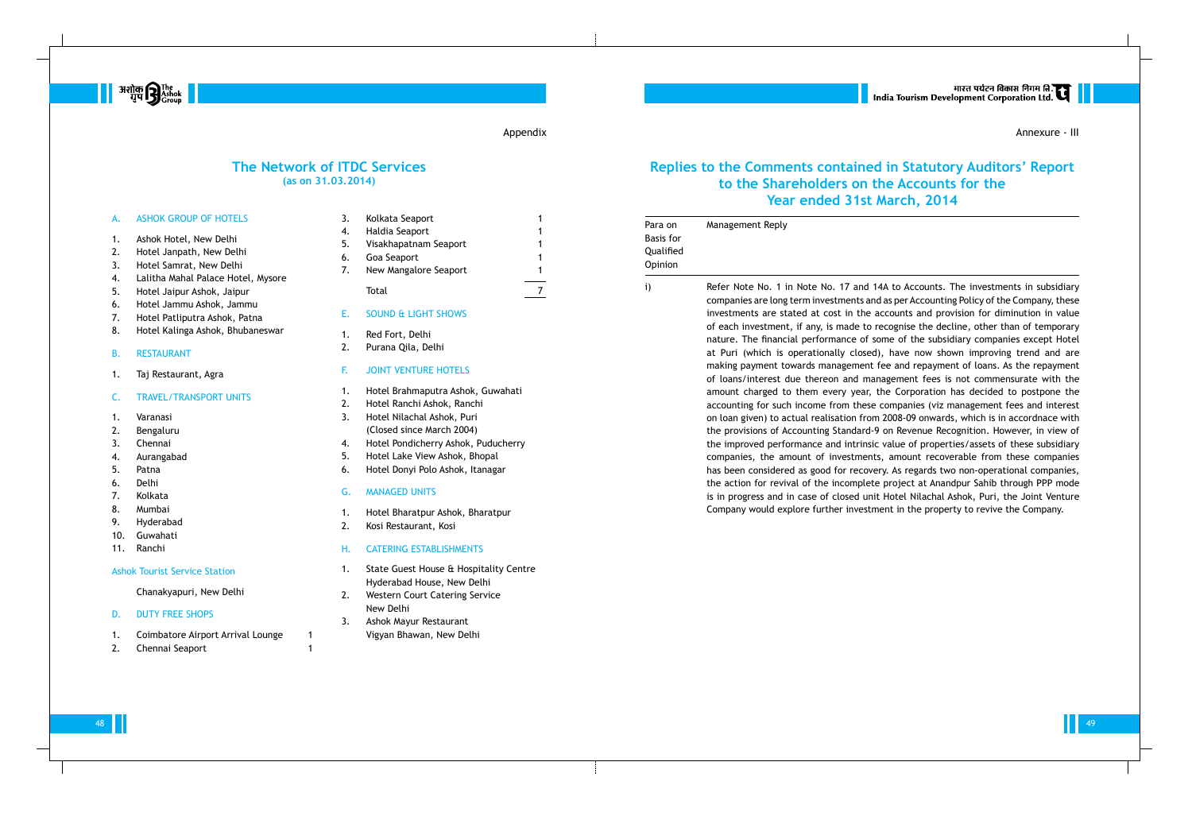Appendix

## The Network of ITDC Services
**(as on 31.03.2014)**

### A. ASHOK GROUP OF HOTELS

1. Ashok Hotel, New Delhi
2. Hotel Janpath, New Delhi
3. Hotel Samrat, New Delhi
4. Lalitha Mahal Palace Hotel, Mysore
5. Hotel Jaipur Ashok, Jaipur
6. Hotel Jammu Ashok, Jammu
7. Hotel Patliputra Ashok, Patna
8. Hotel Kalinga Ashok, Bhubaneswar

### B. RESTAURANT

1. Taj Restaurant, Agra

### C. TRAVEL/TRANSPORT UNITS

1. Varanasi
2. Bengaluru
3. Chennai
4. Aurangabad
5. Patna
6. Delhi
7. Kolkata
8. Mumbai
9. Hyderabad
10. Guwahati
11. Ranchi

#### Ashok Tourist Service Station

Chanakyapuri, New Delhi

### D. DUTY FREE SHOPS

| | | |
|---|---|---|
| 1. | Coimbatore Airport Arrival Lounge | 1 |
| 2. | Chennai Seaport | 1 |
| 3. | Kolkata Seaport | 1 |
| 4. | Haldia Seaport | 1 |
| 5. | Visakhapatnam Seaport | 1 |
| 6. | Goa Seaport | 1 |
| 7. | New Mangalore Seaport | 1 |
| | Total | 7 |

### E. SOUND & LIGHT SHOWS

1. Red Fort, Delhi
2. Purana Qila, Delhi

### F. JOINT VENTURE HOTELS

1. Hotel Brahmaputra Ashok, Guwahati
2. Hotel Ranchi Ashok, Ranchi
3. Hotel Nilachal Ashok, Puri (Closed since March 2004)
4. Hotel Pondicherry Ashok, Puducherry
5. Hotel Lake View Ashok, Bhopal
6. Hotel Donyi Polo Ashok, Itanagar

### G. MANAGED UNITS

1. Hotel Bharatpur Ashok, Bharatpur
2. Kosi Restaurant, Kosi

### H. CATERING ESTABLISHMENTS

1. State Guest House & Hospitality Centre Hyderabad House, New Delhi
2. Western Court Catering Service New Delhi
3. Ashok Mayur Restaurant Vigyan Bhawan, New Delhi

Annexure - III

## Replies to the Comments contained in Statutory Auditors' Report to the Shareholders on the Accounts for the Year ended 31st March, 2014

| Para on Basis for Qualified Opinion | Management Reply |
|---|---|
| i) | Refer Note No. 1 in Note No. 17 and 14A to Accounts. The investments in subsidiary companies are long term investments and as per Accounting Policy of the Company, these investments are stated at cost in the accounts and provision for diminution in value of each investment, if any, is made to recognise the decline, other than of temporary nature. The financial performance of some of the subsidiary companies except Hotel at Puri (which is operationally closed), have now shown improving trend and are making payment towards management fee and repayment of loans. As the repayment of loans/interest due thereon and management fees is not commensurate with the amount charged to them every year, the Corporation has decided to postpone the accounting for such income from these companies (viz management fees and interest on loan given) to actual realisation from 2008-09 onwards, which is in accordnace with the provisions of Accounting Standard-9 on Revenue Recognition. However, in view of the improved performance and intrinsic value of properties/assets of these subsidiary companies, the amount of investments, amount recoverable from these companies has been considered as good for recovery. As regards two non-operational companies, the action for revival of the incomplete project at Anandpur Sahib through PPP mode is in progress and in case of closed unit Hotel Nilachal Ashok, Puri, the Joint Venture Company would explore further investment in the property to revive the Company. |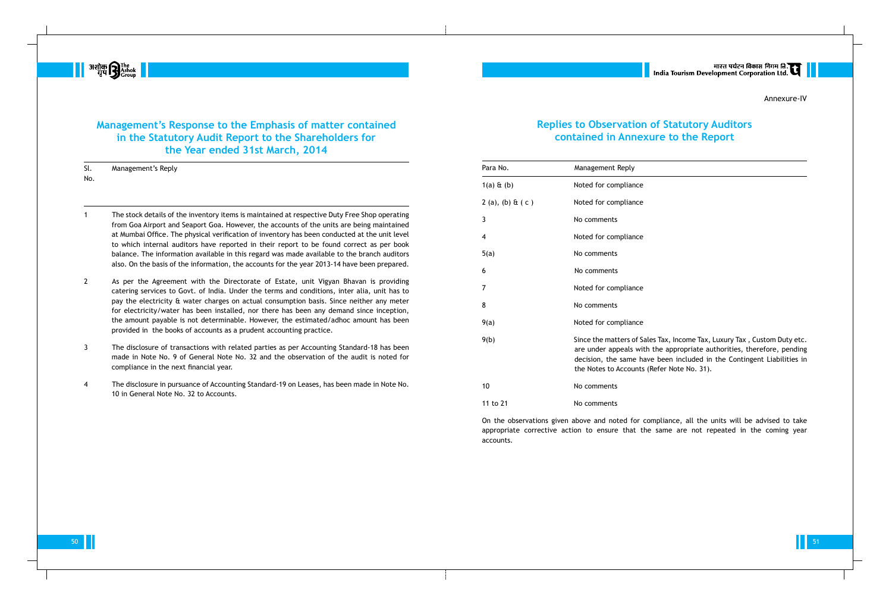## Management's Response to the Emphasis of matter contained in the Statutory Audit Report to the Shareholders for the Year ended 31st March, 2014

| Sl. No. | Management's Reply |
|---|---|
| 1 | The stock details of the inventory items is maintained at respective Duty Free Shop operating from Goa Airport and Seaport Goa. However, the accounts of the units are being maintained at Mumbai Office. The physical verification of inventory has been conducted at the unit level to which internal auditors have reported in their report to be found correct as per book balance. The information available in this regard was made available to the branch auditors also. On the basis of the information, the accounts for the year 2013-14 have been prepared. |
| 2 | As per the Agreement with the Directorate of Estate, unit Vigyan Bhavan is providing catering services to Govt. of India. Under the terms and conditions, inter alia, unit has to pay the electricity & water charges on actual consumption basis. Since neither any meter for electricity/water has been installed, nor there has been any demand since inception, the amount payable is not determinable. However, the estimated/adhoc amount has been provided in the books of accounts as a prudent accounting practice. |
| 3 | The disclosure of transactions with related parties as per Accounting Standard-18 has been made in Note No. 9 of General Note No. 32 and the observation of the audit is noted for compliance in the next financial year. |
| 4 | The disclosure in pursuance of Accounting Standard-19 on Leases, has been made in Note No. 10 in General Note No. 32 to Accounts. |

Annexure-IV

## Replies to Observation of Statutory Auditors contained in Annexure to the Report

| Para No. | Management Reply |
|---|---|
| 1(a) & (b) | Noted for compliance |
| 2 (a), (b) & ( c ) | Noted for compliance |
| 3 | No comments |
| 4 | Noted for compliance |
| 5(a) | No comments |
| 6 | No comments |
| 7 | Noted for compliance |
| 8 | No comments |
| 9(a) | Noted for compliance |
| 9(b) | Since the matters of Sales Tax, Income Tax, Luxury Tax , Custom Duty etc. are under appeals with the appropriate authorities, therefore, pending decision, the same have been included in the Contingent Liabilities in the Notes to Accounts (Refer Note No. 31). |
| 10 | No comments |
| 11 to 21 | No comments |

On the observations given above and noted for compliance, all the units will be advised to take appropriate corrective action to ensure that the same are not repeated in the coming year accounts.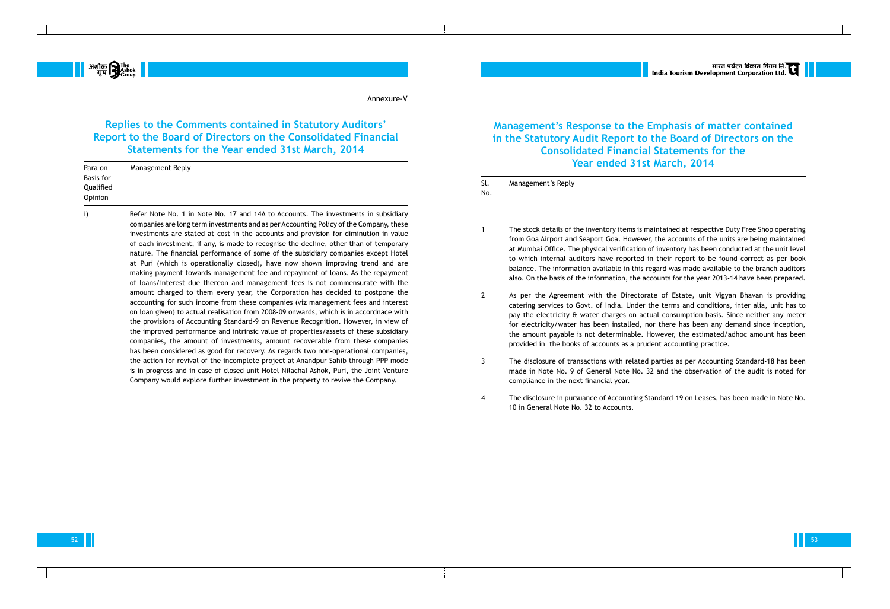Annexure-V

## Replies to the Comments contained in Statutory Auditors' Report to the Board of Directors on the Consolidated Financial Statements for the Year ended 31st March, 2014

| Para on Basis for Qualified Opinion | Management Reply |
|---|---|
| i) | Refer Note No. 1 in Note No. 17 and 14A to Accounts. The investments in subsidiary companies are long term investments and as per Accounting Policy of the Company, these investments are stated at cost in the accounts and provision for diminution in value of each investment, if any, is made to recognise the decline, other than of temporary nature. The financial performance of some of the subsidiary companies except Hotel at Puri (which is operationally closed), have now shown improving trend and are making payment towards management fee and repayment of loans. As the repayment of loans/interest due thereon and management fees is not commensurate with the amount charged to them every year, the Corporation has decided to postpone the accounting for such income from these companies (viz management fees and interest on loan given) to actual realisation from 2008-09 onwards, which is in accordnace with the provisions of Accounting Standard-9 on Revenue Recognition. However, in view of the improved performance and intrinsic value of properties/assets of these subsidiary companies, the amount of investments, amount recoverable from these companies has been considered as good for recovery. As regards two non-operational companies, the action for revival of the incomplete project at Anandpur Sahib through PPP mode is in progress and in case of closed unit Hotel Nilachal Ashok, Puri, the Joint Venture Company would explore further investment in the property to revive the Company. |

## Management's Response to the Emphasis of matter contained in the Statutory Audit Report to the Board of Directors on the Consolidated Financial Statements for the Year ended 31st March, 2014

| Sl. No. | Management's Reply |
|---|---|
| 1 | The stock details of the inventory items is maintained at respective Duty Free Shop operating from Goa Airport and Seaport Goa. However, the accounts of the units are being maintained at Mumbai Office. The physical verification of inventory has been conducted at the unit level to which internal auditors have reported in their report to be found correct as per book balance. The information available in this regard was made available to the branch auditors also. On the basis of the information, the accounts for the year 2013-14 have been prepared. |
| 2 | As per the Agreement with the Directorate of Estate, unit Vigyan Bhavan is providing catering services to Govt. of India. Under the terms and conditions, inter alia, unit has to pay the electricity & water charges on actual consumption basis. Since neither any meter for electricity/water has been installed, nor there has been any demand since inception, the amount payable is not determinable. However, the estimated/adhoc amount has been provided in the books of accounts as a prudent accounting practice. |
| 3 | The disclosure of transactions with related parties as per Accounting Standard-18 has been made in Note No. 9 of General Note No. 32 and the observation of the audit is noted for compliance in the next financial year. |
| 4 | The disclosure in pursuance of Accounting Standard-19 on Leases, has been made in Note No. 10 in General Note No. 32 to Accounts. |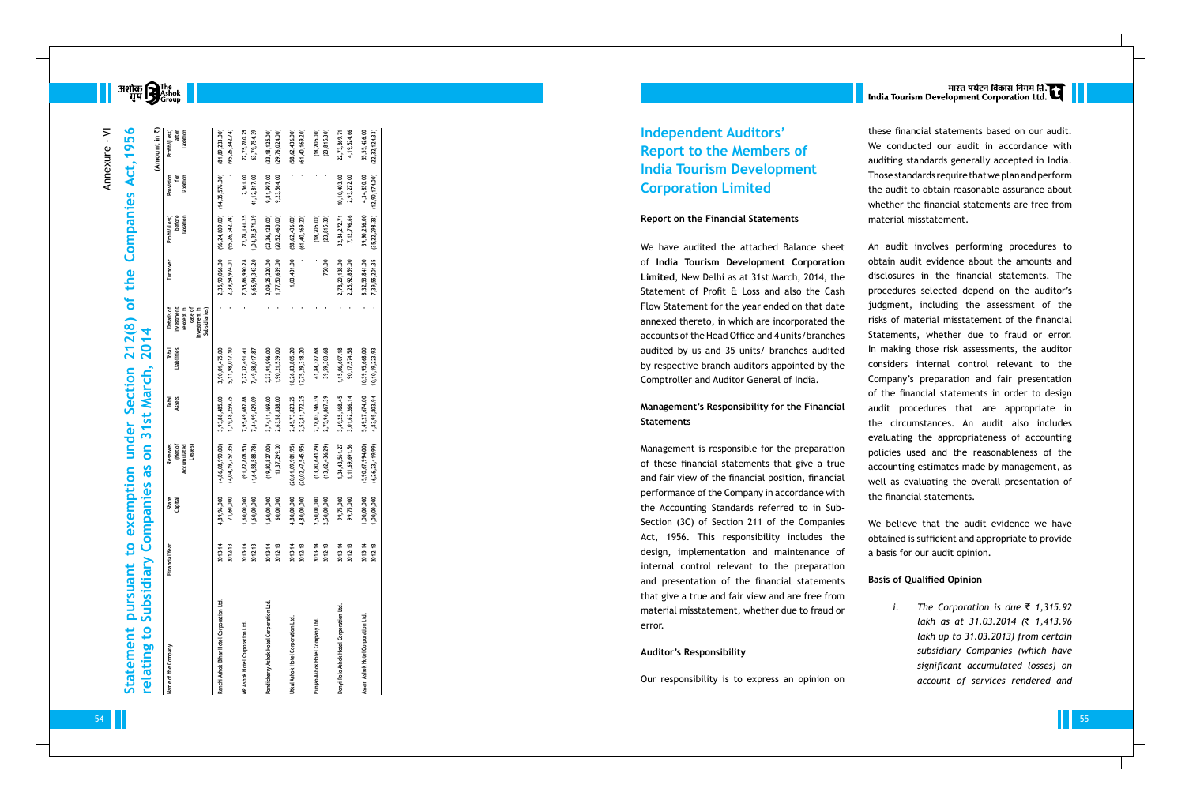Annexure - VI

# Statement pursuant to exemption under Section 212(8) of the Companies Act, 1956 relating to Subsidiary Companies as on 31st March, 2014

(Amount in ₹)

| Name of the Company | Financial Year | Share Capital | Reserves (Net of Accumulated Losses) | Total Assets | Total Liabilities | Details of Investment (except in case of Investment in Subsidiaries) | Turnover | Profit/(Loss) before Taxation | Provision for Taxation | Profit/(Loss) after Taxation |
|---|---|---|---|---|---|---|---|---|---|---|
| Ranchi Ashok Bihar Hotel Corporation Ltd. | 2013-14 | 4,89,96,000 | (4,86,08,990.00) | 3,93,88,485.00 | 3,90,01,475.00 | - | 2,35,90,066.00 | (96,24,809.00) | (14,35,576.00) | (81,89,233.00) |
| | 2012-13 | 71,60,000 | (4,04,19,757.35) | 1,79,38,259.75 | 5,11,98,017.10 | | 2,39,54,974.01 | (95,26,342.74) | - | (95,26,342.74) |
| MP Ashok Hotel Corporation Ltd. | 2013-14 | 1,60,00,000 | (91,82,808.53) | 7,95,49,682.88 | 7,27,32,491.41 | - | 7,35,86,990.28 | 72,78,141.25 | 2,361.00 | 72,75,780.25 |
| | 2012-13 | 1,60,00,000 | (1,64,58,588.78) | 7,44,99,429.09 | 7,49,58,017.87 | - | 6,65,94,343.20 | 1,04,92,571.39 | 41,12,817.00 | 63,79,754.39 |
| Pondicherry Ashok Hotel Corporation Ltd. | 2013-14 | 1,60,00,000 | (19,80,827.00) | 3,74,11,169.00 | 2,33,91,996.00 | - | 2,09,25,220.00 | (23,36,128.00) | 9,81,997.00 | (33,18,125.00) |
| | 2012-13 | 60,00,000 | 13,37,299.00 | 2,63,58,838.00 | 1,90,21,539.00 | - | 1,77,50,639.00 | (20,52,460.00) | 9,23,564.00 | (29,76,024.00) |
| Utkal Ashok Hotel Corporation Ltd. | 2013-14 | 4,80,00,000 | (20,61,09,981.95) | 2,45,73,823.25 | 18,26,83,805.20 | - | 1,03,431.00 | (58,62,436.00) | - | (58,62,436.00) |
| | 2012-13 | 4,80,00,000 | (20,02,47,545.95) | 2,52,81,772.25 | 17,75,29,318.20 | - | - | (61,40,169.20) | - | (61,40,169.20) |
| Punjab Ashok Hotel Company Ltd. | 2013-14 | 2,50,00,000 | (13,80,641.29) | 2,78,03,746.39 | 41,84,387.68 | - | - | (18,205.00) | - | (18,205.00) |
| | 2012-13 | 2,50,00,000 | (13,62,436.29) | 2,75,96,867.39 | 39,59,303.68 | - | 750.00 | (23,815.30) | - | (23,815.30) |
| Donyi Polo Ashok Hotel Corporation Ltd. | 2013-14 | 99,75,000 | 1,34,43,561.27 | 3,49,25,168.45 | 1,15,06,607.18 | - | 2,78,20,138.00 | 32,84,272.71 | 10,10,403.00 | 22,73,869.71 |
| | 2012-13 | 99,75,000 | 1,11,69,691.56 | 3,01,62,266.14 | 90,17,574.58 | - | 2,25,92,859.00 | 7,12,796.66 | 2,93,272.00 | 4,19,524.66 |
| Assam Ashok Hotel Corporation Ltd. | 2013-14 | 1,00,00,000 | (5,90,67,994.00) | 5,49,27,674.00 | 10,39,95,668.00 | - | 8,32,53,841.00 | 39,90,256.00 | 4,34,830.00 | 35,55,426.00 |
| | 2012-13 | 1,00,00,000 | (6,26,23,419.99) | 4,83,95,803.94 | 10,10,19,223.93 | - | 7,39,55,201.35 | (35,22,298.33) | (12,90,174.00) | (22,32,124.33) |

# Independent Auditors' Report to the Members of India Tourism Development Corporation Limited

### Report on the Financial Statements

We have audited the attached Balance sheet of **India Tourism Development Corporation Limited**, New Delhi as at 31st March, 2014, the Statement of Profit & Loss and also the Cash Flow Statement for the year ended on that date annexed thereto, in which are incorporated the accounts of the Head Office and 4 units/branches audited by us and 35 units/ branches audited by respective branch auditors appointed by the Comptroller and Auditor General of India.

### Management's Responsibility for the Financial Statements

Management is responsible for the preparation of these financial statements that give a true and fair view of the financial position, financial performance of the Company in accordance with the Accounting Standards referred to in Sub-Section (3C) of Section 211 of the Companies Act, 1956. This responsibility includes the design, implementation and maintenance of internal control relevant to the preparation and presentation of the financial statements that give a true and fair view and are free from material misstatement, whether due to fraud or error.

### Auditor's Responsibility

Our responsibility is to express an opinion on these financial statements based on our audit. We conducted our audit in accordance with auditing standards generally accepted in India. Those standards require that we plan and perform the audit to obtain reasonable assurance about whether the financial statements are free from material misstatement.

An audit involves performing procedures to obtain audit evidence about the amounts and disclosures in the financial statements. The procedures selected depend on the auditor's judgment, including the assessment of the risks of material misstatement of the financial Statements, whether due to fraud or error. In making those risk assessments, the auditor considers internal control relevant to the Company's preparation and fair presentation of the financial statements in order to design audit procedures that are appropriate in the circumstances. An audit also includes evaluating the appropriateness of accounting policies used and the reasonableness of the accounting estimates made by management, as well as evaluating the overall presentation of the financial statements.

We believe that the audit evidence we have obtained is sufficient and appropriate to provide a basis for our audit opinion.

### Basis of Qualified Opinion

i. *The Corporation is due ₹ 1,315.92 lakh as at 31.03.2014 (₹ 1,413.96 lakh up to 31.03.2013) from certain subsidiary Companies (which have significant accumulated losses) on account of services rendered and*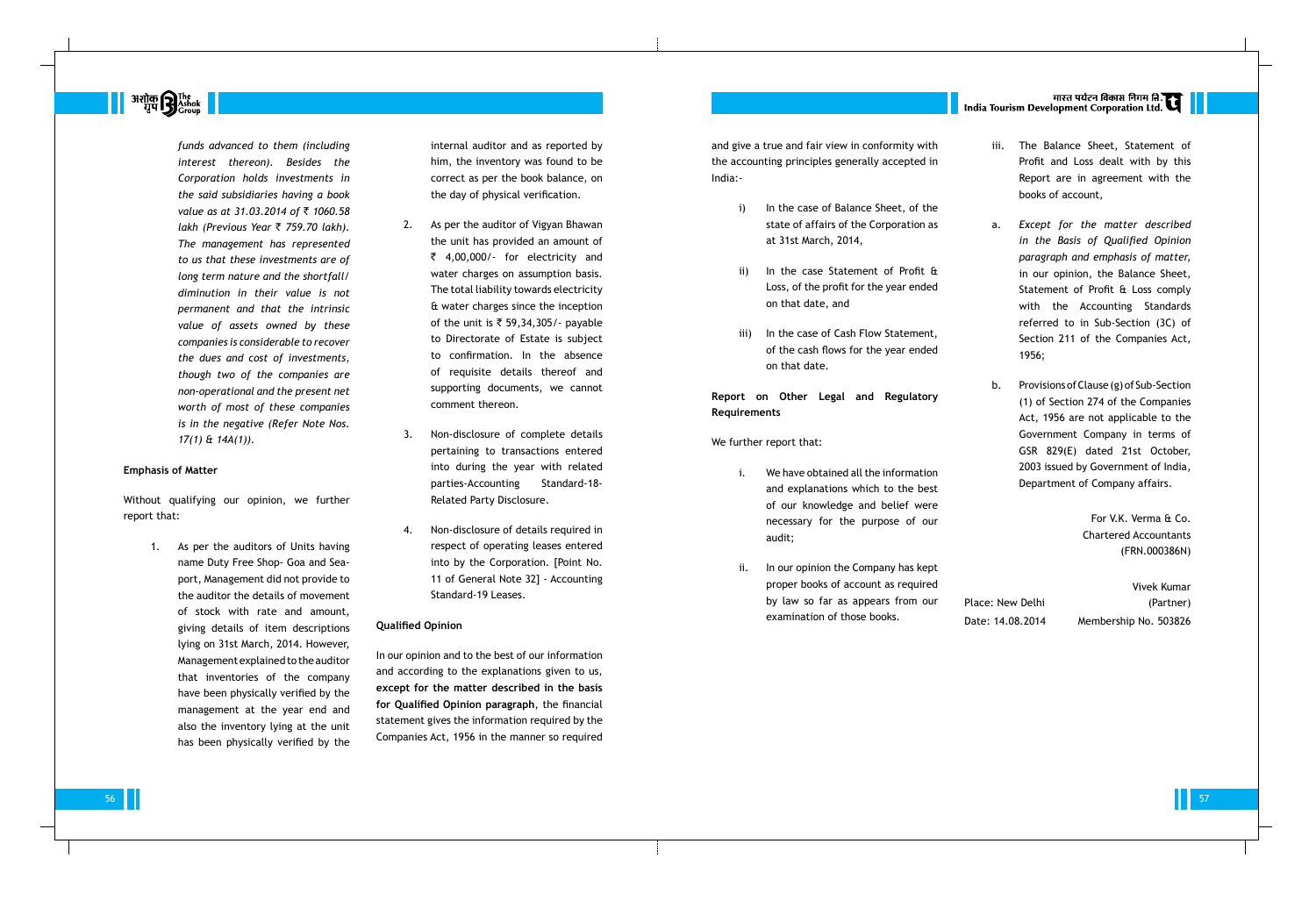*funds advanced to them (including interest thereon). Besides the Corporation holds investments in the said subsidiaries having a book value as at 31.03.2014 of ₹ 1060.58 lakh (Previous Year ₹ 759.70 lakh). The management has represented to us that these investments are of long term nature and the shortfall/ diminution in their value is not permanent and that the intrinsic value of assets owned by these companies is considerable to recover the dues and cost of investments, though two of the companies are non-operational and the present net worth of most of these companies is in the negative (Refer Note Nos. 17(1) & 14A(1)).*

**Emphasis of Matter**

Without qualifying our opinion, we further report that:

1. As per the auditors of Units having name Duty Free Shop- Goa and Sea-port, Management did not provide to the auditor the details of movement of stock with rate and amount, giving details of item descriptions lying on 31st March, 2014. However, Management explained to the auditor that inventories of the company have been physically verified by the management at the year end and also the inventory lying at the unit has been physically verified by the internal auditor and as reported by him, the inventory was found to be correct as per the book balance, on the day of physical verification.

2. As per the auditor of Vigyan Bhawan the unit has provided an amount of ₹ 4,00,000/- for electricity and water charges on assumption basis. The total liability towards electricity & water charges since the inception of the unit is ₹ 59,34,305/- payable to Directorate of Estate is subject to confirmation. In the absence of requisite details thereof and supporting documents, we cannot comment thereon.

3. Non-disclosure of complete details pertaining to transactions entered into during the year with related parties-Accounting Standard-18-Related Party Disclosure.

4. Non-disclosure of details required in respect of operating leases entered into by the Corporation. [Point No. 11 of General Note 32] - Accounting Standard-19 Leases.

**Qualified Opinion**

In our opinion and to the best of our information and according to the explanations given to us, **except for the matter described in the basis for Qualified Opinion paragraph**, the financial statement gives the information required by the Companies Act, 1956 in the manner so required and give a true and fair view in conformity with the accounting principles generally accepted in India:-

i) In the case of Balance Sheet, of the state of affairs of the Corporation as at 31st March, 2014,

ii) In the case Statement of Profit & Loss, of the profit for the year ended on that date, and

iii) In the case of Cash Flow Statement, of the cash flows for the year ended on that date.

**Report on Other Legal and Regulatory Requirements**

We further report that:

i. We have obtained all the information and explanations which to the best of our knowledge and belief were necessary for the purpose of our audit;

ii. In our opinion the Company has kept proper books of account as required by law so far as appears from our examination of those books.

iii. The Balance Sheet, Statement of Profit and Loss dealt with by this Report are in agreement with the books of account,

a. *Except for the matter described in the Basis of Qualified Opinion paragraph and emphasis of matter,* in our opinion, the Balance Sheet, Statement of Profit & Loss comply with the Accounting Standards referred to in Sub-Section (3C) of Section 211 of the Companies Act, 1956;

b. Provisions of Clause (g) of Sub-Section (1) of Section 274 of the Companies Act, 1956 are not applicable to the Government Company in terms of GSR 829(E) dated 21st October, 2003 issued by Government of India, Department of Company affairs.

For V.K. Verma & Co.
Chartered Accountants
(FRN.000386N)

Vivek Kumar
(Partner)
Membership No. 503826

Place: New Delhi
Date: 14.08.2014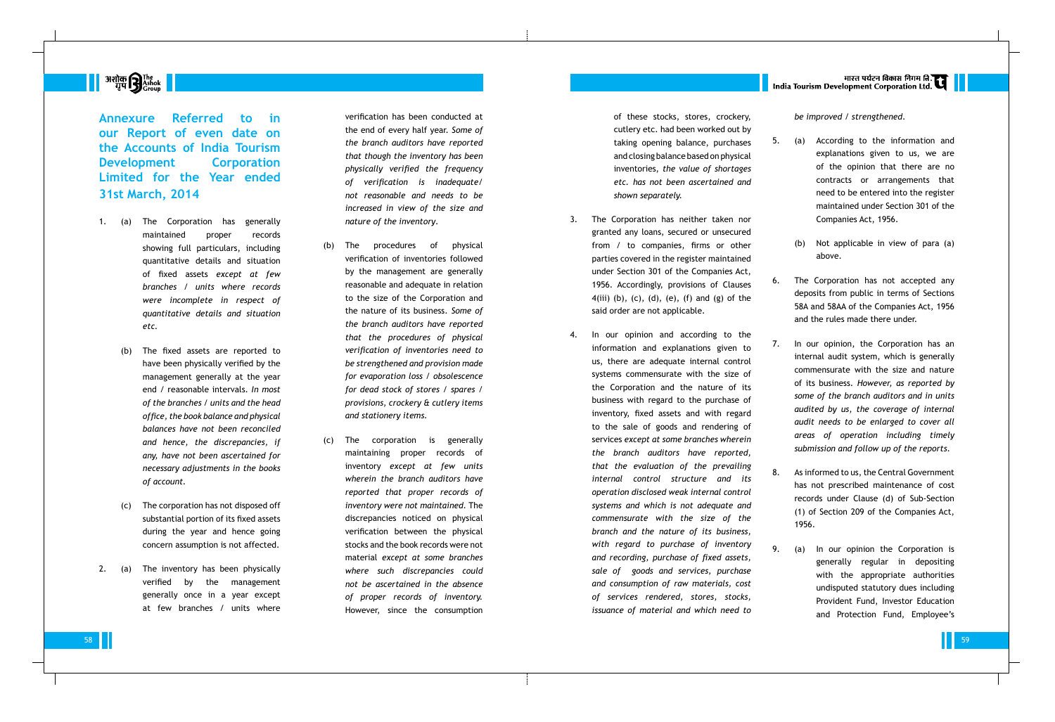## Annexure Referred to in our Report of even date on the Accounts of India Tourism Development Corporation Limited for the Year ended 31st March, 2014

1. (a) The Corporation has generally maintained proper records showing full particulars, including quantitative details and situation of fixed assets *except at few branches / units where records were incomplete in respect of quantitative details and situation etc.*

   (b) The fixed assets are reported to have been physically verified by the management generally at the year end / reasonable intervals. *In most of the branches / units and the head office, the book balance and physical balances have not been reconciled and hence, the discrepancies, if any, have not been ascertained for necessary adjustments in the books of account.*

   (c) The corporation has not disposed off substantial portion of its fixed assets during the year and hence going concern assumption is not affected.

2. (a) The inventory has been physically verified by the management generally once in a year except at few branches / units where verification has been conducted at the end of every half year. *Some of the branch auditors have reported that though the inventory has been physically verified the frequency of verification is inadequate/ not reasonable and needs to be increased in view of the size and nature of the inventory.*

   (b) The procedures of physical verification of inventories followed by the management are generally reasonable and adequate in relation to the size of the Corporation and the nature of its business. *Some of the branch auditors have reported that the procedures of physical verification of inventories need to be strengthened and provision made for evaporation loss / obsolescence for dead stock of stores / spares / provisions, crockery & cutlery items and stationery items.*

   (c) The corporation is generally maintaining proper records of inventory *except at few units wherein the branch auditors have reported that proper records of inventory were not maintained.* The discrepancies noticed on physical verification between the physical stocks and the book records were not material *except at some branches where such discrepancies could not be ascertained in the absence of proper records of inventory.* However, since the consumption of these stocks, stores, crockery, cutlery etc. had been worked out by taking opening balance, purchases and closing balance based on physical inventories, *the value of shortages etc. has not been ascertained and shown separately.*

3. The Corporation has neither taken nor granted any loans, secured or unsecured from / to companies, firms or other parties covered in the register maintained under Section 301 of the Companies Act, 1956. Accordingly, provisions of Clauses 4(iii) (b), (c), (d), (e), (f) and (g) of the said order are not applicable.

4. In our opinion and according to the information and explanations given to us, there are adequate internal control systems commensurate with the size of the Corporation and the nature of its business with regard to the purchase of inventory, fixed assets and with regard to the sale of goods and rendering of services *except at some branches wherein the branch auditors have reported, that the evaluation of the prevailing internal control structure and its operation disclosed weak internal control systems and which is not adequate and commensurate with the size of the branch and the nature of its business, with regard to purchase of inventory and recording, purchase of fixed assets, sale of goods and services, purchase and consumption of raw materials, cost of services rendered, stores, stocks, issuance of material and which need to be improved / strengthened.*

5. (a) According to the information and explanations given to us, we are of the opinion that there are no contracts or arrangements that need to be entered into the register maintained under Section 301 of the Companies Act, 1956.

   (b) Not applicable in view of para (a) above.

6. The Corporation has not accepted any deposits from public in terms of Sections 58A and 58AA of the Companies Act, 1956 and the rules made there under.

7. In our opinion, the Corporation has an internal audit system, which is generally commensurate with the size and nature of its business. *However, as reported by some of the branch auditors and in units audited by us, the coverage of internal audit needs to be enlarged to cover all areas of operation including timely submission and follow up of the reports.*

8. As informed to us, the Central Government has not prescribed maintenance of cost records under Clause (d) of Sub-Section (1) of Section 209 of the Companies Act, 1956.

9. (a) In our opinion the Corporation is generally regular in depositing with the appropriate authorities undisputed statutory dues including Provident Fund, Investor Education and Protection Fund, Employee's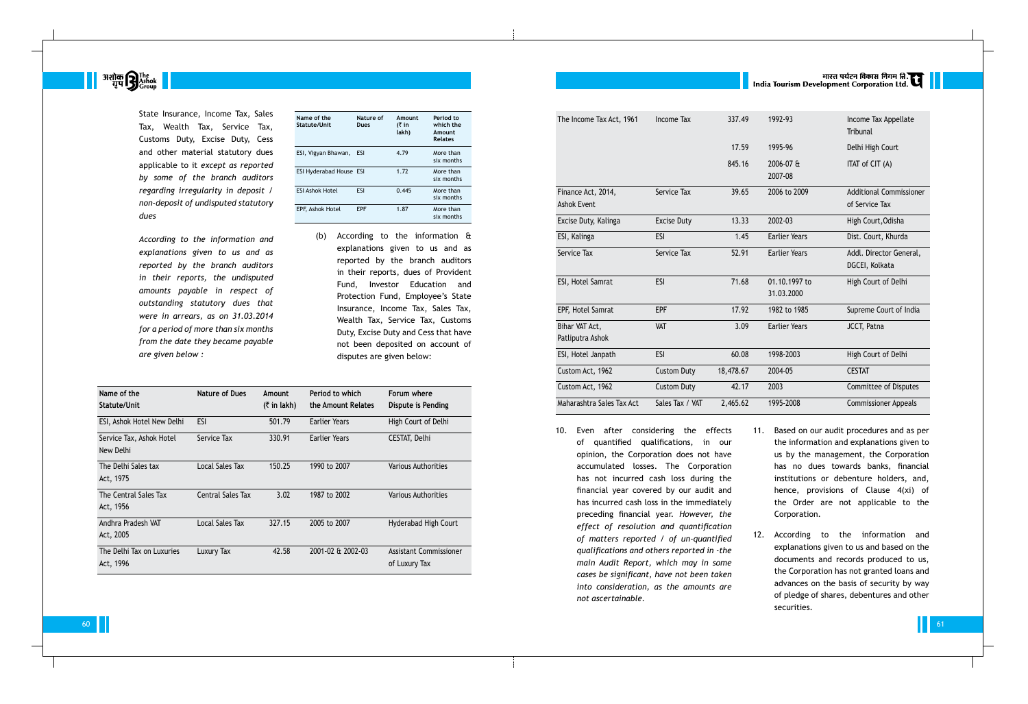State Insurance, Income Tax, Sales Tax, Wealth Tax, Service Tax, Customs Duty, Excise Duty, Cess and other material statutory dues applicable to it *except as reported by some of the branch auditors regarding irregularity in deposit / non-deposit of undisputed statutory dues*

*According to the information and explanations given to us and as reported by the branch auditors in their reports, the undisputed amounts payable in respect of outstanding statutory dues that were in arrears, as on 31.03.2014 for a period of more than six months from the date they became payable are given below :*

| Name of the Statute/Unit | Nature of Dues | Amount (₹ in lakh) | Period to which the Amount Relates |
|---|---|---|---|
| ESI, Vigyan Bhawan, | ESI | 4.79 | More than six months |
| ESI Hyderabad House | ESI | 1.72 | More than six months |
| ESI Ashok Hotel | ESI | 0.445 | More than six months |
| EPF, Ashok Hotel | EPF | 1.87 | More than six months |

(b) According to the information & explanations given to us and as reported by the branch auditors in their reports, dues of Provident Fund, Investor Education and Protection Fund, Employee's State Insurance, Income Tax, Sales Tax, Wealth Tax, Service Tax, Customs Duty, Excise Duty and Cess that have not been deposited on account of disputes are given below:

| Name of the Statute/Unit | Nature of Dues | Amount (₹ in lakh) | Period to which the Amount Relates | Forum where Dispute is Pending |
|---|---|---|---|---|
| ESI, Ashok Hotel New Delhi | ESI | 501.79 | Earlier Years | High Court of Delhi |
| Service Tax, Ashok Hotel New Delhi | Service Tax | 330.91 | Earlier Years | CESTAT, Delhi |
| The Delhi Sales tax Act, 1975 | Local Sales Tax | 150.25 | 1990 to 2007 | Various Authorities |
| The Central Sales Tax Act, 1956 | Central Sales Tax | 3.02 | 1987 to 2002 | Various Authorities |
| Andhra Pradesh VAT Act, 2005 | Local Sales Tax | 327.15 | 2005 to 2007 | Hyderabad High Court |
| The Delhi Tax on Luxuries Act, 1996 | Luxury Tax | 42.58 | 2001-02 & 2002-03 | Assistant Commissioner of Luxury Tax |
| The Income Tax Act, 1961 | Income Tax | 337.49 | 1992-93 | Income Tax Appellate Tribunal |
| | | 17.59 | 1995-96 | Delhi High Court |
| | | 845.16 | 2006-07 & 2007-08 | ITAT of CIT (A) |
| Finance Act, 2014, Ashok Event | Service Tax | 39.65 | 2006 to 2009 | Additional Commissioner of Service Tax |
| Excise Duty, Kalinga | Excise Duty | 13.33 | 2002-03 | High Court,Odisha |
| ESI, Kalinga | ESI | 1.45 | Earlier Years | Dist. Court, Khurda |
| Service Tax | Service Tax | 52.91 | Earlier Years | Addl. Director General, DGCEI, Kolkata |
| ESI, Hotel Samrat | ESI | 71.68 | 01.10.1997 to 31.03.2000 | High Court of Delhi |
| EPF, Hotel Samrat | EPF | 17.92 | 1982 to 1985 | Supreme Court of India |
| Bihar VAT Act, Patliputra Ashok | VAT | 3.09 | Earlier Years | JCCT, Patna |
| ESI, Hotel Janpath | ESI | 60.08 | 1998-2003 | High Court of Delhi |
| Custom Act, 1962 | Custom Duty | 18,478.67 | 2004-05 | CESTAT |
| Custom Act, 1962 | Custom Duty | 42.17 | 2003 | Committee of Disputes |
| Maharashtra Sales Tax Act | Sales Tax / VAT | 2,465.62 | 1995-2008 | Commissioner Appeals |

10. Even after considering the effects of quantified qualifications, in our opinion, the Corporation does not have accumulated losses. The Corporation has not incurred cash loss during the financial year covered by our audit and has incurred cash loss in the immediately preceding financial year. *However, the effect of resolution and quantification of matters reported / of un-quantified qualifications and others reported in -the main Audit Report, which may in some cases be significant, have not been taken into consideration, as the amounts are not ascertainable.*

11. Based on our audit procedures and as per the information and explanations given to us by the management, the Corporation has no dues towards banks, financial institutions or debenture holders, and, hence, provisions of Clause 4(xi) of the Order are not applicable to the Corporation.

12. According to the information and explanations given to us and based on the documents and records produced to us, the Corporation has not granted loans and advances on the basis of security by way of pledge of shares, debentures and other securities.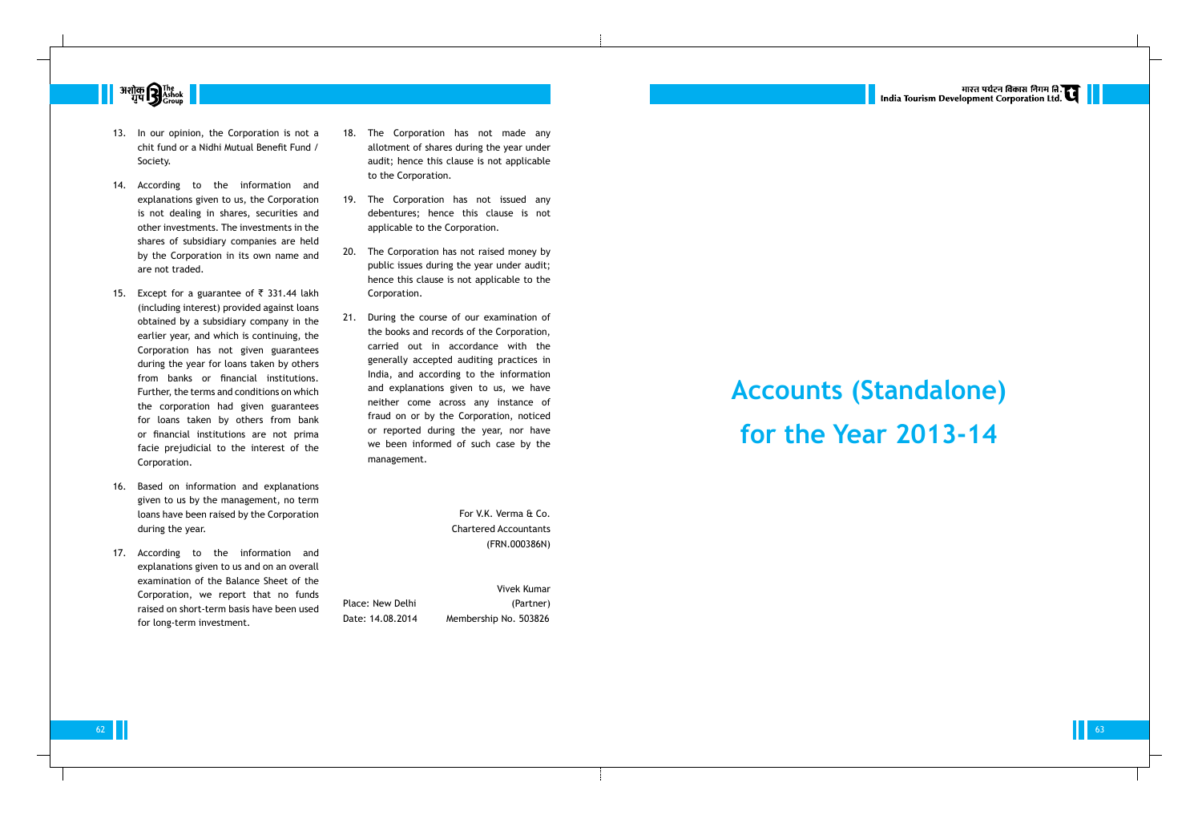13. In our opinion, the Corporation is not a chit fund or a Nidhi Mutual Benefit Fund / Society.

14. According to the information and explanations given to us, the Corporation is not dealing in shares, securities and other investments. The investments in the shares of subsidiary companies are held by the Corporation in its own name and are not traded.

15. Except for a guarantee of ₹ 331.44 lakh (including interest) provided against loans obtained by a subsidiary company in the earlier year, and which is continuing, the Corporation has not given guarantees during the year for loans taken by others from banks or financial institutions. Further, the terms and conditions on which the corporation had given guarantees for loans taken by others from bank or financial institutions are not prima facie prejudicial to the interest of the Corporation.

16. Based on information and explanations given to us by the management, no term loans have been raised by the Corporation during the year.

17. According to the information and explanations given to us and on an overall examination of the Balance Sheet of the Corporation, we report that no funds raised on short-term basis have been used for long-term investment.

18. The Corporation has not made any allotment of shares during the year under audit; hence this clause is not applicable to the Corporation.

19. The Corporation has not issued any debentures; hence this clause is not applicable to the Corporation.

20. The Corporation has not raised money by public issues during the year under audit; hence this clause is not applicable to the Corporation.

21. During the course of our examination of the books and records of the Corporation, carried out in accordance with the generally accepted auditing practices in India, and according to the information and explanations given to us, we have neither come across any instance of fraud on or by the Corporation, noticed or reported during the year, nor have we been informed of such case by the management.

For V.K. Verma & Co.
Chartered Accountants
(FRN.000386N)

Vivek Kumar
(Partner)
Membership No. 503826

Place: New Delhi
Date: 14.08.2014

# Accounts (Standalone) for the Year 2013-14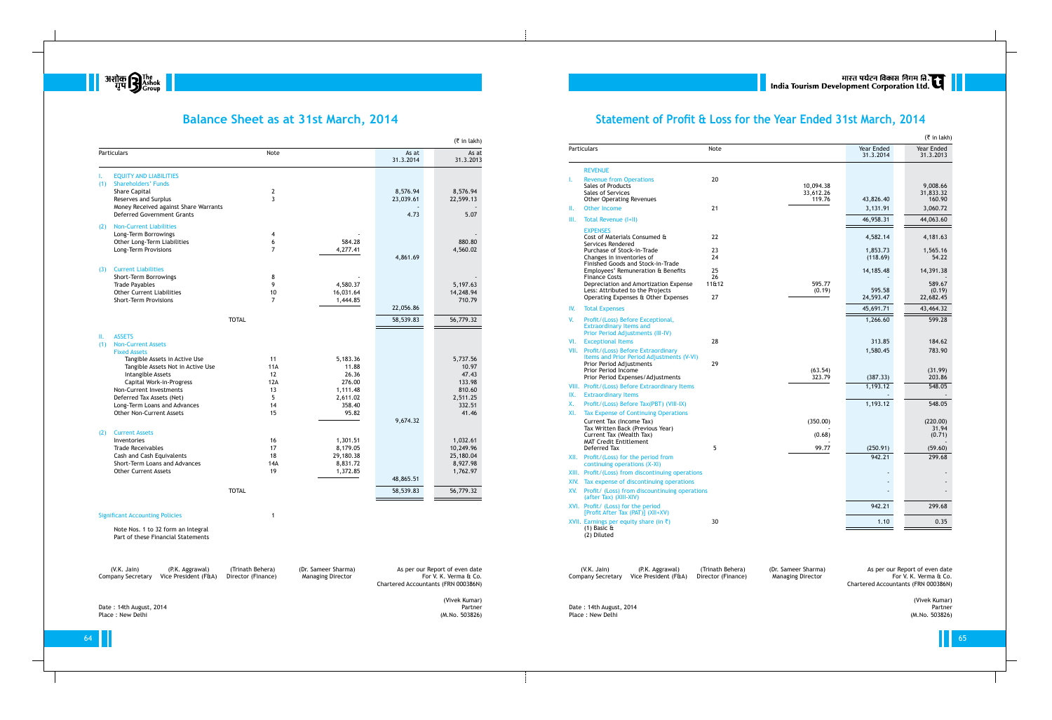# Balance Sheet as at 31st March, 2014

(₹ in lakh)

| Particulars | Note | | As at 31.3.2014 | As at 31.3.2013 |
|---|---|---|---|---|
| **I. EQUITY AND LIABILITIES** | | | | |
| **(1) Shareholders' Funds** | | | | |
| Share Capital | 2 | | 8,576.94 | 8,576.94 |
| Reserves and Surplus | 3 | | 23,039.61 | 22,599.13 |
| Money Received against Share Warrants | | | - | - |
| Deferred Government Grants | | | 4.73 | 5.07 |
| **(2) Non-Current Liabilities** | | | | |
| Long-Term Borrowings | 4 | - | | - |
| Other Long-Term Liabilities | 6 | 584.28 | | 880.80 |
| Long-Term Provisions | 7 | 4,277.41 | | 4,560.02 |
| | | | 4,861.69 | |
| **(3) Current Liabilities** | | | | |
| Short-Term Borrowings | 8 | - | | - |
| Trade Payables | 9 | 4,580.37 | | 5,197.63 |
| Other Current Liabilities | 10 | 16,031.64 | | 14,248.94 |
| Short-Term Provisions | 7 | 1,444.85 | | 710.79 |
| | | | 22,056.86 | |
| **TOTAL** | | | 58,539.83 | 56,779.32 |
| **II. ASSETS** | | | | |
| **(1) Non-Current Assets** | | | | |
| **Fixed Assets** | | | | |
| Tangible Assets in Active Use | 11 | 5,183.36 | | 5,737.56 |
| Tangible Assets Not in Active Use | 11A | 11.88 | | 10.97 |
| Intangible Assets | 12 | 26.36 | | 47.43 |
| Capital Work-in-Progress | 12A | 276.00 | | 133.98 |
| Non-Current Investments | 13 | 1,111.48 | | 810.60 |
| Deferred Tax Assets (Net) | 5 | 2,611.02 | | 2,511.25 |
| Long-Term Loans and Advances | 14 | 358.40 | | 332.51 |
| Other Non-Current Assets | 15 | 95.82 | | 41.46 |
| | | | 9,674.32 | |
| **(2) Current Assets** | | | | |
| Inventories | 16 | 1,301.51 | | 1,032.61 |
| Trade Receivables | 17 | 8,179.05 | | 10,249.96 |
| Cash and Cash Equivalents | 18 | 29,180.38 | | 25,180.04 |
| Short-Term Loans and Advances | 14A | 8,831.72 | | 8,927.98 |
| Other Current Assets | 19 | 1,372.85 | | 1,762.97 |
| | | | 48,865.51 | |
| **TOTAL** | | | 58,539.83 | 56,779.32 |

Significant Accounting Policies — 1

Note Nos. 1 to 32 form an Integral Part of these Financial Statements

| (V.K. Jain) Company Secretary | (P.K. Aggrawal) Vice President (F&A) | (Trinath Behera) Director (Finance) | (Dr. Sameer Sharma) Managing Director | As per our Report of even date For V. K. Verma & Co. Chartered Accountants (FRN 000386N) |
|---|---|---|---|---|

Date : 14th August, 2014
Place : New Delhi

(Vivek Kumar)
Partner
(M.No. 503826)

# Statement of Profit & Loss for the Year Ended 31st March, 2014

(₹ in lakh)

| Particulars | Note | | Year Ended 31.3.2014 | Year Ended 31.3.2013 |
|---|---|---|---|---|
| **REVENUE** | | | | |
| I. Revenue from Operations | 20 | | | |
| Sales of Products | | 10,094.38 | | 9,008.66 |
| Sales of Services | | 33,612.26 | | 31,833.32 |
| Other Operating Revenues | | 119.76 | 43,826.40 | 160.90 |
| II. Other Income | 21 | | 3,131.91 | 3,060.72 |
| III. Total Revenue (I+II) | | | 46,958.31 | 44,063.60 |
| **EXPENSES** | | | | |
| Cost of Materials Consumed & Services Rendered | 22 | | 4,582.14 | 4,181.63 |
| Purchase of Stock-in-Trade | 23 | | 1,853.73 | 1,565.16 |
| Changes in inventories of Finished Goods and Stock-in-Trade | 24 | | (118.69) | 54.22 |
| Employees' Remuneration & Benefits | 25 | | 14,185.48 | 14,391.38 |
| Finance Costs | 26 | | - | - |
| Depreciation and Amortization Expense | 11&12 | 595.77 | | 589.67 |
| Less: Attributed to the Projects | | (0.19) | 595.58 | (0.19) |
| Operating Expenses & Other Expenses | 27 | | 24,593.47 | 22,682.45 |
| IV. Total Expenses | | | 45,691.71 | 43,464.32 |
| V. Profit/(Loss) Before Exceptional, Extraordinary Items and Prior Period Adjustments (III-IV) | | | 1,266.60 | 599.28 |
| VI. Exceptional Items | 28 | | 313.85 | 184.62 |
| VII. Profit/(Loss) Before Extraordinary Items and Prior Period Adjustments (V-VI) | | | 1,580.45 | 783.90 |
| Prior Period Adjustments | 29 | | | |
| Prior Period Income | | (63.54) | | (31.99) |
| Prior Period Expenses/Adjustments | | 323.79 | (387.33) | 203.86 |
| VIII. Profit/(Loss) Before Extraordinary Items | | | 1,193.12 | 548.05 |
| IX. Extraordinary Items | | | - | - |
| X. Profit/(Loss) Before Tax(PBT) (VIII-IX) | | | 1,193.12 | 548.05 |
| XI. Tax Expense of Continuing Operations | | | | |
| Current Tax (Income Tax) | | (350.00) | | (220.00) |
| Tax Written Back (Previous Year) | | - | | 31.94 |
| Current Tax (Wealth Tax) | | (0.68) | | (0.71) |
| MAT Credit Entitlement | | - | | - |
| Deferred Tax | 5 | 99.77 | (250.91) | (59.60) |
| XII. Profit/(Loss) for the period from continuing operations (X-XI) | | | 942.21 | 299.68 |
| XIII. Profit/(Loss) from discontinuing operations | | | - | - |
| XIV. Tax expense of discontinuing operations | | | - | - |
| XV. Profit/ (Loss) from discontinuing operations (after Tax) (XIII-XIV) | | | - | - |
| XVI. Profit/ (Loss) for the period [Profit After Tax (PAT)] (XII+XV) | | | 942.21 | 299.68 |
| XVII. Earnings per equity share (in ₹) (1) Basic & (2) Diluted | 30 | | 1.10 | 0.35 |

| (V.K. Jain) Company Secretary | (P.K. Aggrawal) Vice President (F&A) | (Trinath Behera) Director (Finance) | (Dr. Sameer Sharma) Managing Director | As per our Report of even date For V. K. Verma & Co. Chartered Accountants (FRN 000386N) |
|---|---|---|---|---|

Date : 14th August, 2014
Place : New Delhi

(Vivek Kumar)
Partner
(M.No. 503826)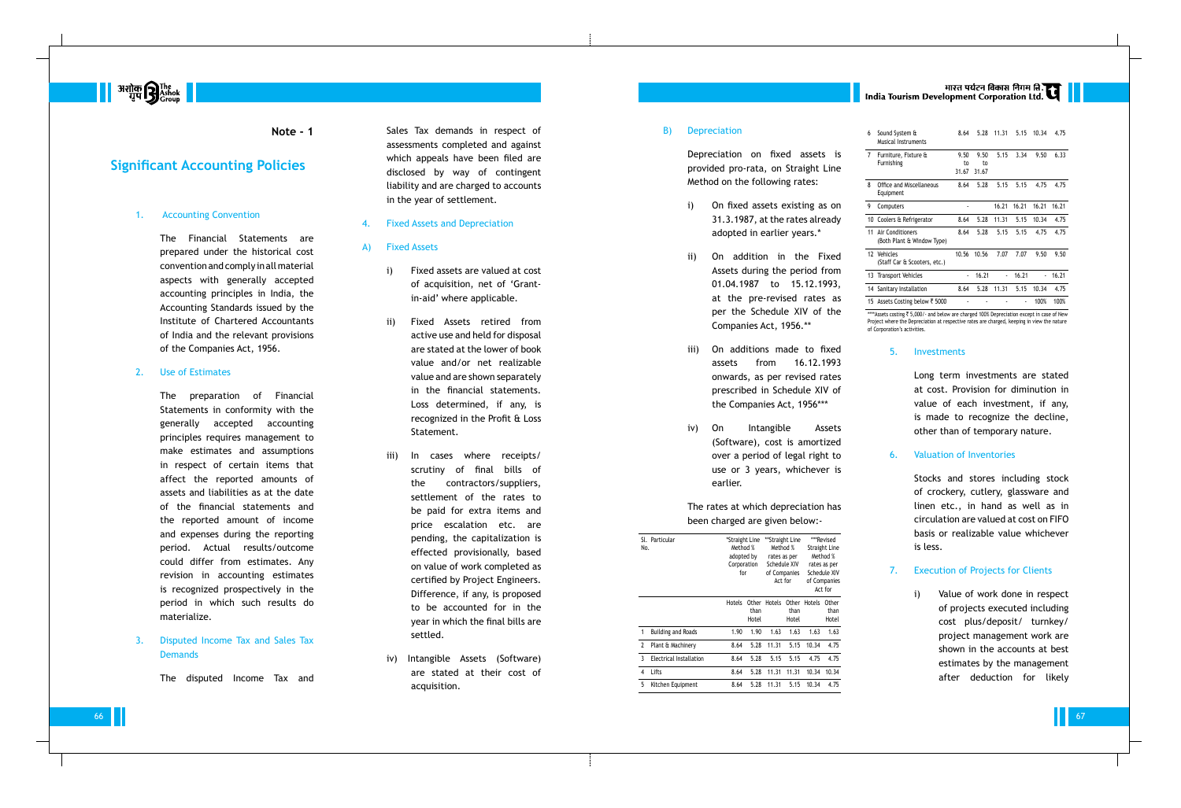## Note - 1

# Significant Accounting Policies

1. Accounting Convention

The Financial Statements are prepared under the historical cost convention and comply in all material aspects with generally accepted accounting principles in India, the Accounting Standards issued by the Institute of Chartered Accountants of India and the relevant provisions of the Companies Act, 1956.

2. Use of Estimates

The preparation of Financial Statements in conformity with the generally accepted accounting principles requires management to make estimates and assumptions in respect of certain items that affect the reported amounts of assets and liabilities as at the date of the financial statements and the reported amount of income and expenses during the reporting period. Actual results/outcome could differ from estimates. Any revision in accounting estimates is recognized prospectively in the period in which such results do materialize.

3. Disputed Income Tax and Sales Tax Demands

The disputed Income Tax and Sales Tax demands in respect of assessments completed and against which appeals have been filed are disclosed by way of contingent liability and are charged to accounts in the year of settlement.

4. Fixed Assets and Depreciation

A) Fixed Assets

i) Fixed assets are valued at cost of acquisition, net of 'Grant-in-aid' where applicable.

ii) Fixed Assets retired from active use and held for disposal are stated at the lower of book value and/or net realizable value and are shown separately in the financial statements. Loss determined, if any, is recognized in the Profit & Loss Statement.

iii) In cases where receipts/ scrutiny of final bills of the contractors/suppliers, settlement of the rates to be paid for extra items and price escalation etc. are pending, the capitalization is effected provisionally, based on value of work completed as certified by Project Engineers. Difference, if any, is proposed to be accounted for in the year in which the final bills are settled.

iv) Intangible Assets (Software) are stated at their cost of acquisition.

B) Depreciation

Depreciation on fixed assets is provided pro-rata, on Straight Line Method on the following rates:

i) On fixed assets existing as on 31.3.1987, at the rates already adopted in earlier years.*

ii) On addition in the Fixed Assets during the period from 01.04.1987 to 15.12.1993, at the pre-revised rates as per the Schedule XIV of the Companies Act, 1956.**

iii) On additions made to fixed assets from 16.12.1993 onwards, as per revised rates prescribed in Schedule XIV of the Companies Act, 1956***

iv) On Intangible Assets (Software), cost is amortized over a period of legal right to use or 3 years, whichever is earlier.

The rates at which depreciation has been charged are given below:-

| Sl. No. | Particular | *Straight Line Method % adopted by Corporation for | | **Straight Line Method % rates as per Schedule XIV of Companies Act for | | ***Revised Straight Line Method % rates as per Schedule XIV of Companies Act for | |
|---|---|---|---|---|---|---|---|
| | | Hotels | Other than Hotel | Hotels | Other than Hotel | Hotels | Other than Hotel |
| 1 | Building and Roads | 1.90 | 1.90 | 1.63 | 1.63 | 1.63 | 1.63 |
| 2 | Plant & Machinery | 8.64 | 5.28 | 11.31 | 5.15 | 10.34 | 4.75 |
| 3 | Electrical Installation | 8.64 | 5.28 | 5.15 | 5.15 | 4.75 | 4.75 |
| 4 | Lifts | 8.64 | 5.28 | 11.31 | 11.31 | 10.34 | 10.34 |
| 5 | Kitchen Equipment | 8.64 | 5.28 | 11.31 | 5.15 | 10.34 | 4.75 |
| 6 | Sound System & Musical Instruments | 8.64 | 5.28 | 11.31 | 5.15 | 10.34 | 4.75 |
| 7 | Furniture, Fixture & Furnishing | 9.50 to 31.67 | 9.50 to 31.67 | 5.15 | 3.34 | 9.50 | 6.33 |
| 8 | Office and Miscellaneous Equipment | 8.64 | 5.28 | 5.15 | 5.15 | 4.75 | 4.75 |
| 9 | Computers | - | | 16.21 | 16.21 | 16.21 | 16.21 |
| 10 | Coolers & Refrigerator | 8.64 | 5.28 | 11.31 | 5.15 | 10.34 | 4.75 |
| 11 | Air Conditioners (Both Plant & Window Type) | 8.64 | 5.28 | 5.15 | 5.15 | 4.75 | 4.75 |
| 12 | Vehicles (Staff Car & Scooters, etc.) | 10.56 | 10.56 | 7.07 | 7.07 | 9.50 | 9.50 |
| 13 | Transport Vehicles | - | 16.21 | - | 16.21 | - | 16.21 |
| 14 | Sanitary Installation | 8.64 | 5.28 | 11.31 | 5.15 | 10.34 | 4.75 |
| 15 | Assets Costing below ₹ 5000 | - | - | - | - | 100% | 100% |

***Assets costing ₹ 5,000/- and below are charged 100% Depreciation except in case of New Project where the Depreciation at respective rates are charged, keeping in view the nature of Corporation's activities.

5. Investments

Long term investments are stated at cost. Provision for diminution in value of each investment, if any, is made to recognize the decline, other than of temporary nature.

6. Valuation of Inventories

Stocks and stores including stock of crockery, cutlery, glassware and linen etc., in hand as well as in circulation are valued at cost on FIFO basis or realizable value whichever is less.

7. Execution of Projects for Clients

i) Value of work done in respect of projects executed including cost plus/deposit/ turnkey/ project management work are shown in the accounts at best estimates by the management after deduction for likely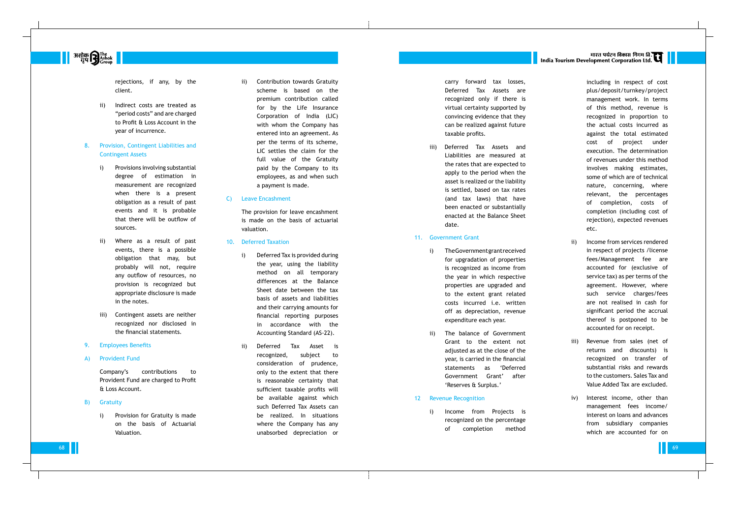rejections, if any, by the client.

ii) Indirect costs are treated as "period costs" and are charged to Profit & Loss Account in the year of incurrence.

8. Provision, Contingent Liabilities and Contingent Assets

i) Provisions involving substantial degree of estimation in measurement are recognized when there is a present obligation as a result of past events and it is probable that there will be outflow of sources.

ii) Where as a result of past events, there is a possible obligation that may, but probably will not, require any outflow of resources, no provision is recognized but appropriate disclosure is made in the notes.

iii) Contingent assets are neither recognized nor disclosed in the financial statements.

9. Employees Benefits

A) Provident Fund

Company's contributions to Provident Fund are charged to Profit & Loss Account.

B) Gratuity

i) Provision for Gratuity is made on the basis of Actuarial Valuation.

ii) Contribution towards Gratuity scheme is based on the premium contribution called for by the Life Insurance Corporation of India (LIC) with whom the Company has entered into an agreement. As per the terms of its scheme, LIC settles the claim for the full value of the Gratuity paid by the Company to its employees, as and when such a payment is made.

C) Leave Encashment

The provision for leave encashment is made on the basis of actuarial valuation.

10. Deferred Taxation

i) Deferred Tax is provided during the year, using the liability method on all temporary differences at the Balance Sheet date between the tax basis of assets and liabilities and their carrying amounts for financial reporting purposes in accordance with the Accounting Standard (AS-22).

ii) Deferred Tax Asset is recognized, subject to consideration of prudence, only to the extent that there is reasonable certainty that sufficient taxable profits will be available against which such Deferred Tax Assets can be realized. In situations where the Company has any unabsorbed depreciation or carry forward tax losses, Deferred Tax Assets are recognized only if there is virtual certainty supported by convincing evidence that they can be realized against future taxable profits.

iii) Deferred Tax Assets and Liabilities are measured at the rates that are expected to apply to the period when the asset is realized or the liability is settled, based on tax rates (and tax laws) that have been enacted or substantially enacted at the Balance Sheet date.

11. Government Grant

i) The Government grant received for upgradation of properties is recognized as income from the year in which respective properties are upgraded and to the extent grant related costs incurred i.e. written off as depreciation, revenue expenditure each year.

ii) The balance of Government Grant to the extent not adjusted as at the close of the year, is carried in the financial statements as 'Deferred Government Grant' after 'Reserves & Surplus.'

12 Revenue Recognition

i) Income from Projects is recognized on the percentage of completion method including in respect of cost plus/deposit/turnkey/project management work. In terms of this method, revenue is recognized in proportion to the actual costs incurred as against the total estimated cost of project under execution. The determination of revenues under this method involves making estimates, some of which are of technical nature, concerning, where relevant, the percentages of completion, costs of completion (including cost of rejection), expected revenues etc.

ii) Income from services rendered in respect of projects /license fees/Management fee are accounted for (exclusive of service tax) as per terms of the agreement. However, where such service charges/fees are not realised in cash for significant period the accrual thereof is postponed to be accounted for on receipt.

iii) Revenue from sales (net of returns and discounts) is recognized on transfer of substantial risks and rewards to the customers. Sales Tax and Value Added Tax are excluded.

iv) Interest income, other than management fees income/ interest on loans and advances from subsidiary companies which are accounted for on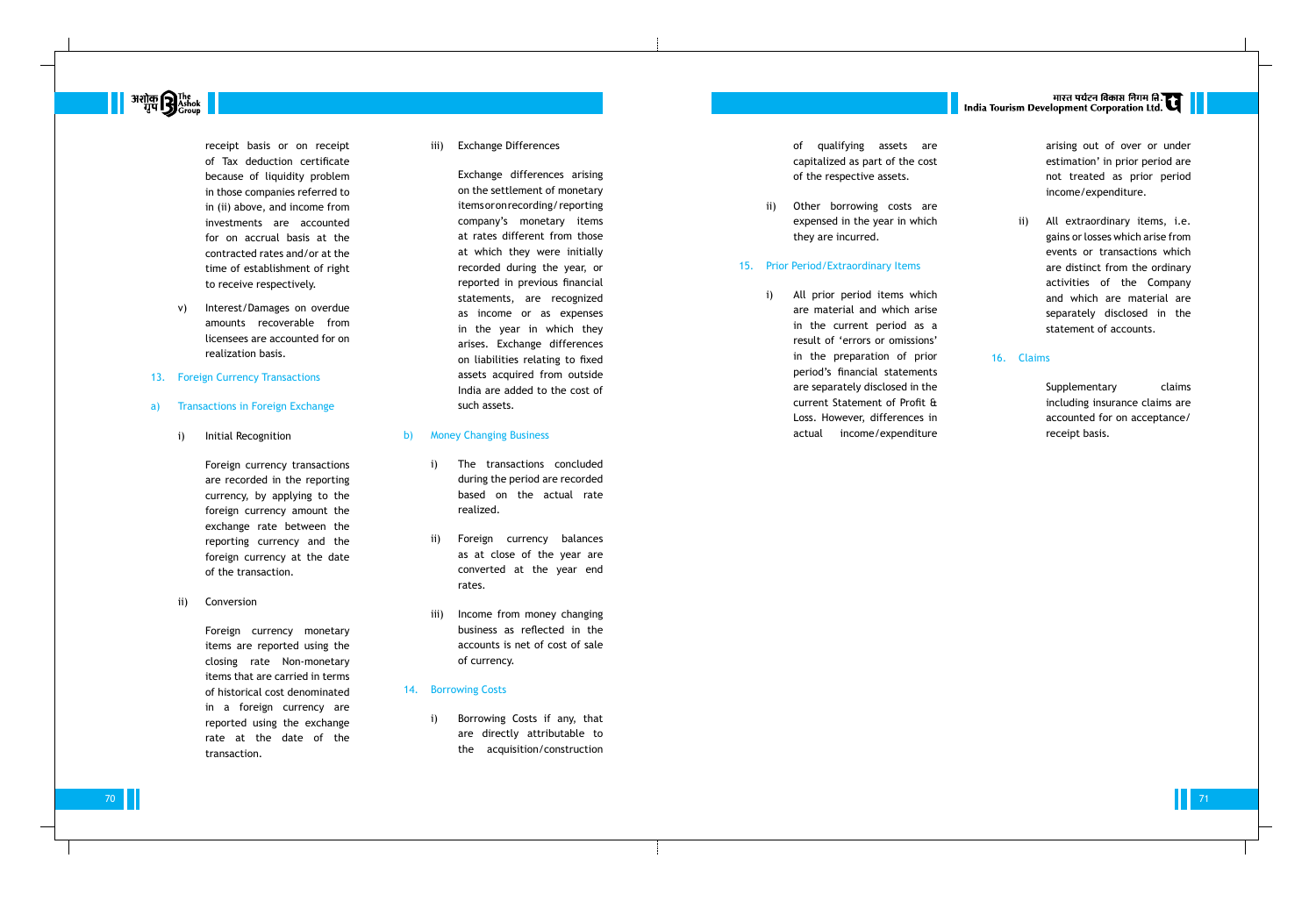receipt basis or on receipt of Tax deduction certificate because of liquidity problem in those companies referred to in (ii) above, and income from investments are accounted for on accrual basis at the contracted rates and/or at the time of establishment of right to receive respectively.

v) Interest/Damages on overdue amounts recoverable from licensees are accounted for on realization basis.

13. Foreign Currency Transactions

a) Transactions in Foreign Exchange

i) Initial Recognition

Foreign currency transactions are recorded in the reporting currency, by applying to the foreign currency amount the exchange rate between the reporting currency and the foreign currency at the date of the transaction.

ii) Conversion

Foreign currency monetary items are reported using the closing rate Non-monetary items that are carried in terms of historical cost denominated in a foreign currency are reported using the exchange rate at the date of the transaction.

iii) Exchange Differences

Exchange differences arising on the settlement of monetary items or on recording/reporting company's monetary items at rates different from those at which they were initially recorded during the year, or reported in previous financial statements, are recognized as income or as expenses in the year in which they arises. Exchange differences on liabilities relating to fixed assets acquired from outside India are added to the cost of such assets.

b) Money Changing Business

i) The transactions concluded during the period are recorded based on the actual rate realized.

ii) Foreign currency balances as at close of the year are converted at the year end rates.

iii) Income from money changing business as reflected in the accounts is net of cost of sale of currency.

14. Borrowing Costs

i) Borrowing Costs if any, that are directly attributable to the acquisition/construction of qualifying assets are capitalized as part of the cost of the respective assets.

ii) Other borrowing costs are expensed in the year in which they are incurred.

15. Prior Period/Extraordinary Items

i) All prior period items which are material and which arise in the current period as a result of 'errors or omissions' in the preparation of prior period's financial statements are separately disclosed in the current Statement of Profit & Loss. However, differences in actual income/expenditure arising out of over or under estimation' in prior period are not treated as prior period income/expenditure.

ii) All extraordinary items, i.e. gains or losses which arise from events or transactions which are distinct from the ordinary activities of the Company and which are material are separately disclosed in the statement of accounts.

16. Claims

Supplementary claims including insurance claims are accounted for on acceptance/receipt basis.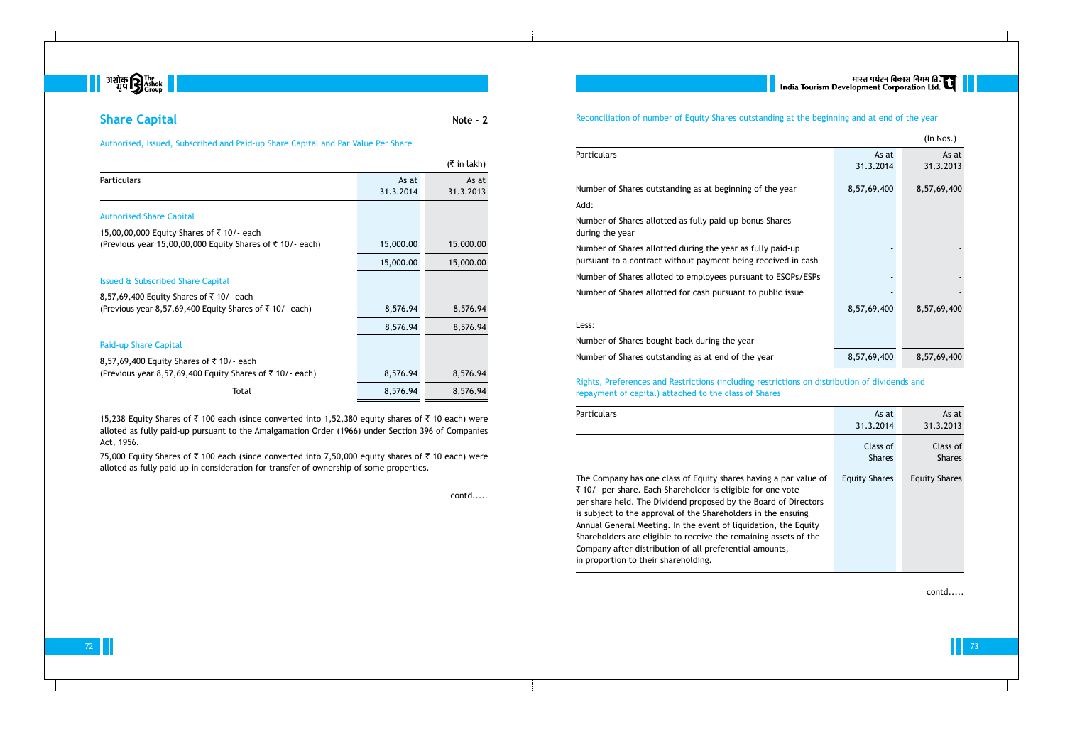## Share Capital

**Note - 2**

Authorised, Issued, Subscribed and Paid-up Share Capital and Par Value Per Share

(₹ in lakh)

| Particulars | As at 31.3.2014 | As at 31.3.2013 |
|---|---|---|
| **Authorised Share Capital** | | |
| 15,00,00,000 Equity Shares of ₹ 10/- each (Previous year 15,00,00,000 Equity Shares of ₹ 10/- each) | 15,000.00 | 15,000.00 |
| | 15,000.00 | 15,000.00 |
| **Issued & Subscribed Share Capital** | | |
| 8,57,69,400 Equity Shares of ₹ 10/- each (Previous year 8,57,69,400 Equity Shares of ₹ 10/- each) | 8,576.94 | 8,576.94 |
| | 8,576.94 | 8,576.94 |
| **Paid-up Share Capital** | | |
| 8,57,69,400 Equity Shares of ₹ 10/- each (Previous year 8,57,69,400 Equity Shares of ₹ 10/- each) | 8,576.94 | 8,576.94 |
| Total | 8,576.94 | 8,576.94 |

15,238 Equity Shares of ₹ 100 each (since converted into 1,52,380 equity shares of ₹ 10 each) were alloted as fully paid-up pursuant to the Amalgamation Order (1966) under Section 396 of Companies Act, 1956.

75,000 Equity Shares of ₹ 100 each (since converted into 7,50,000 equity shares of ₹ 10 each) were alloted as fully paid-up in consideration for transfer of ownership of some properties.

contd.....

Reconciliation of number of Equity Shares outstanding at the beginning and at end of the year

(In Nos.)

| Particulars | As at 31.3.2014 | As at 31.3.2013 |
|---|---|---|
| Number of Shares outstanding as at beginning of the year | 8,57,69,400 | 8,57,69,400 |
| Add: | | |
| Number of Shares allotted as fully paid-up-bonus Shares during the year | - | - |
| Number of Shares allotted during the year as fully paid-up pursuant to a contract without payment being received in cash | - | - |
| Number of Shares alloted to employees pursuant to ESOPs/ESPs | - | - |
| Number of Shares allotted for cash pursuant to public issue | - | - |
| | 8,57,69,400 | 8,57,69,400 |
| Less: | | |
| Number of Shares bought back during the year | - | - |
| Number of Shares outstanding as at end of the year | 8,57,69,400 | 8,57,69,400 |

Rights, Preferences and Restrictions (including restrictions on distribution of dividends and repayment of capital) attached to the class of Shares

| Particulars | As at 31.3.2014 | As at 31.3.2013 |
|---|---|---|
| | Class of Shares | Class of Shares |
| The Company has one class of Equity shares having a par value of ₹ 10/- per share. Each Shareholder is eligible for one vote per share held. The Dividend proposed by the Board of Directors is subject to the approval of the Shareholders in the ensuing Annual General Meeting. In the event of liquidation, the Equity Shareholders are eligible to receive the remaining assets of the Company after distribution of all preferential amounts, in proportion to their shareholding. | Equity Shares | Equity Shares |

contd.....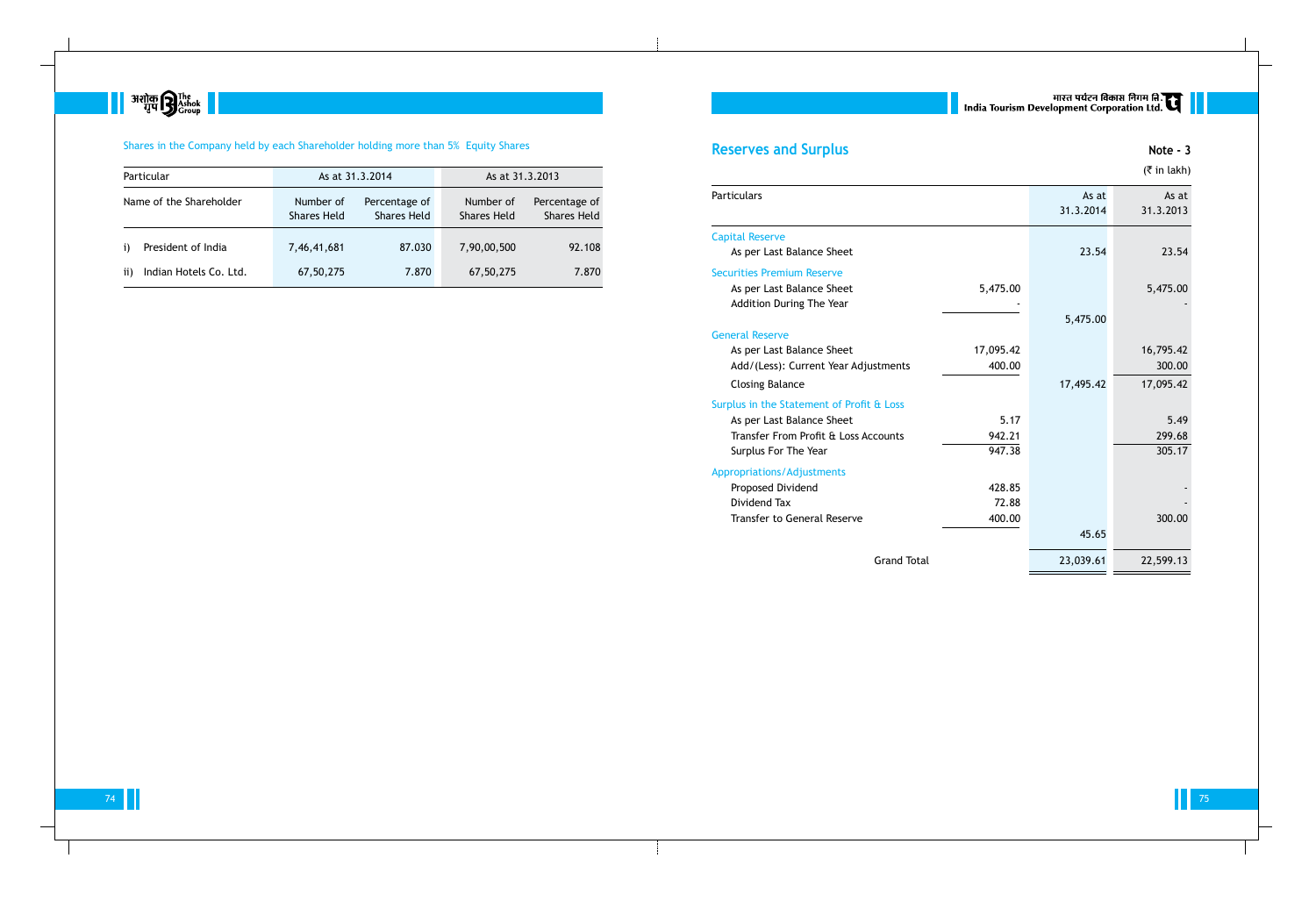Shares in the Company held by each Shareholder holding more than 5% Equity Shares

| Particular | As at 31.3.2014 | | As at 31.3.2013 | |
|---|---|---|---|---|
| Name of the Shareholder | Number of Shares Held | Percentage of Shares Held | Number of Shares Held | Percentage of Shares Held |
| i) President of India | 7,46,41,681 | 87.030 | 7,90,00,500 | 92.108 |
| ii) Indian Hotels Co. Ltd. | 67,50,275 | 7.870 | 67,50,275 | 7.870 |

## Reserves and Surplus

**Note - 3**

(₹ in lakh)

| Particulars | | As at 31.3.2014 | As at 31.3.2013 |
|---|---|---|---|
| Capital Reserve | | | |
| As per Last Balance Sheet | | 23.54 | 23.54 |
| Securities Premium Reserve | | | |
| As per Last Balance Sheet | 5,475.00 | | 5,475.00 |
| Addition During The Year | - | | - |
| | | 5,475.00 | |
| General Reserve | | | |
| As per Last Balance Sheet | 17,095.42 | | 16,795.42 |
| Add/(Less): Current Year Adjustments | 400.00 | | 300.00 |
| Closing Balance | | 17,495.42 | 17,095.42 |
| Surplus in the Statement of Profit & Loss | | | |
| As per Last Balance Sheet | 5.17 | | 5.49 |
| Transfer From Profit & Loss Accounts | 942.21 | | 299.68 |
| Surplus For The Year | 947.38 | | 305.17 |
| Appropriations/Adjustments | | | |
| Proposed Dividend | 428.85 | | - |
| Dividend Tax | 72.88 | | - |
| Transfer to General Reserve | 400.00 | | 300.00 |
| | | 45.65 | |
| Grand Total | | 23,039.61 | 22,599.13 |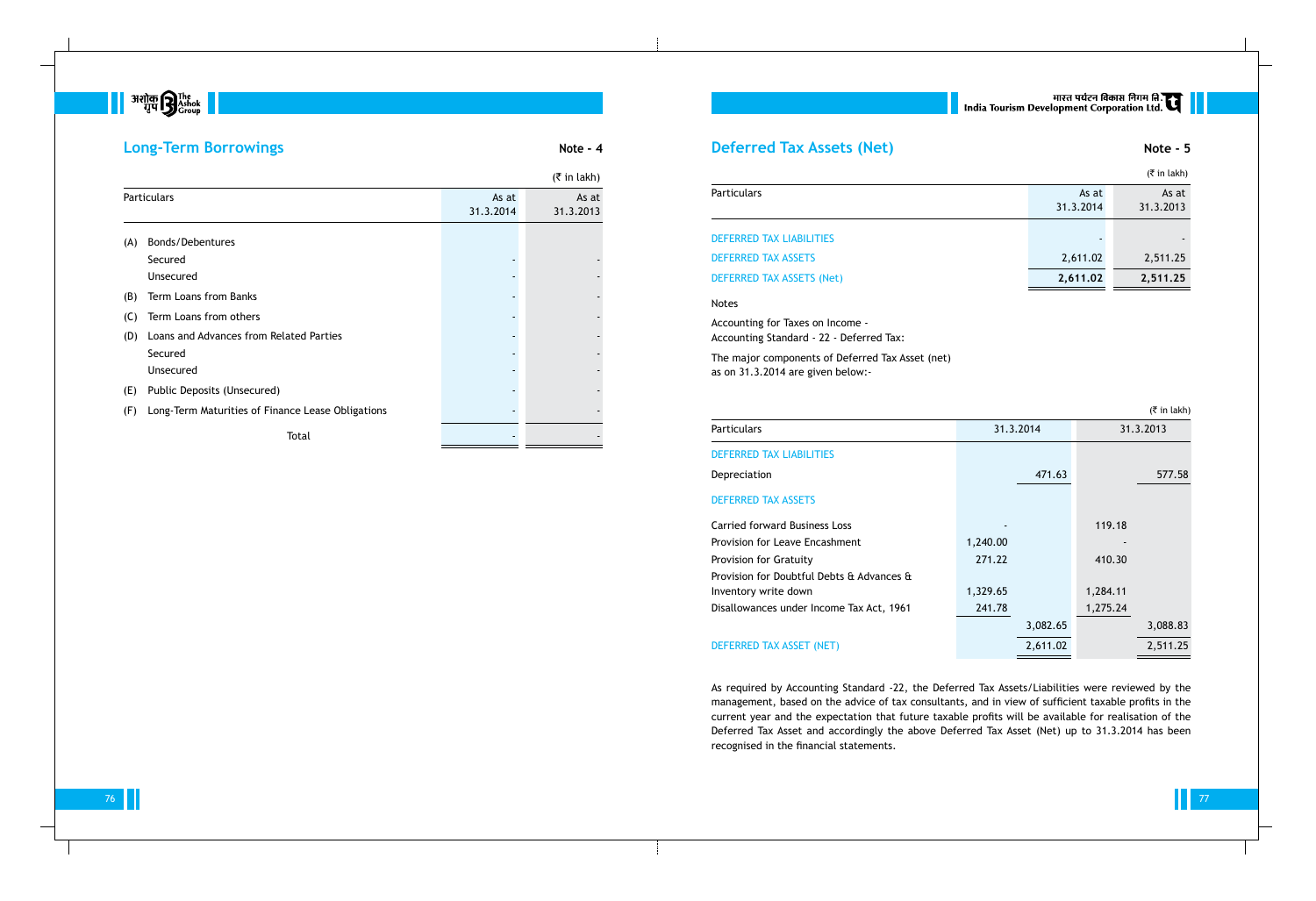## Long-Term Borrowings

**Note - 4**

(₹ in lakh)

| Particulars | | As at 31.3.2014 | As at 31.3.2013 |
|---|---|---|---|
| (A) | Bonds/Debentures | | |
| | Secured | - | - |
| | Unsecured | - | - |
| (B) | Term Loans from Banks | - | - |
| (C) | Term Loans from others | - | - |
| (D) | Loans and Advances from Related Parties | - | - |
| | Secured | - | - |
| | Unsecured | - | - |
| (E) | Public Deposits (Unsecured) | - | - |
| (F) | Long-Term Maturities of Finance Lease Obligations | - | - |
| | Total | - | - |

## Deferred Tax Assets (Net)

**Note - 5**

(₹ in lakh)

| Particulars | As at 31.3.2014 | As at 31.3.2013 |
|---|---|---|
| DEFERRED TAX LIABILITIES | - | - |
| DEFERRED TAX ASSETS | 2,611.02 | 2,511.25 |
| DEFERRED TAX ASSETS (Net) | **2,611.02** | **2,511.25** |

Notes

Accounting for Taxes on Income -
Accounting Standard - 22 - Deferred Tax:

The major components of Deferred Tax Asset (net) as on 31.3.2014 are given below:-

(₹ in lakh)

| Particulars | 31.3.2014 | | 31.3.2013 | |
|---|---|---|---|---|
| DEFERRED TAX LIABILITIES | | | | |
| Depreciation | | 471.63 | | 577.58 |
| DEFERRED TAX ASSETS | | | | |
| Carried forward Business Loss | - | | 119.18 | |
| Provision for Leave Encashment | 1,240.00 | | - | |
| Provision for Gratuity | 271.22 | | 410.30 | |
| Provision for Doubtful Debts & Advances & Inventory write down | 1,329.65 | | 1,284.11 | |
| Disallowances under Income Tax Act, 1961 | 241.78 | | 1,275.24 | |
| | | 3,082.65 | | 3,088.83 |
| DEFERRED TAX ASSET (NET) | | 2,611.02 | | 2,511.25 |

As required by Accounting Standard -22, the Deferred Tax Assets/Liabilities were reviewed by the management, based on the advice of tax consultants, and in view of sufficient taxable profits in the current year and the expectation that future taxable profits will be available for realisation of the Deferred Tax Asset and accordingly the above Deferred Tax Asset (Net) up to 31.3.2014 has been recognised in the financial statements.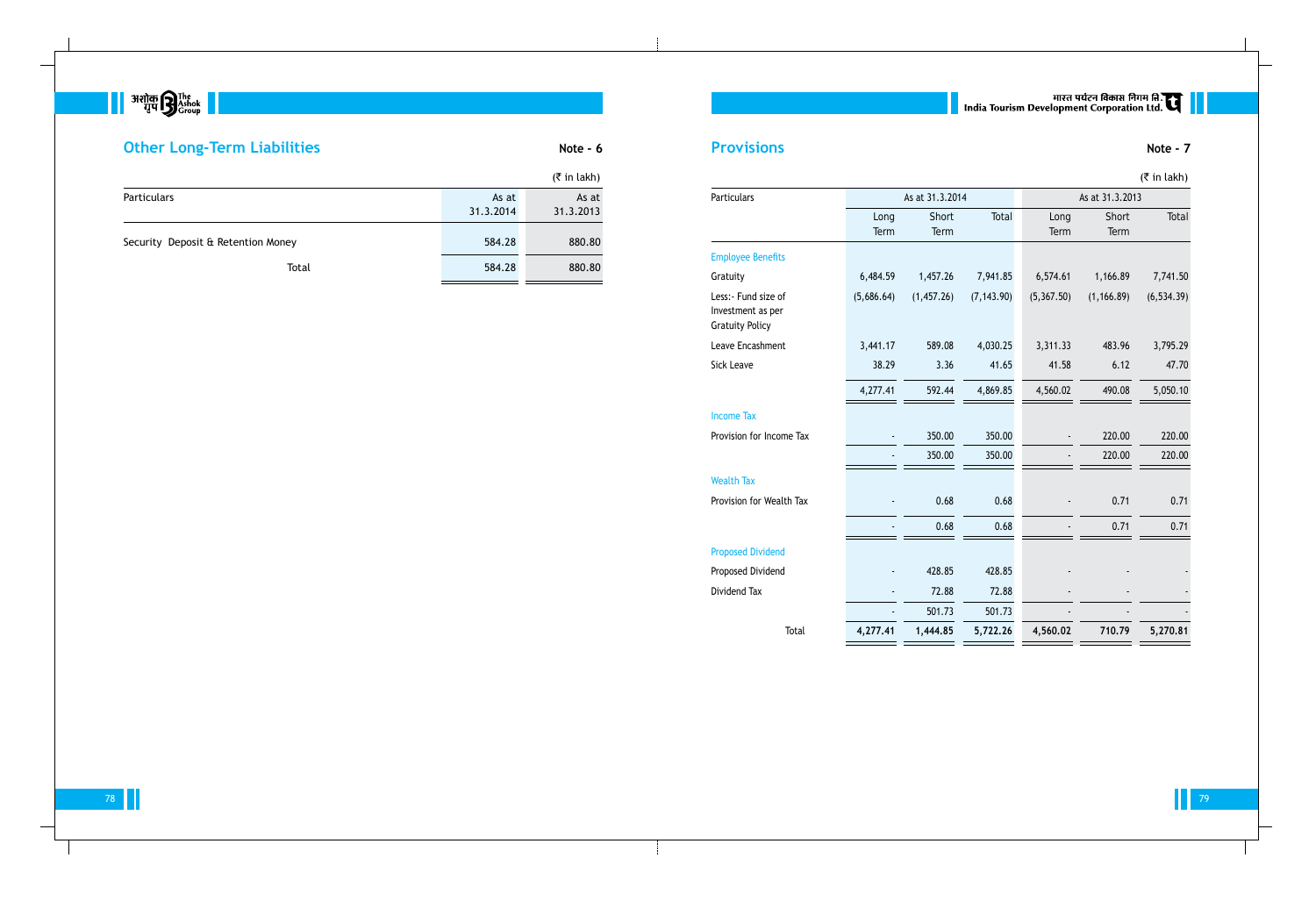## Other Long-Term Liabilities

Note - 6

(₹ in lakh)

| Particulars | As at 31.3.2014 | As at 31.3.2013 |
|---|---|---|
| Security Deposit & Retention Money | 584.28 | 880.80 |
| Total | 584.28 | 880.80 |

## Provisions

Note - 7

(₹ in lakh)

| Particulars | As at 31.3.2014 | | | As at 31.3.2013 | | |
|---|---|---|---|---|---|---|
| | Long Term | Short Term | Total | Long Term | Short Term | Total |
| **Employee Benefits** | | | | | | |
| Gratuity | 6,484.59 | 1,457.26 | 7,941.85 | 6,574.61 | 1,166.89 | 7,741.50 |
| Less:- Fund size of Investment as per Gratuity Policy | (5,686.64) | (1,457.26) | (7,143.90) | (5,367.50) | (1,166.89) | (6,534.39) |
| Leave Encashment | 3,441.17 | 589.08 | 4,030.25 | 3,311.33 | 483.96 | 3,795.29 |
| Sick Leave | 38.29 | 3.36 | 41.65 | 41.58 | 6.12 | 47.70 |
| | 4,277.41 | 592.44 | 4,869.85 | 4,560.02 | 490.08 | 5,050.10 |
| **Income Tax** | | | | | | |
| Provision for Income Tax | - | 350.00 | 350.00 | - | 220.00 | 220.00 |
| | - | 350.00 | 350.00 | - | 220.00 | 220.00 |
| **Wealth Tax** | | | | | | |
| Provision for Wealth Tax | - | 0.68 | 0.68 | - | 0.71 | 0.71 |
| | - | 0.68 | 0.68 | - | 0.71 | 0.71 |
| **Proposed Dividend** | | | | | | |
| Proposed Dividend | - | 428.85 | 428.85 | - | - | - |
| Dividend Tax | - | 72.88 | 72.88 | - | - | - |
| | - | 501.73 | 501.73 | - | - | - |
| Total | **4,277.41** | **1,444.85** | **5,722.26** | **4,560.02** | **710.79** | **5,270.81** |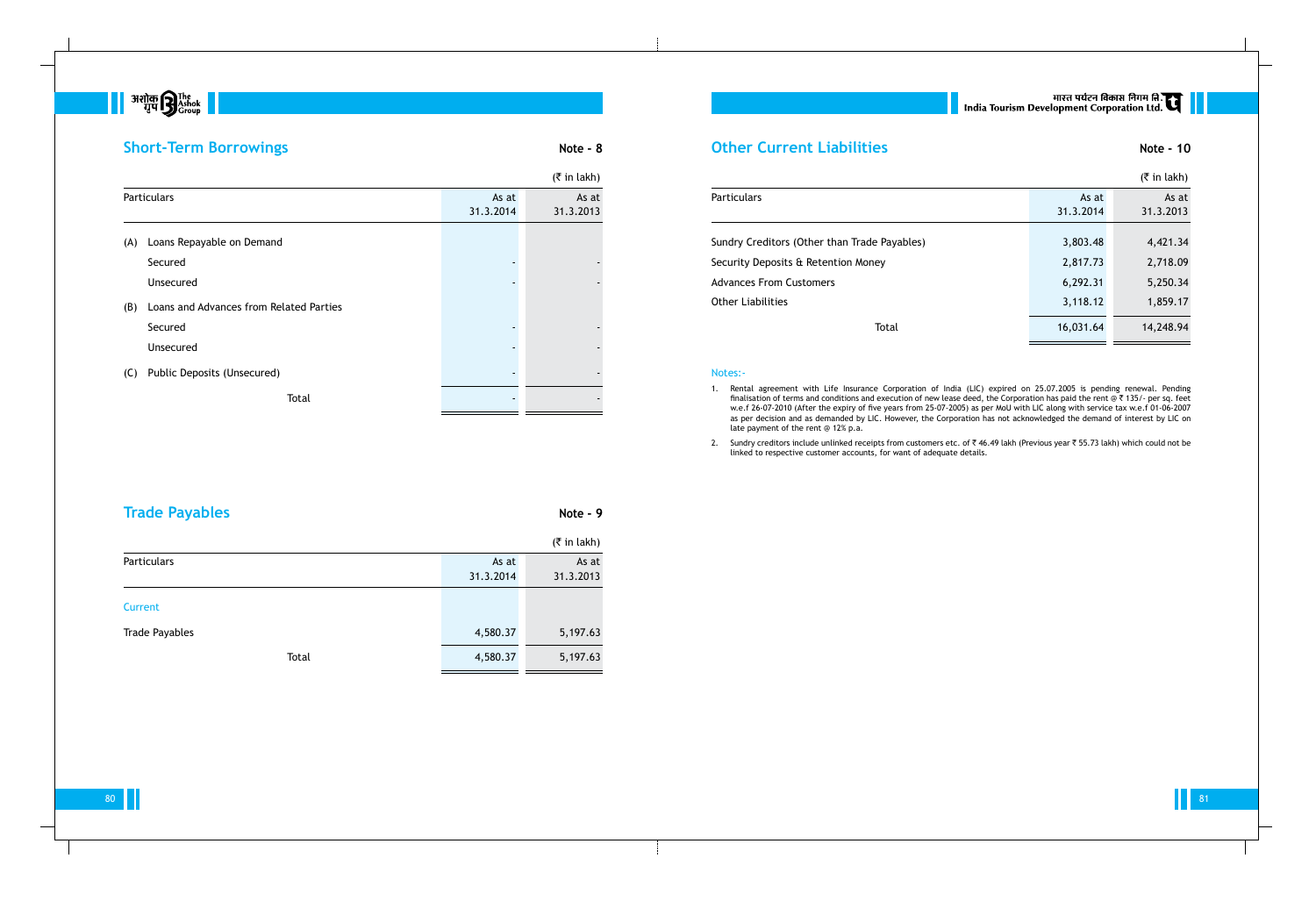## Short-Term Borrowings

**Note - 8**

(₹ in lakh)

| Particulars | As at 31.3.2014 | As at 31.3.2013 |
|---|---|---|
| (A) Loans Repayable on Demand | | |
| Secured | - | - |
| Unsecured | - | - |
| (B) Loans and Advances from Related Parties | | |
| Secured | - | - |
| Unsecured | - | - |
| (C) Public Deposits (Unsecured) | - | - |
| Total | - | - |

## Trade Payables

**Note - 9**

(₹ in lakh)

| Particulars | As at 31.3.2014 | As at 31.3.2013 |
|---|---|---|
| Current | | |
| Trade Payables | 4,580.37 | 5,197.63 |
| Total | 4,580.37 | 5,197.63 |

## Other Current Liabilities

**Note - 10**

(₹ in lakh)

| Particulars | As at 31.3.2014 | As at 31.3.2013 |
|---|---|---|
| Sundry Creditors (Other than Trade Payables) | 3,803.48 | 4,421.34 |
| Security Deposits & Retention Money | 2,817.73 | 2,718.09 |
| Advances From Customers | 6,292.31 | 5,250.34 |
| Other Liabilities | 3,118.12 | 1,859.17 |
| Total | 16,031.64 | 14,248.94 |

Notes:-

1. Rental agreement with Life Insurance Corporation of India (LIC) expired on 25.07.2005 is pending renewal. Pending finalisation of terms and conditions and execution of new lease deed, the Corporation has paid the rent @ ₹ 135/- per sq. feet w.e.f 26-07-2010 (After the expiry of five years from 25-07-2005) as per MoU with LIC along with service tax w.e.f 01-06-2007 as per decision and as demanded by LIC. However, the Corporation has not acknowledged the demand of interest by LIC on late payment of the rent @ 12% p.a.
2. Sundry creditors include unlinked receipts from customers etc. of ₹ 46.49 lakh (Previous year ₹ 55.73 lakh) which could not be linked to respective customer accounts, for want of adequate details.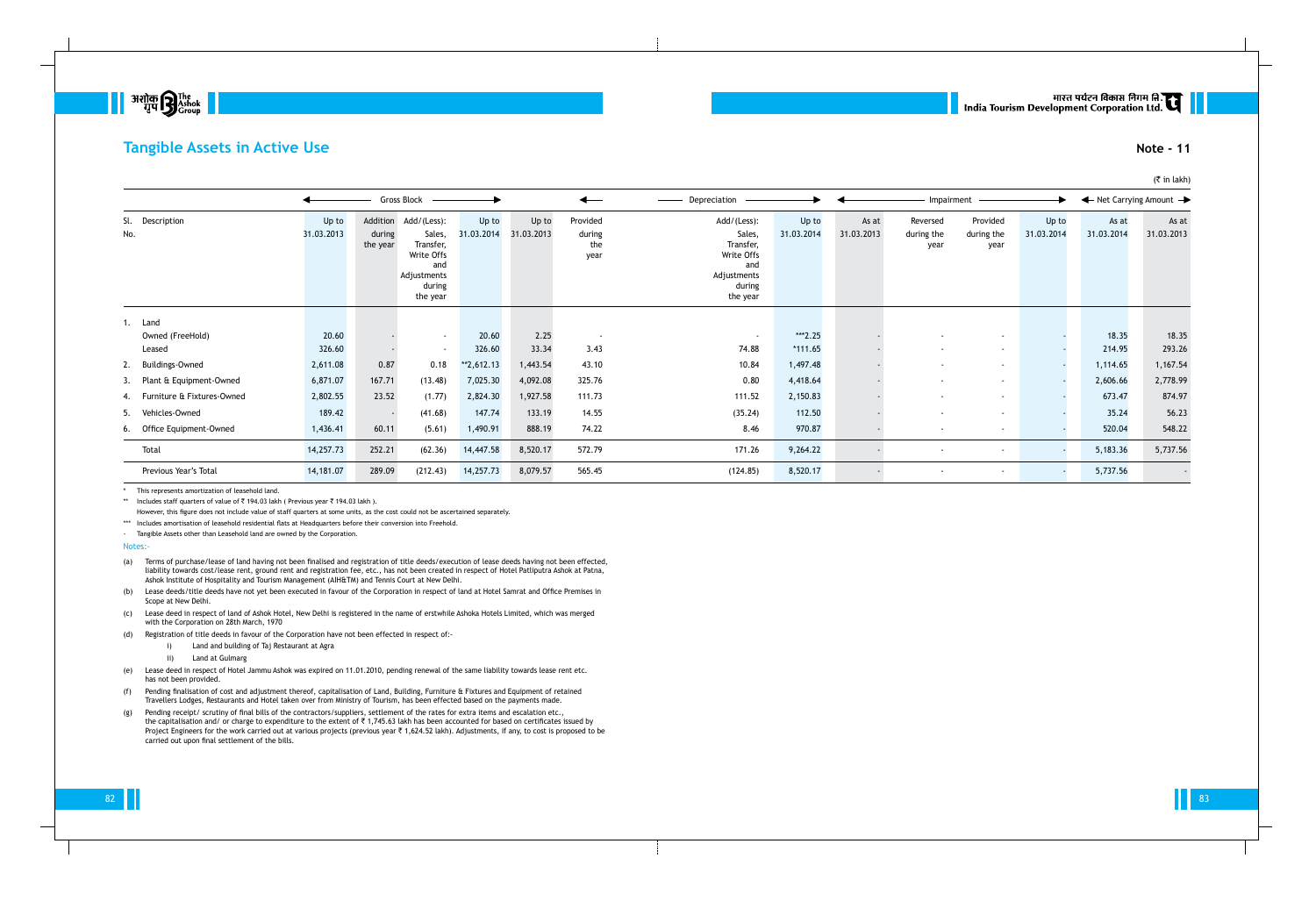## Tangible Assets in Active Use

**Note - 11**

(₹ in lakh)

| Sl. No. | Description | Gross Block | | | | Depreciation | | | | Impairment | | | | Net Carrying Amount | |
|---|---|---|---|---|---|---|---|---|---|---|---|---|---|---|---|
| | | Up to 31.03.2013 | Addition during the year | Add/(Less): Sales, Transfer, Write Offs and Adjustments during the year | Up to 31.03.2014 | Up to 31.03.2013 | Provided during the year | Add/(Less): Sales, Transfer, Write Offs and Adjustments during the year | Up to 31.03.2014 | As at 31.03.2013 | Reversed during the year | Provided during the year | Up to 31.03.2014 | As at 31.03.2014 | As at 31.03.2013 |
| 1. | Land | | | | | | | | | | | | | | |
| | Owned (FreeHold) | 20.60 | - | - | 20.60 | 2.25 | - | - | ***2.25 | - | - | - | - | 18.35 | 18.35 |
| | Leased | 326.60 | - | - | 326.60 | 33.34 | 3.43 | 74.88 | *111.65 | - | - | - | - | 214.95 | 293.26 |
| 2. | Buildings-Owned | 2,611.08 | 0.87 | 0.18 | **2,612.13 | 1,443.54 | 43.10 | 10.84 | 1,497.48 | - | - | - | - | 1,114.65 | 1,167.54 |
| 3. | Plant & Equipment-Owned | 6,871.07 | 167.71 | (13.48) | 7,025.30 | 4,092.08 | 325.76 | 0.80 | 4,418.64 | - | - | - | - | 2,606.66 | 2,778.99 |
| 4. | Furniture & Fixtures-Owned | 2,802.55 | 23.52 | (1.77) | 2,824.30 | 1,927.58 | 111.73 | 111.52 | 2,150.83 | - | - | - | - | 673.47 | 874.97 |
| 5. | Vehicles-Owned | 189.42 | - | (41.68) | 147.74 | 133.19 | 14.55 | (35.24) | 112.50 | - | - | - | - | 35.24 | 56.23 |
| 6. | Office Equipment-Owned | 1,436.41 | 60.11 | (5.61) | 1,490.91 | 888.19 | 74.22 | 8.46 | 970.87 | - | - | - | - | 520.04 | 548.22 |
| | Total | 14,257.73 | 252.21 | (62.36) | 14,447.58 | 8,520.17 | 572.79 | 171.26 | 9,264.22 | - | - | - | - | 5,183.36 | 5,737.56 |
| | Previous Year's Total | 14,181.07 | 289.09 | (212.43) | 14,257.73 | 8,079.57 | 565.45 | (124.85) | 8,520.17 | - | - | - | - | 5,737.56 | - |

\* This represents amortization of leasehold land.

\*\* Includes staff quarters of value of ₹ 194.03 lakh ( Previous year ₹ 194.03 lakh ).
However, this figure does not include value of staff quarters at some units, as the cost could not be ascertained separately.

\*\*\* Includes amortisation of leasehold residential flats at Headquarters before their conversion into Freehold.

- Tangible Assets other than Leasehold land are owned by the Corporation.

Notes:-

(a) Terms of purchase/lease of land having not been finalised and registration of title deeds/execution of lease deeds having not been effected, liability towards cost/lease rent, ground rent and registration fee, etc., has not been created in respect of Hotel Patliputra Ashok at Patna, Ashok Institute of Hospitality and Tourism Management (AIH&TM) and Tennis Court at New Delhi.

(b) Lease deeds/title deeds have not yet been executed in favour of the Corporation in respect of land at Hotel Samrat and Office Premises in Scope at New Delhi.

(c) Lease deed in respect of land of Ashok Hotel, New Delhi is registered in the name of erstwhile Ashoka Hotels Limited, which was merged with the Corporation on 28th March, 1970

(d) Registration of title deeds in favour of the Corporation have not been effected in respect of:-

  i) Land and building of Taj Restaurant at Agra

  ii) Land at Gulmarg

(e) Lease deed in respect of Hotel Jammu Ashok was expired on 11.01.2010, pending renewal of the same liability towards lease rent etc. has not been provided.

(f) Pending finalisation of cost and adjustment thereof, capitalisation of Land, Building, Furniture & Fixtures and Equipment of retained Travellers Lodges, Restaurants and Hotel taken over from Ministry of Tourism, has been effected based on the payments made.

(g) Pending receipt/ scrutiny of final bills of the contractors/suppliers, settlement of the rates for extra items and escalation etc., the capitalisation and/ or charge to expenditure to the extent of ₹ 1,745.63 lakh has been accounted for based on certificates issued by Project Engineers for the work carried out at various projects (previous year ₹ 1,624.52 lakh). Adjustments, if any, to cost is proposed to be carried out upon final settlement of the bills.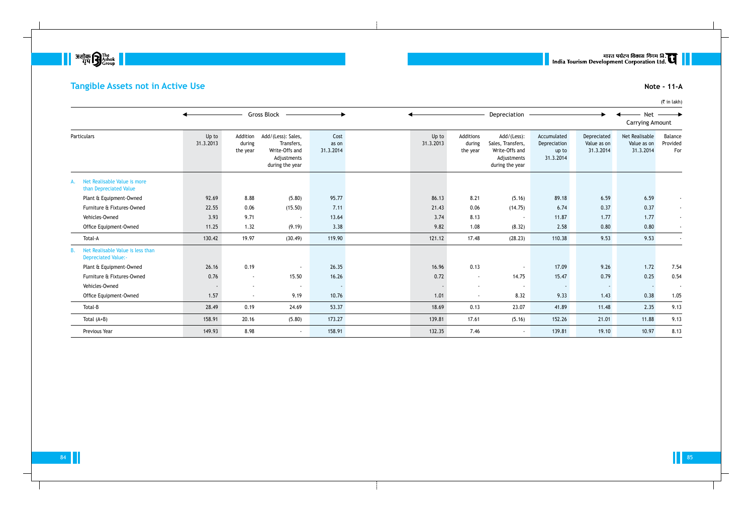## Tangible Assets not in Active Use

**Note - 11-A**

(₹ in lakh)

| Particulars | Gross Block | | | | Depreciation | | | | | Net Carrying Amount | |
|---|---|---|---|---|---|---|---|---|---|---|---|
| | Up to 31.3.2013 | Addition during the year | Add/(Less): Sales, Transfers, Write-Offs and Adjustments during the year | Cost as on 31.3.2014 | Up to 31.3.2013 | Additions during the year | Add/(Less): Sales, Transfers, Write-Offs and Adjustments during the year | Accumulated Depreciation up to 31.3.2014 | Depreciated Value as on 31.3.2014 | Net Realisable Value as on 31.3.2014 | Balance Provided For |
| A. Net Realisable Value is more than Depreciated Value | | | | | | | | | | | |
| Plant & Equipment-Owned | 92.69 | 8.88 | (5.80) | 95.77 | 86.13 | 8.21 | (5.16) | 89.18 | 6.59 | 6.59 | - |
| Furniture & Fixtures-Owned | 22.55 | 0.06 | (15.50) | 7.11 | 21.43 | 0.06 | (14.75) | 6.74 | 0.37 | 0.37 | - |
| Vehicles-Owned | 3.93 | 9.71 | - | 13.64 | 3.74 | 8.13 | - | 11.87 | 1.77 | 1.77 | - |
| Office Equipment-Owned | 11.25 | 1.32 | (9.19) | 3.38 | 9.82 | 1.08 | (8.32) | 2.58 | 0.80 | 0.80 | - |
| Total-A | 130.42 | 19.97 | (30.49) | 119.90 | 121.12 | 17.48 | (28.23) | 110.38 | 9.53 | 9.53 | - |
| B. Net Realisable Value is less than Depreciated Value:- | | | | | | | | | | | |
| Plant & Equipment-Owned | 26.16 | 0.19 | - | 26.35 | 16.96 | 0.13 | - | 17.09 | 9.26 | 1.72 | 7.54 |
| Furniture & Fixtures-Owned | 0.76 | - | 15.50 | 16.26 | 0.72 | - | 14.75 | 15.47 | 0.79 | 0.25 | 0.54 |
| Vehicles-Owned | - | - | - | - | - | - | - | - | - | - | - |
| Office Equipment-Owned | 1.57 | - | 9.19 | 10.76 | 1.01 | - | 8.32 | 9.33 | 1.43 | 0.38 | 1.05 |
| Total-B | 28.49 | 0.19 | 24.69 | 53.37 | 18.69 | 0.13 | 23.07 | 41.89 | 11.48 | 2.35 | 9.13 |
| Total (A+B) | 158.91 | 20.16 | (5.80) | 173.27 | 139.81 | 17.61 | (5.16) | 152.26 | 21.01 | 11.88 | 9.13 |
| Previous Year | 149.93 | 8.98 | - | 158.91 | 132.35 | 7.46 | - | 139.81 | 19.10 | 10.97 | 8.13 |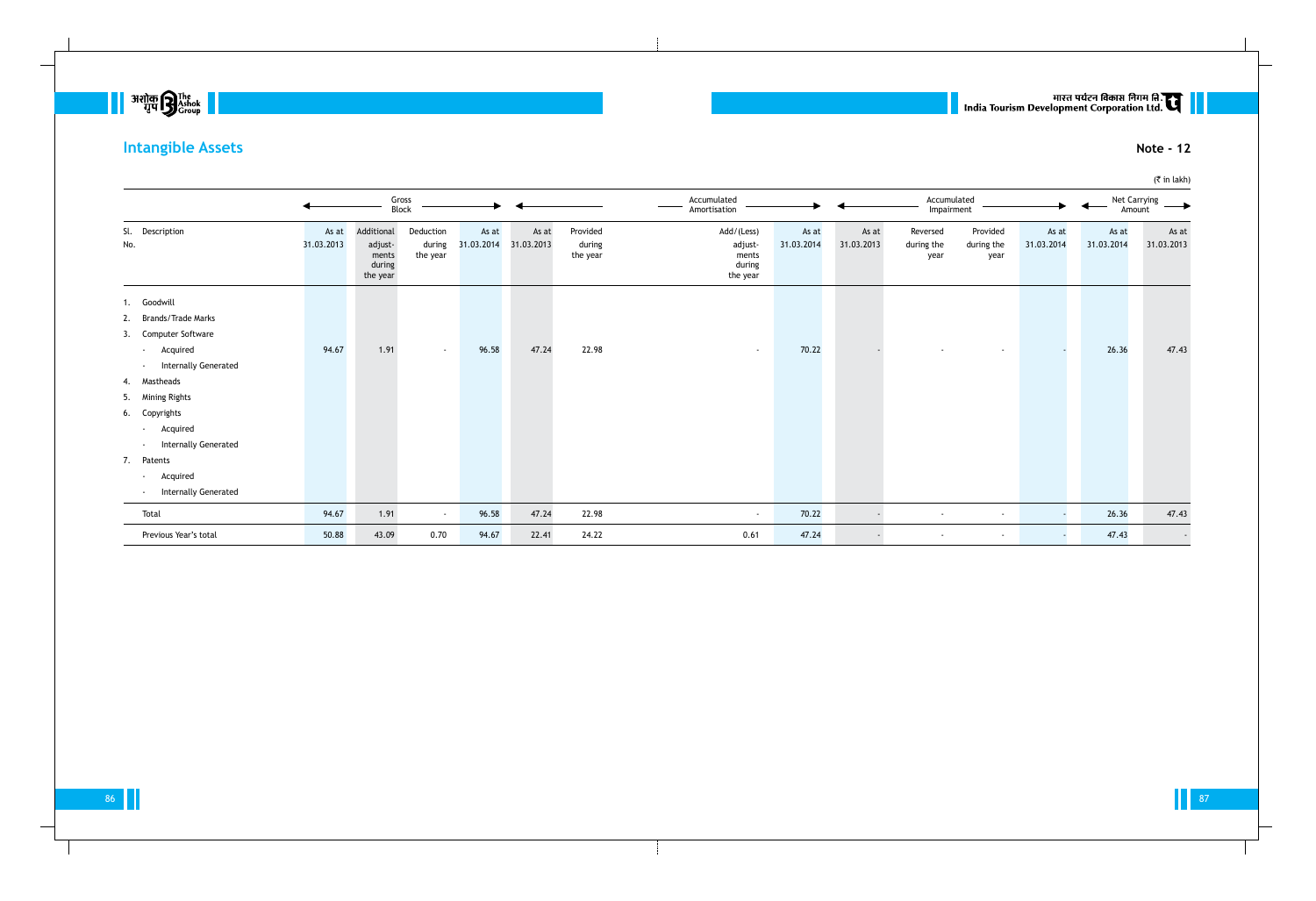# Intangible Assets

**Note - 12**

(₹ in lakh)

| Sl. No. | Description | Gross Block | | | | Accumulated Amortisation | | | | Accumulated Impairment | | | | Net Carrying Amount | |
|---|---|---|---|---|---|---|---|---|---|---|---|---|---|---|---|
| | | As at 31.03.2013 | Additional adjust-ments during the year | Deduction during the year | As at 31.03.2014 | As at 31.03.2013 | Provided during the year | Add/(Less) adjust-ments during the year | As at 31.03.2014 | As at 31.03.2013 | Reversed during the year | Provided during the year | As at 31.03.2014 | As at 31.03.2014 | As at 31.03.2013 |
| 1. | Goodwill | | | | | | | | | | | | | | |
| 2. | Brands/Trade Marks | | | | | | | | | | | | | | |
| 3. | Computer Software | | | | | | | | | | | | | | |
| | - Acquired | 94.67 | 1.91 | - | 96.58 | 47.24 | 22.98 | - | 70.22 | - | - | - | - | 26.36 | 47.43 |
| | - Internally Generated | | | | | | | | | | | | | | |
| 4. | Mastheads | | | | | | | | | | | | | | |
| 5. | Mining Rights | | | | | | | | | | | | | | |
| 6. | Copyrights | | | | | | | | | | | | | | |
| | - Acquired | | | | | | | | | | | | | | |
| | - Internally Generated | | | | | | | | | | | | | | |
| 7. | Patents | | | | | | | | | | | | | | |
| | - Acquired | | | | | | | | | | | | | | |
| | - Internally Generated | | | | | | | | | | | | | | |
| | Total | 94.67 | 1.91 | - | 96.58 | 47.24 | 22.98 | - | 70.22 | - | - | - | - | 26.36 | 47.43 |
| | Previous Year's total | 50.88 | 43.09 | 0.70 | 94.67 | 22.41 | 24.22 | 0.61 | 47.24 | - | - | - | - | 47.43 | - |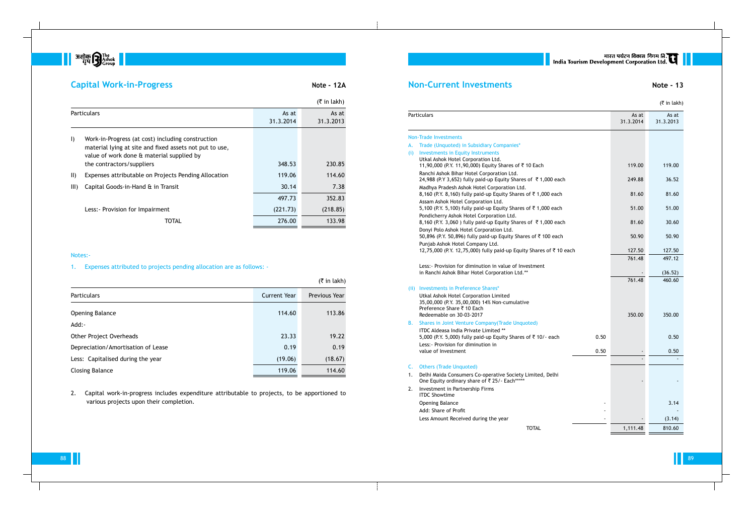## Capital Work-in-Progress

**Note - 12A**

(₹ in lakh)

| | Particulars | As at 31.3.2014 | As at 31.3.2013 |
|---|---|---|---|
| I) | Work-in-Progress (at cost) including construction material lying at site and fixed assets not put to use, value of work done & material supplied by the contractors/suppliers | 348.53 | 230.85 |
| II) | Expenses attributable on Projects Pending Allocation | 119.06 | 114.60 |
| III) | Capital Goods-in-Hand & in Transit | 30.14 | 7.38 |
| | | 497.73 | 352.83 |
| | Less:- Provision for Impairment | (221.73) | (218.85) |
| | TOTAL | 276.00 | 133.98 |

Notes:-

1. Expenses attributed to projects pending allocation are as follows: -

(₹ in lakh)

| Particulars | Current Year | Previous Year |
|---|---|---|
| Opening Balance | 114.60 | 113.86 |
| Add:- | | |
| Other Project Overheads | 23.33 | 19.22 |
| Depreciation/Amortisation of Lease | 0.19 | 0.19 |
| Less: Capitalised during the year | (19.06) | (18.67) |
| Closing Balance | 119.06 | 114.60 |

2. Capital work-in-progress includes expenditure attributable to projects, to be apportioned to various projects upon their completion.

## Non-Current Investments

**Note - 13**

(₹ in lakh)

| Particulars | | As at 31.3.2014 | As at 31.3.2013 |
|---|---|---|---|
| Non-Trade Investments | | | |
| A. Trade (Unquoted) in Subsidiary Companies* | | | |
| (i) Investments in Equity Instruments | | | |
| Utkal Ashok Hotel Corporation Ltd. 11,90,000 (P.Y. 11,90,000) Equity Shares of ₹ 10 Each | | 119.00 | 119.00 |
| Ranchi Ashok Bihar Hotel Corporation Ltd. 24,988 (P.Y 3,652) fully paid-up Equity Shares of ₹ 1,000 each | | 249.88 | 36.52 |
| Madhya Pradesh Ashok Hotel Corporation Ltd. 8,160 (P.Y. 8,160) fully paid-up Equity Shares of ₹ 1,000 each | | 81.60 | 81.60 |
| Assam Ashok Hotel Corporation Ltd. 5,100 (P.Y. 5,100) fully paid-up Equity Shares of ₹ 1,000 each | | 51.00 | 51.00 |
| Pondicherry Ashok Hotel Corporation Ltd. 8,160 (P.Y. 3,060 ) fully paid-up Equity Shares of ₹ 1,000 each | | 81.60 | 30.60 |
| Donyi Polo Ashok Hotel Corporation Ltd. 50,896 (P.Y. 50,896) fully paid-up Equity Shares of ₹ 100 each | | 50.90 | 50.90 |
| Punjab Ashok Hotel Company Ltd. 12,75,000 (P.Y. 12,75,000) fully paid-up Equity Shares of ₹ 10 each | | 127.50 | 127.50 |
| | | 761.48 | 497.12 |
| Less:- Provision for diminution in value of Investment in Ranchi Ashok Bihar Hotel Corporation Ltd.** | | - | (36.52) |
| | | 761.48 | 460.60 |
| (ii) Investments in Preference Shares* | | | |
| Utkal Ashok Hotel Corporation Limited 35,00,000 (P.Y. 35,00,000) 14% Non-cumulative Preference Share ₹ 10 Each Redeemable on 30-03-2017 | | 350.00 | 350.00 |
| B. Shares in Joint Venture Company(Trade Unquoted) | | | |
| ITDC Aldeasa India Private Limited ** 5,000 (P.Y. 5,000) fully paid-up Equity Shares of ₹ 10/- each | 0.50 | | 0.50 |
| Less:- Provision for diminution in value of Investment | 0.50 | - | 0.50 |
| | | - | - |
| C. Others (Trade Unquoted) | | | |
| 1. Delhi Maida Consumers Co-operative Society Limited, Delhi One Equity ordinary share of ₹ 25/- Each***** | | - | - |
| 2. Investment in Partnership Firms ITDC Showtime | | | |
| Opening Balance | - | | 3.14 |
| Add: Share of Profit | - | | - |
| Less Amount Received during the year | - | - | (3.14) |
| TOTAL | | 1,111.48 | 810.60 |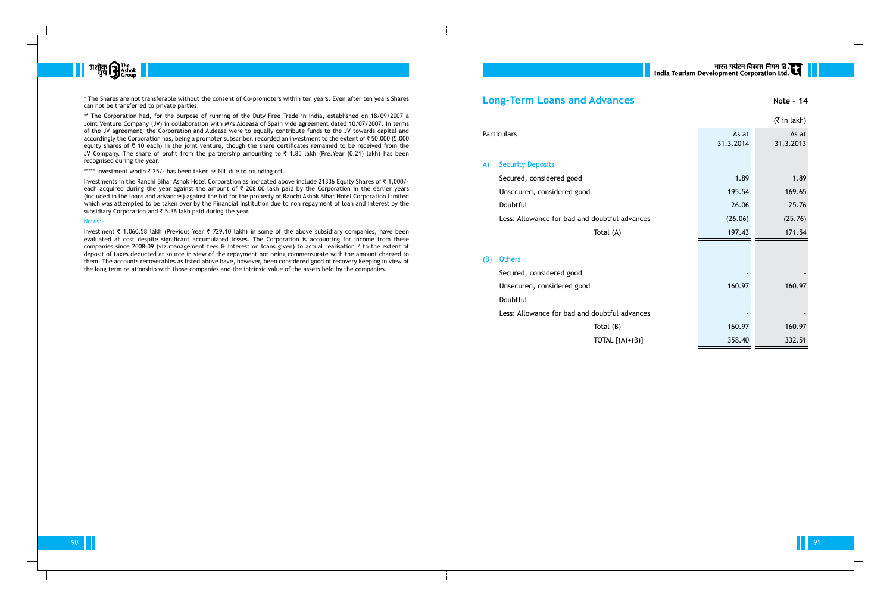\* The Shares are not transferable without the consent of Co-promoters within ten years. Even after ten years Shares can not be transferred to private parties.

\*\* The Corporation had, for the purpose of running of the Duty Free Trade in India, established on 18/09/2007 a Joint Venture Company (JV) in collaboration with M/s Aldeasa of Spain vide agreement dated 10/07/2007. In terms of the JV agreement, the Corporation and Aldeasa were to equally contribute funds to the JV towards capital and accordingly the Corporation has, being a promoter subscriber, recorded an investment to the extent of ₹ 50,000 (5,000 equity shares of ₹ 10 each) in the joint venture, though the share certificates remained to be received from the JV Company. The share of profit from the partnership amounting to ₹ 1.85 lakh (Pre.Year (0.21) lakh) has been recognised during the year.

\*\*\*\*\* Investment worth ₹ 25/- has been taken as NIL due to rounding off.

Investments in the Ranchi Bihar Ashok Hotel Corporation as indicated above include 21336 Equity Shares of ₹ 1,000/- each acquired during the year against the amount of ₹ 208.00 lakh paid by the Corporation in the earlier years (included in the loans and advances) against the bid for the property of Ranchi Ashok Bihar Hotel Corporation Limited which was attempted to be taken over by the Financial Institution due to non repayment of loan and interest by the subsidiary Corporation and ₹ 5.36 lakh paid during the year.

Notes:-

Investment ₹ 1,060.58 lakh (Previous Year ₹ 729.10 lakh) in some of the above subsidiary companies, have been evaluated at cost despite significant accumulated losses. The Corporation is accounting for income from these companies since 2008-09 (viz.management fees & interest on loans given) to actual realisation / to the extent of deposit of taxes deducted at source in view of the repayment not being commensurate with the amount charged to them. The accounts recoverables as listed above have, however, been considered good of recovery keeping in view of the long term relationship with those companies and the intrinsic value of the assets held by the companies.

## Long-Term Loans and Advances

**Note - 14**

(₹ in lakh)

| Particulars | As at 31.3.2014 | As at 31.3.2013 |
|---|---|---|
| **A) Security Deposits** | | |
| Secured, considered good | 1.89 | 1.89 |
| Unsecured, considered good | 195.54 | 169.65 |
| Doubtful | 26.06 | 25.76 |
| Less: Allowance for bad and doubtful advances | (26.06) | (25.76) |
| Total (A) | 197.43 | 171.54 |
| **(B) Others** | | |
| Secured, considered good | - | - |
| Unsecured, considered good | 160.97 | 160.97 |
| Doubtful | - | - |
| Less: Allowance for bad and doubtful advances | - | - |
| Total (B) | 160.97 | 160.97 |
| TOTAL [(A)+(B)] | 358.40 | 332.51 |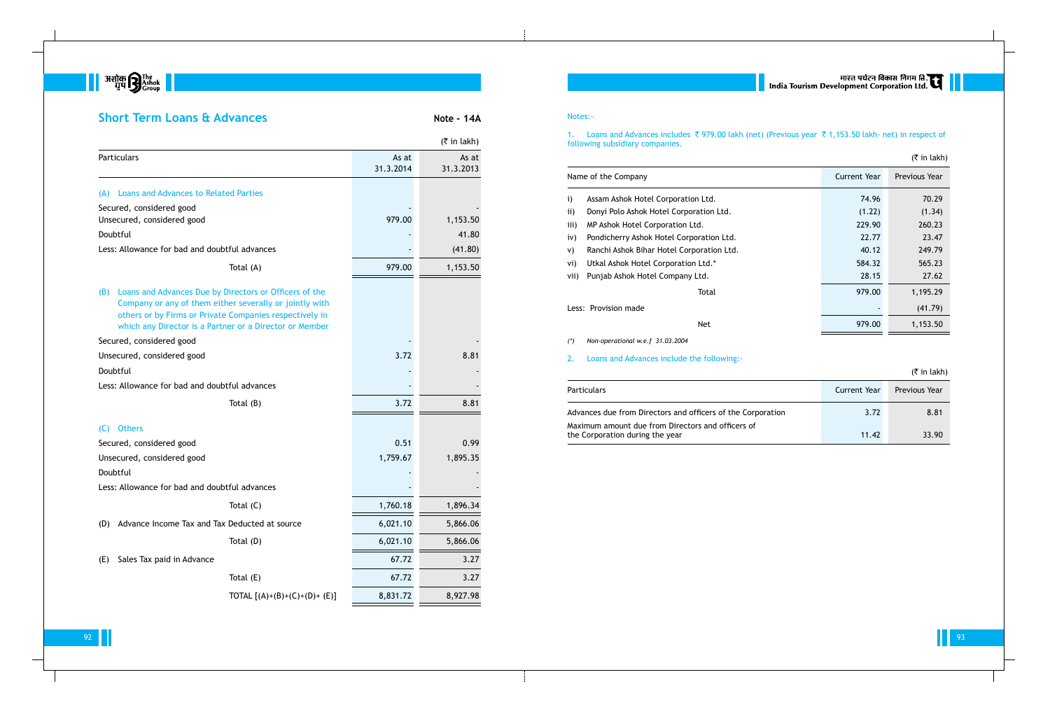## Short Term Loans & Advances

**Note - 14A**

(₹ in lakh)

| Particulars | As at 31.3.2014 | As at 31.3.2013 |
|---|---|---|
| **(A) Loans and Advances to Related Parties** | | |
| Secured, considered good | - | - |
| Unsecured, considered good | 979.00 | 1,153.50 |
| Doubtful | - | 41.80 |
| Less: Allowance for bad and doubtful advances | - | (41.80) |
| Total (A) | 979.00 | 1,153.50 |
| **(B) Loans and Advances Due by Directors or Officers of the Company or any of them either severally or jointly with others or by Firms or Private Companies respectively in which any Director is a Partner or a Director or Member** | | |
| Secured, considered good | - | - |
| Unsecured, considered good | 3.72 | 8.81 |
| Doubtful | - | - |
| Less: Allowance for bad and doubtful advances | - | - |
| Total (B) | 3.72 | 8.81 |
| **(C) Others** | | |
| Secured, considered good | 0.51 | 0.99 |
| Unsecured, considered good | 1,759.67 | 1,895.35 |
| Doubtful | - | - |
| Less: Allowance for bad and doubtful advances | - | - |
| Total (C) | 1,760.18 | 1,896.34 |
| (D) Advance Income Tax and Tax Deducted at source | 6,021.10 | 5,866.06 |
| Total (D) | 6,021.10 | 5,866.06 |
| (E) Sales Tax paid in Advance | 67.72 | 3.27 |
| Total (E) | 67.72 | 3.27 |
| TOTAL [(A)+(B)+(C)+(D)+ (E)] | 8,831.72 | 8,927.98 |

Notes:-

1. Loans and Advances includes ₹ 979.00 lakh (net) (Previous year ₹ 1,153.50 lakh- net) in respect of following subsidiary companies.

(₹ in lakh)

| Name of the Company | Current Year | Previous Year |
|---|---|---|
| i) Assam Ashok Hotel Corporation Ltd. | 74.96 | 70.29 |
| ii) Donyi Polo Ashok Hotel Corporation Ltd. | (1.22) | (1.34) |
| iii) MP Ashok Hotel Corporation Ltd. | 229.90 | 260.23 |
| iv) Pondicherry Ashok Hotel Corporation Ltd. | 22.77 | 23.47 |
| v) Ranchi Ashok Bihar Hotel Corporation Ltd. | 40.12 | 249.79 |
| vi) Utkal Ashok Hotel Corporation Ltd.* | 584.32 | 565.23 |
| vii) Punjab Ashok Hotel Company Ltd. | 28.15 | 27.62 |
| Total | 979.00 | 1,195.29 |
| Less: Provision made | - | (41.79) |
| Net | 979.00 | 1,153.50 |

*(\*) Non-operational w.e.f 31.03.2004*

2. Loans and Advances include the following:-

(₹ in lakh)

| Particulars | Current Year | Previous Year |
|---|---|---|
| Advances due from Directors and officers of the Corporation | 3.72 | 8.81 |
| Maximum amount due from Directors and officers of the Corporation during the year | 11.42 | 33.90 |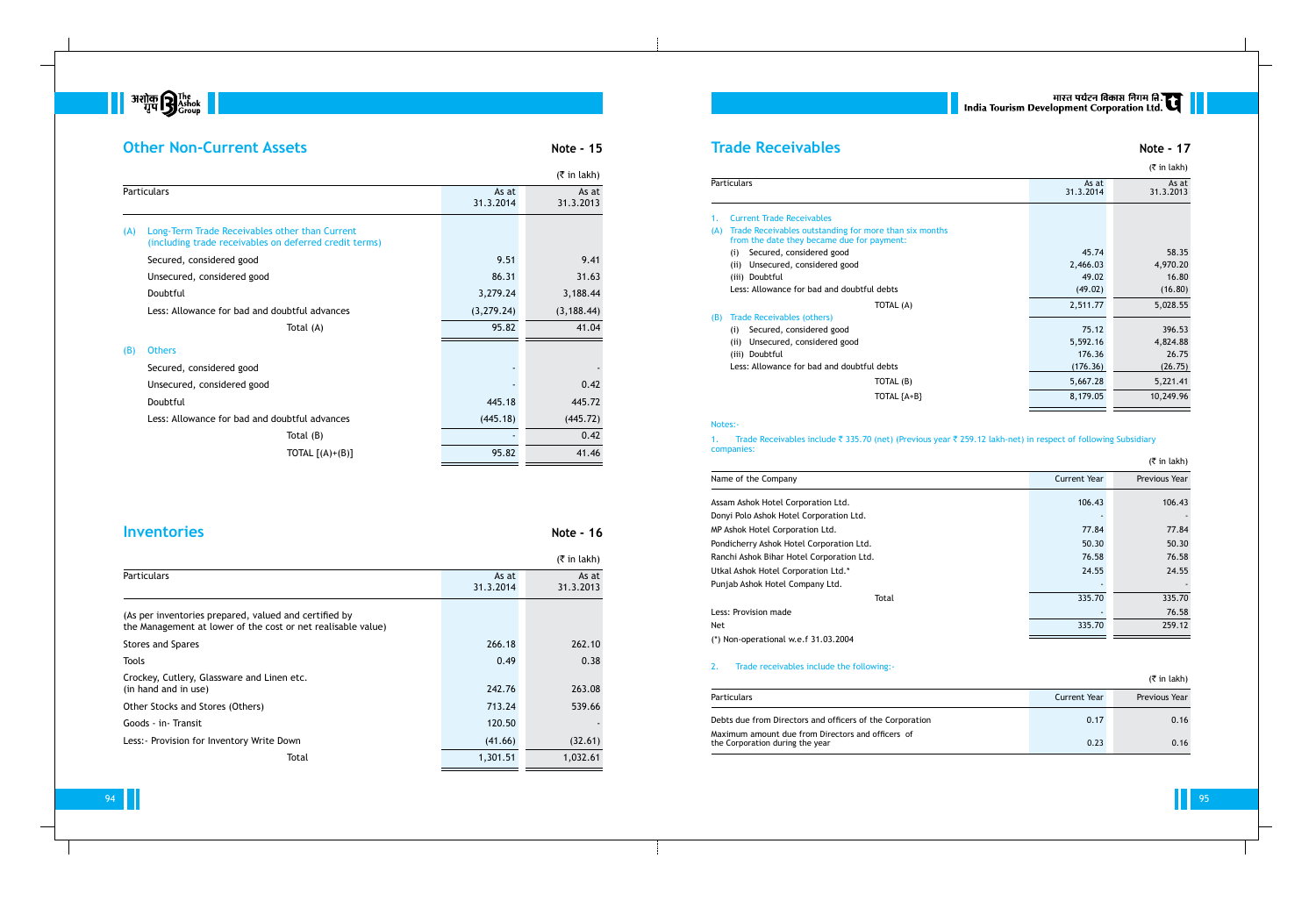## Other Non-Current Assets

**Note - 15**

(₹ in lakh)

| Particulars | As at 31.3.2014 | As at 31.3.2013 |
|---|---|---|
| (A) Long-Term Trade Receivables other than Current (including trade receivables on deferred credit terms) | | |
| Secured, considered good | 9.51 | 9.41 |
| Unsecured, considered good | 86.31 | 31.63 |
| Doubtful | 3,279.24 | 3,188.44 |
| Less: Allowance for bad and doubtful advances | (3,279.24) | (3,188.44) |
| Total (A) | 95.82 | 41.04 |
| (B) Others | | |
| Secured, considered good | - | - |
| Unsecured, considered good | - | 0.42 |
| Doubtful | 445.18 | 445.72 |
| Less: Allowance for bad and doubtful advances | (445.18) | (445.72) |
| Total (B) | - | 0.42 |
| TOTAL [(A)+(B)] | 95.82 | 41.46 |

## Inventories

**Note - 16**

(₹ in lakh)

| Particulars | As at 31.3.2014 | As at 31.3.2013 |
|---|---|---|
| (As per inventories prepared, valued and certified by the Management at lower of the cost or net realisable value) | | |
| Stores and Spares | 266.18 | 262.10 |
| Tools | 0.49 | 0.38 |
| Crockey, Cutlery, Glassware and Linen etc. (in hand and in use) | 242.76 | 263.08 |
| Other Stocks and Stores (Others) | 713.24 | 539.66 |
| Goods - in- Transit | 120.50 | - |
| Less:- Provision for Inventory Write Down | (41.66) | (32.61) |
| Total | 1,301.51 | 1,032.61 |

## Trade Receivables

**Note - 17**

(₹ in lakh)

| Particulars | As at 31.3.2014 | As at 31.3.2013 |
|---|---|---|
| 1. Current Trade Receivables | | |
| (A) Trade Receivables outstanding for more than six months from the date they became due for payment: | | |
| (i) Secured, considered good | 45.74 | 58.35 |
| (ii) Unsecured, considered good | 2,466.03 | 4,970.20 |
| (iii) Doubtful | 49.02 | 16.80 |
| Less: Allowance for bad and doubtful debts | (49.02) | (16.80) |
| TOTAL (A) | 2,511.77 | 5,028.55 |
| (B) Trade Receivables (others) | | |
| (i) Secured, considered good | 75.12 | 396.53 |
| (ii) Unsecured, considered good | 5,592.16 | 4,824.88 |
| (iii) Doubtful | 176.36 | 26.75 |
| Less: Allowance for bad and doubtful debts | (176.36) | (26.75) |
| TOTAL (B) | 5,667.28 | 5,221.41 |
| TOTAL {A+B} | 8,179.05 | 10,249.96 |

Notes:-

1. Trade Receivables include ₹ 335.70 (net) (Previous year ₹ 259.12 lakh-net) in respect of following Subsidiary companies:

(₹ in lakh)

| Name of the Company | Current Year | Previous Year |
|---|---|---|
| Assam Ashok Hotel Corporation Ltd. | 106.43 | 106.43 |
| Donyi Polo Ashok Hotel Corporation Ltd. | - | - |
| MP Ashok Hotel Corporation Ltd. | 77.84 | 77.84 |
| Pondicherry Ashok Hotel Corporation Ltd. | 50.30 | 50.30 |
| Ranchi Ashok Bihar Hotel Corporation Ltd. | 76.58 | 76.58 |
| Utkal Ashok Hotel Corporation Ltd.* | 24.55 | 24.55 |
| Punjab Ashok Hotel Company Ltd. | - | - |
| Total | 335.70 | 335.70 |
| Less: Provision made | - | 76.58 |
| Net | 335.70 | 259.12 |

(*) Non-operational w.e.f 31.03.2004

2. Trade receivables include the following:-

(₹ in lakh)

| Particulars | Current Year | Previous Year |
|---|---|---|
| Debts due from Directors and officers of the Corporation | 0.17 | 0.16 |
| Maximum amount due from Directors and officers of the Corporation during the year | 0.23 | 0.16 |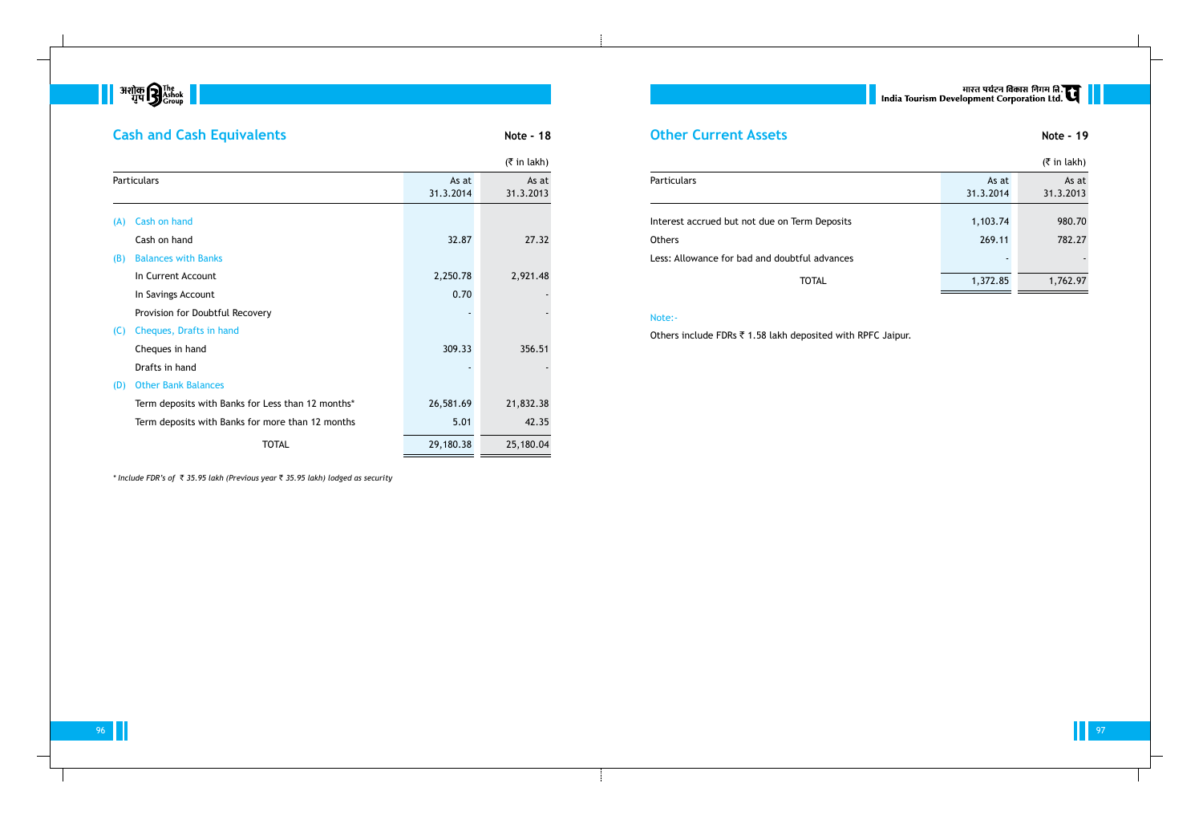## Cash and Cash Equivalents

**Note - 18**

(₹ in lakh)

| Particulars | As at 31.3.2014 | As at 31.3.2013 |
|---|---|---|
| (A) Cash on hand | | |
| Cash on hand | 32.87 | 27.32 |
| (B) Balances with Banks | | |
| In Current Account | 2,250.78 | 2,921.48 |
| In Savings Account | 0.70 | - |
| Provision for Doubtful Recovery | - | - |
| (C) Cheques, Drafts in hand | | |
| Cheques in hand | 309.33 | 356.51 |
| Drafts in hand | - | - |
| (D) Other Bank Balances | | |
| Term deposits with Banks for Less than 12 months* | 26,581.69 | 21,832.38 |
| Term deposits with Banks for more than 12 months | 5.01 | 42.35 |
| TOTAL | 29,180.38 | 25,180.04 |

*\* Include FDR's of ₹ 35.95 lakh (Previous year ₹ 35.95 lakh) lodged as security*

## Other Current Assets

**Note - 19**

(₹ in lakh)

| Particulars | As at 31.3.2014 | As at 31.3.2013 |
|---|---|---|
| Interest accrued but not due on Term Deposits | 1,103.74 | 980.70 |
| Others | 269.11 | 782.27 |
| Less: Allowance for bad and doubtful advances | - | - |
| TOTAL | 1,372.85 | 1,762.97 |

Note:-

Others include FDRs ₹ 1.58 lakh deposited with RPFC Jaipur.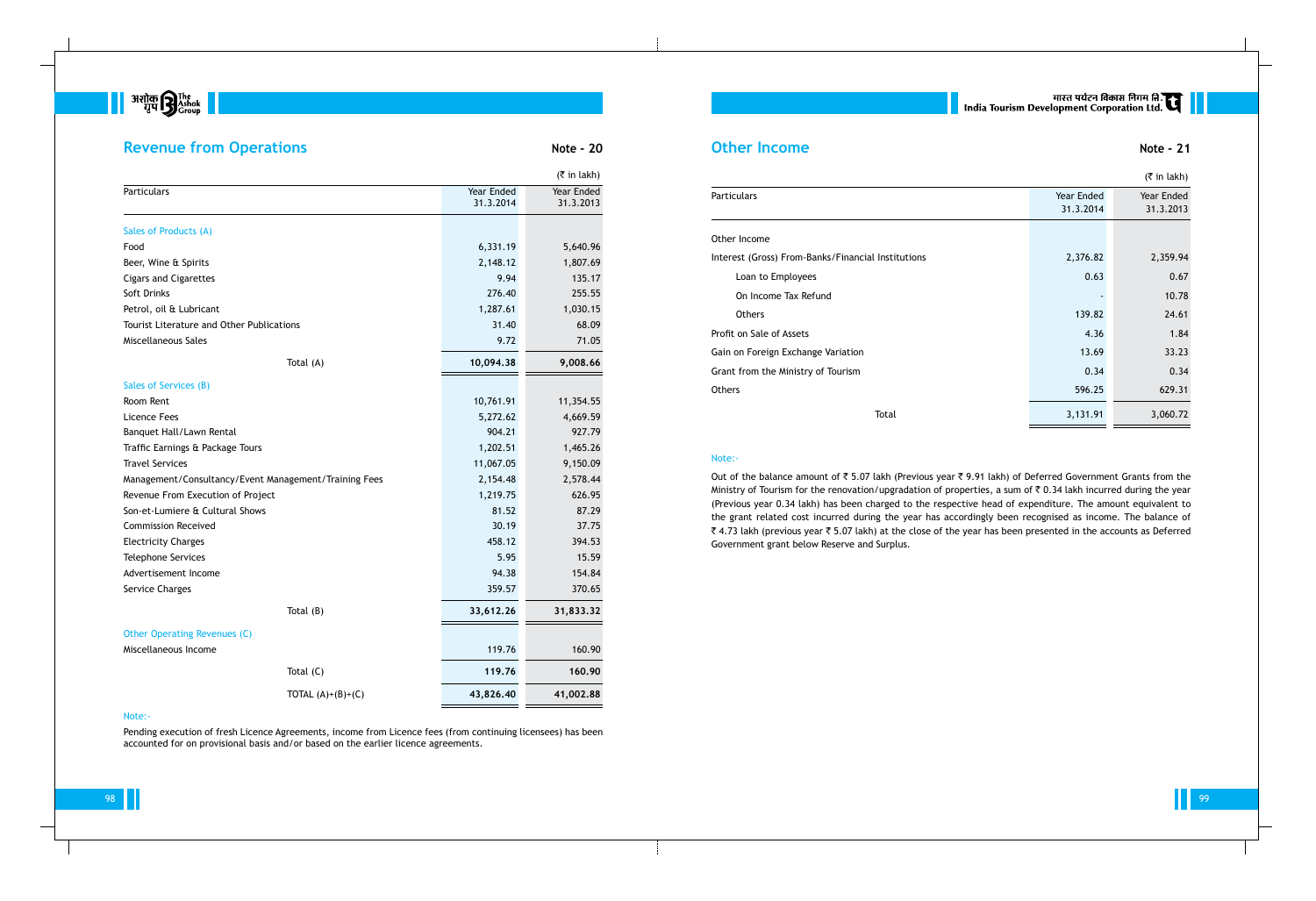## Revenue from Operations

**Note - 20**

(₹ in lakh)

| Particulars | Year Ended 31.3.2014 | Year Ended 31.3.2013 |
|---|---|---|
| **Sales of Products (A)** | | |
| Food | 6,331.19 | 5,640.96 |
| Beer, Wine & Spirits | 2,148.12 | 1,807.69 |
| Cigars and Cigarettes | 9.94 | 135.17 |
| Soft Drinks | 276.40 | 255.55 |
| Petrol, oil & Lubricant | 1,287.61 | 1,030.15 |
| Tourist Literature and Other Publications | 31.40 | 68.09 |
| Miscellaneous Sales | 9.72 | 71.05 |
| Total (A) | **10,094.38** | **9,008.66** |
| **Sales of Services (B)** | | |
| Room Rent | 10,761.91 | 11,354.55 |
| Licence Fees | 5,272.62 | 4,669.59 |
| Banquet Hall/Lawn Rental | 904.21 | 927.79 |
| Traffic Earnings & Package Tours | 1,202.51 | 1,465.26 |
| Travel Services | 11,067.05 | 9,150.09 |
| Management/Consultancy/Event Management/Training Fees | 2,154.48 | 2,578.44 |
| Revenue From Execution of Project | 1,219.75 | 626.95 |
| Son-et-Lumiere & Cultural Shows | 81.52 | 87.29 |
| Commission Received | 30.19 | 37.75 |
| Electricity Charges | 458.12 | 394.53 |
| Telephone Services | 5.95 | 15.59 |
| Advertisement Income | 94.38 | 154.84 |
| Service Charges | 359.57 | 370.65 |
| Total (B) | **33,612.26** | **31,833.32** |
| **Other Operating Revenues (C)** | | |
| Miscellaneous Income | 119.76 | 160.90 |
| Total (C) | **119.76** | **160.90** |
| TOTAL (A)+(B)+(C) | **43,826.40** | **41,002.88** |

Note:-

Pending execution of fresh Licence Agreements, income from Licence fees (from continuing licensees) has been accounted for on provisional basis and/or based on the earlier licence agreements.

## Other Income

**Note - 21**

(₹ in lakh)

| Particulars | Year Ended 31.3.2014 | Year Ended 31.3.2013 |
|---|---|---|
| Other Income | | |
| Interest (Gross) From-Banks/Financial Institutions | 2,376.82 | 2,359.94 |
| Loan to Employees | 0.63 | 0.67 |
| On Income Tax Refund | - | 10.78 |
| Others | 139.82 | 24.61 |
| Profit on Sale of Assets | 4.36 | 1.84 |
| Gain on Foreign Exchange Variation | 13.69 | 33.23 |
| Grant from the Ministry of Tourism | 0.34 | 0.34 |
| Others | 596.25 | 629.31 |
| Total | 3,131.91 | 3,060.72 |

Note:-

Out of the balance amount of ₹ 5.07 lakh (Previous year ₹ 9.91 lakh) of Deferred Government Grants from the Ministry of Tourism for the renovation/upgradation of properties, a sum of ₹ 0.34 lakh incurred during the year (Previous year 0.34 lakh) has been charged to the respective head of expenditure. The amount equivalent to the grant related cost incurred during the year has accordingly been recognised as income. The balance of ₹ 4.73 lakh (previous year ₹ 5.07 lakh) at the close of the year has been presented in the accounts as Deferred Government grant below Reserve and Surplus.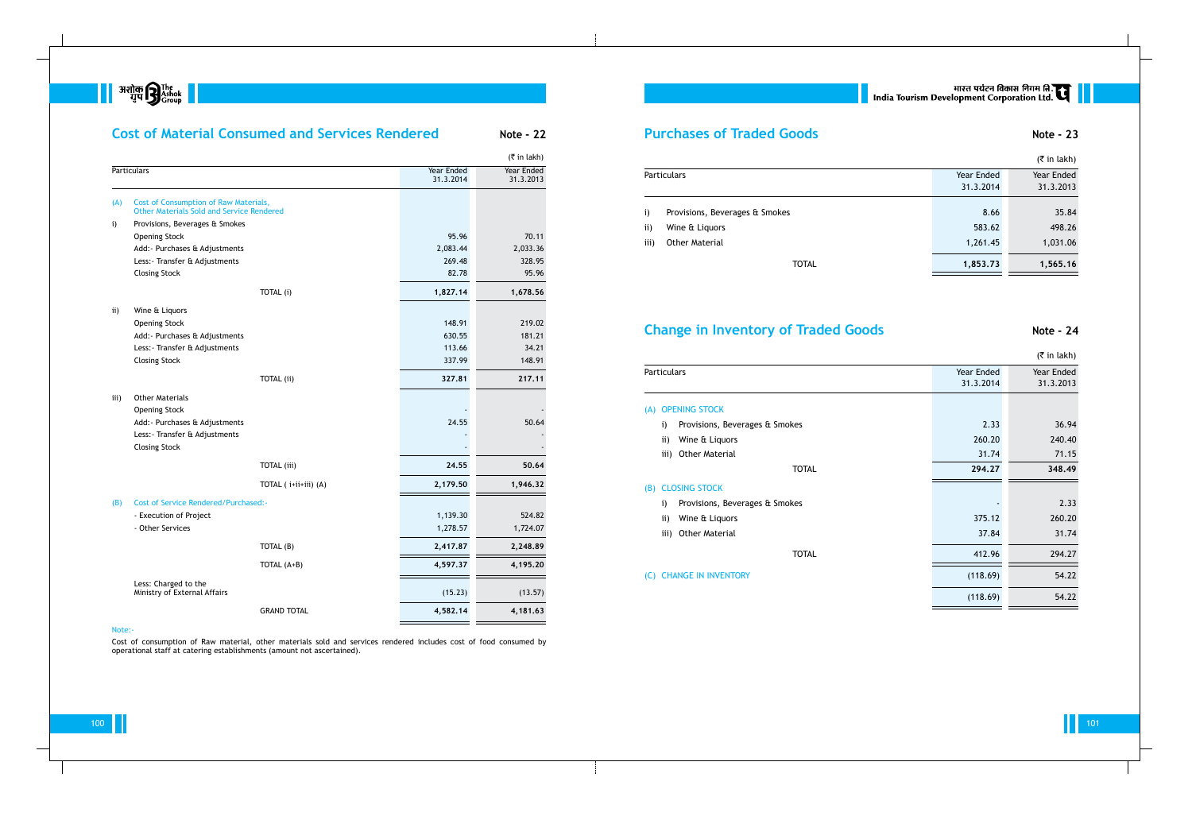## Cost of Material Consumed and Services Rendered

**Note - 22**

(₹ in lakh)

| Particulars | | Year Ended 31.3.2014 | Year Ended 31.3.2013 |
|---|---|---|---|
| (A) Cost of Consumption of Raw Materials, Other Materials Sold and Service Rendered | | | |
| i) Provisions, Beverages & Smokes | | | |
| Opening Stock | | 95.96 | 70.11 |
| Add:- Purchases & Adjustments | | 2,083.44 | 2,033.36 |
| Less:- Transfer & Adjustments | | 269.48 | 328.95 |
| Closing Stock | | 82.78 | 95.96 |
| | TOTAL (i) | **1,827.14** | **1,678.56** |
| ii) Wine & Liquors | | | |
| Opening Stock | | 148.91 | 219.02 |
| Add:- Purchases & Adjustments | | 630.55 | 181.21 |
| Less:- Transfer & Adjustments | | 113.66 | 34.21 |
| Closing Stock | | 337.99 | 148.91 |
| | TOTAL (ii) | **327.81** | **217.11** |
| iii) Other Materials | | | |
| Opening Stock | | - | - |
| Add:- Purchases & Adjustments | | 24.55 | 50.64 |
| Less:- Transfer & Adjustments | | - | - |
| Closing Stock | | - | - |
| | TOTAL (iii) | **24.55** | **50.64** |
| | TOTAL ( i+ii+iii) (A) | **2,179.50** | **1,946.32** |
| (B) Cost of Service Rendered/Purchased:- | | | |
| - Execution of Project | | 1,139.30 | 524.82 |
| - Other Services | | 1,278.57 | 1,724.07 |
| | TOTAL (B) | **2,417.87** | **2,248.89** |
| | TOTAL (A+B) | **4,597.37** | **4,195.20** |
| Less: Charged to the Ministry of External Affairs | | (15.23) | (13.57) |
| | GRAND TOTAL | **4,582.14** | **4,181.63** |

Note:-

Cost of consumption of Raw material, other materials sold and services rendered includes cost of food consumed by operational staff at catering establishments (amount not ascertained).

## Purchases of Traded Goods

**Note - 23**

(₹ in lakh)

| Particulars | Year Ended 31.3.2014 | Year Ended 31.3.2013 |
|---|---|---|
| i) Provisions, Beverages & Smokes | 8.66 | 35.84 |
| ii) Wine & Liquors | 583.62 | 498.26 |
| iii) Other Material | 1,261.45 | 1,031.06 |
| TOTAL | **1,853.73** | **1,565.16** |

## Change in Inventory of Traded Goods

**Note - 24**

(₹ in lakh)

| Particulars | Year Ended 31.3.2014 | Year Ended 31.3.2013 |
|---|---|---|
| (A) OPENING STOCK | | |
| i) Provisions, Beverages & Smokes | 2.33 | 36.94 |
| ii) Wine & Liquors | 260.20 | 240.40 |
| iii) Other Material | 31.74 | 71.15 |
| TOTAL | **294.27** | **348.49** |
| (B) CLOSING STOCK | | |
| i) Provisions, Beverages & Smokes | - | 2.33 |
| ii) Wine & Liquors | 375.12 | 260.20 |
| iii) Other Material | 37.84 | 31.74 |
| TOTAL | 412.96 | 294.27 |
| (C) CHANGE IN INVENTORY | (118.69) | 54.22 |
| | (118.69) | 54.22 |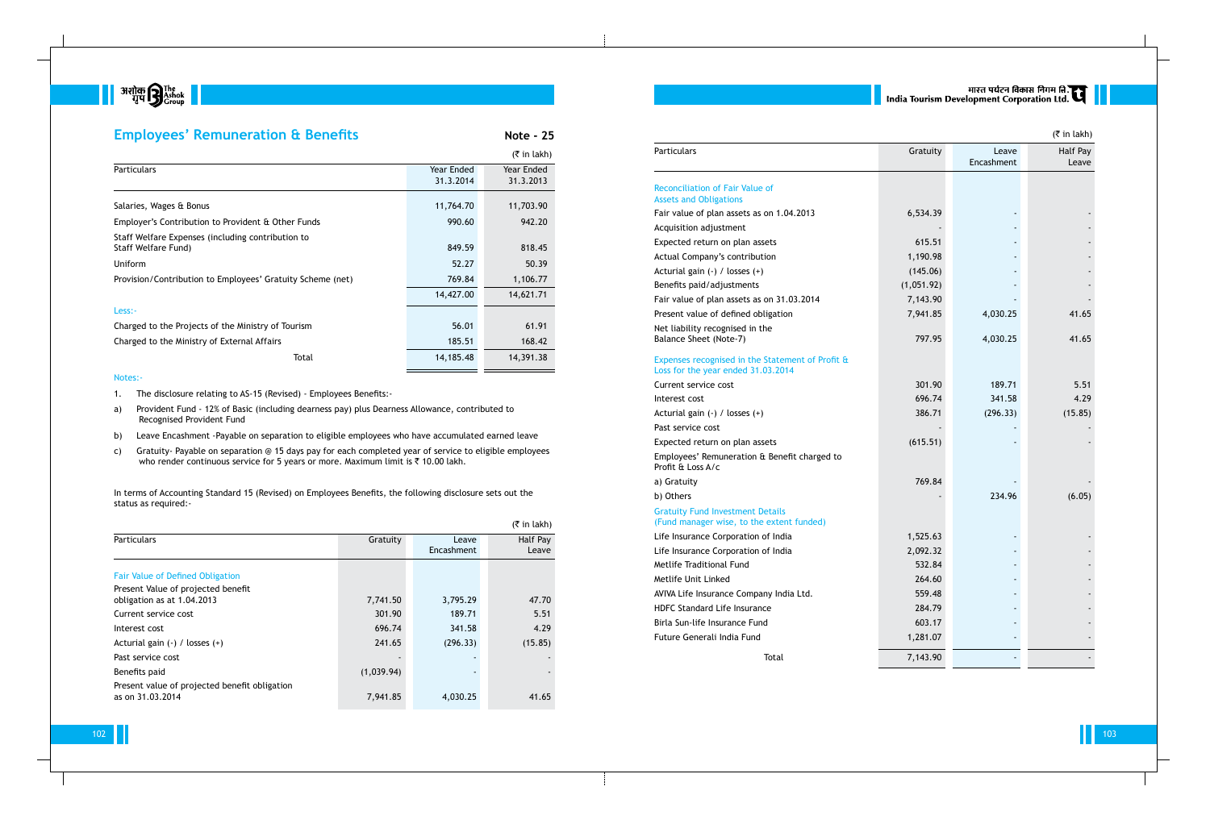## Employees' Remuneration & Benefits

**Note - 25**

(₹ in lakh)

| Particulars | Year Ended 31.3.2014 | Year Ended 31.3.2013 |
|---|---|---|
| Salaries, Wages & Bonus | 11,764.70 | 11,703.90 |
| Employer's Contribution to Provident & Other Funds | 990.60 | 942.20 |
| Staff Welfare Expenses (including contribution to Staff Welfare Fund) | 849.59 | 818.45 |
| Uniform | 52.27 | 50.39 |
| Provision/Contribution to Employees' Gratuity Scheme (net) | 769.84 | 1,106.77 |
| | 14,427.00 | 14,621.71 |
| Less:- | | |
| Charged to the Projects of the Ministry of Tourism | 56.01 | 61.91 |
| Charged to the Ministry of External Affairs | 185.51 | 168.42 |
| Total | 14,185.48 | 14,391.38 |

Notes:-

1. The disclosure relating to AS-15 (Revised) - Employees Benefits:-

a) Provident Fund - 12% of Basic (including dearness pay) plus Dearness Allowance, contributed to Recognised Provident Fund

b) Leave Encashment -Payable on separation to eligible employees who have accumulated earned leave

c) Gratuity- Payable on separation @ 15 days pay for each completed year of service to eligible employees who render continuous service for 5 years or more. Maximum limit is ₹ 10.00 lakh.

In terms of Accounting Standard 15 (Revised) on Employees Benefits, the following disclosure sets out the status as required:-

(₹ in lakh)

| Particulars | Gratuity | Leave Encashment | Half Pay Leave |
|---|---|---|---|
| **Fair Value of Defined Obligation** | | | |
| Present Value of projected benefit obligation as at 1.04.2013 | 7,741.50 | 3,795.29 | 47.70 |
| Current service cost | 301.90 | 189.71 | 5.51 |
| Interest cost | 696.74 | 341.58 | 4.29 |
| Acturial gain (-) / losses (+) | 241.65 | (296.33) | (15.85) |
| Past service cost | - | - | - |
| Benefits paid | (1,039.94) | - | - |
| Present value of projected benefit obligation as on 31.03.2014 | 7,941.85 | 4,030.25 | 41.65 |
| **Reconciliation of Fair Value of Assets and Obligations** | | | |
| Fair value of plan assets as on 1.04.2013 | 6,534.39 | - | - |
| Acquisition adjustment | - | - | - |
| Expected return on plan assets | 615.51 | - | - |
| Actual Company's contribution | 1,190.98 | - | - |
| Acturial gain (-) / losses (+) | (145.06) | - | - |
| Benefits paid/adjustments | (1,051.92) | - | - |
| Fair value of plan assets as on 31.03.2014 | 7,143.90 | - | - |
| Present value of defined obligation | 7,941.85 | 4,030.25 | 41.65 |
| Net liability recognised in the Balance Sheet (Note-7) | 797.95 | 4,030.25 | 41.65 |
| **Expenses recognised in the Statement of Profit & Loss for the year ended 31.03.2014** | | | |
| Current service cost | 301.90 | 189.71 | 5.51 |
| Interest cost | 696.74 | 341.58 | 4.29 |
| Acturial gain (-) / losses (+) | 386.71 | (296.33) | (15.85) |
| Past service cost | - | - | - |
| Expected return on plan assets | (615.51) | - | - |
| Employees' Remuneration & Benefit charged to Profit & Loss A/c | | | |
| a) Gratuity | 769.84 | - | - |
| b) Others | - | 234.96 | (6.05) |
| **Gratuity Fund Investment Details (Fund manager wise, to the extent funded)** | | | |
| Life Insurance Corporation of India | 1,525.63 | - | - |
| Life Insurance Corporation of India | 2,092.32 | - | - |
| Metlife Traditional Fund | 532.84 | - | - |
| Metlife Unit Linked | 264.60 | - | - |
| AVIVA Life Insurance Company India Ltd. | 559.48 | - | - |
| HDFC Standard Life Insurance | 284.79 | - | - |
| Birla Sun-life Insurance Fund | 603.17 | - | - |
| Future Generali India Fund | 1,281.07 | - | - |
| Total | 7,143.90 | - | - |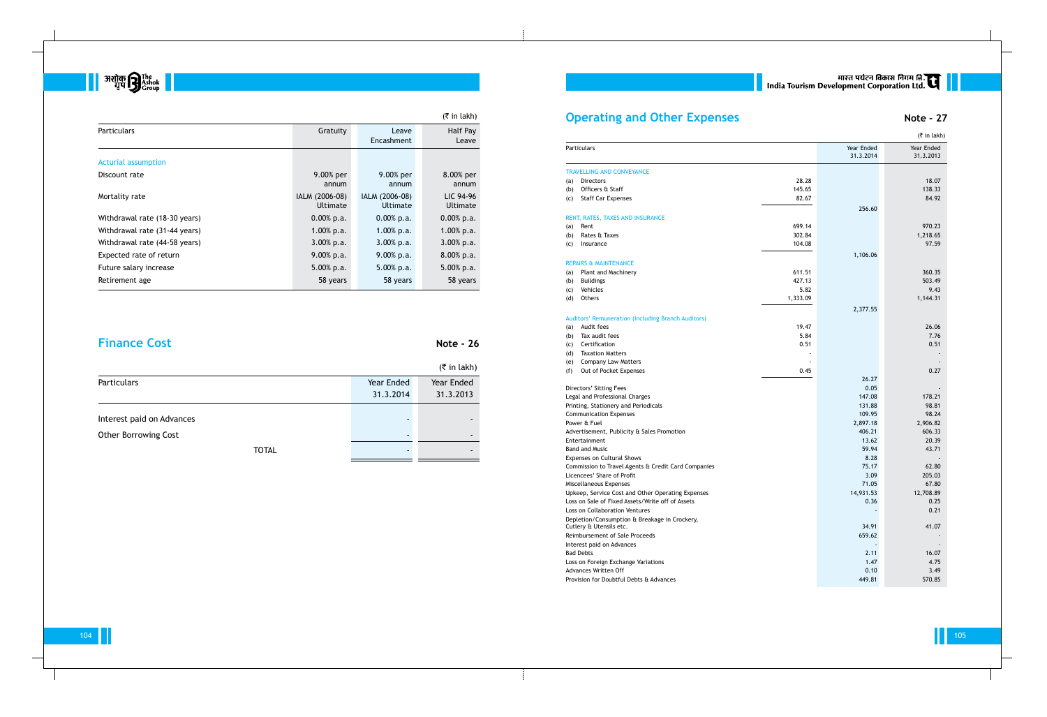(₹ in lakh)

| Particulars | Gratuity | Leave Encashment | Half Pay Leave |
|---|---|---|---|
| Acturial assumption | | | |
| Discount rate | 9.00% per annum | 9.00% per annum | 8.00% per annum |
| Mortality rate | IALM (2006-08) Ultimate | IALM (2006-08) Ultimate | LIC 94-96 Ultimate |
| Withdrawal rate (18-30 years) | 0.00% p.a. | 0.00% p.a. | 0.00% p.a. |
| Withdrawal rate (31-44 years) | 1.00% p.a. | 1.00% p.a. | 1.00% p.a. |
| Withdrawal rate (44-58 years) | 3.00% p.a. | 3.00% p.a. | 3.00% p.a. |
| Expected rate of return | 9.00% p.a. | 9.00% p.a. | 8.00% p.a. |
| Future salary increase | 5.00% p.a. | 5.00% p.a. | 5.00% p.a. |
| Retirement age | 58 years | 58 years | 58 years |

## Finance Cost

**Note - 26**

(₹ in lakh)

| Particulars | Year Ended 31.3.2014 | Year Ended 31.3.2013 |
|---|---|---|
| Interest paid on Advances | - | - |
| Other Borrowing Cost | - | - |
| TOTAL | - | - |

## Operating and Other Expenses

**Note - 27**

(₹ in lakh)

| Particulars | | Year Ended 31.3.2014 | Year Ended 31.3.2013 |
|---|---|---|---|
| TRAVELLING AND CONVEYANCE | | | |
| (a) Directors | 28.28 | | 18.07 |
| (b) Officers & Staff | 145.65 | | 138.33 |
| (c) Staff Car Expenses | 82.67 | | 84.92 |
| | | 256.60 | |
| RENT, RATES, TAXES AND INSURANCE | | | |
| (a) Rent | 699.14 | | 970.23 |
| (b) Rates & Taxes | 302.84 | | 1,218.65 |
| (c) Insurance | 104.08 | | 97.59 |
| | | 1,106.06 | |
| REPAIRS & MAINTENANCE | | | |
| (a) Plant and Machinery | 611.51 | | 360.35 |
| (b) Buildings | 427.13 | | 503.49 |
| (c) Vehicles | 5.82 | | 9.43 |
| (d) Others | 1,333.09 | | 1,144.31 |
| | | 2,377.55 | |
| Auditors' Remuneration (Including Branch Auditors) | | | |
| (a) Audit fees | 19.47 | | 26.06 |
| (b) Tax audit fees | 5.84 | | 7.76 |
| (c) Certification | 0.51 | | 0.51 |
| (d) Taxation Matters | - | | - |
| (e) Company Law Matters | - | | - |
| (f) Out of Pocket Expenses | 0.45 | | 0.27 |
| | | 26.27 | |
| Directors' Sitting Fees | | 0.05 | - |
| Legal and Professional Charges | | 147.08 | 178.21 |
| Printing, Stationery and Periodicals | | 131.88 | 98.81 |
| Communication Expenses | | 109.95 | 98.24 |
| Power & Fuel | | 2,897.18 | 2,906.82 |
| Advertisement, Publicity & Sales Promotion | | 406.21 | 606.33 |
| Entertainment | | 13.62 | 20.39 |
| Band and Music | | 59.94 | 43.71 |
| Expenses on Cultural Shows | | 8.28 | - |
| Commission to Travel Agents & Credit Card Companies | | 75.17 | 62.80 |
| Licencees' Share of Profit | | 3.09 | 205.03 |
| Miscellaneous Expenses | | 71.05 | 67.80 |
| Upkeep, Service Cost and Other Operating Expenses | | 14,931.53 | 12,708.89 |
| Loss on Sale of Fixed Assets/Write off of Assets | | 0.36 | 0.25 |
| Loss on Collaboration Ventures | | - | 0.21 |
| Depletion/Consumption & Breakage in Crockery, Cutlery & Utensils etc. | | 34.91 | 41.07 |
| Reimbursement of Sale Proceeds | | 659.62 | - |
| Interest paid on Advances | | - | - |
| Bad Debts | | 2.11 | 16.07 |
| Loss on Foreign Exchange Variations | | 1.47 | 4.75 |
| Advances Written Off | | 0.10 | 3.49 |
| Provision for Doubtful Debts & Advances | | 449.81 | 570.85 |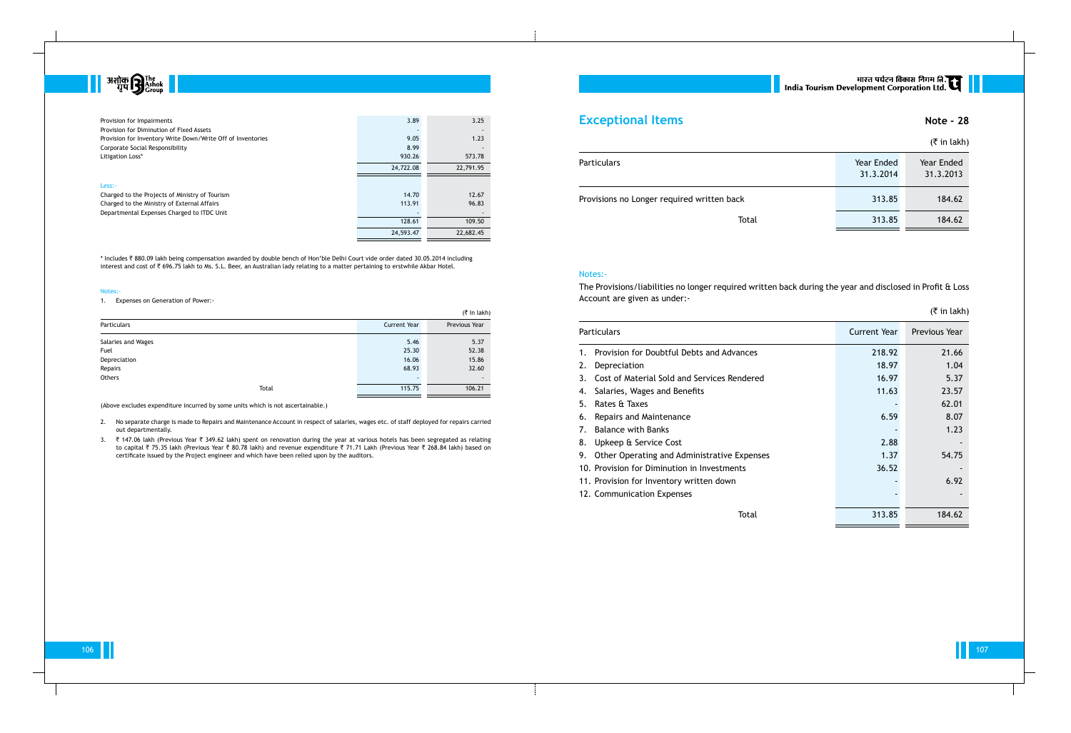| | | |
|---|---|---|
| Provision for Impairments | 3.89 | 3.25 |
| Provision for Diminution of Fixed Assets | - | - |
| Provision for Inventory Write Down/Write Off of Inventories | 9.05 | 1.23 |
| Corporate Social Responsibility | 8.99 | - |
| Litigation Loss* | 930.26 | 573.78 |
| | 24,722.08 | 22,791.95 |
| Less:- | | |
| Charged to the Projects of Ministry of Tourism | 14.70 | 12.67 |
| Charged to the Ministry of External Affairs | 113.91 | 96.83 |
| Departmental Expenses Charged to ITDC Unit | - | - |
| | 128.61 | 109.50 |
| | 24,593.47 | 22,682.45 |

* Includes ₹ 880.09 lakh being compensation awarded by double bench of Hon'ble Delhi Court vide order dated 30.05.2014 including interest and cost of ₹ 696.75 lakh to Ms. S.L. Beer, an Australian lady relating to a matter pertaining to erstwhile Akbar Hotel.

Notes:-

1. Expenses on Generation of Power:-

(₹ in lakh)

| Particulars | Current Year | Previous Year |
|---|---|---|
| Salaries and Wages | 5.46 | 5.37 |
| Fuel | 25.30 | 52.38 |
| Depreciation | 16.06 | 15.86 |
| Repairs | 68.93 | 32.60 |
| Others | - | - |
| Total | 115.75 | 106.21 |

(Above excludes expenditure incurred by some units which is not ascertainable.)

2. No separate charge is made to Repairs and Maintenance Account in respect of salaries, wages etc. of staff deployed for repairs carried out departmentally.
3. ₹ 147.06 lakh (Previous Year ₹ 349.62 lakh) spent on renovation during the year at various hotels has been segregated as relating to capital ₹ 75.35 lakh (Previous Year ₹ 80.78 lakh) and revenue expenditure ₹ 71.71 Lakh (Previous Year ₹ 268.84 lakh) based on certificate issued by the Project engineer and which have been relied upon by the auditors.

## Exceptional Items

**Note - 28**

(₹ in lakh)

| Particulars | Year Ended 31.3.2014 | Year Ended 31.3.2013 |
|---|---|---|
| Provisions no Longer required written back | 313.85 | 184.62 |
| Total | 313.85 | 184.62 |

Notes:-

The Provisions/liabilities no longer required written back during the year and disclosed in Profit & Loss Account are given as under:-

(₹ in lakh)

| Particulars | Current Year | Previous Year |
|---|---|---|
| 1. Provision for Doubtful Debts and Advances | 218.92 | 21.66 |
| 2. Depreciation | 18.97 | 1.04 |
| 3. Cost of Material Sold and Services Rendered | 16.97 | 5.37 |
| 4. Salaries, Wages and Benefits | 11.63 | 23.57 |
| 5. Rates & Taxes | - | 62.01 |
| 6. Repairs and Maintenance | 6.59 | 8.07 |
| 7. Balance with Banks | - | 1.23 |
| 8. Upkeep & Service Cost | 2.88 | - |
| 9. Other Operating and Administrative Expenses | 1.37 | 54.75 |
| 10. Provision for Diminution in Investments | 36.52 | - |
| 11. Provision for Inventory written down | - | 6.92 |
| 12. Communication Expenses | - | - |
| Total | 313.85 | 184.62 |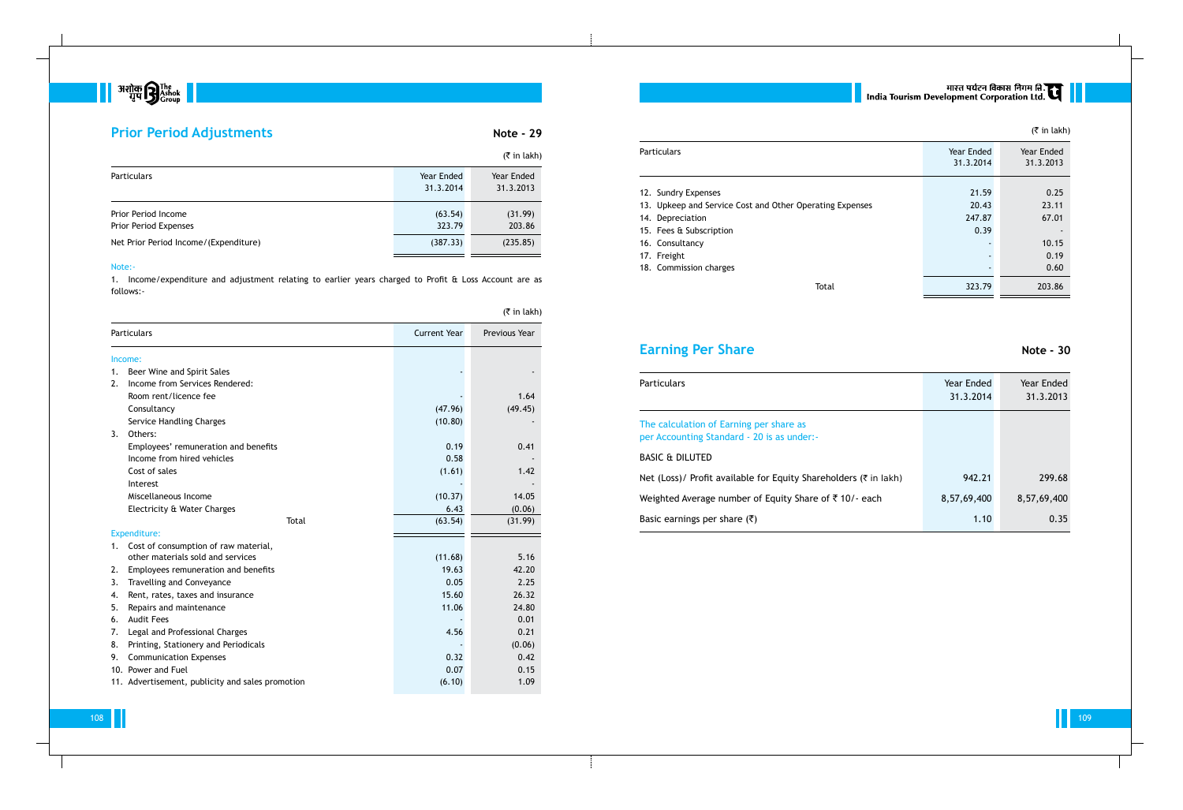## Prior Period Adjustments

**Note - 29**

(₹ in lakh)

| Particulars | Year Ended 31.3.2014 | Year Ended 31.3.2013 |
|---|---|---|
| Prior Period Income | (63.54) | (31.99) |
| Prior Period Expenses | 323.79 | 203.86 |
| Net Prior Period Income/(Expenditure) | (387.33) | (235.85) |

Note:-

1. Income/expenditure and adjustment relating to earlier years charged to Profit & Loss Account are as follows:-

(₹ in lakh)

| Particulars | Current Year | Previous Year |
|---|---|---|
| **Income:** | | |
| 1. Beer Wine and Spirit Sales | - | - |
| 2. Income from Services Rendered: | | |
| Room rent/licence fee | - | 1.64 |
| Consultancy | (47.96) | (49.45) |
| Service Handling Charges | (10.80) | - |
| 3. Others: | | |
| Employees' remuneration and benefits | 0.19 | 0.41 |
| Income from hired vehicles | 0.58 | - |
| Cost of sales | (1.61) | 1.42 |
| Interest | - | - |
| Miscellaneous Income | (10.37) | 14.05 |
| Electricity & Water Charges | 6.43 | (0.06) |
| Total | (63.54) | (31.99) |
| **Expenditure:** | | |
| 1. Cost of consumption of raw material, other materials sold and services | (11.68) | 5.16 |
| 2. Employees remuneration and benefits | 19.63 | 42.20 |
| 3. Travelling and Conveyance | 0.05 | 2.25 |
| 4. Rent, rates, taxes and insurance | 15.60 | 26.32 |
| 5. Repairs and maintenance | 11.06 | 24.80 |
| 6. Audit Fees | - | 0.01 |
| 7. Legal and Professional Charges | 4.56 | 0.21 |
| 8. Printing, Stationery and Periodicals | - | (0.06) |
| 9. Communication Expenses | 0.32 | 0.42 |
| 10. Power and Fuel | 0.07 | 0.15 |
| 11. Advertisement, publicity and sales promotion | (6.10) | 1.09 |
| 12. Sundry Expenses | 21.59 | 0.25 |
| 13. Upkeep and Service Cost and Other Operating Expenses | 20.43 | 23.11 |
| 14. Depreciation | 247.87 | 67.01 |
| 15. Fees & Subscription | 0.39 | - |
| 16. Consultancy | - | 10.15 |
| 17. Freight | - | 0.19 |
| 18. Commission charges | - | 0.60 |
| Total | 323.79 | 203.86 |

## Earning Per Share

**Note - 30**

| Particulars | Year Ended 31.3.2014 | Year Ended 31.3.2013 |
|---|---|---|
| The calculation of Earning per share as per Accounting Standard - 20 is as under:- | | |
| BASIC & DILUTED | | |
| Net (Loss)/ Profit available for Equity Shareholders (₹ in lakh) | 942.21 | 299.68 |
| Weighted Average number of Equity Share of ₹ 10/- each | 8,57,69,400 | 8,57,69,400 |
| Basic earnings per share (₹) | 1.10 | 0.35 |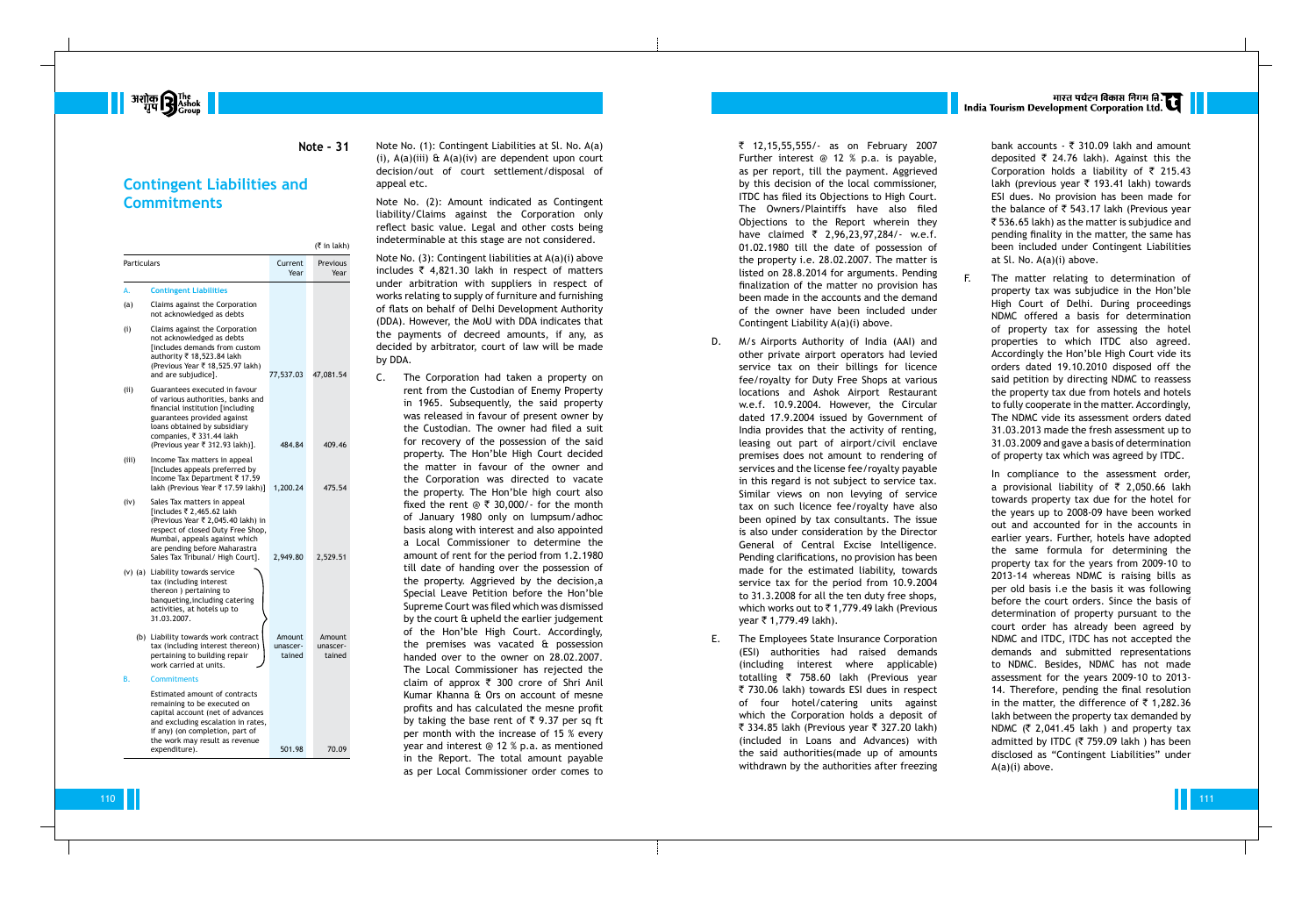**Note - 31**

## Contingent Liabilities and Commitments

(₹ in lakh)

| Particulars | | Current Year | Previous Year |
|---|---|---|---|
| **A.** | **Contingent Liabilities** | | |
| (a) | Claims against the Corporation not acknowledged as debts | | |
| (i) | Claims against the Corporation not acknowledged as debts [includes demands from custom authority ₹ 18,523.84 lakh (Previous Year ₹ 18,525.97 lakh) and are subjudice]. | 77,537.03 | 47,081.54 |
| (ii) | Guarantees executed in favour of various authorities, banks and financial institution [including guarantees provided against loans obtained by subsidiary companies, ₹ 331.44 lakh (Previous year ₹ 312.93 lakh)]. | 484.84 | 409.46 |
| (iii) | Income Tax matters in appeal [Includes appeals preferred by Income Tax Department ₹ 17.59 lakh (Previous Year ₹ 17.59 lakh)] | 1,200.24 | 475.54 |
| (iv) | Sales Tax matters in appeal [includes ₹ 2,465.62 lakh (Previous Year ₹ 2,045.40 lakh) in respect of closed Duty Free Shop, Mumbai, appeals against which are pending before Maharastra Sales Tax Tribunal/ High Court]. | 2,949.80 | 2,529.51 |
| (v) (a) | Liability towards service tax (including interest thereon ) pertaining to banqueting,including catering activities, at hotels up to 31.03.2007. | | |
| (b) | Liability towards work contract tax (including interest thereon) pertaining to building repair work carried at units. | Amount unascertained | Amount unascertained |
| **B.** | **Commitments** | | |
| | Estimated amount of contracts remaining to be executed on capital account (net of advances and excluding escalation in rates, if any) (on completion, part of the work may result as revenue expenditure). | 501.98 | 70.09 |

Note No. (1): Contingent Liabilities at Sl. No. A(a)(i), A(a)(iii) & A(a)(iv) are dependent upon court decision/out of court settlement/disposal of appeal etc.

Note No. (2): Amount indicated as Contingent liability/Claims against the Corporation only reflect basic value. Legal and other costs being indeterminable at this stage are not considered.

Note No. (3): Contingent liabilities at A(a)(i) above includes ₹ 4,821.30 lakh in respect of matters under arbitration with suppliers in respect of works relating to supply of furniture and furnishing of flats on behalf of Delhi Development Authority (DDA). However, the MoU with DDA indicates that the payments of decreed amounts, if any, as decided by arbitrator, court of law will be made by DDA.

C. The Corporation had taken a property on rent from the Custodian of Enemy Property in 1965. Subsequently, the said property was released in favour of present owner by the Custodian. The owner had filed a suit for recovery of the possession of the said property. The Hon'ble High Court decided the matter in favour of the owner and the Corporation was directed to vacate the property. The Hon'ble high court also fixed the rent @ ₹ 30,000/- for the month of January 1980 only on lumpsum/adhoc basis along with interest and also appointed a Local Commissioner to determine the amount of rent for the period from 1.2.1980 till date of handing over the possession of the property. Aggrieved by the decision,a Special Leave Petition before the Hon'ble Supreme Court was filed which was dismissed by the court & upheld the earlier judgement of the Hon'ble High Court. Accordingly, the premises was vacated & possession handed over to the owner on 28.02.2007. The Local Commissioner has rejected the claim of approx ₹ 300 crore of Shri Anil Kumar Khanna & Ors on account of mesne profits and has calculated the mesne profit by taking the base rent of ₹ 9.37 per sq ft per month with the increase of 15 % every year and interest @ 12 % p.a. as mentioned in the Report. The total amount payable as per Local Commissioner order comes to ₹ 12,15,55,555/- as on February 2007 Further interest @ 12 % p.a. is payable, as per report, till the payment. Aggrieved by this decision of the local commissioner, ITDC has filed its Objections to High Court. The Owners/Plaintiffs have also filed Objections to the Report wherein they have claimed ₹ 2,96,23,97,284/- w.e.f. 01.02.1980 till the date of possession of the property i.e. 28.02.2007. The matter is listed on 28.8.2014 for arguments. Pending finalization of the matter no provision has been made in the accounts and the demand of the owner have been included under Contingent Liability A(a)(i) above.

D. M/s Airports Authority of India (AAI) and other private airport operators had levied service tax on their billings for licence fee/royalty for Duty Free Shops at various locations and Ashok Airport Restaurant w.e.f. 10.9.2004. However, the Circular dated 17.9.2004 issued by Government of India provides that the activity of renting, leasing out part of airport/civil enclave premises does not amount to rendering of services and the license fee/royalty payable in this regard is not subject to service tax. Similar views on non levying of service tax on such licence fee/royalty have also been opined by tax consultants. The issue is also under consideration by the Director General of Central Excise Intelligence. Pending clarifications, no provision has been made for the estimated liability, towards service tax for the period from 10.9.2004 to 31.3.2008 for all the ten duty free shops, which works out to ₹ 1,779.49 lakh (Previous year ₹ 1,779.49 lakh).

E. The Employees State Insurance Corporation (ESI) authorities had raised demands (including interest where applicable) totalling ₹ 758.60 lakh (Previous year ₹ 730.06 lakh) towards ESI dues in respect of four hotel/catering units against which the Corporation holds a deposit of ₹ 334.85 lakh (Previous year ₹ 327.20 lakh) (included in Loans and Advances) with the said authorities(made up of amounts withdrawn by the authorities after freezing bank accounts - ₹ 310.09 lakh and amount deposited ₹ 24.76 lakh). Against this the Corporation holds a liability of ₹ 215.43 lakh (previous year ₹ 193.41 lakh) towards ESI dues. No provision has been made for the balance of ₹ 543.17 lakh (Previous year ₹ 536.65 lakh) as the matter is subjudice and pending finality in the matter, the same has been included under Contingent Liabilities at Sl. No. A(a)(i) above.

F. The matter relating to determination of property tax was subjudice in the Hon'ble High Court of Delhi. During proceedings NDMC offered a basis for determination of property tax for assessing the hotel properties to which ITDC also agreed. Accordingly the Hon'ble High Court vide its orders dated 19.10.2010 disposed off the said petition by directing NDMC to reassess the property tax due from hotels and hotels to fully cooperate in the matter. Accordingly, The NDMC vide its assessment orders dated 31.03.2013 made the fresh assessment up to 31.03.2009 and gave a basis of determination of property tax which was agreed by ITDC.

In compliance to the assessment order, a provisional liability of ₹ 2,050.66 lakh towards property tax due for the hotel for the years up to 2008-09 have been worked out and accounted for in the accounts in earlier years. Further, hotels have adopted the same formula for determining the property tax for the years from 2009-10 to 2013-14 whereas NDMC is raising bills as per old basis i.e the basis it was following before the court orders. Since the basis of determination of property pursuant to the court order has already been agreed by NDMC and ITDC, ITDC has not accepted the demands and submitted representations to NDMC. Besides, NDMC has not made assessment for the years 2009-10 to 2013-14. Therefore, pending the final resolution in the matter, the difference of ₹ 1,282.36 lakh between the property tax demanded by NDMC (₹ 2,041.45 lakh ) and property tax admitted by ITDC (₹ 759.09 lakh ) has been disclosed as "Contingent Liabilities" under A(a)(i) above.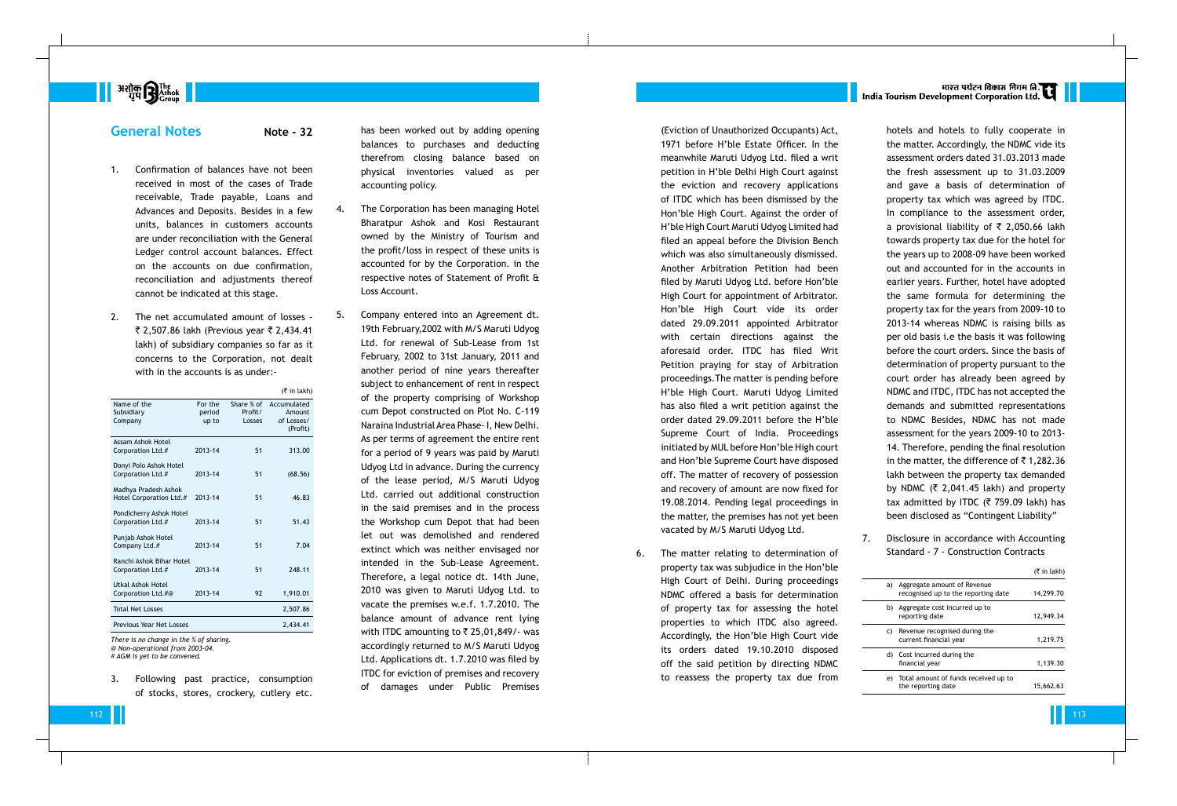## General Notes

**Note - 32**

1. Confirmation of balances have not been received in most of the cases of Trade receivable, Trade payable, Loans and Advances and Deposits. Besides in a few units, balances in customers accounts are under reconciliation with the General Ledger control account balances. Effect on the accounts on due confirmation, reconciliation and adjustments thereof cannot be indicated at this stage.

2. The net accumulated amount of losses - ₹ 2,507.86 lakh (Previous year ₹ 2,434.41 lakh) of subsidiary companies so far as it concerns to the Corporation, not dealt with in the accounts is as under:-

(₹ in lakh)

| Name of the Subsidiary Company | For the period up to | Share % of Profit/ Losses | Accumulated Amount of Losses/ (Profit) |
|---|---|---|---|
| Assam Ashok Hotel Corporation Ltd.# | 2013-14 | 51 | 313.00 |
| Donyi Polo Ashok Hotel Corporation Ltd.# | 2013-14 | 51 | (68.56) |
| Madhya Pradesh Ashok Hotel Corporation Ltd.# | 2013-14 | 51 | 46.83 |
| Pondicherry Ashok Hotel Corporation Ltd.# | 2013-14 | 51 | 51.43 |
| Punjab Ashok Hotel Company Ltd.# | 2013-14 | 51 | 7.04 |
| Ranchi Ashok Bihar Hotel Corporation Ltd.# | 2013-14 | 51 | 248.11 |
| Utkal Ashok Hotel Corporation Ltd.#@ | 2013-14 | 92 | 1,910.01 |
| Total Net Losses | | | 2,507.86 |
| Previous Year Net Losses | | | 2,434.41 |

*There is no change in the % of sharing.*
*@ Non-operational from 2003-04.*
*# AGM is yet to be convened.*

3. Following past practice, consumption of stocks, stores, crockery, cutlery etc. has been worked out by adding opening balances to purchases and deducting therefrom closing balance based on physical inventories valued as per accounting policy.

4. The Corporation has been managing Hotel Bharatpur Ashok and Kosi Restaurant owned by the Ministry of Tourism and the profit/loss in respect of these units is accounted for by the Corporation. in the respective notes of Statement of Profit & Loss Account.

5. Company entered into an Agreement dt. 19th February,2002 with M/S Maruti Udyog Ltd. for renewal of Sub-Lease from 1st February, 2002 to 31st January, 2011 and another period of nine years thereafter subject to enhancement of rent in respect of the property comprising of Workshop cum Depot constructed on Plot No. C-119 Naraina Industrial Area Phase- I, New Delhi. As per terms of agreement the entire rent for a period of 9 years was paid by Maruti Udyog Ltd in advance. During the currency of the lease period, M/S Maruti Udyog Ltd. carried out additional construction in the said premises and in the process the Workshop cum Depot that had been let out was demolished and rendered extinct which was neither envisaged nor intended in the Sub-Lease Agreement. Therefore, a legal notice dt. 14th June, 2010 was given to Maruti Udyog Ltd. to vacate the premises w.e.f. 1.7.2010. The balance amount of advance rent lying with ITDC amounting to ₹ 25,01,849/- was accordingly returned to M/S Maruti Udyog Ltd. Applications dt. 1.7.2010 was filed by ITDC for eviction of premises and recovery of damages under Public Premises (Eviction of Unauthorized Occupants) Act, 1971 before H'ble Estate Officer. In the meanwhile Maruti Udyog Ltd. filed a writ petition in H'ble Delhi High Court against the eviction and recovery applications of ITDC which has been dismissed by the Hon'ble High Court. Against the order of H'ble High Court Maruti Udyog Limited had filed an appeal before the Division Bench which was also simultaneously dismissed. Another Arbitration Petition had been filed by Maruti Udyog Ltd. before Hon'ble High Court for appointment of Arbitrator. Hon'ble High Court vide its order dated 29.09.2011 appointed Arbitrator with certain directions against the aforesaid order. ITDC has filed Writ Petition praying for stay of Arbitration proceedings.The matter is pending before H'ble High Court. Maruti Udyog Limited has also filed a writ petition against the order dated 29.09.2011 before the H'ble Supreme Court of India. Proceedings initiated by MUL before Hon'ble High court and Hon'ble Supreme Court have disposed off. The matter of recovery of possession and recovery of amount are now fixed for 19.08.2014. Pending legal proceedings in the matter, the premises has not yet been vacated by M/S Maruti Udyog Ltd.

6. The matter relating to determination of property tax was subjudice in the Hon'ble High Court of Delhi. During proceedings NDMC offered a basis for determination of property tax for assessing the hotel properties to which ITDC also agreed. Accordingly, the Hon'ble High Court vide its orders dated 19.10.2010 disposed off the said petition by directing NDMC to reassess the property tax due from hotels and hotels to fully cooperate in the matter. Accordingly, the NDMC vide its assessment orders dated 31.03.2013 made the fresh assessment up to 31.03.2009 and gave a basis of determination of property tax which was agreed by ITDC. In compliance to the assessment order, a provisional liability of ₹ 2,050.66 lakh towards property tax due for the hotel for the years up to 2008-09 have been worked out and accounted for in the accounts in earlier years. Further, hotel have adopted the same formula for determining the property tax for the years from 2009-10 to 2013-14 whereas NDMC is raising bills as per old basis i.e the basis it was following before the court orders. Since the basis of determination of property pursuant to the court order has already been agreed by NDMC and ITDC, ITDC has not accepted the demands and submitted representations to NDMC Besides, NDMC has not made assessment for the years 2009-10 to 2013-14. Therefore, pending the final resolution in the matter, the difference of ₹ 1,282.36 lakh between the property tax demanded by NDMC (₹ 2,041.45 lakh) and property tax admitted by ITDC (₹ 759.09 lakh) has been disclosed as "Contingent Liability"

7. Disclosure in accordance with Accounting Standard - 7 - Construction Contracts

(₹ in lakh)

| | | |
|---|---|---|
| a) | Aggregate amount of Revenue recognised up to the reporting date | 14,299.70 |
| b) | Aggregate cost incurred up to reporting date | 12,949.34 |
| c) | Revenue recognised during the current financial year | 1,219.75 |
| d) | Cost incurred during the financial year | 1,139.30 |
| e) | Total amount of funds received up to the reporting date | 15,662.63 |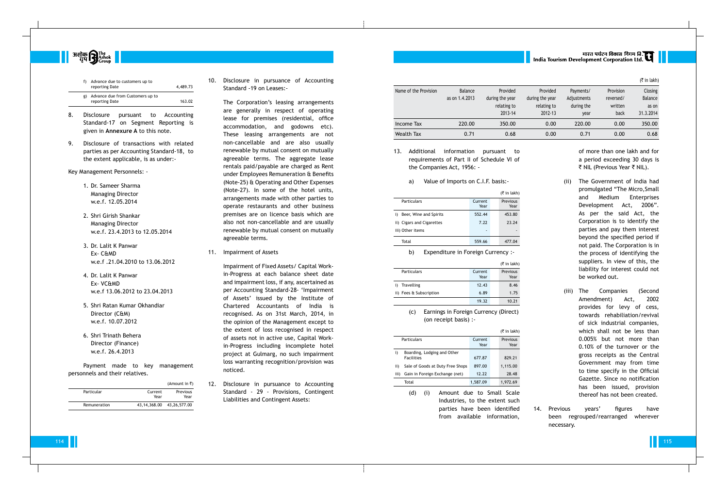| | | |
|---|---|---|
| f) | Advance due to customers up to reporting Date | 4,489.73 |
| g) | Advance due from Customers up to reporting Date | 163.02 |

8. Disclosure pursuant to Accounting Standard-17 on Segment Reporting is given in **Annexure A** to this note.

9. Disclosure of transactions with related parties as per Accounting Standard-18, to the extent applicable, is as under:-

Key Management Personnels: -

1. Dr. Sameer Sharma
   Managing Director
   w.e.f. 12.05.2014

2. Shri Girish Shankar
   Managing Director
   w.e.f. 23.4.2013 to 12.05.2014

3. Dr. Lalit K Panwar
   Ex- C&MD
   w.e.f .21.04.2010 to 13.06.2012

4. Dr. Lalit K Panwar
   Ex- VC&MD
   w.e.f 13.06.2012 to 23.04.2013

5. Shri Ratan Kumar Okhandiar
   Director (C&M)
   w.e.f. 10.07.2012

6. Shri Trinath Behera
   Director (Finance)
   w.e.f. 26.4.2013

Payment made to key management personnels and their relatives.

(Amount in ₹)

| Particular | Current Year | Previous Year |
|---|---|---|
| Remuneration | 43,14,368.00 | 43,26,577.00 |

10. Disclosure in pursuance of Accounting Standard -19 on Leases:-

    The Corporation's leasing arrangements are generally in respect of operating lease for premises (residential, office accommodation, and godowns etc). These leasing arrangements are not non-cancellable and are also usually renewable by mutual consent on mutually agreeable terms. The aggregate lease rentals paid/payable are charged as Rent under Employees Remuneration & Benefits (Note-25) & Operating and Other Expenses (Note-27). In some of the hotel units, arrangements made with other parties to operate restaurants and other business premises are on licence basis which are also not non-cancellable and are usually renewable by mutual consent on mutually agreeable terms.

11. Impairment of Assets

    Impairment of Fixed Assets/ Capital Work-in-Progress at each balance sheet date and impairment loss, if any, ascertained as per Accounting Standard-28- 'Impairment of Assets' issued by the Institute of Chartered Accountants of India is recognised. As on 31st March, 2014, in the opinion of the Management except to the extent of loss recognised in respect of assets not in active use, Capital Work-in-Progress including incomplete hotel project at Gulmarg, no such impairment loss warranting recognition/provision was noticed.

12. Disclosure in pursuance to Accounting Standard - 29 - Provisions, Contingent Liabilities and Contingent Assets:

(₹ in lakh)

| Name of the Provision | Balance as on 1.4.2013 | Provided during the year relating to 2013-14 | Provided during the year relating to 2012-13 | Payments/ Adjustments during the year | Provision reversed/ written back | Closing Balance as on 31.3.2014 |
|---|---|---|---|---|---|---|
| Income Tax | 220.00 | 350.00 | 0.00 | 220.00 | 0.00 | 350.00 |
| Wealth Tax | 0.71 | 0.68 | 0.00 | 0.71 | 0.00 | 0.68 |

13. Additional information pursuant to requirements of Part II of Schedule VI of the Companies Act, 1956: -

    a) Value of Imports on C.I.F. basis:-

(₹ in lakh)

| Particulars | Current Year | Previous Year |
|---|---|---|
| i) Beer, Wine and Spirits | 552.44 | 453.80 |
| ii) Cigars and Cigarettes | 7.22 | 23.24 |
| iii) Other items | - | - |
| Total | 559.66 | 477.04 |

    b) Expenditure in Foreign Currency :-

(₹ in lakh)

| Particulars | Current Year | Previous Year |
|---|---|---|
| i) Travelling | 12.43 | 8.46 |
| ii) Fees & Subscription | 6.89 | 1.75 |
| | 19.32 | 10.21 |

    (c) Earnings in Foreign Currency (Direct) (on receipt basis) :-

(₹ in lakh)

| Particulars | Current Year | Previous Year |
|---|---|---|
| i) Boarding, Lodging and Other Facilities | 677.87 | 829.21 |
| ii) Sale of Goods at Duty Free Shops | 897.00 | 1,115.00 |
| iii) Gain in Foreign Exchange (net) | 12.22 | 28.48 |
| Total | 1,587.09 | 1,972.69 |

    (d) (i) Amount due to Small Scale Industries, to the extent such parties have been identified from available information, of more than one lakh and for a period exceeding 30 days is ₹ NIL (Previous Year ₹ NIL).

    (ii) The Government of India had promulgated "The Micro,Small and Medium Enterprises Development Act, 2006". As per the said Act, the Corporation is to identify the parties and pay them interest beyond the specified period if not paid. The Corporation is in the process of identifying the suppliers. In view of this, the liability for interest could not be worked out.

    (iii) The Companies (Second Amendment) Act, 2002 provides for levy of cess, towards rehabiliation/revival of sick industrial companies, which shall not be less than 0.005% but not more than 0.10% of the turnover or the gross receipts as the Central Government may from time to time specify in the Official Gazette. Since no notification has been issued, provision thereof has not been created.

14. Previous years' figures have been regrouped/rearranged wherever necessary.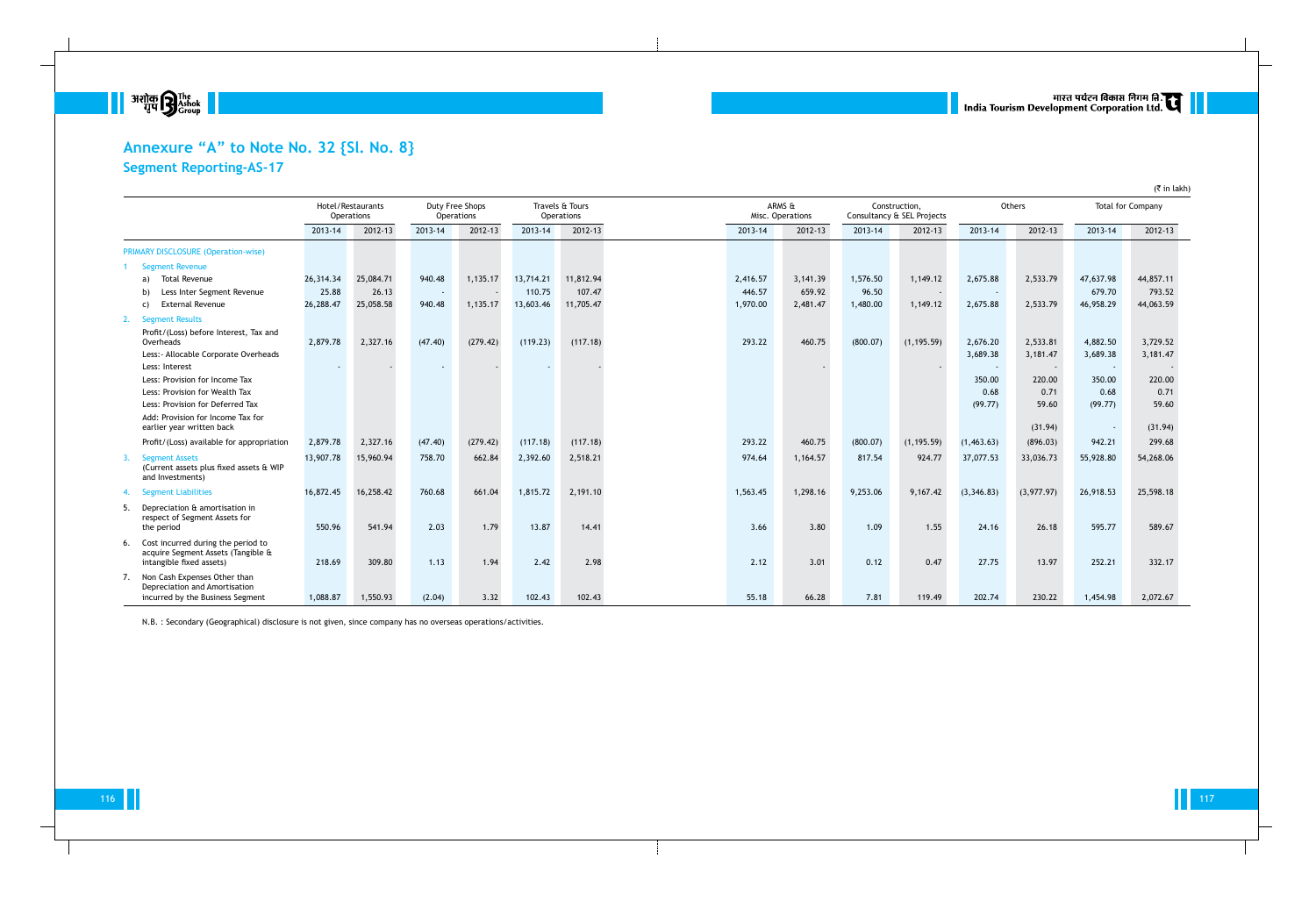# Annexure "A" to Note No. 32 {Sl. No. 8}

## Segment Reporting-AS-17

(₹ in lakh)

| | Hotel/Restaurants Operations | | Duty Free Shops Operations | | Travels & Tours Operations | | ARMS & Misc. Operations | | Construction, Consultancy & SEL Projects | | Others | | Total for Company | |
|---|---|---|---|---|---|---|---|---|---|---|---|---|---|---|
| | 2013-14 | 2012-13 | 2013-14 | 2012-13 | 2013-14 | 2012-13 | 2013-14 | 2012-13 | 2013-14 | 2012-13 | 2013-14 | 2012-13 | 2013-14 | 2012-13 |
| PRIMARY DISCLOSURE (Operation-wise) | | | | | | | | | | | | | | |
| 1 Segment Revenue | | | | | | | | | | | | | | |
| a) Total Revenue | 26,314.34 | 25,084.71 | 940.48 | 1,135.17 | 13,714.21 | 11,812.94 | 2,416.57 | 3,141.39 | 1,576.50 | 1,149.12 | 2,675.88 | 2,533.79 | 47,637.98 | 44,857.11 |
| b) Less Inter Segment Revenue | 25.88 | 26.13 | - | - | 110.75 | 107.47 | 446.57 | 659.92 | 96.50 | - | - | | 679.70 | 793.52 |
| c) External Revenue | 26,288.47 | 25,058.58 | 940.48 | 1,135.17 | 13,603.46 | 11,705.47 | 1,970.00 | 2,481.47 | 1,480.00 | 1,149.12 | 2,675.88 | 2,533.79 | 46,958.29 | 44,063.59 |
| 2. Segment Results | | | | | | | | | | | | | | |
| Profit/(Loss) before Interest, Tax and Overheads | 2,879.78 | 2,327.16 | (47.40) | (279.42) | (119.23) | (117.18) | 293.22 | 460.75 | (800.07) | (1,195.59) | 2,676.20 | 2,533.81 | 4,882.50 | 3,729.52 |
| Less:- Allocable Corporate Overheads | | | | | | | | | | | 3,689.38 | 3,181.47 | 3,689.38 | 3,181.47 |
| Less: Interest | - | - | - | - | - | - | | - | | - | - | - | - | - |
| Less: Provision for Income Tax | | | | | | | | | | | 350.00 | 220.00 | 350.00 | 220.00 |
| Less: Provision for Wealth Tax | | | | | | | | | | | 0.68 | 0.71 | 0.68 | 0.71 |
| Less: Provision for Deferred Tax | | | | | | | | | | | (99.77) | 59.60 | (99.77) | 59.60 |
| Add: Provision for Income Tax for earlier year written back | | | | | | | | | | | | (31.94) | - | (31.94) |
| Profit/(Loss) available for appropriation | 2,879.78 | 2,327.16 | (47.40) | (279.42) | (117.18) | (117.18) | 293.22 | 460.75 | (800.07) | (1,195.59) | (1,463.63) | (896.03) | 942.21 | 299.68 |
| 3. Segment Assets (Current assets plus fixed assets & WIP and Investments) | 13,907.78 | 15,960.94 | 758.70 | 662.84 | 2,392.60 | 2,518.21 | 974.64 | 1,164.57 | 817.54 | 924.77 | 37,077.53 | 33,036.73 | 55,928.80 | 54,268.06 |
| 4. Segment Liabilities | 16,872.45 | 16,258.42 | 760.68 | 661.04 | 1,815.72 | 2,191.10 | 1,563.45 | 1,298.16 | 9,253.06 | 9,167.42 | (3,346.83) | (3,977.97) | 26,918.53 | 25,598.18 |
| 5. Depreciation & amortisation in respect of Segment Assets for the period | 550.96 | 541.94 | 2.03 | 1.79 | 13.87 | 14.41 | 3.66 | 3.80 | 1.09 | 1.55 | 24.16 | 26.18 | 595.77 | 589.67 |
| 6. Cost incurred during the period to acquire Segment Assets (Tangible & intangible fixed assets) | 218.69 | 309.80 | 1.13 | 1.94 | 2.42 | 2.98 | 2.12 | 3.01 | 0.12 | 0.47 | 27.75 | 13.97 | 252.21 | 332.17 |
| 7. Non Cash Expenses Other than Depreciation and Amortisation incurred by the Business Segment | 1,088.87 | 1,550.93 | (2.04) | 3.32 | 102.43 | 102.43 | 55.18 | 66.28 | 7.81 | 119.49 | 202.74 | 230.22 | 1,454.98 | 2,072.67 |

N.B. : Secondary (Geographical) disclosure is not given, since company has no overseas operations/activities.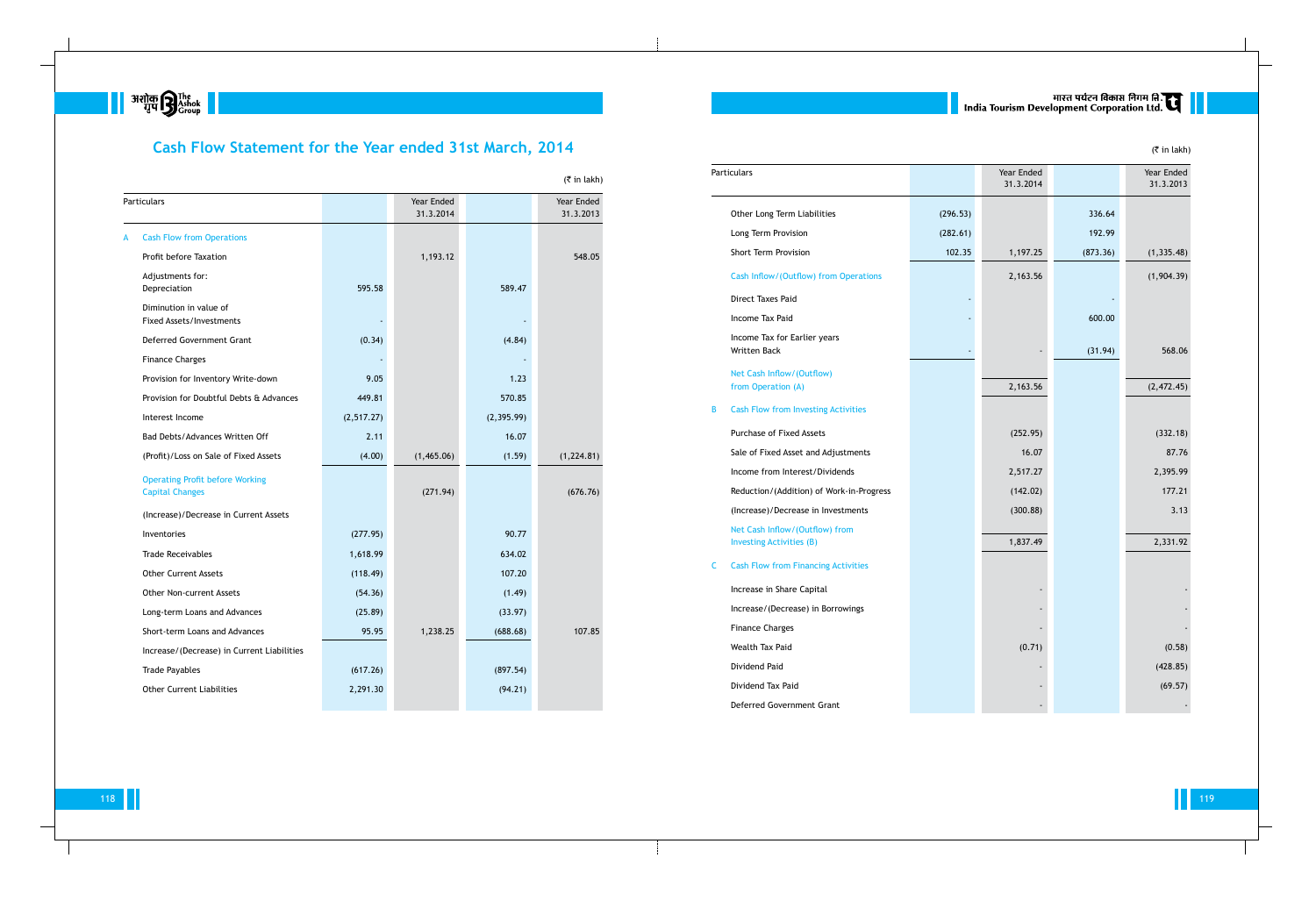# Cash Flow Statement for the Year ended 31st March, 2014

(₹ in lakh)

| | Particulars | | Year Ended 31.3.2014 | | Year Ended 31.3.2013 |
|---|---|---|---|---|---|
| A | Cash Flow from Operations | | | | |
| | Profit before Taxation | | 1,193.12 | | 548.05 |
| | Adjustments for: Depreciation | 595.58 | | 589.47 | |
| | Diminution in value of Fixed Assets/Investments | - | | - | |
| | Deferred Government Grant | (0.34) | | (4.84) | |
| | Finance Charges | - | | - | |
| | Provision for Inventory Write-down | 9.05 | | 1.23 | |
| | Provision for Doubtful Debts & Advances | 449.81 | | 570.85 | |
| | Interest Income | (2,517.27) | | (2,395.99) | |
| | Bad Debts/Advances Written Off | 2.11 | | 16.07 | |
| | (Profit)/Loss on Sale of Fixed Assets | (4.00) | (1,465.06) | (1.59) | (1,224.81) |
| | Operating Profit before Working Capital Changes | | (271.94) | | (676.76) |
| | (Increase)/Decrease in Current Assets | | | | |
| | Inventories | (277.95) | | 90.77 | |
| | Trade Receivables | 1,618.99 | | 634.02 | |
| | Other Current Assets | (118.49) | | 107.20 | |
| | Other Non-current Assets | (54.36) | | (1.49) | |
| | Long-term Loans and Advances | (25.89) | | (33.97) | |
| | Short-term Loans and Advances | 95.95 | 1,238.25 | (688.68) | 107.85 |
| | Increase/(Decrease) in Current Liabilities | | | | |
| | Trade Payables | (617.26) | | (897.54) | |
| | Other Current Liabilities | 2,291.30 | | (94.21) | |
| | Other Long Term Liabilities | (296.53) | | 336.64 | |
| | Long Term Provision | (282.61) | | 192.99 | |
| | Short Term Provision | 102.35 | 1,197.25 | (873.36) | (1,335.48) |
| | Cash Inflow/(Outflow) from Operations | | 2,163.56 | | (1,904.39) |
| | Direct Taxes Paid | - | | - | |
| | Income Tax Paid | - | | 600.00 | |
| | Income Tax for Earlier years Written Back | - | - | (31.94) | 568.06 |
| | Net Cash Inflow/(Outflow) from Operation (A) | | 2,163.56 | | (2,472.45) |
| B | Cash Flow from Investing Activities | | | | |
| | Purchase of Fixed Assets | | (252.95) | | (332.18) |
| | Sale of Fixed Asset and Adjustments | | 16.07 | | 87.76 |
| | Income from Interest/Dividends | | 2,517.27 | | 2,395.99 |
| | Reduction/(Addition) of Work-in-Progress | | (142.02) | | 177.21 |
| | (Increase)/Decrease in Investments | | (300.88) | | 3.13 |
| | Net Cash Inflow/(Outflow) from Investing Activities (B) | | 1,837.49 | | 2,331.92 |
| C | Cash Flow from Financing Activities | | | | |
| | Increase in Share Capital | | - | | - |
| | Increase/(Decrease) in Borrowings | | - | | - |
| | Finance Charges | | - | | - |
| | Wealth Tax Paid | | (0.71) | | (0.58) |
| | Dividend Paid | | - | | (428.85) |
| | Dividend Tax Paid | | - | | (69.57) |
| | Deferred Government Grant | | - | | - |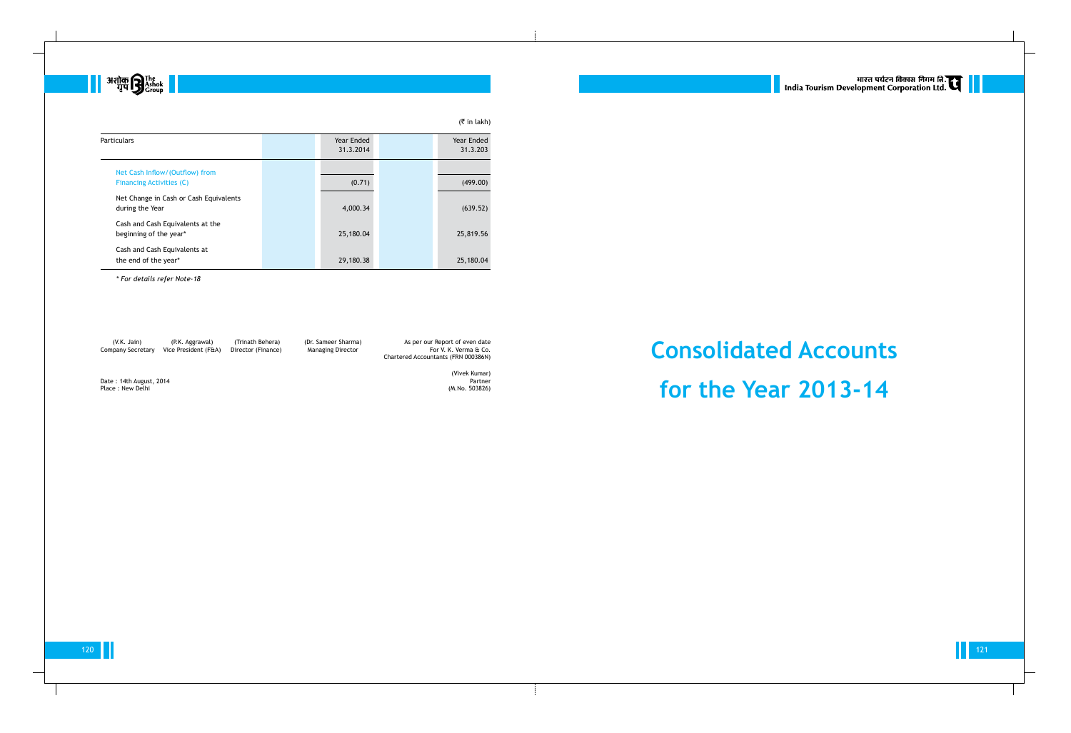(₹ in lakh)

| Particulars | Year Ended 31.3.2014 | Year Ended 31.3.203 |
|---|---|---|
| Net Cash Inflow/(Outflow) from Financing Activities (C) | (0.71) | (499.00) |
| Net Change in Cash or Cash Equivalents during the Year | 4,000.34 | (639.52) |
| Cash and Cash Equivalents at the beginning of the year* | 25,180.04 | 25,819.56 |
| Cash and Cash Equivalents at the end of the year* | 29,180.38 | 25,180.04 |

*\* For details refer Note-18*

| (V.K. Jain) Company Secretary | (P.K. Aggrawal) Vice President (F&A) | (Trinath Behera) Director (Finance) | (Dr. Sameer Sharma) Managing Director | As per our Report of even date For V. K. Verma & Co. Chartered Accountants (FRN 000386N) |
|---|---|---|---|---|

Date : 14th August, 2014
Place : New Delhi

(Vivek Kumar)
Partner
(M.No. 503826)

# Consolidated Accounts for the Year 2013-14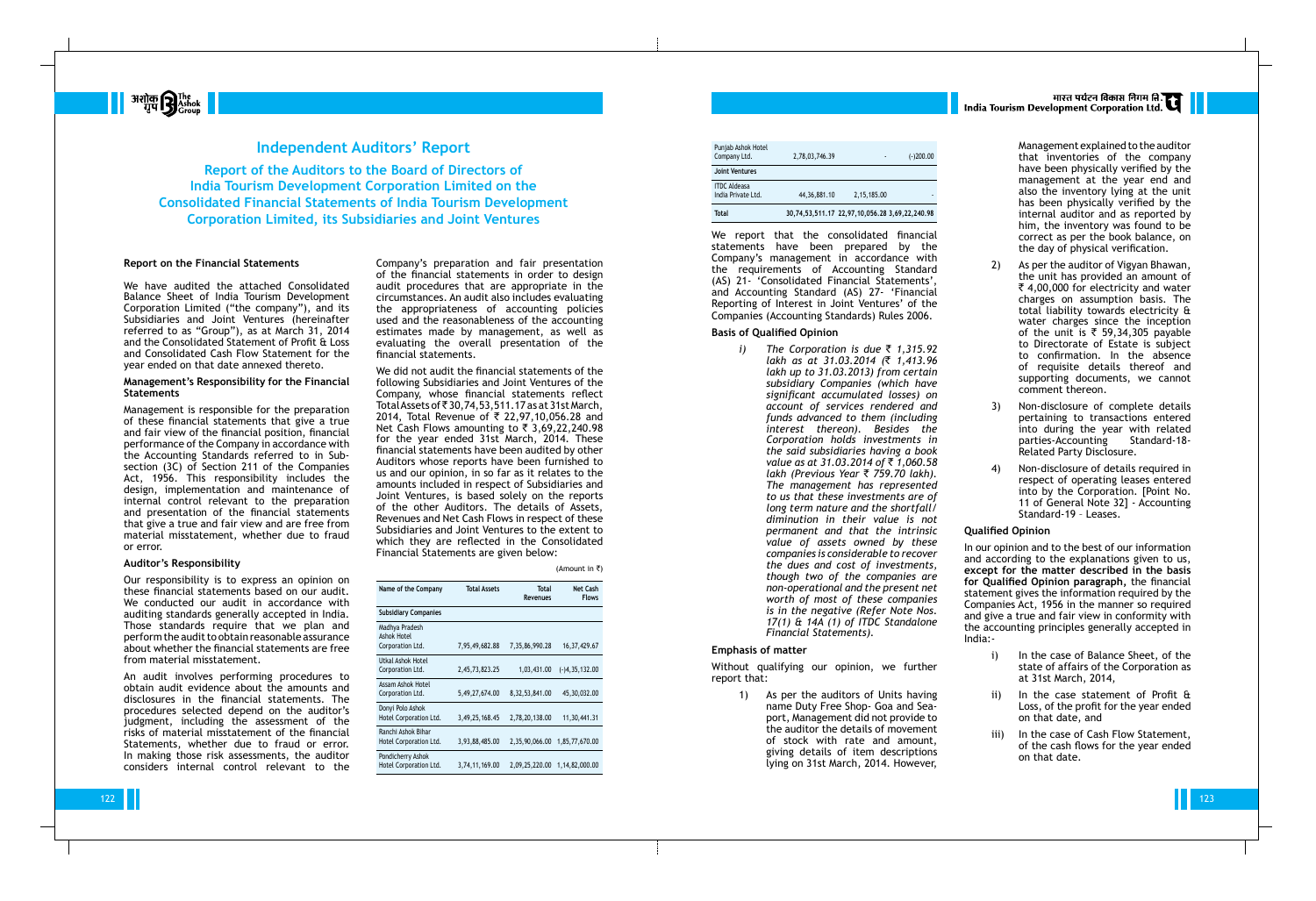# Independent Auditors' Report

## Report of the Auditors to the Board of Directors of India Tourism Development Corporation Limited on the Consolidated Financial Statements of India Tourism Development Corporation Limited, its Subsidiaries and Joint Ventures

### Report on the Financial Statements

We have audited the attached Consolidated Balance Sheet of India Tourism Development Corporation Limited ("the company"), and its Subsidiaries and Joint Ventures (hereinafter referred to as "Group"), as at March 31, 2014 and the Consolidated Statement of Profit & Loss and Consolidated Cash Flow Statement for the year ended on that date annexed thereto.

### Management's Responsibility for the Financial Statements

Management is responsible for the preparation of these financial statements that give a true and fair view of the financial position, financial performance of the Company in accordance with the Accounting Standards referred to in Sub-section (3C) of Section 211 of the Companies Act, 1956. This responsibility includes the design, implementation and maintenance of internal control relevant to the preparation and presentation of the financial statements that give a true and fair view and are free from material misstatement, whether due to fraud or error.

### Auditor's Responsibility

Our responsibility is to express an opinion on these financial statements based on our audit. We conducted our audit in accordance with auditing standards generally accepted in India. Those standards require that we plan and perform the audit to obtain reasonable assurance about whether the financial statements are free from material misstatement.

An audit involves performing procedures to obtain audit evidence about the amounts and disclosures in the financial statements. The procedures selected depend on the auditor's judgment, including the assessment of the risks of material misstatement of the financial Statements, whether due to fraud or error. In making those risk assessments, the auditor considers internal control relevant to the Company's preparation and fair presentation of the financial statements in order to design audit procedures that are appropriate in the circumstances. An audit also includes evaluating the appropriateness of accounting policies used and the reasonableness of the accounting estimates made by management, as well as evaluating the overall presentation of the financial statements.

We did not audit the financial statements of the following Subsidiaries and Joint Ventures of the Company, whose financial statements reflect Total Assets of ₹ 30,74,53,511.17 as at 31st March, 2014, Total Revenue of ₹ 22,97,10,056.28 and Net Cash Flows amounting to ₹ 3,69,22,240.98 for the year ended 31st March, 2014. These financial statements have been audited by other Auditors whose reports have been furnished to us and our opinion, in so far as it relates to the amounts included in respect of Subsidiaries and Joint Ventures, is based solely on the reports of the other Auditors. The details of Assets, Revenues and Net Cash Flows in respect of these Subsidiaries and Joint Ventures to the extent to which they are reflected in the Consolidated Financial Statements are given below:

(Amount in ₹)

| Name of the Company | Total Assets | Total Revenues | Net Cash Flows |
|---|---|---|---|
| **Subsidiary Companies** | | | |
| Madhya Pradesh Ashok Hotel Corporation Ltd. | 7,95,49,682.88 | 7,35,86,990.28 | 16,37,429.67 |
| Utkal Ashok Hotel Corporation Ltd. | 2,45,73,823.25 | 1,03,431.00 | (-)4,35,132.00 |
| Assam Ashok Hotel Corporation Ltd. | 5,49,27,674.00 | 8,32,53,841.00 | 45,30,032.00 |
| Donyi Polo Ashok Hotel Corporation Ltd. | 3,49,25,168.45 | 2,78,20,138.00 | 11,30,441.31 |
| Ranchi Ashok Bihar Hotel Corporation Ltd. | 3,93,88,485.00 | 2,35,90,066.00 | 1,85,77,670.00 |
| Pondicherry Ashok Hotel Corporation Ltd. | 3,74,11,169.00 | 2,09,25,220.00 | 1,14,82,000.00 |
| Punjab Ashok Hotel Company Ltd. | 2,78,03,746.39 | - | (-)200.00 |
| **Joint Ventures** | | | |
| ITDC Aldeasa India Private Ltd. | 44,36,881.10 | 2,15,185.00 | - |
| **Total** | 30,74,53,511.17 | 22,97,10,056.28 | 3,69,22,240.98 |

We report that the consolidated financial statements have been prepared by the Company's management in accordance with the requirements of Accounting Standard (AS) 21- 'Consolidated Financial Statements', and Accounting Standard (AS) 27- 'Financial Reporting of Interest in Joint Ventures' of the Companies (Accounting Standards) Rules 2006.

### Basis of Qualified Opinion

i) *The Corporation is due ₹ 1,315.92 lakh as at 31.03.2014 (₹ 1,413.96 lakh up to 31.03.2013) from certain subsidiary Companies (which have significant accumulated losses) on account of services rendered and funds advanced to them (including interest thereon). Besides the Corporation holds investments in the said subsidiaries having a book value as at 31.03.2014 of ₹ 1,060.58 lakh (Previous Year ₹ 759.70 lakh). The management has represented to us that these investments are of long term nature and the shortfall/ diminution in their value is not permanent and that the intrinsic value of assets owned by these companies is considerable to recover the dues and cost of investments, though two of the companies are non-operational and the present net worth of most of these companies is in the negative (Refer Note Nos. 17(1) & 14A (1) of ITDC Standalone Financial Statements).*

### Emphasis of matter

Without qualifying our opinion, we further report that:

1) As per the auditors of Units having name Duty Free Shop- Goa and Sea-port, Management did not provide to the auditor the details of movement of stock with rate and amount, giving details of item descriptions lying on 31st March, 2014. However, Management explained to the auditor that inventories of the company have been physically verified by the management at the year end and also the inventory lying at the unit has been physically verified by the internal auditor and as reported by him, the inventory was found to be correct as per the book balance, on the day of physical verification.

2) As per the auditor of Vigyan Bhawan, the unit has provided an amount of ₹ 4,00,000 for electricity and water charges on assumption basis. The total liability towards electricity & water charges since the inception of the unit is ₹ 59,34,305 payable to Directorate of Estate is subject to confirmation. In the absence of requisite details thereof and supporting documents, we cannot comment thereon.

3) Non-disclosure of complete details pertaining to transactions entered into during the year with related parties-Accounting Standard-18- Related Party Disclosure.

4) Non-disclosure of details required in respect of operating leases entered into by the Corporation. [Point No. 11 of General Note 32] - Accounting Standard-19 – Leases.

### Qualified Opinion

In our opinion and to the best of our information and according to the explanations given to us, **except for the matter described in the basis for Qualified Opinion paragraph,** the financial statement gives the information required by the Companies Act, 1956 in the manner so required and give a true and fair view in conformity with the accounting principles generally accepted in India:-

i) In the case of Balance Sheet, of the state of affairs of the Corporation as at 31st March, 2014,

ii) In the case statement of Profit & Loss, of the profit for the year ended on that date, and

iii) In the case of Cash Flow Statement, of the cash flows for the year ended on that date.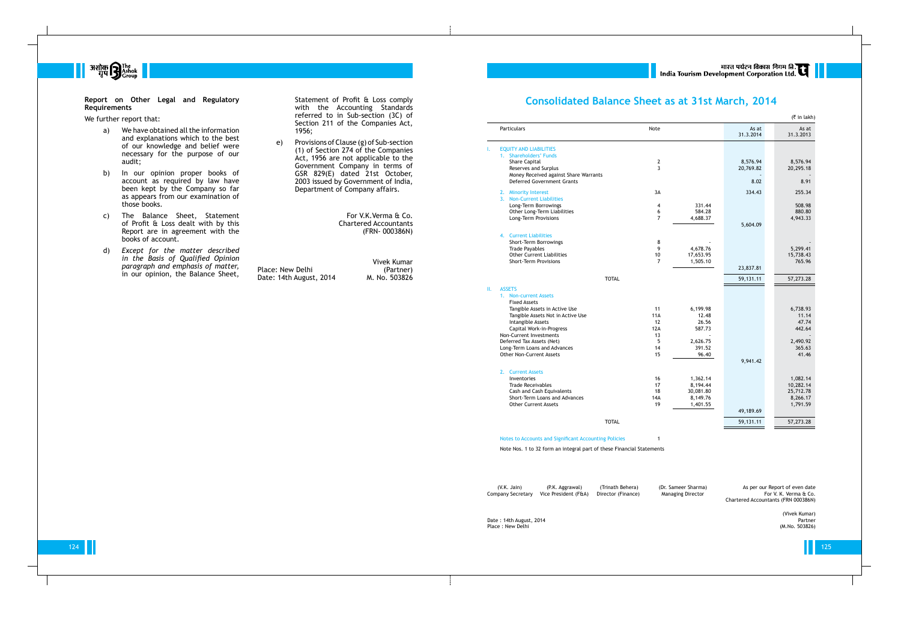**Report on Other Legal and Regulatory Requirements**

We further report that:

a) We have obtained all the information and explanations which to the best of our knowledge and belief were necessary for the purpose of our audit;

b) In our opinion proper books of account as required by law have been kept by the Company so far as appears from our examination of those books.

c) The Balance Sheet, Statement of Profit & Loss dealt with by this Report are in agreement with the books of account.

d) *Except for the matter described in the Basis of Qualified Opinion paragraph and emphasis of matter,* in our opinion, the Balance Sheet, Statement of Profit & Loss comply with the Accounting Standards referred to in Sub-section (3C) of Section 211 of the Companies Act, 1956;

e) Provisions of Clause (g) of Sub-section (1) of Section 274 of the Companies Act, 1956 are not applicable to the Government Company in terms of GSR 829(E) dated 21st October, 2003 issued by Government of India, Department of Company affairs.

For V.K.Verma & Co.
Chartered Accountants
(FRN- 000386N)

Vivek Kumar
(Partner)
M. No. 503826

Place: New Delhi
Date: 14th August, 2014

# Consolidated Balance Sheet as at 31st March, 2014

(₹ in lakh)

| | Particulars | Note | | As at 31.3.2014 | As at 31.3.2013 |
|---|---|---|---|---|---|
| I. | EQUITY AND LIABILITIES | | | | |
| | 1. Shareholders' Funds | | | | |
| | Share Capital | 2 | | 8,576.94 | 8,576.94 |
| | Reserves and Surplus | 3 | | 20,769.82 | 20,295.18 |
| | Money Received against Share Warrants | | | - | - |
| | Deferred Government Grants | | | 8.02 | 8.91 |
| | 2. Minority Interest | 3A | | 334.43 | 255.34 |
| | 3. Non-Current Liabilities | | | | |
| | Long-Term Borrowings | 4 | 331.44 | | 508.98 |
| | Other Long-Term Liabilities | 6 | 584.28 | | 880.80 |
| | Long-Term Provisions | 7 | 4,688.37 | | 4,943.33 |
| | | | | 5,604.09 | |
| | 4. Current Liabilities | | | | |
| | Short-Term Borrowings | 8 | - | | - |
| | Trade Payables | 9 | 4,678.76 | | 5,299.41 |
| | Other Current Liabilities | 10 | 17,653.95 | | 15,738.43 |
| | Short-Term Provisions | 7 | 1,505.10 | | 765.96 |
| | | | | 23,837.81 | |
| | TOTAL | | | 59,131.11 | 57,273.28 |
| II. | ASSETS | | | | |
| | 1. Non-current Assets | | | | |
| | Fixed Assets | | | | |
| | Tangible Assets in Active Use | 11 | 6,199.98 | | 6,738.93 |
| | Tangible Assets Not in Active Use | 11A | 12.48 | | 11.14 |
| | Intangible Assets | 12 | 26.56 | | 47.74 |
| | Capital Work-in-Progress | 12A | 587.73 | | 442.64 |
| | Non-Current Investments | 13 | - | | - |
| | Deferred Tax Assets (Net) | 5 | 2,626.75 | | 2,490.92 |
| | Long-Term Loans and Advances | 14 | 391.52 | | 365.63 |
| | Other Non-Current Assets | 15 | 96.40 | | 41.46 |
| | | | | 9,941.42 | |
| | 2. Current Assets | | | | |
| | Inventories | 16 | 1,362.14 | | 1,082.14 |
| | Trade Receivables | 17 | 8,194.44 | | 10,282.14 |
| | Cash and Cash Equivalents | 18 | 30,081.80 | | 25,712.78 |
| | Short-Term Loans and Advances | 14A | 8,149.76 | | 8,266.17 |
| | Other Current Assets | 19 | 1,401.55 | | 1,791.59 |
| | | | | 49,189.69 | |
| | TOTAL | | | 59,131.11 | 57,273.28 |

Notes to Accounts and Significant Accounting Policies 1

Note Nos. 1 to 32 form an integral part of these Financial Statements

(V.K. Jain)
Company Secretary

(P.K. Aggrawal)
Vice President (F&A)

(Trinath Behera)
Director (Finance)

(Dr. Sameer Sharma)
Managing Director

As per our Report of even date
For V. K. Verma & Co.
Chartered Accountants (FRN 000386N)

(Vivek Kumar)
Partner
(M.No. 503826)

Date : 14th August, 2014
Place : New Delhi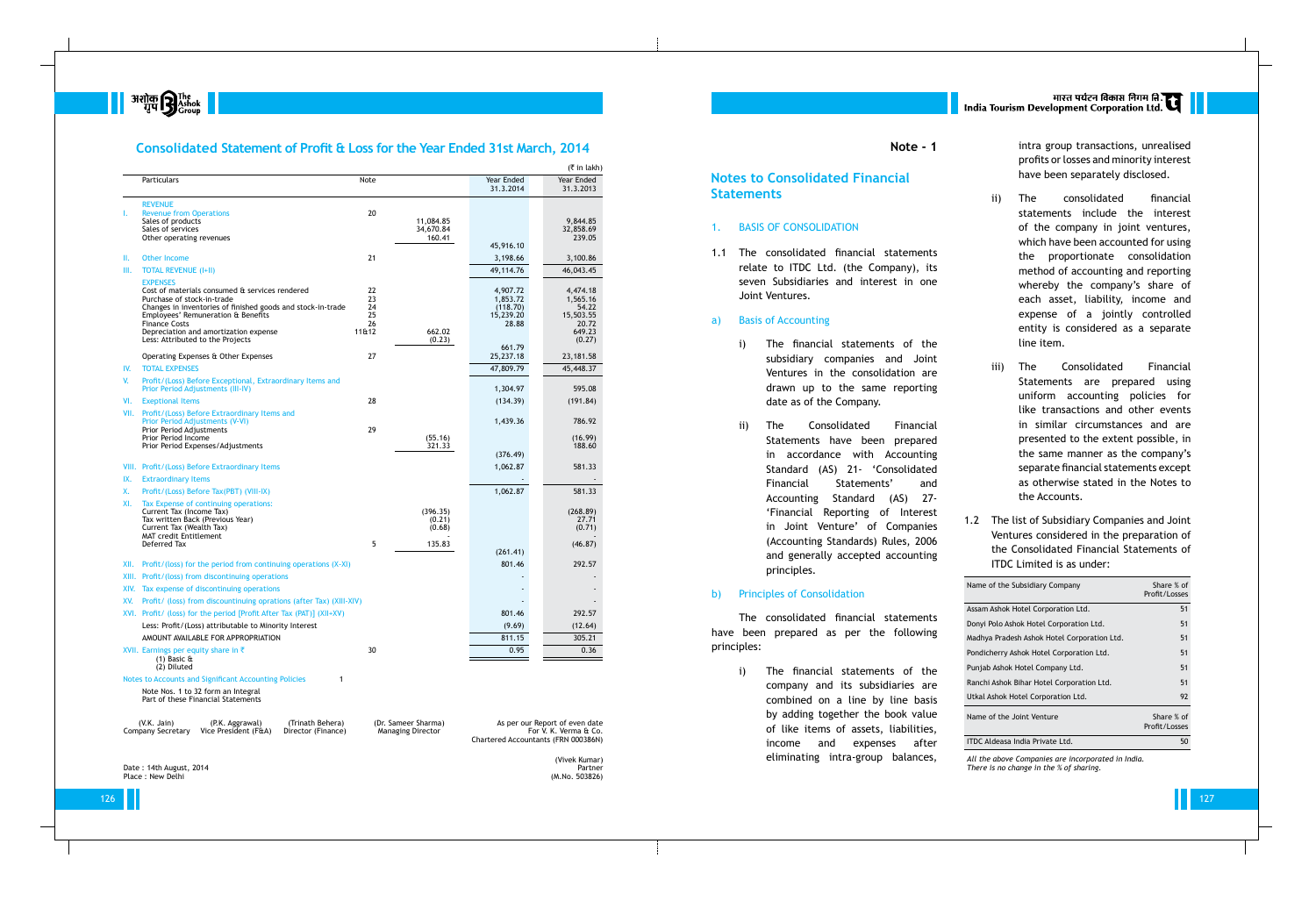# Consolidated Statement of Profit & Loss for the Year Ended 31st March, 2014

(₹ in lakh)

| | Particulars | Note | | Year Ended 31.3.2014 | Year Ended 31.3.2013 |
|---|---|---|---|---|---|
| | REVENUE | | | | |
| I. | Revenue from Operations | 20 | | | |
| | Sales of products | | 11,084.85 | | 9,844.85 |
| | Sales of services | | 34,670.84 | | 32,858.69 |
| | Other operating revenues | | 160.41 | | 239.05 |
| | | | | 45,916.10 | |
| II. | Other Income | 21 | | 3,198.66 | 3,100.86 |
| III. | TOTAL REVENUE (I+II) | | | 49,114.76 | 46,043.45 |
| | EXPENSES | | | | |
| | Cost of materials consumed & services rendered | 22 | | 4,907.72 | 4,474.18 |
| | Purchase of stock-in-trade | 23 | | 1,853.72 | 1,565.16 |
| | Changes in inventories of finished goods and stock-in-trade | 24 | | (118.70) | 54.22 |
| | Employees' Remuneration & Benefits | 25 | | 15,239.20 | 15,503.55 |
| | Finance Costs | 26 | | 28.88 | 20.72 |
| | Depreciation and amortization expense | 11&12 | 662.02 | | 649.23 |
| | Less: Attributed to the Projects | | (0.23) | | (0.27) |
| | | | | 661.79 | |
| | Operating Expenses & Other Expenses | 27 | | 25,237.18 | 23,181.58 |
| IV. | TOTAL EXPENSES | | | 47,809.79 | 45,448.37 |
| V. | Profit/(Loss) Before Exceptional, Extraordinary Items and Prior Period Adjustments (III-IV) | | | 1,304.97 | 595.08 |
| VI. | Exeptional Items | 28 | | (134.39) | (191.84) |
| VII. | Profit/(Loss) Before Extraordinary Items and Prior Period Adjustments (V-VI) | | | 1,439.36 | 786.92 |
| | Prior Period Adjustments | 29 | | | |
| | Prior Period Income | | (55.16) | | (16.99) |
| | Prior Period Expenses/Adjustments | | 321.33 | | 188.60 |
| | | | | (376.49) | |
| VIII. | Profit/(Loss) Before Extraordinary Items | | | 1,062.87 | 581.33 |
| IX. | Extraordinary Items | | | - | - |
| X. | Profit/(Loss) Before Tax(PBT) (VIII-IX) | | | 1,062.87 | 581.33 |
| XI. | Tax Expense of continuing operations: | | | | |
| | Current Tax (Income Tax) | | (396.35) | | (268.89) |
| | Tax written Back (Previous Year) | | (0.21) | | 27.71 |
| | Current Tax (Wealth Tax) | | (0.68) | | (0.71) |
| | MAT credit Entitlement | | - | | - |
| | Deferred Tax | 5 | 135.83 | | (46.87) |
| | | | | (261.41) | |
| XII. | Profit/(loss) for the period from continuing operations (X-XI) | | | 801.46 | 292.57 |
| XIII. | Profit/(loss) from discontinuing operations | | | - | - |
| XIV. | Tax expense of discontinuing operations | | | - | - |
| XV. | Profit/ (loss) from discontinuing oprations (after Tax) (XIII-XIV) | | | - | - |
| XVI. | Profit/ (loss) for the period [Profit After Tax (PAT)] (XII+XV) | | | 801.46 | 292.57 |
| | Less: Profit/(Loss) attributable to Minority Interest | | | (9.69) | (12.64) |
| | AMOUNT AVAILABLE FOR APPROPRIATION | | | 811.15 | 305.21 |
| XVII. | Earnings per equity share in ₹ (1) Basic & (2) Diluted | 30 | | 0.95 | 0.36 |

Notes to Accounts and Significant Accounting Policies 1

Note Nos. 1 to 32 form an Integral Part of these Financial Statements

(V.K. Jain) Company Secretary | (P.K. Aggrawal) Vice President (F&A) | (Trinath Behera) Director (Finance) | (Dr. Sameer Sharma) Managing Director

As per our Report of even date
For V. K. Verma & Co.
Chartered Accountants (FRN 000386N)

(Vivek Kumar)
Partner
(M.No. 503826)

Date : 14th August, 2014
Place : New Delhi

## Note - 1

## Notes to Consolidated Financial Statements

### 1. BASIS OF CONSOLIDATION

1.1 The consolidated financial statements relate to ITDC Ltd. (the Company), its seven Subsidiaries and interest in one Joint Ventures.

#### a) Basis of Accounting

i) The financial statements of the subsidiary companies and Joint Ventures in the consolidation are drawn up to the same reporting date as of the Company.

ii) The Consolidated Financial Statements have been prepared in accordance with Accounting Standard (AS) 21- 'Consolidated Financial Statements' and Accounting Standard (AS) 27- 'Financial Reporting of Interest in Joint Venture' of Companies (Accounting Standards) Rules, 2006 and generally accepted accounting principles.

#### b) Principles of Consolidation

The consolidated financial statements have been prepared as per the following principles:

i) The financial statements of the company and its subsidiaries are combined on a line by line basis by adding together the book value of like items of assets, liabilities, income and expenses after eliminating intra-group balances, intra group transactions, unrealised profits or losses and minority interest have been separately disclosed.

ii) The consolidated financial statements include the interest of the company in joint ventures, which have been accounted for using the proportionate consolidation method of accounting and reporting whereby the company's share of each asset, liability, income and expense of a jointly controlled entity is considered as a separate line item.

iii) The Consolidated Financial Statements are prepared using uniform accounting policies for like transactions and other events in similar circumstances and are presented to the extent possible, in the same manner as the company's separate financial statements except as otherwise stated in the Notes to the Accounts.

1.2 The list of Subsidiary Companies and Joint Ventures considered in the preparation of the Consolidated Financial Statements of ITDC Limited is as under:

| Name of the Subsidiary Company | Share % of Profit/Losses |
|---|---|
| Assam Ashok Hotel Corporation Ltd. | 51 |
| Donyi Polo Ashok Hotel Corporation Ltd. | 51 |
| Madhya Pradesh Ashok Hotel Corporation Ltd. | 51 |
| Pondicherry Ashok Hotel Corporation Ltd. | 51 |
| Punjab Ashok Hotel Company Ltd. | 51 |
| Ranchi Ashok Bihar Hotel Corporation Ltd. | 51 |
| Utkal Ashok Hotel Corporation Ltd. | 92 |
| **Name of the Joint Venture** | **Share % of Profit/Losses** |
| ITDC Aldeasa India Private Ltd. | 50 |

*All the above Companies are incorporated in India. There is no change in the % of sharing.*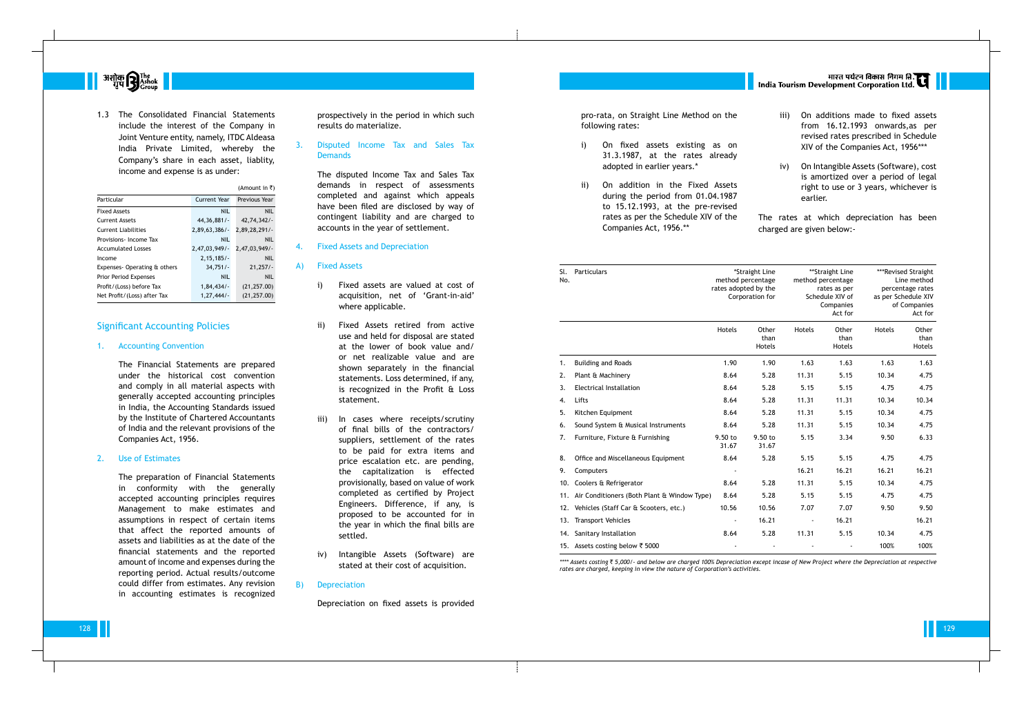1.3 The Consolidated Financial Statements include the interest of the Company in Joint Venture entity, namely, ITDC Aldeasa India Private Limited, whereby the Company's share in each asset, liablity, income and expense is as under:

(Amount in ₹)

| Particular | Current Year | Previous Year |
|---|---|---|
| Fixed Assets | NIL | NIL |
| Current Assets | 44,36,881/- | 42,74,342/- |
| Current Liabilities | 2,89,63,386/- | 2,89,28,291/- |
| Provisions- Income Tax | NIL | NIL |
| Accumulated Losses | 2,47,03,949/- | 2,47,03,949/- |
| Income | 2,15,185/- | NIL |
| Expenses- Operating & others | 34,751/- | 21,257/- |
| Prior Period Expenses | NIL | NIL |
| Profit/(Loss) before Tax | 1,84,434/- | (21,257.00) |
| Net Profit/(Loss) after Tax | 1,27,444/- | (21,257.00) |

## Significant Accounting Policies

### 1. Accounting Convention

The Financial Statements are prepared under the historical cost convention and comply in all material aspects with generally accepted accounting principles in India, the Accounting Standards issued by the Institute of Chartered Accountants of India and the relevant provisions of the Companies Act, 1956.

### 2. Use of Estimates

The preparation of Financial Statements in conformity with the generally accepted accounting principles requires Management to make estimates and assumptions in respect of certain items that affect the reported amounts of assets and liabilities as at the date of the financial statements and the reported amount of income and expenses during the reporting period. Actual results/outcome could differ from estimates. Any revision in accounting estimates is recognized prospectively in the period in which such results do materialize.

### 3. Disputed Income Tax and Sales Tax Demands

The disputed Income Tax and Sales Tax demands in respect of assessments completed and against which appeals have been filed are disclosed by way of contingent liability and are charged to accounts in the year of settlement.

### 4. Fixed Assets and Depreciation

#### A) Fixed Assets

i) Fixed assets are valued at cost of acquisition, net of 'Grant-in-aid' where applicable.

ii) Fixed Assets retired from active use and held for disposal are stated at the lower of book value and/ or net realizable value and are shown separately in the financial statements. Loss determined, if any, is recognized in the Profit & Loss statement.

iii) In cases where receipts/scrutiny of final bills of the contractors/ suppliers, settlement of the rates to be paid for extra items and price escalation etc. are pending, the capitalization is effected provisionally, based on value of work completed as certified by Project Engineers. Difference, if any, is proposed to be accounted for in the year in which the final bills are settled.

iv) Intangible Assets (Software) are stated at their cost of acquisition.

#### B) Depreciation

Depreciation on fixed assets is provided pro-rata, on Straight Line Method on the following rates:

i) On fixed assets existing as on 31.3.1987, at the rates already adopted in earlier years.*

ii) On addition in the Fixed Assets during the period from 01.04.1987 to 15.12.1993, at the pre-revised rates as per the Schedule XIV of the Companies Act, 1956.**

iii) On additions made to fixed assets from 16.12.1993 onwards,as per revised rates prescribed in Schedule XIV of the Companies Act, 1956***

iv) On Intangible Assets (Software), cost is amortized over a period of legal right to use or 3 years, whichever is earlier.

The rates at which depreciation has been charged are given below:-

| Sl. No. | Particulars | *Straight Line method percentage rates adopted by the Corporation for | | **Straight Line method percentage rates as per Schedule XIV of Companies Act for | | ***Revised Straight Line method percentage rates as per Schedule XIV of Companies Act for | |
|---|---|---|---|---|---|---|---|
| | | Hotels | Other than Hotels | Hotels | Other than Hotels | Hotels | Other than Hotels |
| 1. | Building and Roads | 1.90 | 1.90 | 1.63 | 1.63 | 1.63 | 1.63 |
| 2. | Plant & Machinery | 8.64 | 5.28 | 11.31 | 5.15 | 10.34 | 4.75 |
| 3. | Electrical Installation | 8.64 | 5.28 | 5.15 | 5.15 | 4.75 | 4.75 |
| 4. | Lifts | 8.64 | 5.28 | 11.31 | 11.31 | 10.34 | 10.34 |
| 5. | Kitchen Equipment | 8.64 | 5.28 | 11.31 | 5.15 | 10.34 | 4.75 |
| 6. | Sound System & Musical Instruments | 8.64 | 5.28 | 11.31 | 5.15 | 10.34 | 4.75 |
| 7. | Furniture, Fixture & Furnishing | 9.50 to 31.67 | 9.50 to 31.67 | 5.15 | 3.34 | 9.50 | 6.33 |
| 8. | Office and Miscellaneous Equipment | 8.64 | 5.28 | 5.15 | 5.15 | 4.75 | 4.75 |
| 9. | Computers | - | - | 16.21 | 16.21 | 16.21 | 16.21 |
| 10. | Coolers & Refrigerator | 8.64 | 5.28 | 11.31 | 5.15 | 10.34 | 4.75 |
| 11. | Air Conditioners (Both Plant & Window Type) | 8.64 | 5.28 | 5.15 | 5.15 | 4.75 | 4.75 |
| 12. | Vehicles (Staff Car & Scooters, etc.) | 10.56 | 10.56 | 7.07 | 7.07 | 9.50 | 9.50 |
| 13. | Transport Vehicles | - | 16.21 | - | 16.21 | | 16.21 |
| 14. | Sanitary Installation | 8.64 | 5.28 | 11.31 | 5.15 | 10.34 | 4.75 |
| 15. | Assets costing below ₹ 5000 | - | - | - | - | 100% | 100% |

*\*\*\*\* Assets costing ₹ 5,000/- and below are charged 100% Depreciation except incase of New Project where the Depreciation at respective rates are charged, keeping in view the nature of Corporation's activities.*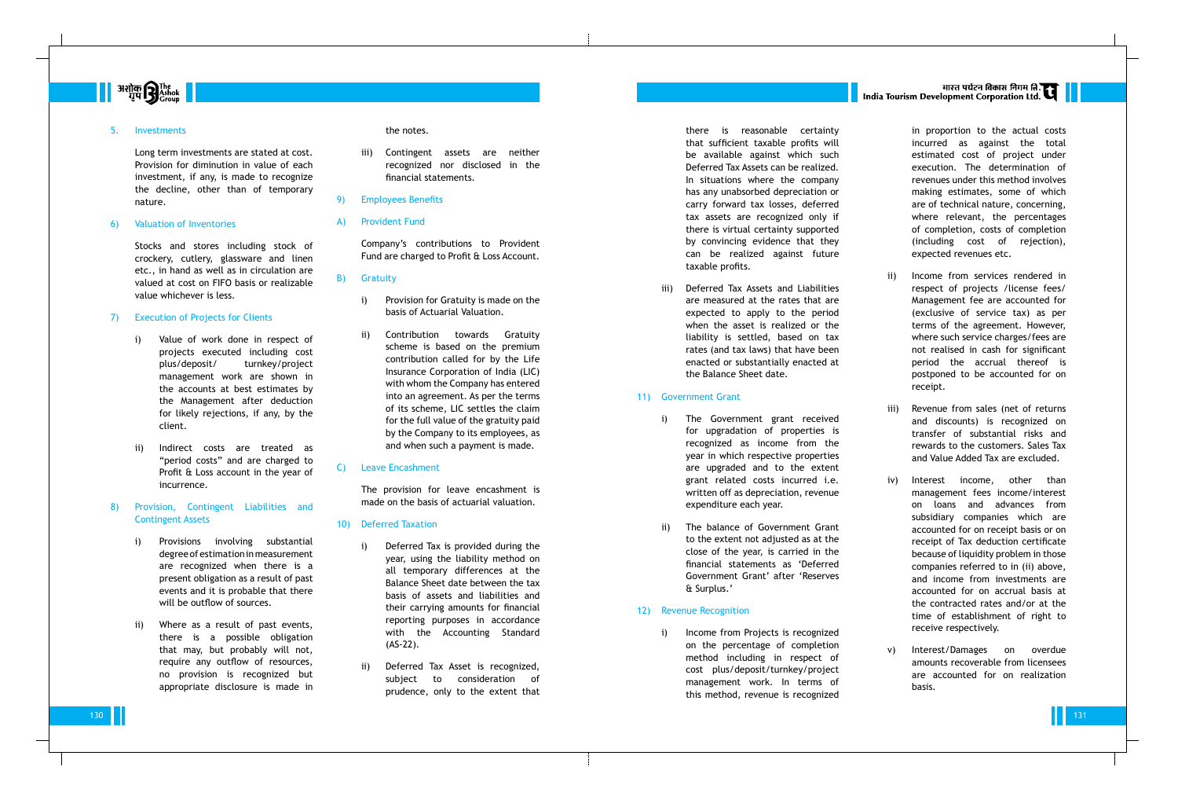## 5. Investments

Long term investments are stated at cost. Provision for diminution in value of each investment, if any, is made to recognize the decline, other than of temporary nature.

## 6) Valuation of Inventories

Stocks and stores including stock of crockery, cutlery, glassware and linen etc., in hand as well as in circulation are valued at cost on FIFO basis or realizable value whichever is less.

## 7) Execution of Projects for Clients

i) Value of work done in respect of projects executed including cost plus/deposit/ turnkey/project management work are shown in the accounts at best estimates by the Management after deduction for likely rejections, if any, by the client.

ii) Indirect costs are treated as "period costs" and are charged to Profit & Loss account in the year of incurrence.

## 8) Provision, Contingent Liabilities and Contingent Assets

i) Provisions involving substantial degree of estimation in measurement are recognized when there is a present obligation as a result of past events and it is probable that there will be outflow of sources.

ii) Where as a result of past events, there is a possible obligation that may, but probably will not, require any outflow of resources, no provision is recognized but appropriate disclosure is made in the notes.

iii) Contingent assets are neither recognized nor disclosed in the financial statements.

## 9) Employees Benefits

### A) Provident Fund

Company's contributions to Provident Fund are charged to Profit & Loss Account.

### B) Gratuity

i) Provision for Gratuity is made on the basis of Actuarial Valuation.

ii) Contribution towards Gratuity scheme is based on the premium contribution called for by the Life Insurance Corporation of India (LIC) with whom the Company has entered into an agreement. As per the terms of its scheme, LIC settles the claim for the full value of the gratuity paid by the Company to its employees, as and when such a payment is made.

### C) Leave Encashment

The provision for leave encashment is made on the basis of actuarial valuation.

## 10) Deferred Taxation

i) Deferred Tax is provided during the year, using the liability method on all temporary differences at the Balance Sheet date between the tax basis of assets and liabilities and their carrying amounts for financial reporting purposes in accordance with the Accounting Standard (AS-22).

ii) Deferred Tax Asset is recognized, subject to consideration of prudence, only to the extent that there is reasonable certainty that sufficient taxable profits will be available against which such Deferred Tax Assets can be realized. In situations where the company has any unabsorbed depreciation or carry forward tax losses, deferred tax assets are recognized only if there is virtual certainty supported by convincing evidence that they can be realized against future taxable profits.

iii) Deferred Tax Assets and Liabilities are measured at the rates that are expected to apply to the period when the asset is realized or the liability is settled, based on tax rates (and tax laws) that have been enacted or substantially enacted at the Balance Sheet date.

## 11) Government Grant

i) The Government grant received for upgradation of properties is recognized as income from the year in which respective properties are upgraded and to the extent grant related costs incurred i.e. written off as depreciation, revenue expenditure each year.

ii) The balance of Government Grant to the extent not adjusted as at the close of the year, is carried in the financial statements as 'Deferred Government Grant' after 'Reserves & Surplus.'

## 12) Revenue Recognition

i) Income from Projects is recognized on the percentage of completion method including in respect of cost plus/deposit/turnkey/project management work. In terms of this method, revenue is recognized in proportion to the actual costs incurred as against the total estimated cost of project under execution. The determination of revenues under this method involves making estimates, some of which are of technical nature, concerning, where relevant, the percentages of completion, costs of completion (including cost of rejection), expected revenues etc.

ii) Income from services rendered in respect of projects /license fees/ Management fee are accounted for (exclusive of service tax) as per terms of the agreement. However, where such service charges/fees are not realised in cash for significant period the accrual thereof is postponed to be accounted for on receipt.

iii) Revenue from sales (net of returns and discounts) is recognized on transfer of substantial risks and rewards to the customers. Sales Tax and Value Added Tax are excluded.

iv) Interest income, other than management fees income/interest on loans and advances from subsidiary companies which are accounted for on receipt basis or on receipt of Tax deduction certificate because of liquidity problem in those companies referred to in (ii) above, and income from investments are accounted for on accrual basis at the contracted rates and/or at the time of establishment of right to receive respectively.

v) Interest/Damages on overdue amounts recoverable from licensees are accounted for on realization basis.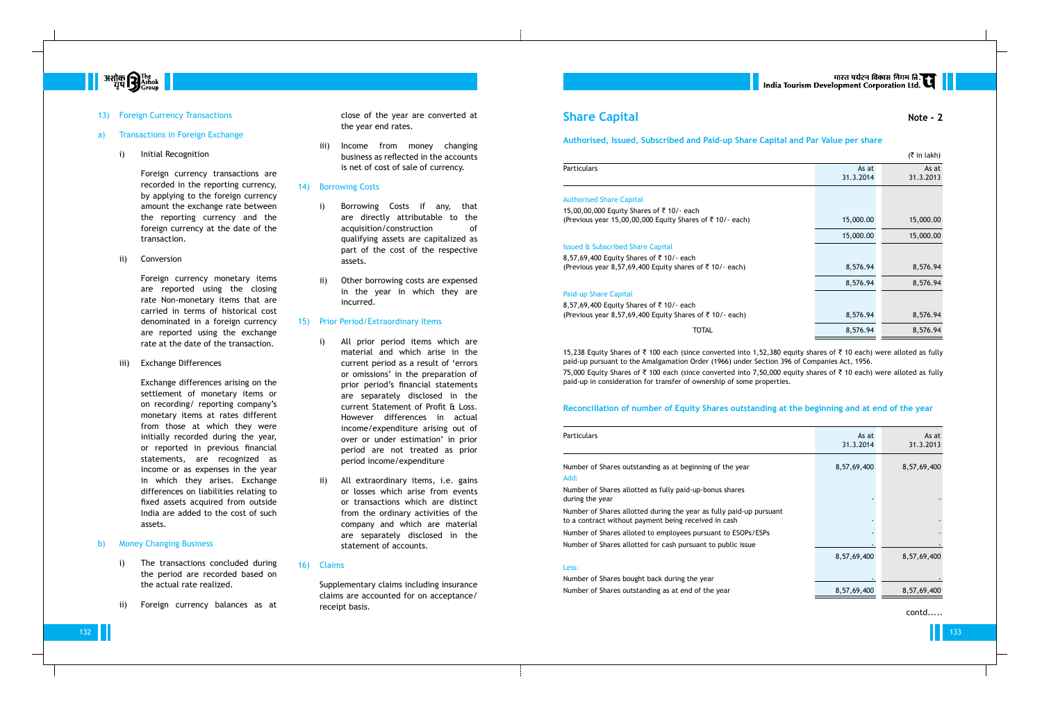13) Foreign Currency Transactions

a) Transactions in Foreign Exchange

i) Initial Recognition

Foreign currency transactions are recorded in the reporting currency, by applying to the foreign currency amount the exchange rate between the reporting currency and the foreign currency at the date of the transaction.

ii) Conversion

Foreign currency monetary items are reported using the closing rate Non-monetary items that are carried in terms of historical cost denominated in a foreign currency are reported using the exchange rate at the date of the transaction.

iii) Exchange Differences

Exchange differences arising on the settlement of monetary items or on recording/ reporting company's monetary items at rates different from those at which they were initially recorded during the year, or reported in previous financial statements, are recognized as income or as expenses in the year in which they arises. Exchange differences on liabilities relating to fixed assets acquired from outside India are added to the cost of such assets.

b) Money Changing Business

i) The transactions concluded during the period are recorded based on the actual rate realized.

ii) Foreign currency balances as at close of the year are converted at the year end rates.

iii) Income from money changing business as reflected in the accounts is net of cost of sale of currency.

14) Borrowing Costs

i) Borrowing Costs if any, that are directly attributable to the acquisition/construction of qualifying assets are capitalized as part of the cost of the respective assets.

ii) Other borrowing costs are expensed in the year in which they are incurred.

15) Prior Period/Extraordinary Items

i) All prior period items which are material and which arise in the current period as a result of 'errors or omissions' in the preparation of prior period's financial statements are separately disclosed in the current Statement of Profit & Loss. However differences in actual income/expenditure arising out of over or under estimation' in prior period are not treated as prior period income/expenditure

ii) All extraordinary items, i.e. gains or losses which arise from events or transactions which are distinct from the ordinary activities of the company and which are material are separately disclosed in the statement of accounts.

16) Claims

Supplementary claims including insurance claims are accounted for on acceptance/ receipt basis.

## Share Capital

**Note - 2**

### Authorised, Issued, Subscribed and Paid-up Share Capital and Par Value per share

(₹ in lakh)

| Particulars | As at 31.3.2014 | As at 31.3.2013 |
|---|---|---|
| **Authorised Share Capital** | | |
| 15,00,00,000 Equity Shares of ₹ 10/- each (Previous year 15,00,00,000 Equity Shares of ₹ 10/- each) | 15,000.00 | 15,000.00 |
| | 15,000.00 | 15,000.00 |
| **Issued & Subscribed Share Capital** | | |
| 8,57,69,400 Equity Shares of ₹ 10/- each (Previous year 8,57,69,400 Equity shares of ₹ 10/- each) | 8,576.94 | 8,576.94 |
| | 8,576.94 | 8,576.94 |
| **Paid-up Share Capital** | | |
| 8,57,69,400 Equity Shares of ₹ 10/- each (Previous year 8,57,69,400 Equity Shares of ₹ 10/- each) | 8,576.94 | 8,576.94 |
| TOTAL | 8,576.94 | 8,576.94 |

15,238 Equity Shares of ₹ 100 each (since converted into 1,52,380 equity shares of ₹ 10 each) were alloted as fully paid-up pursuant to the Amalgamation Order (1966) under Section 396 of Companies Act, 1956.

75,000 Equity Shares of ₹ 100 each (since converted into 7,50,000 equity shares of ₹ 10 each) were alloted as fully paid-up in consideration for transfer of ownership of some properties.

### Reconciliation of number of Equity Shares outstanding at the beginning and at end of the year

| Particulars | As at 31.3.2014 | As at 31.3.2013 |
|---|---|---|
| Number of Shares outstanding as at beginning of the year | 8,57,69,400 | 8,57,69,400 |
| Add: | | |
| Number of Shares allotted as fully paid-up-bonus shares during the year | - | - |
| Number of Shares allotted during the year as fully paid-up pursuant to a contract without payment being received in cash | - | - |
| Number of Shares alloted to employees pursuant to ESOPs/ESPs | - | - |
| Number of Shares allotted for cash pursuant to public issue | - | - |
| | 8,57,69,400 | 8,57,69,400 |
| Less: | | |
| Number of Shares bought back during the year | - | - |
| Number of Shares outstanding as at end of the year | 8,57,69,400 | 8,57,69,400 |

contd.....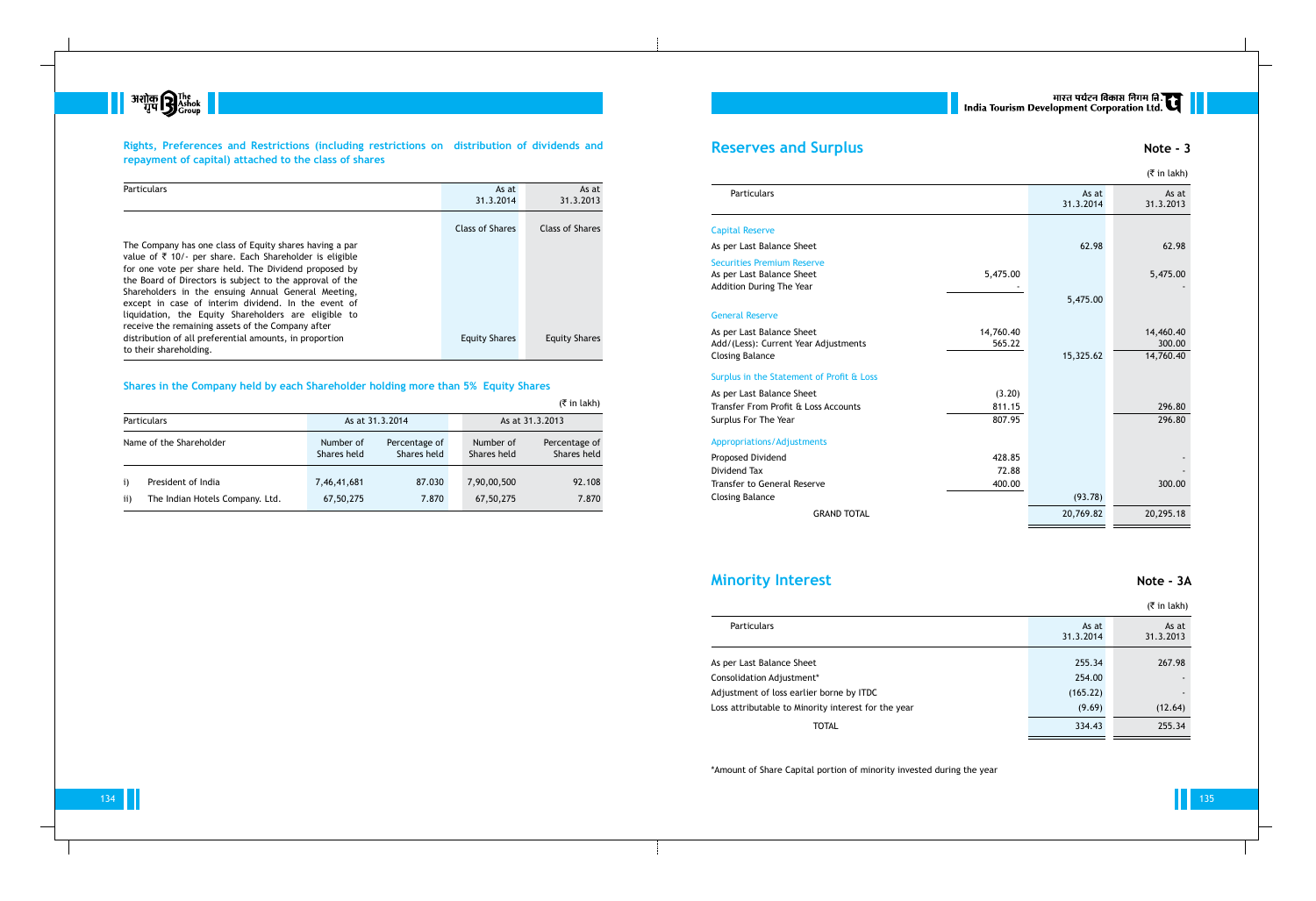## Rights, Preferences and Restrictions (including restrictions on distribution of dividends and repayment of capital) attached to the class of shares

| Particulars | As at 31.3.2014 | As at 31.3.2013 |
|---|---|---|
| | Class of Shares | Class of Shares |
| The Company has one class of Equity shares having a par value of ₹ 10/- per share. Each Shareholder is eligible for one vote per share held. The Dividend proposed by the Board of Directors is subject to the approval of the Shareholders in the ensuing Annual General Meeting, except in case of interim dividend. In the event of liquidation, the Equity Shareholders are eligible to receive the remaining assets of the Company after distribution of all preferential amounts, in proportion to their shareholding. | Equity Shares | Equity Shares |

## Shares in the Company held by each Shareholder holding more than 5% Equity Shares

(₹ in lakh)

| Particulars | | As at 31.3.2014 | | As at 31.3.2013 | |
|---|---|---|---|---|---|
| Name of the Shareholder | | Number of Shares held | Percentage of Shares held | Number of Shares held | Percentage of Shares held |
| i) | President of India | 7,46,41,681 | 87.030 | 7,90,00,500 | 92.108 |
| ii) | The Indian Hotels Company. Ltd. | 67,50,275 | 7.870 | 67,50,275 | 7.870 |

## Reserves and Surplus

**Note - 3**

(₹ in lakh)

| Particulars | | As at 31.3.2014 | As at 31.3.2013 |
|---|---|---|---|
| **Capital Reserve** | | | |
| As per Last Balance Sheet | | 62.98 | 62.98 |
| **Securities Premium Reserve** | | | |
| As per Last Balance Sheet | 5,475.00 | | 5,475.00 |
| Addition During The Year | - | | - |
| | | 5,475.00 | |
| **General Reserve** | | | |
| As per Last Balance Sheet | 14,760.40 | | 14,460.40 |
| Add/(Less): Current Year Adjustments | 565.22 | | 300.00 |
| Closing Balance | | 15,325.62 | 14,760.40 |
| **Surplus in the Statement of Profit & Loss** | | | |
| As per Last Balance Sheet | (3.20) | | |
| Transfer From Profit & Loss Accounts | 811.15 | | 296.80 |
| Surplus For The Year | 807.95 | | 296.80 |
| **Appropriations/Adjustments** | | | |
| Proposed Dividend | 428.85 | | - |
| Dividend Tax | 72.88 | | - |
| Transfer to General Reserve | 400.00 | | 300.00 |
| Closing Balance | | (93.78) | |
| GRAND TOTAL | | 20,769.82 | 20,295.18 |

## Minority Interest

**Note - 3A**

(₹ in lakh)

| Particulars | As at 31.3.2014 | As at 31.3.2013 |
|---|---|---|
| As per Last Balance Sheet | 255.34 | 267.98 |
| Consolidation Adjustment* | 254.00 | - |
| Adjustment of loss earlier borne by ITDC | (165.22) | - |
| Loss attributable to Minority interest for the year | (9.69) | (12.64) |
| TOTAL | 334.43 | 255.34 |

*Amount of Share Capital portion of minority invested during the year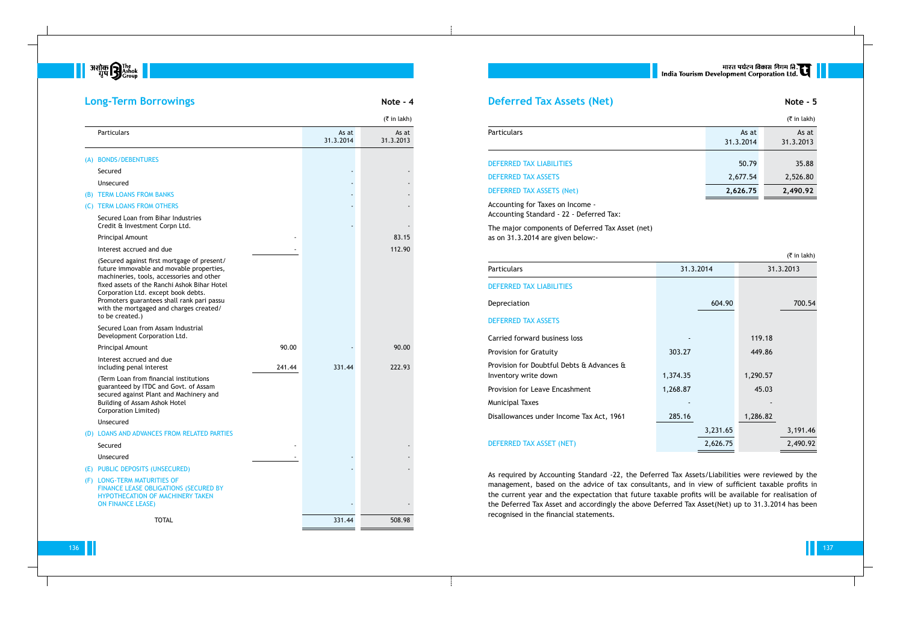## Long-Term Borrowings

**Note - 4**

(₹ in lakh)

| Particulars | | As at 31.3.2014 | As at 31.3.2013 |
|---|---|---|---|
| (A) BONDS/DEBENTURES | | | |
| Secured | | - | - |
| Unsecured | | - | - |
| (B) TERM LOANS FROM BANKS | | - | - |
| (C) TERM LOANS FROM OTHERS | | - | - |
| Secured Loan from Bihar Industries Credit & Investment Corpn Ltd. | | - | - |
| Principal Amount | - | | 83.15 |
| Interest accrued and due | - | | 112.90 |
| (Secured against first mortgage of present/ future immovable and movable properties, machineries, tools, accessories and other fixed assets of the Ranchi Ashok Bihar Hotel Corporation Ltd. except book debts. Promoters guarantees shall rank pari passu with the mortgaged and charges created/ to be created.) | | | |
| Secured Loan from Assam Industrial Development Corporation Ltd. | | | |
| Principal Amount | 90.00 | - | 90.00 |
| Interest accrued and due including penal interest | 241.44 | 331.44 | 222.93 |
| (Term Loan from financial institutions guaranteed by ITDC and Govt. of Assam secured against Plant and Machinery and Building of Assam Ashok Hotel Corporation Limited) | | | |
| Unsecured | | | |
| (D) LOANS AND ADVANCES FROM RELATED PARTIES | | | |
| Secured | - | | - |
| Unsecured | - | - | - |
| (E) PUBLIC DEPOSITS (UNSECURED) | | - | - |
| (F) LONG-TERM MATURITIES OF FINANCE LEASE OBLIGATIONS (SECURED BY HYPOTHECATION OF MACHINERY TAKEN ON FINANCE LEASE) | | - | - |
| TOTAL | | 331.44 | 508.98 |

## Deferred Tax Assets (Net)

**Note - 5**

(₹ in lakh)

| Particulars | As at 31.3.2014 | As at 31.3.2013 |
|---|---|---|
| DEFERRED TAX LIABILITIES | 50.79 | 35.88 |
| DEFERRED TAX ASSETS | 2,677.54 | 2,526.80 |
| DEFERRED TAX ASSETS (Net) | **2,626.75** | **2,490.92** |

Accounting for Taxes on Income - Accounting Standard - 22 - Deferred Tax:

The major components of Deferred Tax Asset (net) as on 31.3.2014 are given below:-

(₹ in lakh)

| Particulars | 31.3.2014 | | 31.3.2013 | |
|---|---|---|---|---|
| DEFERRED TAX LIABILITIES | | | | |
| Depreciation | | 604.90 | | 700.54 |
| DEFERRED TAX ASSETS | | | | |
| Carried forward business loss | - | | 119.18 | |
| Provision for Gratuity | 303.27 | | 449.86 | |
| Provision for Doubtful Debts & Advances & Inventory write down | 1,374.35 | | 1,290.57 | |
| Provision for Leave Encashment | 1,268.87 | | 45.03 | |
| Municipal Taxes | - | | - | |
| Disallowances under Income Tax Act, 1961 | 285.16 | | 1,286.82 | |
| | | 3,231.65 | | 3,191.46 |
| DEFERRED TAX ASSET (NET) | | 2,626.75 | | 2,490.92 |

As required by Accounting Standard -22, the Deferred Tax Assets/Liabilities were reviewed by the management, based on the advice of tax consultants, and in view of sufficient taxable profits in the current year and the expectation that future taxable profits will be available for realisation of the Deferred Tax Asset and accordingly the above Deferred Tax Asset(Net) up to 31.3.2014 has been recognised in the financial statements.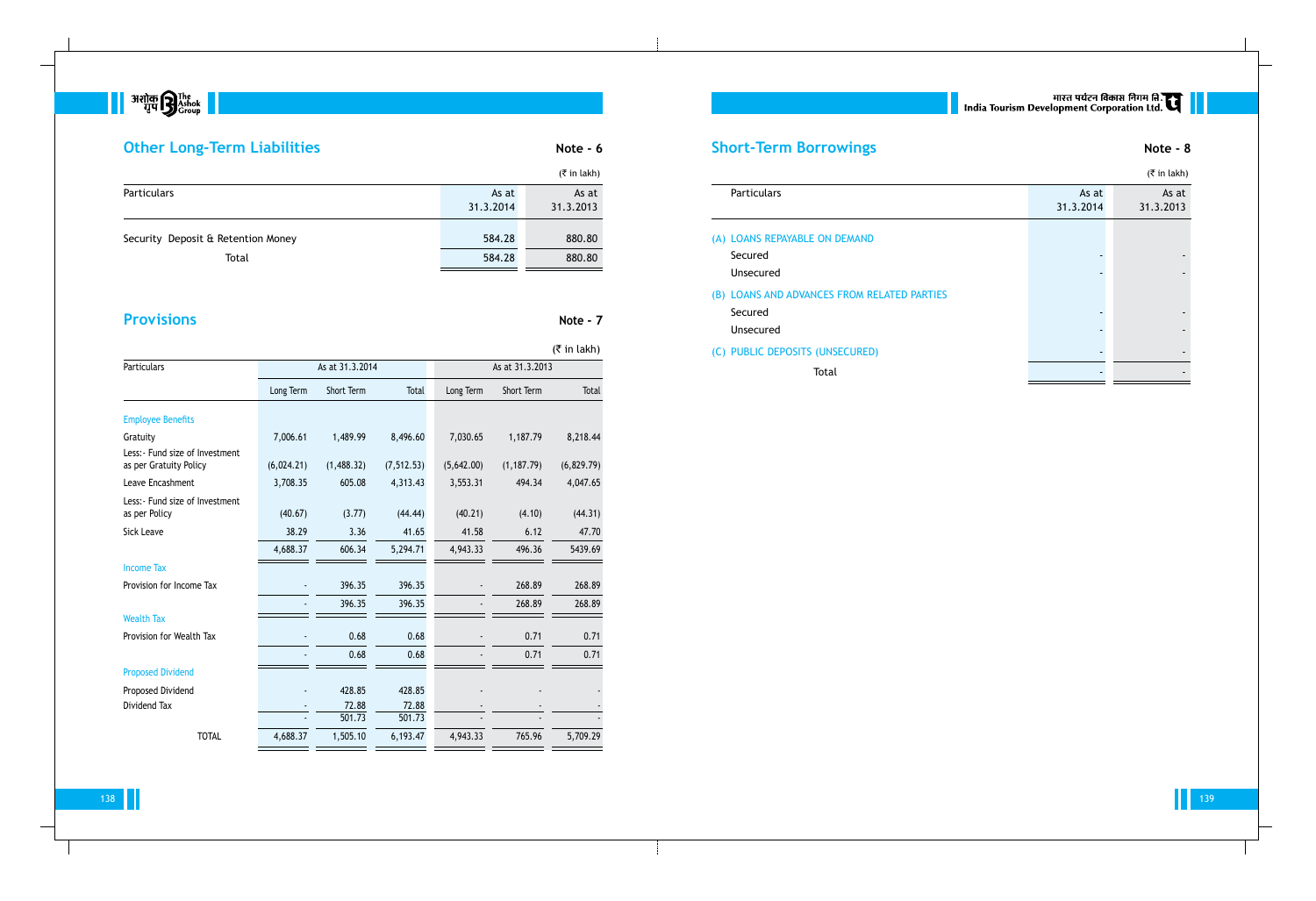## Other Long-Term Liabilities

**Note - 6**

(₹ in lakh)

| Particulars | As at 31.3.2014 | As at 31.3.2013 |
|---|---|---|
| Security Deposit & Retention Money | 584.28 | 880.80 |
| Total | 584.28 | 880.80 |

## Provisions

**Note - 7**

(₹ in lakh)

| Particulars | As at 31.3.2014 | | | As at 31.3.2013 | | |
|---|---|---|---|---|---|---|
| | Long Term | Short Term | Total | Long Term | Short Term | Total |
| **Employee Benefits** | | | | | | |
| Gratuity | 7,006.61 | 1,489.99 | 8,496.60 | 7,030.65 | 1,187.79 | 8,218.44 |
| Less:- Fund size of Investment as per Gratuity Policy | (6,024.21) | (1,488.32) | (7,512.53) | (5,642.00) | (1,187.79) | (6,829.79) |
| Leave Encashment | 3,708.35 | 605.08 | 4,313.43 | 3,553.31 | 494.34 | 4,047.65 |
| Less:- Fund size of Investment as per Policy | (40.67) | (3.77) | (44.44) | (40.21) | (4.10) | (44.31) |
| Sick Leave | 38.29 | 3.36 | 41.65 | 41.58 | 6.12 | 47.70 |
| | 4,688.37 | 606.34 | 5,294.71 | 4,943.33 | 496.36 | 5439.69 |
| **Income Tax** | | | | | | |
| Provision for Income Tax | - | 396.35 | 396.35 | - | 268.89 | 268.89 |
| | - | 396.35 | 396.35 | - | 268.89 | 268.89 |
| **Wealth Tax** | | | | | | |
| Provision for Wealth Tax | - | 0.68 | 0.68 | - | 0.71 | 0.71 |
| | - | 0.68 | 0.68 | - | 0.71 | 0.71 |
| **Proposed Dividend** | | | | | | |
| Proposed Dividend | - | 428.85 | 428.85 | - | - | - |
| Dividend Tax | - | 72.88 | 72.88 | - | - | - |
| | - | 501.73 | 501.73 | - | - | - |
| TOTAL | 4,688.37 | 1,505.10 | 6,193.47 | 4,943.33 | 765.96 | 5,709.29 |

## Short-Term Borrowings

**Note - 8**

(₹ in lakh)

| Particulars | As at 31.3.2014 | As at 31.3.2013 |
|---|---|---|
| (A) LOANS REPAYABLE ON DEMAND | | |
| Secured | - | - |
| Unsecured | - | - |
| (B) LOANS AND ADVANCES FROM RELATED PARTIES | | |
| Secured | - | - |
| Unsecured | - | - |
| (C) PUBLIC DEPOSITS (UNSECURED) | - | - |
| Total | - | - |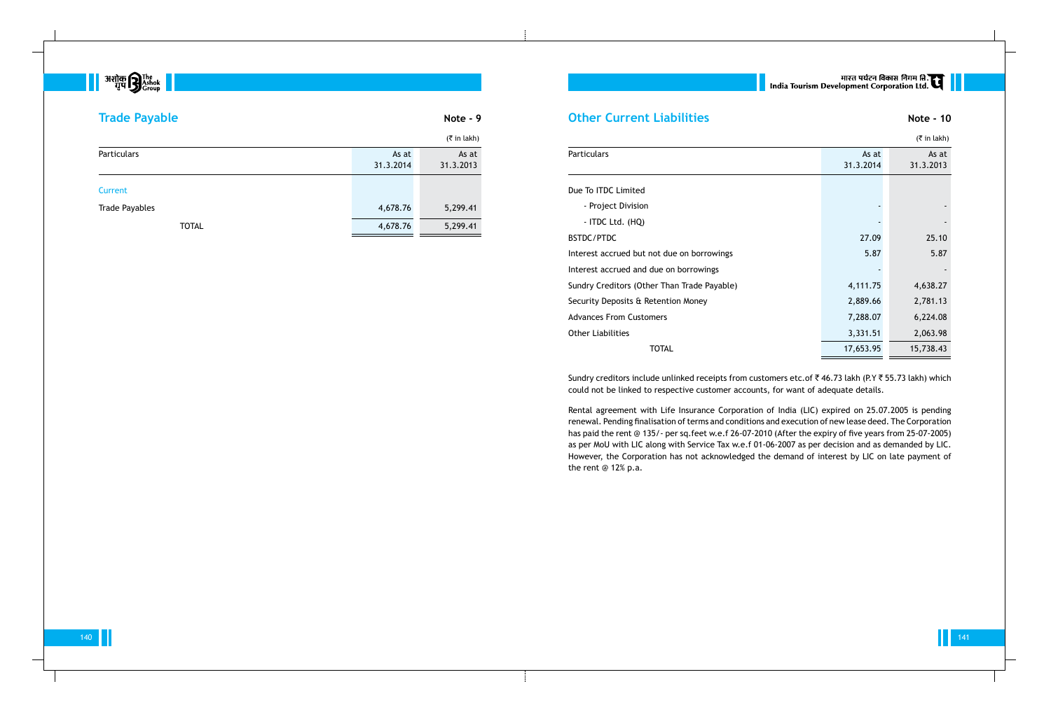## Trade Payable

**Note - 9**

(₹ in lakh)

| Particulars | As at 31.3.2014 | As at 31.3.2013 |
|---|---|---|
| Current | | |
| Trade Payables | 4,678.76 | 5,299.41 |
| TOTAL | 4,678.76 | 5,299.41 |

## Other Current Liabilities

**Note - 10**

(₹ in lakh)

| Particulars | As at 31.3.2014 | As at 31.3.2013 |
|---|---|---|
| Due To ITDC Limited | | |
| - Project Division | - | - |
| - ITDC Ltd. (HQ) | - | - |
| BSTDC/PTDC | 27.09 | 25.10 |
| Interest accrued but not due on borrowings | 5.87 | 5.87 |
| Interest accrued and due on borrowings | - | - |
| Sundry Creditors (Other Than Trade Payable) | 4,111.75 | 4,638.27 |
| Security Deposits & Retention Money | 2,889.66 | 2,781.13 |
| Advances From Customers | 7,288.07 | 6,224.08 |
| Other Liabilities | 3,331.51 | 2,063.98 |
| TOTAL | 17,653.95 | 15,738.43 |

Sundry creditors include unlinked receipts from customers etc.of ₹ 46.73 lakh (P.Y ₹ 55.73 lakh) which could not be linked to respective customer accounts, for want of adequate details.

Rental agreement with Life Insurance Corporation of India (LIC) expired on 25.07.2005 is pending renewal. Pending finalisation of terms and conditions and execution of new lease deed. The Corporation has paid the rent @ 135/- per sq.feet w.e.f 26-07-2010 (After the expiry of five years from 25-07-2005) as per MoU with LIC along with Service Tax w.e.f 01-06-2007 as per decision and as demanded by LIC. However, the Corporation has not acknowledged the demand of interest by LIC on late payment of the rent @ 12% p.a.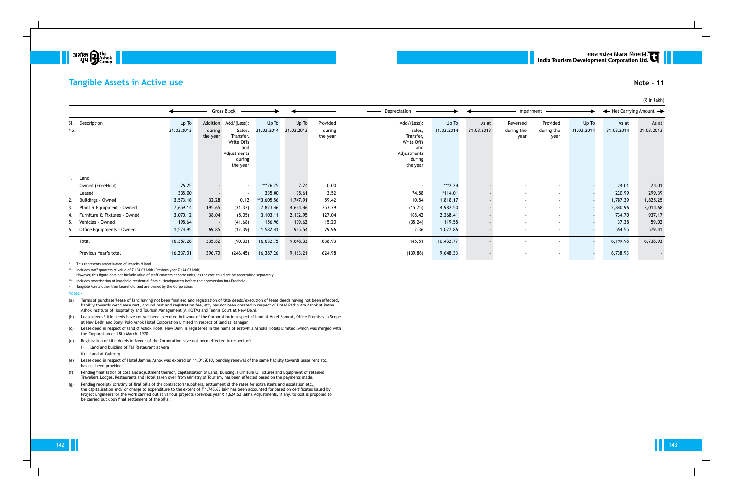# Tangible Assets in Active use

**Note - 11**

(₹ in lakh)

| Sl. No. | Description | Gross Block | | | | Depreciation | | | | Impairment | | | | Net Carrying Amount | |
|---|---|---|---|---|---|---|---|---|---|---|---|---|---|---|---|
| | | Up To 31.03.2013 | Addition during the year | Add/(Less): Sales, Transfer, Write Offs and Adjustments during the year | Up To 31.03.2014 | Up To 31.03.2013 | Provided during the year | Add/(Less): Sales, Transfer, Write Offs and Adjustments during the year | Up To 31.03.2014 | As at 31.03.2013 | Reversed during the year | Provided during the year | Up To 31.03.2014 | As at 31.03.2014 | As at 31.03.2013 |
| 1. | Land | | | | | | | | | | | | | | |
| | Owned (FreeHold) | 26.25 | - | - | ***26.25 | 2.24 | 0.00 | - | ***2.24 | - | - | - | - | 24.01 | 24.01 |
| | Leased | 335.00 | - | - | 335.00 | 35.61 | 3.52 | 74.88 | *114.01 | - | - | - | - | 220.99 | 299.39 |
| 2. | Buildings - Owned | 3,573.16 | 32.28 | 0.12 | **3,605.56 | 1,747.91 | 59.42 | 10.84 | 1,818.17 | - | - | - | - | 1,787.39 | 1,825.25 |
| 3. | Plant & Equipment - Owned | 7,659.14 | 195.65 | (31.33) | 7,823.46 | 4,644.46 | 353.79 | (15.75) | 4,982.50 | - | - | - | - | 2,840.96 | 3,014.68 |
| 4. | Furniture & Fixtures - Owned | 3,070.12 | 38.04 | (5.05) | 3,103.11 | 2,132.95 | 127.04 | 108.42 | 2,368.41 | - | - | - | - | 734.70 | 937.17 |
| 5. | Vehicles - Owned | 198.64 | - | (41.68) | 156.96 | 139.62 | 15.20 | (35.24) | 119.58 | - | - | - | - | 37.38 | 59.02 |
| 6. | Office Equipments - Owned | 1,524.95 | 69.85 | (12.39) | 1,582.41 | 945.54 | 79.96 | 2.36 | 1,027.86 | - | - | - | - | 554.55 | 579.41 |
| | Total | 16,387.26 | 335.82 | (90.33) | 16,632.75 | 9,648.33 | 638.93 | 145.51 | 10,432.77 | - | - | - | - | 6,199.98 | 6,738.93 |
| | Previous Year's total | 16,237.01 | 396.70 | (246.45) | 16,387.26 | 9,163.21 | 624.98 | (139.86) | 9,648.33 | - | - | - | - | 6,738.93 | - |

\* This represents amortization of leasehold land.

** Includes staff quarters of value of ₹ 194.03 lakh (Previous year ₹ 194.03 lakh).
However, this figure does not include value of staff quarters at some units, as the cost could not be ascertained separately.

*** Includes amortisation of leasehold residential flats at Headquarters before their conversion into Freehold.

- Tangible Assets other than Leasehold land are owned by the Corporation.

Notes:-

(a) Terms of purchase/lease of land having not been finalised and registration of title deeds/execution of lease deeds having not been effected, liability towards cost/lease rent, ground rent and registration fee, etc, has not been created in respect of Hotel Patliputra Ashok at Patna, Ashok Institute of Hospitality and Tourism Management (AIH&TM) and Tennis Court at New Delhi.

(b) Lease deeds/title deeds have not yet been executed in favour of the Corporation in respect of land at Hotel Samrat, Office Premises in Scope at New Delhi and Donyi Polo Ashok Hotel Corporation Limited in respect of land at Itanagar.

(c) Lease deed in respect of land of Ashok Hotel, New Delhi is registered in the name of erstwhile Ashoka Hotels Limited, which was merged with the Corporation on 28th March, 1970

(d) Registration of title deeds in favour of the Corporation have not been effected in respect of:-

i) Land and building of Taj Restaurant at Agra

ii) Land at Gulmarg

(e) Lease deed in respect of Hotel Jammu Ashok was expired on 11.01.2010, pending renewal of the same liability towards lease rent etc. has not been provided.

(f) Pending finalisation of cost and adjustment thereof, capitalisation of Land, Building, Furniture & Fixtures and Equipment of retained Travellers Lodges, Restaurants and Hotel taken over from Ministry of Tourism, has been effected based on the payments made.

(g) Pending receipt/ scrutiny of final bills of the contractors/suppliers, settlement of the rates for extra items and escalation etc., the capitalisation and/ or charge to expenditure to the extent of ₹ 1,745.63 lakh has been accounted for based on certificates issued by Project Engineers for the work carried out at various projects (previous year ₹ 1,624.52 lakh). Adjustments, if any, to cost is proposed to be carried out upon final settlement of the bills.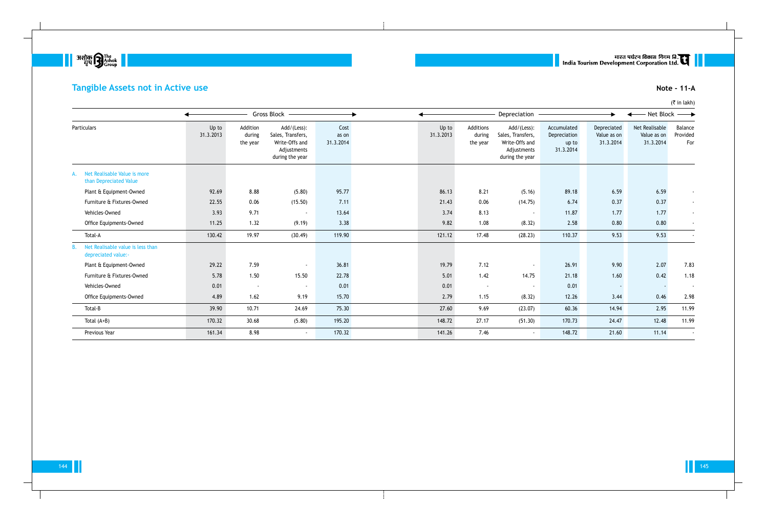## Tangible Assets not in Active use

**Note - 11-A**

(₹ in lakh)

| Particulars | Gross Block | | | | Depreciation | | | | | Net Block | |
|---|---|---|---|---|---|---|---|---|---|---|---|
| | Up to 31.3.2013 | Addition during the year | Add/(Less): Sales, Transfers, Write-Offs and Adjustments during the year | Cost as on 31.3.2014 | Up to 31.3.2013 | Additions during the year | Add/(Less): Sales, Transfers, Write-Offs and Adjustments during the year | Accumulated Depreciation up to 31.3.2014 | Depreciated Value as on 31.3.2014 | Net Realisable Value as on 31.3.2014 | Balance Provided For |
| A. Net Realisable Value is more than Depreciated Value | | | | | | | | | | | |
| Plant & Equipment-Owned | 92.69 | 8.88 | (5.80) | 95.77 | 86.13 | 8.21 | (5.16) | 89.18 | 6.59 | 6.59 | - |
| Furniture & Fixtures-Owned | 22.55 | 0.06 | (15.50) | 7.11 | 21.43 | 0.06 | (14.75) | 6.74 | 0.37 | 0.37 | - |
| Vehicles-Owned | 3.93 | 9.71 | - | 13.64 | 3.74 | 8.13 | - | 11.87 | 1.77 | 1.77 | - |
| Office Equipments-Owned | 11.25 | 1.32 | (9.19) | 3.38 | 9.82 | 1.08 | (8.32) | 2.58 | 0.80 | 0.80 | - |
| Total-A | 130.42 | 19.97 | (30.49) | 119.90 | 121.12 | 17.48 | (28.23) | 110.37 | 9.53 | 9.53 | - |
| B. Net Realisable value is less than depreciated value:- | | | | | | | | | | | |
| Plant & Equipment-Owned | 29.22 | 7.59 | - | 36.81 | 19.79 | 7.12 | - | 26.91 | 9.90 | 2.07 | 7.83 |
| Furniture & Fixtures-Owned | 5.78 | 1.50 | 15.50 | 22.78 | 5.01 | 1.42 | 14.75 | 21.18 | 1.60 | 0.42 | 1.18 |
| Vehicles-Owned | 0.01 | - | - | 0.01 | 0.01 | - | - | 0.01 | - | - | - |
| Office Equipments-Owned | 4.89 | 1.62 | 9.19 | 15.70 | 2.79 | 1.15 | (8.32) | 12.26 | 3.44 | 0.46 | 2.98 |
| Total-B | 39.90 | 10.71 | 24.69 | 75.30 | 27.60 | 9.69 | (23.07) | 60.36 | 14.94 | 2.95 | 11.99 |
| Total (A+B) | 170.32 | 30.68 | (5.80) | 195.20 | 148.72 | 27.17 | (51.30) | 170.73 | 24.47 | 12.48 | 11.99 |
| Previous Year | 161.34 | 8.98 | - | 170.32 | 141.26 | 7.46 | - | 148.72 | 21.60 | 11.14 | - |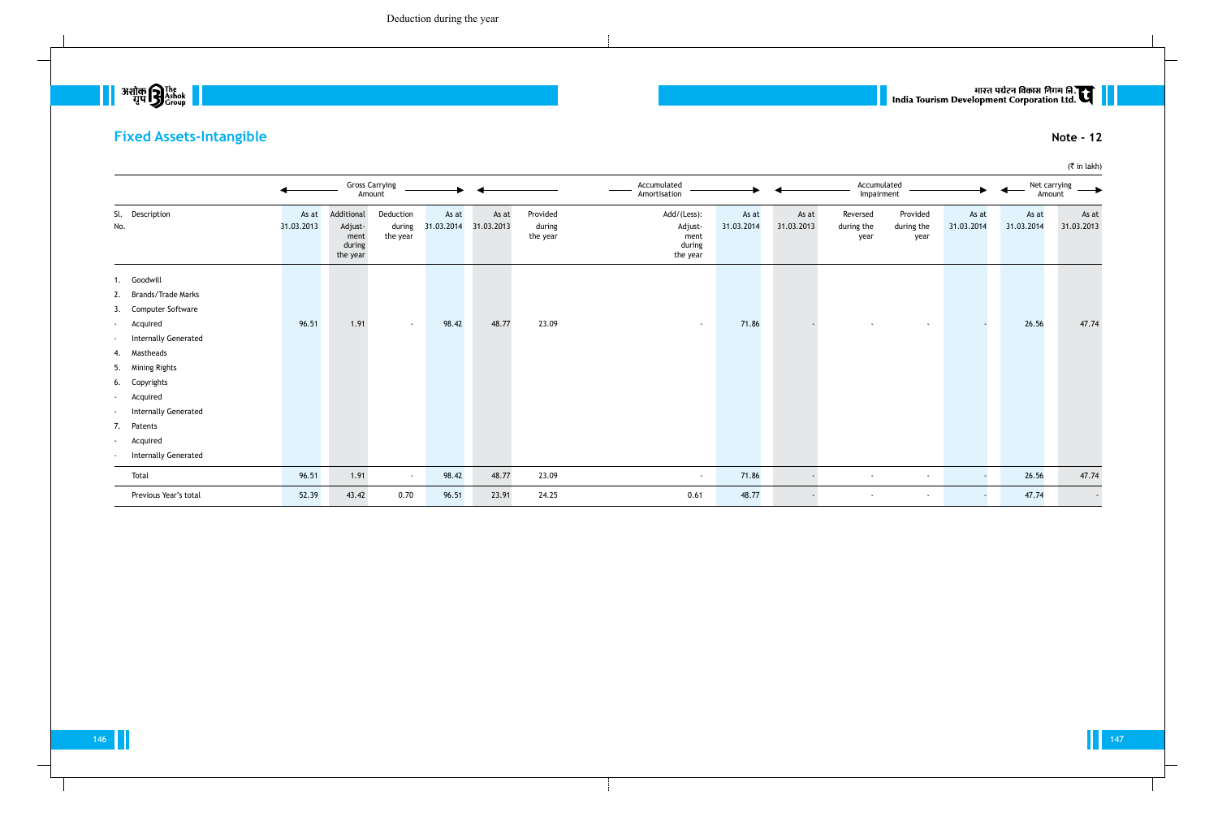# Fixed Assets-Intangible

**Note - 12**

(₹ in lakh)

| Sl. No. | Description | Gross Carrying Amount | | | | Accumulated Amortisation | | | | Accumulated Impairment | | | | Net carrying Amount | |
|---|---|---|---|---|---|---|---|---|---|---|---|---|---|---|---|
| | | As at 31.03.2013 | Additional Adjust-ment during the year | Deduction during the year | As at 31.03.2014 | As at 31.03.2013 | Provided during the year | Add/(Less): Adjust-ment during the year | As at 31.03.2014 | As at 31.03.2013 | Reversed during the year | Provided during the year | As at 31.03.2014 | As at 31.03.2014 | As at 31.03.2013 |
| 1. | Goodwill | | | | | | | | | | | | | | |
| 2. | Brands/Trade Marks | | | | | | | | | | | | | | |
| 3. | Computer Software | | | | | | | | | | | | | | |
| - | Acquired | 96.51 | 1.91 | - | 98.42 | 48.77 | 23.09 | - | 71.86 | - | - | - | - | 26.56 | 47.74 |
| - | Internally Generated | | | | | | | | | | | | | | |
| 4. | Mastheads | | | | | | | | | | | | | | |
| 5. | Mining Rights | | | | | | | | | | | | | | |
| 6. | Copyrights | | | | | | | | | | | | | | |
| - | Acquired | | | | | | | | | | | | | | |
| - | Internally Generated | | | | | | | | | | | | | | |
| 7. | Patents | | | | | | | | | | | | | | |
| - | Acquired | | | | | | | | | | | | | | |
| - | Internally Generated | | | | | | | | | | | | | | |
| | Total | 96.51 | 1.91 | - | 98.42 | 48.77 | 23.09 | - | 71.86 | - | - | - | - | 26.56 | 47.74 |
| | Previous Year's total | 52.39 | 43.42 | 0.70 | 96.51 | 23.91 | 24.25 | 0.61 | 48.77 | - | - | - | - | 47.74 | - |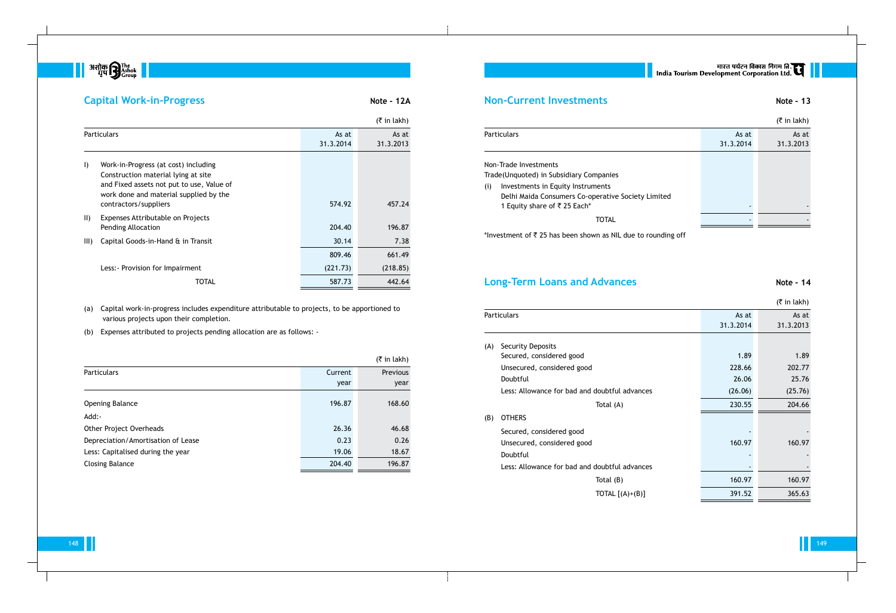## Capital Work-in-Progress

**Note - 12A**

(₹ in lakh)

| Particulars | | As at 31.3.2014 | As at 31.3.2013 |
|---|---|---|---|
| I) | Work-in-Progress (at cost) including Construction material lying at site and Fixed assets not put to use, Value of work done and material supplied by the contractors/suppliers | 574.92 | 457.24 |
| II) | Expenses Attributable on Projects Pending Allocation | 204.40 | 196.87 |
| III) | Capital Goods-in-Hand & in Transit | 30.14 | 7.38 |
| | | 809.46 | 661.49 |
| | Less:- Provision for Impairment | (221.73) | (218.85) |
| | TOTAL | 587.73 | 442.64 |

(a) Capital work-in-progress includes expenditure attributable to projects, to be apportioned to various projects upon their completion.

(b) Expenses attributed to projects pending allocation are as follows: -

(₹ in lakh)

| Particulars | Current year | Previous year |
|---|---|---|
| Opening Balance | 196.87 | 168.60 |
| Add:- | | |
| Other Project Overheads | 26.36 | 46.68 |
| Depreciation/Amortisation of Lease | 0.23 | 0.26 |
| Less: Capitalised during the year | 19.06 | 18.67 |
| Closing Balance | 204.40 | 196.87 |

## Non-Current Investments

**Note - 13**

(₹ in lakh)

| Particulars | As at 31.3.2014 | As at 31.3.2013 |
|---|---|---|
| Non-Trade Investments | | |
| Trade(Unquoted) in Subsidiary Companies | | |
| (i) Investments in Equity Instruments | | |
| Delhi Maida Consumers Co-operative Society Limited 1 Equity share of ₹ 25 Each* | - | - |
| TOTAL | - | - |

*Investment of ₹ 25 has been shown as NIL due to rounding off

## Long-Term Loans and Advances

**Note - 14**

(₹ in lakh)

| Particulars | | As at 31.3.2014 | As at 31.3.2013 |
|---|---|---|---|
| (A) | Security Deposits | | |
| | Secured, considered good | 1.89 | 1.89 |
| | Unsecured, considered good | 228.66 | 202.77 |
| | Doubtful | 26.06 | 25.76 |
| | Less: Allowance for bad and doubtful advances | (26.06) | (25.76) |
| | Total (A) | 230.55 | 204.66 |
| (B) | OTHERS | | |
| | Secured, considered good | - | - |
| | Unsecured, considered good | 160.97 | 160.97 |
| | Doubtful | - | - |
| | Less: Allowance for bad and doubtful advances | - | - |
| | Total (B) | 160.97 | 160.97 |
| | TOTAL [(A)+(B)] | 391.52 | 365.63 |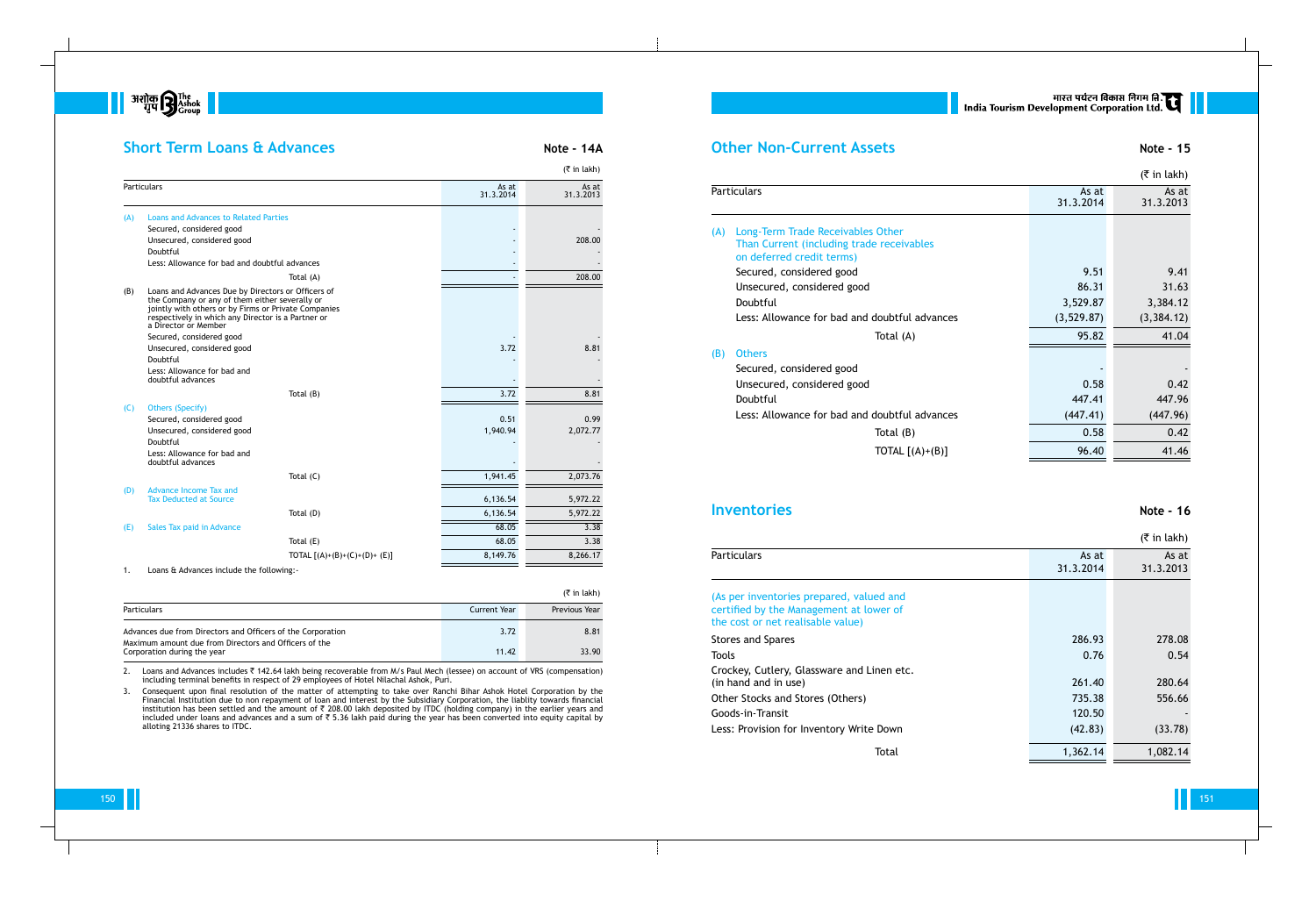## Short Term Loans & Advances

**Note - 14A**

(₹ in lakh)

| Particulars | | As at 31.3.2014 | As at 31.3.2013 |
|---|---|---|---|
| (A) | Loans and Advances to Related Parties | | |
| | Secured, considered good | - | - |
| | Unsecured, considered good | - | 208.00 |
| | Doubtful | - | - |
| | Less: Allowance for bad and doubtful advances | - | - |
| | Total (A) | - | 208.00 |
| (B) | Loans and Advances Due by Directors or Officers of the Company or any of them either severally or jointly with others or by Firms or Private Companies respectively in which any Director is a Partner or a Director or Member | | |
| | Secured, considered good | - | - |
| | Unsecured, considered good | 3.72 | 8.81 |
| | Doubtful | - | - |
| | Less: Allowance for bad and doubtful advances | - | - |
| | Total (B) | 3.72 | 8.81 |
| (C) | Others (Specify) | | |
| | Secured, considered good | 0.51 | 0.99 |
| | Unsecured, considered good | 1,940.94 | 2,072.77 |
| | Doubtful | - | - |
| | Less: Allowance for bad and doubtful advances | - | - |
| | Total (C) | 1,941.45 | 2,073.76 |
| (D) | Advance Income Tax and Tax Deducted at Source | 6,136.54 | 5,972.22 |
| | Total (D) | 6,136.54 | 5,972.22 |
| (E) | Sales Tax paid in Advance | 68.05 | 3.38 |
| | Total (E) | 68.05 | 3.38 |
| | TOTAL [(A)+(B)+(C)+(D)+ (E)] | 8,149.76 | 8,266.17 |

1. Loans & Advances include the following:-

(₹ in lakh)

| Particulars | Current Year | Previous Year |
|---|---|---|
| Advances due from Directors and Officers of the Corporation | 3.72 | 8.81 |
| Maximum amount due from Directors and Officers of the Corporation during the year | 11.42 | 33.90 |

2. Loans and Advances includes ₹ 142.64 lakh being recoverable from M/s Paul Mech (lessee) on account of VRS (compensation) including terminal benefits in respect of 29 employees of Hotel Nilachal Ashok, Puri.

3. Consequent upon final resolution of the matter of attempting to take over Ranchi Bihar Ashok Hotel Corporation by the Financial Institution due to non repayment of loan and interest by the Subsidiary Corporation, the liablity towards financial institution has been settled and the amount of ₹ 208.00 lakh deposited by ITDC (holding company) in the earlier years and included under loans and advances and a sum of ₹ 5.36 lakh paid during the year has been converted into equity capital by alloting 21336 shares to ITDC.

## Other Non-Current Assets

**Note - 15**

(₹ in lakh)

| Particulars | | As at 31.3.2014 | As at 31.3.2013 |
|---|---|---|---|
| (A) | Long-Term Trade Receivables Other Than Current (including trade receivables on deferred credit terms) | | |
| | Secured, considered good | 9.51 | 9.41 |
| | Unsecured, considered good | 86.31 | 31.63 |
| | Doubtful | 3,529.87 | 3,384.12 |
| | Less: Allowance for bad and doubtful advances | (3,529.87) | (3,384.12) |
| | Total (A) | 95.82 | 41.04 |
| (B) | Others | | |
| | Secured, considered good | - | - |
| | Unsecured, considered good | 0.58 | 0.42 |
| | Doubtful | 447.41 | 447.96 |
| | Less: Allowance for bad and doubtful advances | (447.41) | (447.96) |
| | Total (B) | 0.58 | 0.42 |
| | TOTAL [(A)+(B)] | 96.40 | 41.46 |

## Inventories

**Note - 16**

(₹ in lakh)

| Particulars | As at 31.3.2014 | As at 31.3.2013 |
|---|---|---|
| (As per inventories prepared, valued and certified by the Management at lower of the cost or net realisable value) | | |
| Stores and Spares | 286.93 | 278.08 |
| Tools | 0.76 | 0.54 |
| Crockey, Cutlery, Glassware and Linen etc. (in hand and in use) | 261.40 | 280.64 |
| Other Stocks and Stores (Others) | 735.38 | 556.66 |
| Goods-in-Transit | 120.50 | - |
| Less: Provision for Inventory Write Down | (42.83) | (33.78) |
| Total | 1,362.14 | 1,082.14 |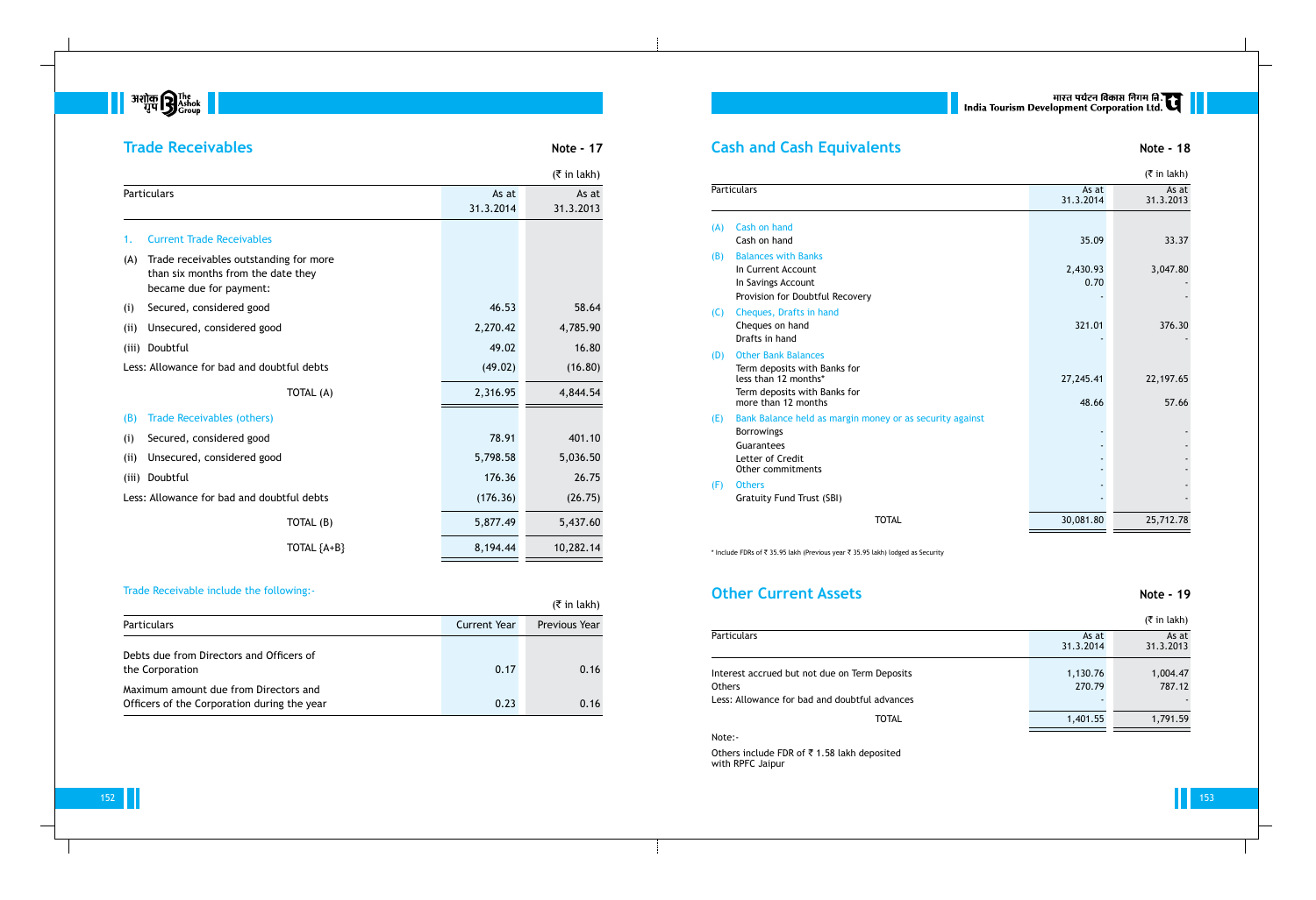## Trade Receivables

**Note - 17**

(₹ in lakh)

| Particulars | As at 31.3.2014 | As at 31.3.2013 |
|---|---|---|
| 1. Current Trade Receivables | | |
| (A) Trade receivables outstanding for more than six months from the date they became due for payment: | | |
| (i) Secured, considered good | 46.53 | 58.64 |
| (ii) Unsecured, considered good | 2,270.42 | 4,785.90 |
| (iii) Doubtful | 49.02 | 16.80 |
| Less: Allowance for bad and doubtful debts | (49.02) | (16.80) |
| TOTAL (A) | 2,316.95 | 4,844.54 |
| (B) Trade Receivables (others) | | |
| (i) Secured, considered good | 78.91 | 401.10 |
| (ii) Unsecured, considered good | 5,798.58 | 5,036.50 |
| (iii) Doubtful | 176.36 | 26.75 |
| Less: Allowance for bad and doubtful debts | (176.36) | (26.75) |
| TOTAL (B) | 5,877.49 | 5,437.60 |
| TOTAL {A+B} | 8,194.44 | 10,282.14 |

Trade Receivable include the following:-

(₹ in lakh)

| Particulars | Current Year | Previous Year |
|---|---|---|
| Debts due from Directors and Officers of the Corporation | 0.17 | 0.16 |
| Maximum amount due from Directors and Officers of the Corporation during the year | 0.23 | 0.16 |

## Cash and Cash Equivalents

**Note - 18**

(₹ in lakh)

| Particulars | As at 31.3.2014 | As at 31.3.2013 |
|---|---|---|
| (A) Cash on hand | | |
| Cash on hand | 35.09 | 33.37 |
| (B) Balances with Banks | | |
| In Current Account | 2,430.93 | 3,047.80 |
| In Savings Account | 0.70 | - |
| Provision for Doubtful Recovery | - | - |
| (C) Cheques, Drafts in hand | | |
| Cheques on hand | 321.01 | 376.30 |
| Drafts in hand | - | - |
| (D) Other Bank Balances | | |
| Term deposits with Banks for less than 12 months* | 27,245.41 | 22,197.65 |
| Term deposits with Banks for more than 12 months | 48.66 | 57.66 |
| (E) Bank Balance held as margin money or as security against | | |
| Borrowings | - | - |
| Guarantees | - | - |
| Letter of Credit | - | - |
| Other commitments | - | - |
| (F) Others | - | - |
| Gratuity Fund Trust (SBI) | - | - |
| TOTAL | 30,081.80 | 25,712.78 |

* Include FDRs of ₹ 35.95 lakh (Previous year ₹ 35.95 lakh) lodged as Security

## Other Current Assets

**Note - 19**

(₹ in lakh)

| Particulars | As at 31.3.2014 | As at 31.3.2013 |
|---|---|---|
| Interest accrued but not due on Term Deposits | 1,130.76 | 1,004.47 |
| Others | 270.79 | 787.12 |
| Less: Allowance for bad and doubtful advances | - | - |
| TOTAL | 1,401.55 | 1,791.59 |

Note:-

Others include FDR of ₹ 1.58 lakh deposited with RPFC Jaipur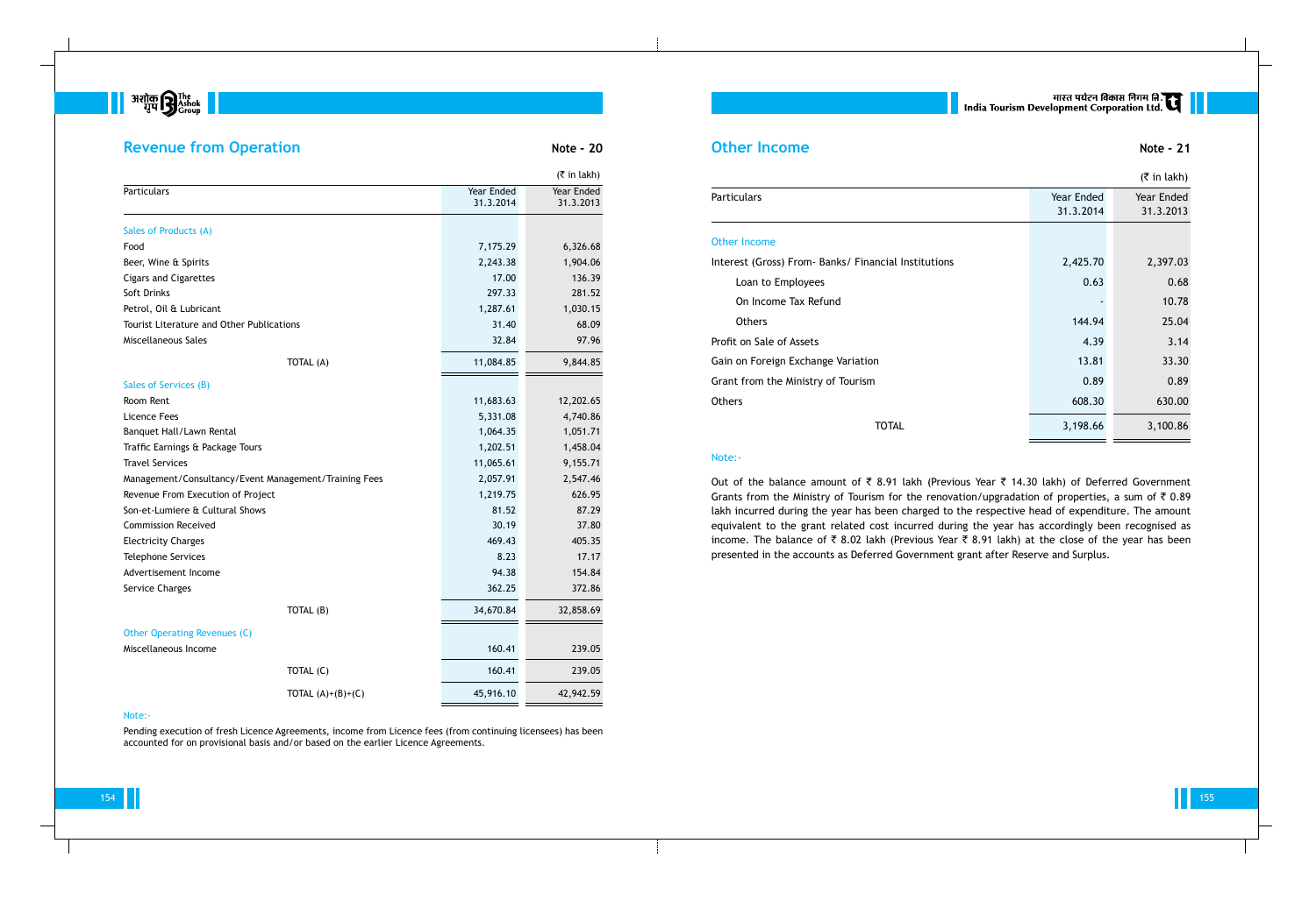## Revenue from Operation

**Note - 20**

(₹ in lakh)

| Particulars | Year Ended 31.3.2014 | Year Ended 31.3.2013 |
|---|---|---|
| **Sales of Products (A)** | | |
| Food | 7,175.29 | 6,326.68 |
| Beer, Wine & Spirits | 2,243.38 | 1,904.06 |
| Cigars and Cigarettes | 17.00 | 136.39 |
| Soft Drinks | 297.33 | 281.52 |
| Petrol, Oil & Lubricant | 1,287.61 | 1,030.15 |
| Tourist Literature and Other Publications | 31.40 | 68.09 |
| Miscellaneous Sales | 32.84 | 97.96 |
| TOTAL (A) | 11,084.85 | 9,844.85 |
| **Sales of Services (B)** | | |
| Room Rent | 11,683.63 | 12,202.65 |
| Licence Fees | 5,331.08 | 4,740.86 |
| Banquet Hall/Lawn Rental | 1,064.35 | 1,051.71 |
| Traffic Earnings & Package Tours | 1,202.51 | 1,458.04 |
| Travel Services | 11,065.61 | 9,155.71 |
| Management/Consultancy/Event Management/Training Fees | 2,057.91 | 2,547.46 |
| Revenue From Execution of Project | 1,219.75 | 626.95 |
| Son-et-Lumiere & Cultural Shows | 81.52 | 87.29 |
| Commission Received | 30.19 | 37.80 |
| Electricity Charges | 469.43 | 405.35 |
| Telephone Services | 8.23 | 17.17 |
| Advertisement Income | 94.38 | 154.84 |
| Service Charges | 362.25 | 372.86 |
| TOTAL (B) | 34,670.84 | 32,858.69 |
| **Other Operating Revenues (C)** | | |
| Miscellaneous Income | 160.41 | 239.05 |
| TOTAL (C) | 160.41 | 239.05 |
| TOTAL (A)+(B)+(C) | 45,916.10 | 42,942.59 |

Note:-

Pending execution of fresh Licence Agreements, income from Licence fees (from continuing licensees) has been accounted for on provisional basis and/or based on the earlier Licence Agreements.

## Other Income

**Note - 21**

(₹ in lakh)

| Particulars | Year Ended 31.3.2014 | Year Ended 31.3.2013 |
|---|---|---|
| **Other Income** | | |
| Interest (Gross) From- Banks/ Financial Institutions | 2,425.70 | 2,397.03 |
| Loan to Employees | 0.63 | 0.68 |
| On Income Tax Refund | - | 10.78 |
| Others | 144.94 | 25.04 |
| Profit on Sale of Assets | 4.39 | 3.14 |
| Gain on Foreign Exchange Variation | 13.81 | 33.30 |
| Grant from the Ministry of Tourism | 0.89 | 0.89 |
| Others | 608.30 | 630.00 |
| TOTAL | 3,198.66 | 3,100.86 |

Note:-

Out of the balance amount of ₹ 8.91 lakh (Previous Year ₹ 14.30 lakh) of Deferred Government Grants from the Ministry of Tourism for the renovation/upgradation of properties, a sum of ₹ 0.89 lakh incurred during the year has been charged to the respective head of expenditure. The amount equivalent to the grant related cost incurred during the year has accordingly been recognised as income. The balance of ₹ 8.02 lakh (Previous Year ₹ 8.91 lakh) at the close of the year has been presented in the accounts as Deferred Government grant after Reserve and Surplus.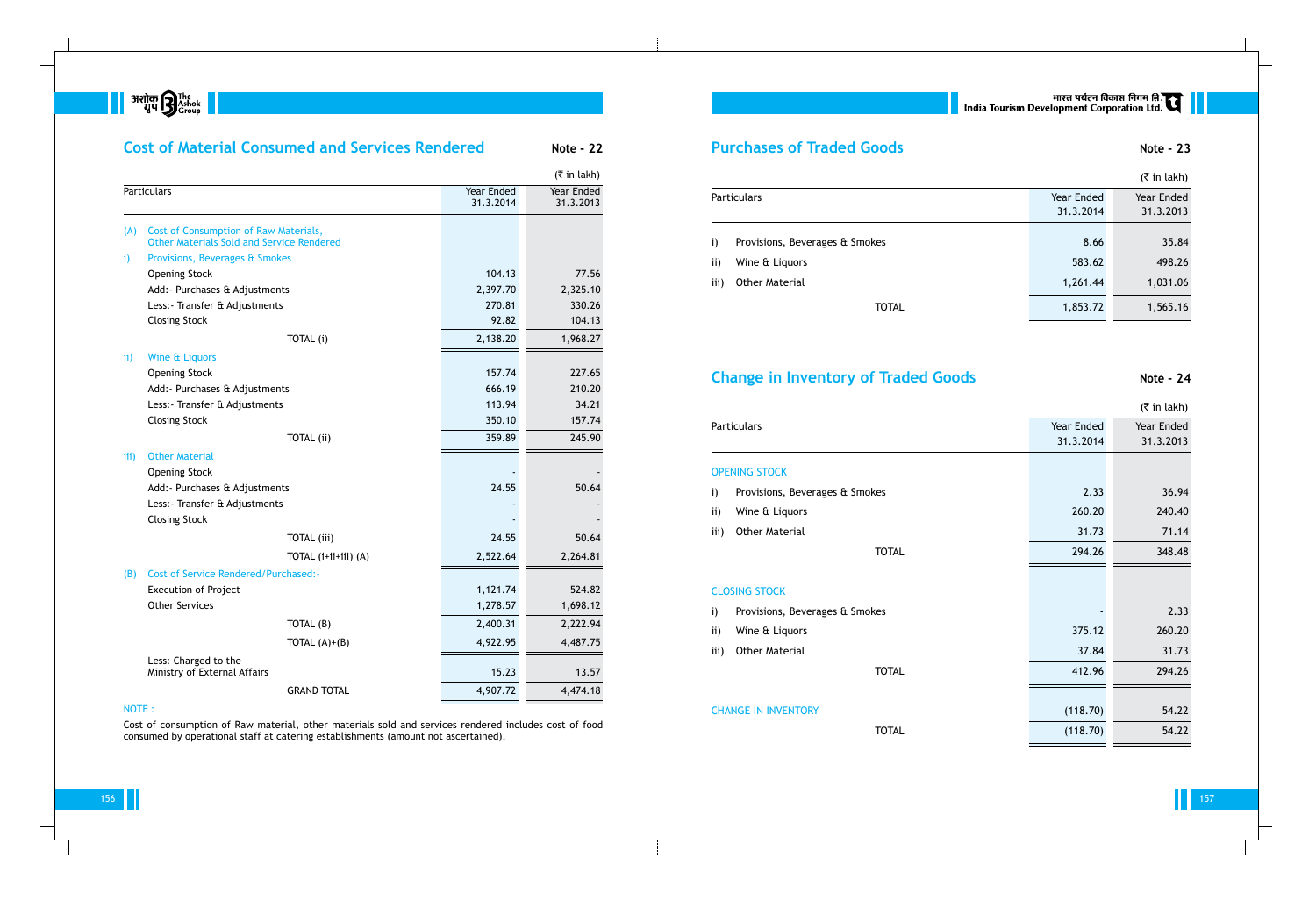## Cost of Material Consumed and Services Rendered

**Note - 22**

(₹ in lakh)

| Particulars | Year Ended 31.3.2014 | Year Ended 31.3.2013 |
|---|---|---|
| **(A) Cost of Consumption of Raw Materials, Other Materials Sold and Service Rendered** | | |
| **i) Provisions, Beverages & Smokes** | | |
| Opening Stock | 104.13 | 77.56 |
| Add:- Purchases & Adjustments | 2,397.70 | 2,325.10 |
| Less:- Transfer & Adjustments | 270.81 | 330.26 |
| Closing Stock | 92.82 | 104.13 |
| TOTAL (i) | 2,138.20 | 1,968.27 |
| **ii) Wine & Liquors** | | |
| Opening Stock | 157.74 | 227.65 |
| Add:- Purchases & Adjustments | 666.19 | 210.20 |
| Less:- Transfer & Adjustments | 113.94 | 34.21 |
| Closing Stock | 350.10 | 157.74 |
| TOTAL (ii) | 359.89 | 245.90 |
| **iii) Other Material** | | |
| Opening Stock | - | - |
| Add:- Purchases & Adjustments | 24.55 | 50.64 |
| Less:- Transfer & Adjustments | - | - |
| Closing Stock | - | - |
| TOTAL (iii) | 24.55 | 50.64 |
| TOTAL (i+ii+iii) (A) | 2,522.64 | 2,264.81 |
| **(B) Cost of Service Rendered/Purchased:-** | | |
| Execution of Project | 1,121.74 | 524.82 |
| Other Services | 1,278.57 | 1,698.12 |
| TOTAL (B) | 2,400.31 | 2,222.94 |
| TOTAL (A)+(B) | 4,922.95 | 4,487.75 |
| Less: Charged to the Ministry of External Affairs | 15.23 | 13.57 |
| GRAND TOTAL | 4,907.72 | 4,474.18 |

NOTE :

Cost of consumption of Raw material, other materials sold and services rendered includes cost of food consumed by operational staff at catering establishments (amount not ascertained).

## Purchases of Traded Goods

**Note - 23**

(₹ in lakh)

| Particulars | Year Ended 31.3.2014 | Year Ended 31.3.2013 |
|---|---|---|
| i) Provisions, Beverages & Smokes | 8.66 | 35.84 |
| ii) Wine & Liquors | 583.62 | 498.26 |
| iii) Other Material | 1,261.44 | 1,031.06 |
| TOTAL | 1,853.72 | 1,565.16 |

## Change in Inventory of Traded Goods

**Note - 24**

(₹ in lakh)

| Particulars | Year Ended 31.3.2014 | Year Ended 31.3.2013 |
|---|---|---|
| **OPENING STOCK** | | |
| i) Provisions, Beverages & Smokes | 2.33 | 36.94 |
| ii) Wine & Liquors | 260.20 | 240.40 |
| iii) Other Material | 31.73 | 71.14 |
| TOTAL | 294.26 | 348.48 |
| **CLOSING STOCK** | | |
| i) Provisions, Beverages & Smokes | - | 2.33 |
| ii) Wine & Liquors | 375.12 | 260.20 |
| iii) Other Material | 37.84 | 31.73 |
| TOTAL | 412.96 | 294.26 |
| **CHANGE IN INVENTORY** | (118.70) | 54.22 |
| TOTAL | (118.70) | 54.22 |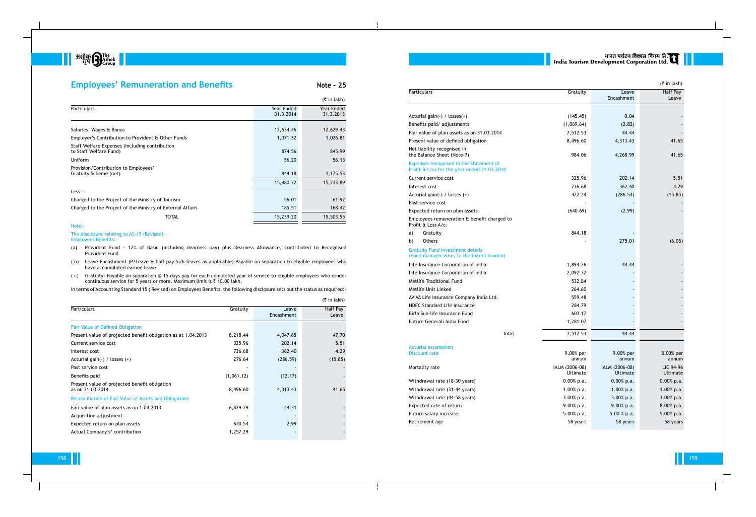# Employees' Remuneration and Benefits

**Note - 25**

(₹ in lakh)

| Particulars | Year Ended 31.3.2014 | Year Ended 31.3.2013 |
|---|---|---|
| Salaries, Wages & Bonus | 12,634.46 | 12,629.43 |
| Employer's Contribution to Provident & Other Funds | 1,071.32 | 1,026.81 |
| Staff Welfare Expenses (Including contribution to Staff Welfare Fund) | 874.56 | 845.99 |
| Uniform | 56.20 | 56.13 |
| Provision/Contribution to Employees' Gratuity Scheme (net) | 844.18 | 1,175.53 |
| | 15,480.72 | 15,733.89 |
| Less:- | | |
| Charged to the Project of the Ministry of Tourism | 56.01 | 61.92 |
| Charged to the Project of the Ministry of External Affairs | 185.51 | 168.42 |
| TOTAL | 15,239.20 | 15,503.55 |

Note:-

The disclosure relating to AS-15 (Revised) - Employees Benefits:-

(a) Provident Fund - 12% of Basic (including dearness pay) plus Dearness Allowance, contributed to Recognised Provident Fund

( b) Leave Encashment (P/Leave & half pay Sick leaves as applicable)-Payable on separation to eligible employees who have accumulated earned leave

( c) Gratuity- Payable on separation @ 15 days pay for each completed year of service to eligible employees who render continuous service for 5 years or more. Maximum limit is ₹ 10.00 lakh.

In terms of Accounting Standard 15 ( Revised) on Employees Benefits, the following disclosure sets out the status as required:-

(₹ in lakh)

| Particulars | Gratuity | Leave Encashment | Half Pay Leave |
|---|---|---|---|
| **Fair Value of Defined Obligation** | | | |
| Present value of projected benefit obligation as at 1.04.2013 | 8,218.44 | 4,047.65 | 47.70 |
| Current service cost | 325.96 | 202.14 | 5.51 |
| Interest cost | 736.68 | 362.40 | 4.29 |
| Acturial gain(-) / losses (+) | 276.64 | (286.59) | (15.85) |
| Past service cost | - | - | - |
| Benefits paid | (1,061.12) | (12.17) | - |
| Present value of projected benefit obligation as on 31.03.2014 | 8,496.60 | 4,313.43 | 41.65 |
| **Reconciliation of Fair Value of Assets and Obligations** | | | |
| Fair value of plan assets as on 1.04.2013 | 6,829.79 | 44.31 | - |
| Acquisition adjustment | - | - | - |
| Expected return on plan assets | 640.54 | 2.99 | - |
| Actual Company's's* contribution | 1,257.29 | - | - |
| Acturial gain(-) / losses(+) | (145.45) | 0.04 | - |
| Benefits paid/ adjustments | (1,069.64) | (2.82) | - |
| Fair value of plan assets as on 31.03.2014 | 7,512.53 | 44.44 | - |
| Present value of defined obligation | 8,496.60 | 4,313.43 | 41.65 |
| Net liability recognised in the Balance Sheet (Note-7) | 984.06 | 4,268.99 | 41.65 |
| **Expenses recognised in the Statement of Profit & Loss for the year ended 31.03.2014** | | | |
| Current service cost | 325.96 | 202.14 | 5.51 |
| Interest cost | 736.68 | 362.40 | 4.29 |
| Acturial gain(-) / losses (+) | 422.24 | (286.54) | (15.85) |
| Past service cost | - | - | - |
| Expected return on plan assets | (640.69) | (2.99) | - |
| Employees remuneration & benefit charged to Profit & Loss A/c- | | | |
| a) Gratuity | 844.18 | - | - |
| b) Others | - | 275.01 | (6.05) |
| **Gratuity Fund Investment details (Fund manager wise, to the extent funded)** | | | |
| Life Insurance Corporation of India | 1,894.26 | 44.44 | - |
| Life Insurance Corporation of India | 2,092.32 | - | - |
| Metlife Traditional Fund | 532.84 | - | - |
| Metlife Unit Linked | 264.60 | - | - |
| AVIVA Life Insurance Company India Ltd. | 559.48 | - | - |
| HDFC Standard Life Insurance | 284.79 | - | - |
| Birla Sun-life Insurance Fund | 603.17 | - | - |
| Future Generali India Fund | 1,281.07 | - | - |
| Total | 7,512.53 | 44.44 | - |
| **Acturial assumption** | | | |
| Discount rate | 9.00% per annum | 9.00% per annum | 8.00% per annum |
| Mortality rate | IALM (2006-08) Ultimate | IALM (2006-08) Ultimate | LIC 94-96 Ultimate |
| Withdrawal rate (18-30 years) | 0.00% p.a. | 0.00% p.a. | 0.00% p.a. |
| Withdrawal rate (31-44 years) | 1.00% p.a. | 1.00% p.a. | 1.00% p.a. |
| Withdrawal rate (44-58 years) | 3.00% p.a. | 3.00% p.a. | 3.00% p.a. |
| Expected rate of return | 9.00% p.a. | 9.00% p.a. | 8.00% p.a. |
| Future salary increase | 5.00% p.a. | 5.00 % p.a. | 5.00% p.a. |
| Retirement age | 58 years | 58 years | 58 years |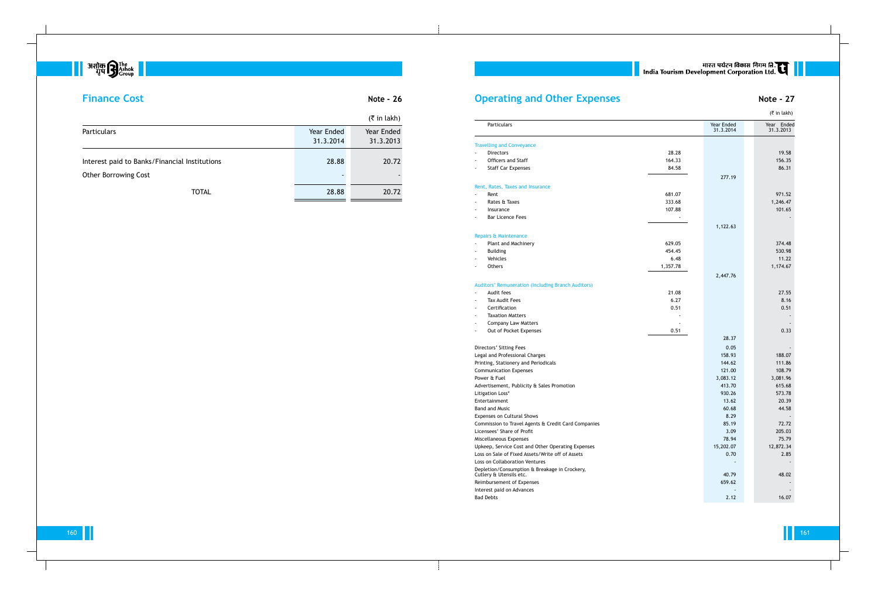## Finance Cost

**Note - 26**

(₹ in lakh)

| Particulars | Year Ended 31.3.2014 | Year Ended 31.3.2013 |
|---|---|---|
| Interest paid to Banks/Financial Institutions | 28.88 | 20.72 |
| Other Borrowing Cost | - | - |
| TOTAL | 28.88 | 20.72 |

## Operating and Other Expenses

**Note - 27**

(₹ in lakh)

| Particulars | | Year Ended 31.3.2014 | Year Ended 31.3.2013 |
|---|---|---|---|
| **Travelling and Conveyance** | | | |
| - Directors | 28.28 | | 19.58 |
| - Officers and Staff | 164.33 | | 156.35 |
| - Staff Car Expenses | 84.58 | | 86.31 |
| | | 277.19 | |
| **Rent, Rates, Taxes and Insurance** | | | |
| - Rent | 681.07 | | 971.52 |
| - Rates & Taxes | 333.68 | | 1,246.47 |
| - Insurance | 107.88 | | 101.65 |
| - Bar Licence Fees | - | | - |
| | | 1,122.63 | |
| **Repairs & Maintenance** | | | |
| - Plant and Machinery | 629.05 | | 374.48 |
| - Building | 454.45 | | 530.98 |
| - Vehicles | 6.48 | | 11.22 |
| - Others | 1,357.78 | | 1,174.67 |
| | | 2,447.76 | |
| **Auditors' Remuneration (Including Branch Auditors)** | | | |
| - Audit fees | 21.08 | | 27.55 |
| - Tax Audit Fees | 6.27 | | 8.16 |
| - Certification | 0.51 | | 0.51 |
| - Taxation Matters | - | | - |
| - Company Law Matters | - | | - |
| - Out of Pocket Expenses | 0.51 | | 0.33 |
| | | 28.37 | |
| Directors' Sitting Fees | | 0.05 | - |
| Legal and Professional Charges | | 158.93 | 188.07 |
| Printing, Stationery and Periodicals | | 144.62 | 111.86 |
| Communication Expenses | | 121.00 | 108.79 |
| Power & Fuel | | 3,083.12 | 3,081.96 |
| Advertisement, Publicity & Sales Promotion | | 413.70 | 615.68 |
| Litigation Loss* | | 930.26 | 573.78 |
| Entertainment | | 13.62 | 20.39 |
| Band and Music | | 60.68 | 44.58 |
| Expenses on Cultural Shows | | 8.29 | - |
| Commission to Travel Agents & Credit Card Companies | | 85.19 | 72.72 |
| Licensees' Share of Profit | | 3.09 | 205.03 |
| Miscellaneous Expenses | | 78.94 | 75.79 |
| Upkeep, Service Cost and Other Operating Expenses | | 15,202.07 | 12,872.34 |
| Loss on Sale of Fixed Assets/Write off of Assets | | 0.70 | 2.85 |
| Loss on Collaboration Ventures | | - | - |
| Depletion/Consumption & Breakage in Crockery, Cutlery & Utensils etc. | | 40.79 | 48.02 |
| Reimbursement of Expenses | | 659.62 | - |
| Interest paid on Advances | | - | - |
| Bad Debts | | 2.12 | 16.07 |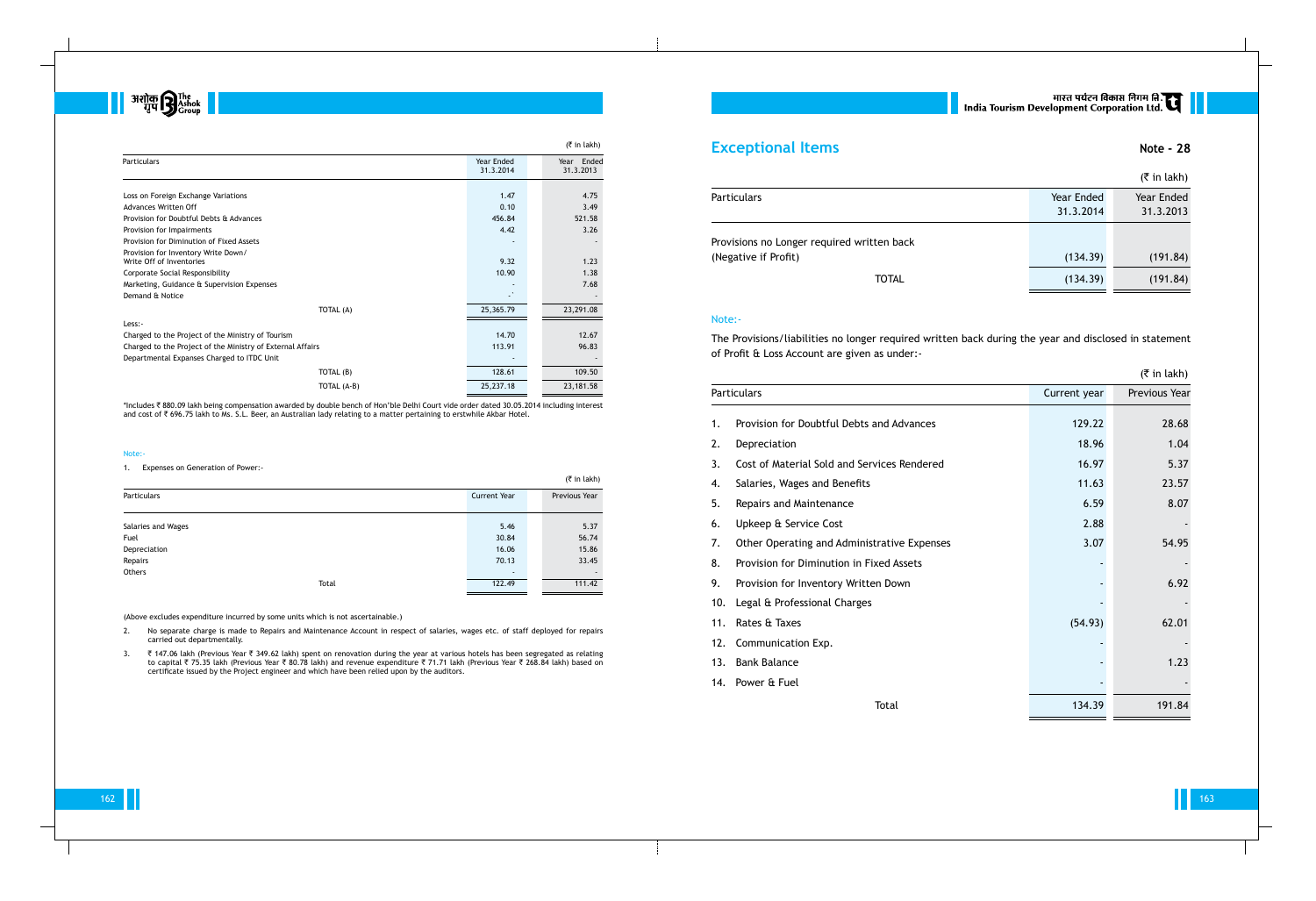(₹ in lakh)

| Particulars | Year Ended 31.3.2014 | Year Ended 31.3.2013 |
|---|---|---|
| Loss on Foreign Exchange Variations | 1.47 | 4.75 |
| Advances Written Off | 0.10 | 3.49 |
| Provision for Doubtful Debts & Advances | 456.84 | 521.58 |
| Provision for Impairments | 4.42 | 3.26 |
| Provision for Diminution of Fixed Assets | - | - |
| Provision for Inventory Write Down/ Write Off of Inventories | 9.32 | 1.23 |
| Corporate Social Responsibility | 10.90 | 1.38 |
| Marketing, Guidance & Supervision Expenses | - | 7.68 |
| Demand & Notice | - | - |
| TOTAL (A) | 25,365.79 | 23,291.08 |
| Less:- | | |
| Charged to the Project of the Ministry of Tourism | 14.70 | 12.67 |
| Charged to the Project of the Ministry of External Affairs | 113.91 | 96.83 |
| Departmental Expanses Charged to ITDC Unit | - | - |
| TOTAL (B) | 128.61 | 109.50 |
| TOTAL (A-B) | 25,237.18 | 23,181.58 |

*Includes ₹ 880.09 lakh being compensation awarded by double bench of Hon'ble Delhi Court vide order dated 30.05.2014 including interest and cost of ₹ 696.75 lakh to Ms. S.L. Beer, an Australian lady relating to a matter pertaining to erstwhile Akbar Hotel.

Note:-

1. Expenses on Generation of Power:-

(₹ in lakh)

| Particulars | Current Year | Previous Year |
|---|---|---|
| Salaries and Wages | 5.46 | 5.37 |
| Fuel | 30.84 | 56.74 |
| Depreciation | 16.06 | 15.86 |
| Repairs | 70.13 | 33.45 |
| Others | - | - |
| Total | 122.49 | 111.42 |

(Above excludes expenditure incurred by some units which is not ascertainable.)

2. No separate charge is made to Repairs and Maintenance Account in respect of salaries, wages etc. of staff deployed for repairs carried out departmentally.

3. ₹ 147.06 lakh (Previous Year ₹ 349.62 lakh) spent on renovation during the year at various hotels has been segregated as relating to capital ₹ 75.35 lakh (Previous Year ₹ 80.78 lakh) and revenue expenditure ₹ 71.71 lakh (Previous Year ₹ 268.84 lakh) based on certificate issued by the Project engineer and which have been relied upon by the auditors.

## Exceptional Items

**Note - 28**

(₹ in lakh)

| Particulars | Year Ended 31.3.2014 | Year Ended 31.3.2013 |
|---|---|---|
| Provisions no Longer required written back (Negative if Profit) | (134.39) | (191.84) |
| TOTAL | (134.39) | (191.84) |

Note:-

The Provisions/liabilities no longer required written back during the year and disclosed in statement of Profit & Loss Account are given as under:-

(₹ in lakh)

| Particulars | Current year | Previous Year |
|---|---|---|
| 1. Provision for Doubtful Debts and Advances | 129.22 | 28.68 |
| 2. Depreciation | 18.96 | 1.04 |
| 3. Cost of Material Sold and Services Rendered | 16.97 | 5.37 |
| 4. Salaries, Wages and Benefits | 11.63 | 23.57 |
| 5. Repairs and Maintenance | 6.59 | 8.07 |
| 6. Upkeep & Service Cost | 2.88 | - |
| 7. Other Operating and Administrative Expenses | 3.07 | 54.95 |
| 8. Provision for Diminution in Fixed Assets | - | - |
| 9. Provision for Inventory Written Down | - | 6.92 |
| 10. Legal & Professional Charges | - | - |
| 11. Rates & Taxes | (54.93) | 62.01 |
| 12. Communication Exp. | - | - |
| 13. Bank Balance | - | 1.23 |
| 14. Power & Fuel | - | - |
| Total | 134.39 | 191.84 |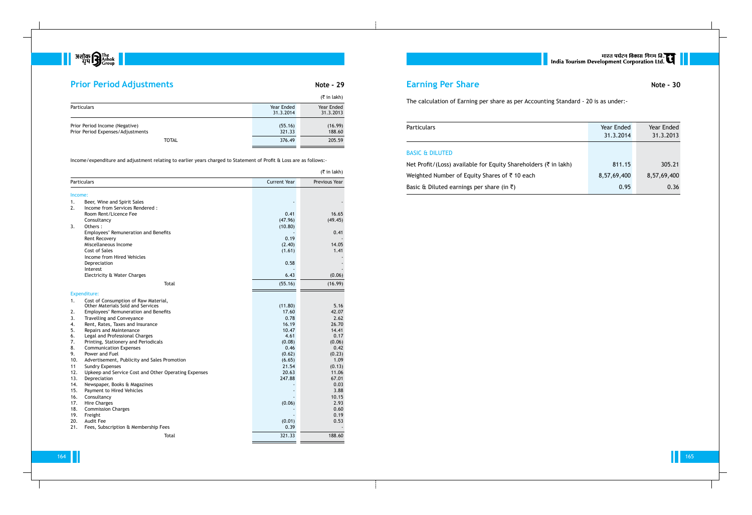## Prior Period Adjustments

**Note - 29**

(₹ in lakh)

| Particulars | Year Ended 31.3.2014 | Year Ended 31.3.2013 |
|---|---|---|
| Prior Period Income (Negative) | (55.16) | (16.99) |
| Prior Period Expenses/Adjustments | 321.33 | 188.60 |
| TOTAL | 376.49 | 205.59 |

Income/expenditure and adjustment relating to earlier years charged to Statement of Profit & Loss are as follows:-

(₹ in lakh)

| Particulars | Current Year | Previous Year |
|---|---|---|
| **Income:** | | |
| 1. Beer, Wine and Spirit Sales | - | - |
| 2. Income from Services Rendered : | | |
| Room Rent/Licence Fee | 0.41 | 16.65 |
| Consultancy | (47.96) | (49.45) |
| 3. Others : | (10.80) | |
| Employees' Remuneration and Benefits | - | 0.41 |
| Rent Recovery | 0.19 | - |
| Miscellaneous Income | (2.40) | 14.05 |
| Cost of Sales | (1.61) | 1.41 |
| Income from Hired Vehicles | | - |
| Depreciation | 0.58 | - |
| Interest | - | - |
| Electricity & Water Charges | 6.43 | (0.06) |
| Total | (55.16) | (16.99) |
| **Expenditure:** | | |
| 1. Cost of Consumption of Raw Material, Other Materials Sold and Services | (11.80) | 5.16 |
| 2. Employees' Remuneration and Benefits | 17.60 | 42.07 |
| 3. Travelling and Conveyance | 0.78 | 2.62 |
| 4. Rent, Rates, Taxes and Insurance | 16.19 | 26.70 |
| 5. Repairs and Maintenance | 10.47 | 14.41 |
| 6. Legal and Professional Charges | 4.61 | 0.17 |
| 7. Printing, Stationery and Periodicals | (0.08) | (0.06) |
| 8. Communication Expenses | 0.46 | 0.42 |
| 9. Power and Fuel | (0.62) | (0.23) |
| 10. Advertisement, Publicity and Sales Promotion | (6.65) | 1.09 |
| 11 Sundry Expenses | 21.54 | (0.13) |
| 12. Upkeep and Service Cost and Other Operating Expenses | 20.63 | 11.06 |
| 13. Depreciation | 247.88 | 67.01 |
| 14. Newspaper, Books & Magazines | - | 0.03 |
| 15. Payment to Hired Vehicles | - | 3.88 |
| 16. Consultancy | - | 10.15 |
| 17. Hire Charges | (0.06) | 2.93 |
| 18. Commission Charges | - | 0.60 |
| 19. Freight | - | 0.19 |
| 20. Audit Fee | (0.01) | 0.53 |
| 21. Fees, Subscription & Membership Fees | 0.39 | - |
| Total | 321.33 | 188.60 |

## Earning Per Share

**Note - 30**

The calculation of Earning per share as per Accounting Standard - 20 is as under:-

| Particulars | Year Ended 31.3.2014 | Year Ended 31.3.2013 |
|---|---|---|
| **BASIC & DILUTED** | | |
| Net Profit/(Loss) available for Equity Shareholders (₹ in lakh) | 811.15 | 305.21 |
| Weighted Number of Equity Shares of ₹ 10 each | 8,57,69,400 | 8,57,69,400 |
| Basic & Diluted earnings per share (in ₹) | 0.95 | 0.36 |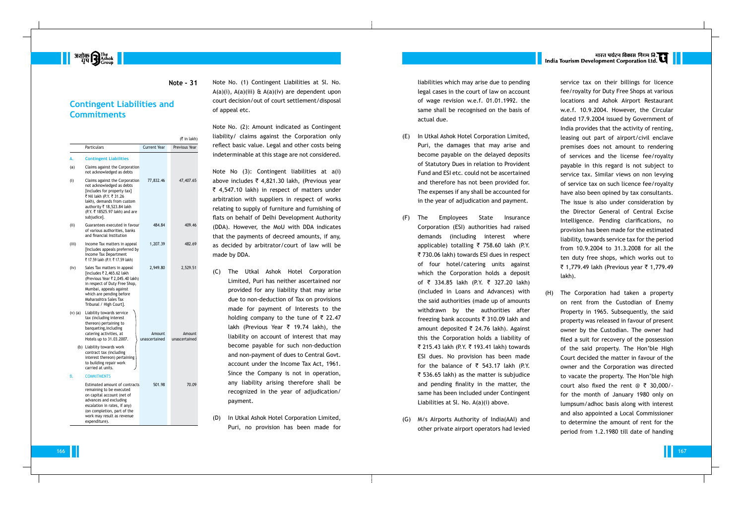**Note - 31**

## Contingent Liabilities and Commitments

(₹ in lakh)

| | Particulars | Current Year | Previous Year |
|---|---|---|---|
| A. | **Contingent Liabilities** | | |
| (a) | Claims against the Corporation not acknowledged as debts | | |
| (i) | Claims against the Corporation not acknowledged as debts [includes for property tax] ₹ Nil lakh (P.Y. ₹ 31.26 lakh), demands from custom authority ₹ 18,523.84 lakh (P.Y. ₹ 18525.97 lakh) and are subjudice]. | 77,832.46 | 47,407.65 |
| (ii) | Guarantees executed in favour of various authorities, banks and financial institution | 484.84 | 409.46 |
| (iii) | Income Tax matters in appeal [Includes appeals preferred by Income Tax Department ₹ 17.59 lakh (P.Y. ₹ 17.59 lakh) | 1,207.39 | 482.69 |
| (iv) | Sales Tax matters in appeal [includes ₹ 2,465.62 lakh (Previous Year ₹ 2,045.40 lakh) in respect of Duty Free Shop, Mumbai, appeals against which are pending before Maharashtra Sales Tax Tribunal / High Court]. | 2,949.80 | 2,529.51 |
| (v) (a) | Liability towards service tax (including interest thereon) pertaining to banqueting,including catering activities, at Hotels up to 31.03.2007. | Amount unascertained | Amount unascertained |
| (b) | Liability towards work contract tax (including interest thereon) pertaining to building repair work carried at units. | | |
| B. | **COMMITMENTS** | | |
| | Estimated amount of contracts remaining to be executed on capital account (net of advances and excluding escalation in rates, if any) (on completion, part of the work may result as revenue expenditure). | 501.98 | 70.09 |

Note No. (1) Contingent Liabilities at Sl. No. A(a)(i), A(a)(iii) & A(a)(iv) are dependent upon court decision/out of court settlement/disposal of appeal etc.

Note No. (2): Amount indicated as Contingent liability/ claims against the Corporation only reflect basic value. Legal and other costs being indeterminable at this stage are not considered.

Note No (3): Contingent liabilities at a(i) above includes ₹ 4,821.30 lakh, (Previous year ₹ 4,547.10 lakh) in respect of matters under arbitration with suppliers in respect of works relating to supply of furniture and furnishing of flats on behalf of Delhi Development Authority (DDA). However, the MoU with DDA indicates that the payments of decreed amounts, if any, as decided by arbitrator/court of law will be made by DDA.

(C) The Utkal Ashok Hotel Corporation Limited, Puri has neither ascertained nor provided for any liability that may arise due to non-deduction of Tax on provisions made for payment of Interests to the holding company to the tune of ₹ 22.47 lakh (Previous Year ₹ 19.74 lakh), the liability on account of interest that may become payable for such non-deduction and non-payment of dues to Central Govt. account under the Income Tax Act, 1961. Since the Company is not in operation, any liability arising therefore shall be recognized in the year of adjudication/ payment.

(D) In Utkal Ashok Hotel Corporation Limited, Puri, no provision has been made for liabilities which may arise due to pending legal cases in the court of law on account of wage revision w.e.f. 01.01.1992. the same shall be recognised on the basis of actual due.

(E) In Utkal Ashok Hotel Corporation Limited, Puri, the damages that may arise and become payable on the delayed deposits of Statutory Dues in relation to Provident Fund and ESI etc. could not be ascertained and therefore has not been provided for. The expenses if any shall be accounted for in the year of adjudication and payment.

(F) The Employees State Insurance Corporation (ESI) authorities had raised demands (including interest where applicable) totalling ₹ 758.60 lakh (P.Y. ₹ 730.06 lakh) towards ESI dues in respect of four hotel/catering units against which the Corporation holds a deposit of ₹ 334.85 lakh (P.Y. ₹ 327.20 lakh) (included in Loans and Advances) with the said authorities (made up of amounts withdrawn by the authorities after freezing bank accounts ₹ 310.09 lakh and amount deposited ₹ 24.76 lakh). Against this the Corporation holds a liability of ₹ 215.43 lakh (P.Y. ₹ 193.41 lakh) towards ESI dues. No provision has been made for the balance of ₹ 543.17 lakh (P.Y. ₹ 536.65 lakh) as the matter is subjudice and pending finality in the matter, the same has been included under Contingent Liabilities at Sl. No. A(a)(i) above.

(G) M/s Airports Authority of India(AAI) and other private airport operators had levied service tax on their billings for licence fee/royalty for Duty Free Shops at various locations and Ashok Airport Restaurant w.e.f. 10.9.2004. However, the Circular dated 17.9.2004 issued by Government of India provides that the activity of renting, leasing out part of airport/civil enclave premises does not amount to rendering of services and the license fee/royalty payable in this regard is not subject to service tax. Similar views on non levying of service tax on such licence fee/royalty have also been opined by tax consultants. The issue is also under consideration by the Director General of Central Excise Intelligence. Pending clarifications, no provision has been made for the estimated liability, towards service tax for the period from 10.9.2004 to 31.3.2008 for all the ten duty free shops, which works out to ₹ 1,779.49 lakh (Previous year ₹ 1,779.49 lakh).

(H) The Corporation had taken a property on rent from the Custodian of Enemy Property in 1965. Subsequently, the said property was released in favour of present owner by the Custodian. The owner had filed a suit for recovery of the possession of the said property. The Hon'ble High Court decided the matter in favour of the owner and the Corporation was directed to vacate the property. The Hon'ble high court also fixed the rent @ ₹ 30,000/- for the month of January 1980 only on lumpsum/adhoc basis along with interest and also appointed a Local Commissioner to determine the amount of rent for the period from 1.2.1980 till date of handing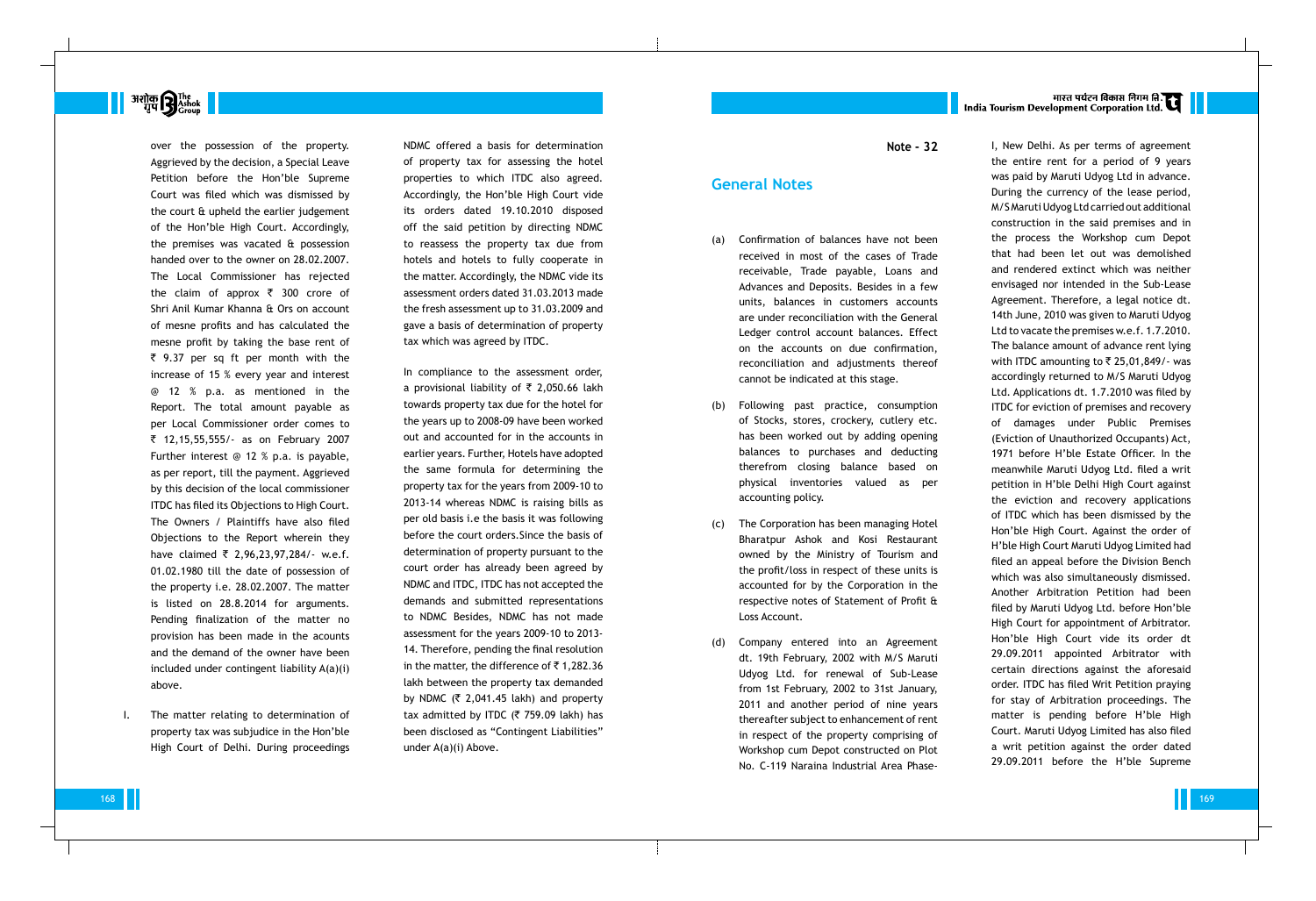over the possession of the property. Aggrieved by the decision, a Special Leave Petition before the Hon'ble Supreme Court was filed which was dismissed by the court & upheld the earlier judgement of the Hon'ble High Court. Accordingly, the premises was vacated & possession handed over to the owner on 28.02.2007. The Local Commissioner has rejected the claim of approx ₹ 300 crore of Shri Anil Kumar Khanna & Ors on account of mesne profits and has calculated the mesne profit by taking the base rent of ₹ 9.37 per sq ft per month with the increase of 15 % every year and interest @ 12 % p.a. as mentioned in the Report. The total amount payable as per Local Commissioner order comes to ₹ 12,15,55,555/- as on February 2007 Further interest @ 12 % p.a. is payable, as per report, till the payment. Aggrieved by this decision of the local commissioner ITDC has filed its Objections to High Court. The Owners / Plaintiffs have also filed Objections to the Report wherein they have claimed ₹ 2,96,23,97,284/- w.e.f. 01.02.1980 till the date of possession of the property i.e. 28.02.2007. The matter is listed on 28.8.2014 for arguments. Pending finalization of the matter no provision has been made in the acounts and the demand of the owner have been included under contingent liability A(a)(i) above.

I. The matter relating to determination of property tax was subjudice in the Hon'ble High Court of Delhi. During proceedings NDMC offered a basis for determination of property tax for assessing the hotel properties to which ITDC also agreed. Accordingly, the Hon'ble High Court vide its orders dated 19.10.2010 disposed off the said petition by directing NDMC to reassess the property tax due from hotels and hotels to fully cooperate in the matter. Accordingly, the NDMC vide its assessment orders dated 31.03.2013 made the fresh assessment up to 31.03.2009 and gave a basis of determination of property tax which was agreed by ITDC.

   In compliance to the assessment order, a provisional liability of ₹ 2,050.66 lakh towards property tax due for the hotel for the years up to 2008-09 have been worked out and accounted for in the accounts in earlier years. Further, Hotels have adopted the same formula for determining the property tax for the years from 2009-10 to 2013-14 whereas NDMC is raising bills as per old basis i.e the basis it was following before the court orders.Since the basis of determination of property pursuant to the court order has already been agreed by NDMC and ITDC, ITDC has not accepted the demands and submitted representations to NDMC Besides, NDMC has not made assessment for the years 2009-10 to 2013-14. Therefore, pending the final resolution in the matter, the difference of ₹ 1,282.36 lakh between the property tax demanded by NDMC (₹ 2,041.45 lakh) and property tax admitted by ITDC (₹ 759.09 lakh) has been disclosed as "Contingent Liabilities" under A(a)(i) Above.

**Note - 32**

## General Notes

(a) Confirmation of balances have not been received in most of the cases of Trade receivable, Trade payable, Loans and Advances and Deposits. Besides in a few units, balances in customers accounts are under reconciliation with the General Ledger control account balances. Effect on the accounts on due confirmation, reconciliation and adjustments thereof cannot be indicated at this stage.

(b) Following past practice, consumption of Stocks, stores, crockery, cutlery etc. has been worked out by adding opening balances to purchases and deducting therefrom closing balance based on physical inventories valued as per accounting policy.

(c) The Corporation has been managing Hotel Bharatpur Ashok and Kosi Restaurant owned by the Ministry of Tourism and the profit/loss in respect of these units is accounted for by the Corporation in the respective notes of Statement of Profit & Loss Account.

(d) Company entered into an Agreement dt. 19th February, 2002 with M/S Maruti Udyog Ltd. for renewal of Sub-Lease from 1st February, 2002 to 31st January, 2011 and another period of nine years thereafter subject to enhancement of rent in respect of the property comprising of Workshop cum Depot constructed on Plot No. C-119 Naraina Industrial Area Phase-I, New Delhi. As per terms of agreement the entire rent for a period of 9 years was paid by Maruti Udyog Ltd in advance. During the currency of the lease period, M/S Maruti Udyog Ltd carried out additional construction in the said premises and in the process the Workshop cum Depot that had been let out was demolished and rendered extinct which was neither envisaged nor intended in the Sub-Lease Agreement. Therefore, a legal notice dt. 14th June, 2010 was given to Maruti Udyog Ltd to vacate the premises w.e.f. 1.7.2010. The balance amount of advance rent lying with ITDC amounting to ₹ 25,01,849/- was accordingly returned to M/S Maruti Udyog Ltd. Applications dt. 1.7.2010 was filed by ITDC for eviction of premises and recovery of damages under Public Premises (Eviction of Unauthorized Occupants) Act, 1971 before H'ble Estate Officer. In the meanwhile Maruti Udyog Ltd. filed a writ petition in H'ble Delhi High Court against the eviction and recovery applications of ITDC which has been dismissed by the Hon'ble High Court. Against the order of H'ble High Court Maruti Udyog Limited had filed an appeal before the Division Bench which was also simultaneously dismissed. Another Arbitration Petition had been filed by Maruti Udyog Ltd. before Hon'ble High Court for appointment of Arbitrator. Hon'ble High Court vide its order dt 29.09.2011 appointed Arbitrator with certain directions against the aforesaid order. ITDC has filed Writ Petition praying for stay of Arbitration proceedings. The matter is pending before H'ble High Court. Maruti Udyog Limited has also filed a writ petition against the order dated 29.09.2011 before the H'ble Supreme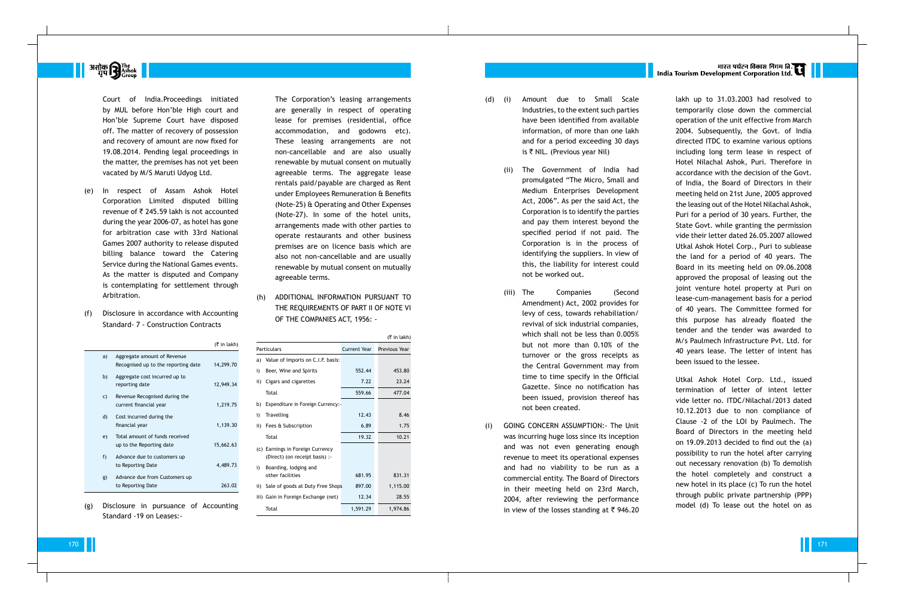Court of India.Proceedings initiated by MUL before Hon'ble High court and Hon'ble Supreme Court have disposed off. The matter of recovery of possession and recovery of amount are now fixed for 19.08.2014. Pending legal proceedings in the matter, the premises has not yet been vacated by M/S Maruti Udyog Ltd.

(e) In respect of Assam Ashok Hotel Corporation Limited disputed billing revenue of ₹ 245.59 lakh is not accounted during the year 2006-07, as hotel has gone for arbitration case with 33rd National Games 2007 authority to release disputed billing balance toward the Catering Service during the National Games events. As the matter is disputed and Company is contemplating for settlement through Arbitration.

(f) Disclosure in accordance with Accounting Standard- 7 - Construction Contracts

(₹ in lakh)

| | | |
|---|---|---|
| a) | Aggregate amount of Revenue Recognised up to the reporting date | 14,299.70 |
| b) | Aggregate cost incurred up to reporting date | 12,949.34 |
| c) | Revenue Recognised during the current financial year | 1,219.75 |
| d) | Cost incurred during the financial year | 1,139.30 |
| e) | Total amount of funds received up to the Reporting date | 15,662.63 |
| f) | Advance due to customers up to Reporting Date | 4,489.73 |
| g) | Advance due from Customers up to Reporting Date | 263.02 |

(g) Disclosure in pursuance of Accounting Standard -19 on Leases:-

The Corporation's leasing arrangements are generally in respect of operating lease for premises (residential, office accommodation, and godowns etc). These leasing arrangements are not non-cancellable and are also usually renewable by mutual consent on mutually agreeable terms. The aggregate lease rentals paid/payable are charged as Rent under Employees Remuneration & Benefits (Note-25) & Operating and Other Expenses (Note-27). In some of the hotel units, arrangements made with other parties to operate restaurants and other business premises are on licence basis which are also not non-cancellable and are usually renewable by mutual consent on mutually agreeable terms.

(h) ADDITIONAL INFORMATION PURSUANT TO THE REQUIREMENTS OF PART II OF NOTE VI OF THE COMPANIES ACT, 1956: -

(₹ in lakh)

| Particulars | Current Year | Previous Year |
|---|---|---|
| a) Value of Imports on C.I.F. basis: | | |
| i) Beer, Wine and Spirits | 552.44 | 453.80 |
| ii) Cigars and cigarettes | 7.22 | 23.24 |
| Total | 559.66 | 477.04 |
| b) Expenditure in Foreign Currency:- | | |
| i) Travelling | 12.43 | 8.46 |
| ii) Fees & Subscription | 6.89 | 1.75 |
| Total | 19.32 | 10.21 |
| (c) Earnings in Foreign Currency (Direct) (on receipt basis) :- | | |
| i) Boarding, lodging and other facilities | 681.95 | 831.31 |
| ii) Sale of goods at Duty Free Shops | 897.00 | 1,115.00 |
| iii) Gain in Foreign Exchange (net) | 12.34 | 28.55 |
| Total | 1,591.29 | 1,974.86 |

(d) (i) Amount due to Small Scale Industries, to the extent such parties have been identified from available information, of more than one lakh and for a period exceeding 30 days is ₹ NIL. (Previous year Nil)

(ii) The Government of India had promulgated "The Micro, Small and Medium Enterprises Development Act, 2006". As per the said Act, the Corporation is to identify the parties and pay them interest beyond the specified period if not paid. The Corporation is in the process of identifying the suppliers. In view of this, the liability for interest could not be worked out.

(iii) The Companies (Second Amendment) Act, 2002 provides for levy of cess, towards rehabilitation/ revival of sick industrial companies, which shall not be less than 0.005% but not more than 0.10% of the turnover or the gross receipts as the Central Government may from time to time specify in the Official Gazette. Since no notification has been issued, provision thereof has not been created.

(i) GOING CONCERN ASSUMPTION:- The Unit was incurring huge loss since its inception and was not even generating enough revenue to meet its operational expenses and had no viability to be run as a commercial entity. The Board of Directors in their meeting held on 23rd March, 2004, after reviewing the performance in view of the losses standing at ₹ 946.20 lakh up to 31.03.2003 had resolved to temporarily close down the commercial operation of the unit effective from March 2004. Subsequently, the Govt. of India directed ITDC to examine various options including long term lease in respect of Hotel Nilachal Ashok, Puri. Therefore in accordance with the decision of the Govt. of India, the Board of Directors in their meeting held on 21st June, 2005 approved the leasing out of the Hotel Nilachal Ashok, Puri for a period of 30 years. Further, the State Govt. while granting the permission vide their letter dated 26.05.2007 allowed Utkal Ashok Hotel Corp., Puri to sublease the land for a period of 40 years. The Board in its meeting held on 09.06.2008 approved the proposal of leasing out the joint venture hotel property at Puri on lease-cum-management basis for a period of 40 years. The Committee formed for this purpose has already floated the tender and the tender was awarded to M/s Paulmech Infrastructure Pvt. Ltd. for 40 years lease. The letter of intent has been issued to the lessee.

Utkal Ashok Hotel Corp. Ltd., issued termination of letter of intent letter vide letter no. ITDC/Nilachal/2013 dated 10.12.2013 due to non compliance of Clause -2 of the LOI by Paulmech. The Board of Directors in the meeting held on 19.09.2013 decided to find out the (a) possibility to run the hotel after carrying out necessary renovation (b) To demolish the hotel completely and construct a new hotel in its place (c) To run the hotel through public private partnership (PPP) model (d) To lease out the hotel on as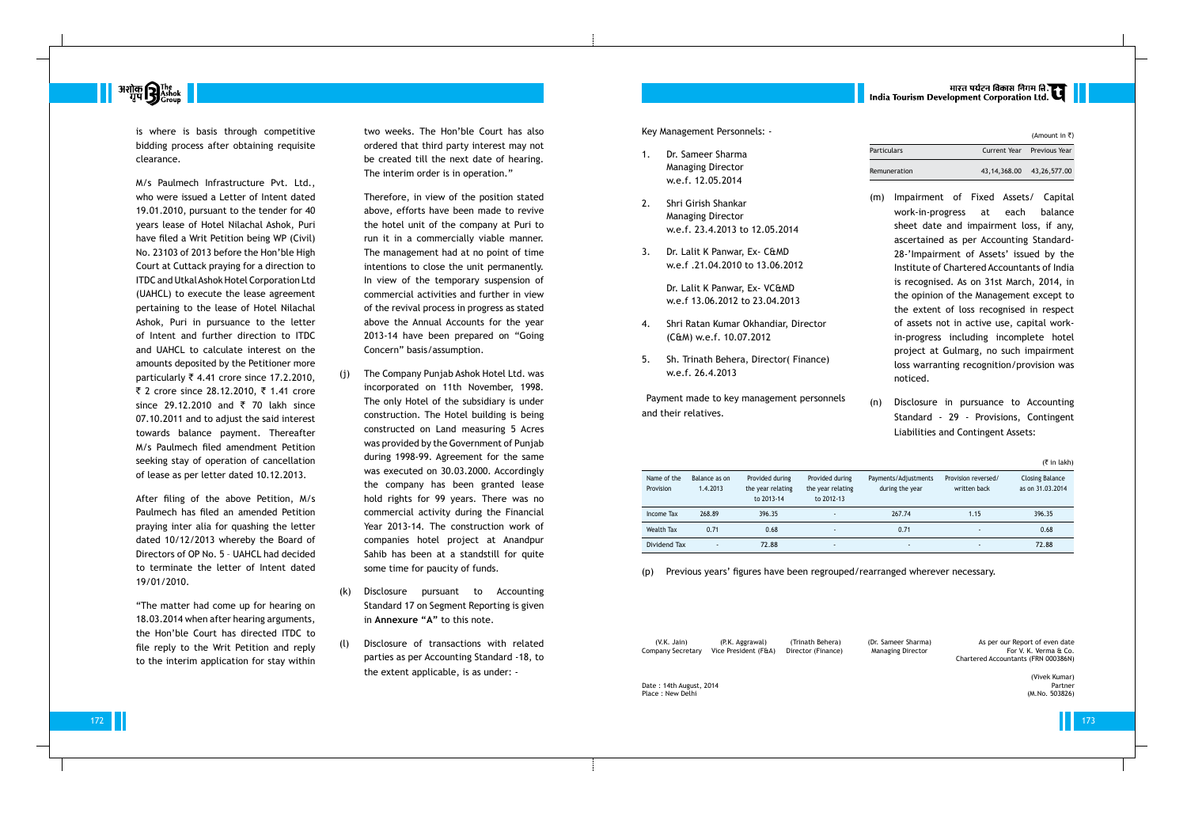is where is basis through competitive bidding process after obtaining requisite clearance.

M/s Paulmech Infrastructure Pvt. Ltd., who were issued a Letter of Intent dated 19.01.2010, pursuant to the tender for 40 years lease of Hotel Nilachal Ashok, Puri have filed a Writ Petition being WP (Civil) No. 23103 of 2013 before the Hon'ble High Court at Cuttack praying for a direction to ITDC and Utkal Ashok Hotel Corporation Ltd (UAHCL) to execute the lease agreement pertaining to the lease of Hotel Nilachal Ashok, Puri in pursuance to the letter of Intent and further direction to ITDC and UAHCL to calculate interest on the amounts deposited by the Petitioner more particularly ₹ 4.41 crore since 17.2.2010, ₹ 2 crore since 28.12.2010, ₹ 1.41 crore since 29.12.2010 and ₹ 70 lakh since 07.10.2011 and to adjust the said interest towards balance payment. Thereafter M/s Paulmech filed amendment Petition seeking stay of operation of cancellation of lease as per letter dated 10.12.2013.

After filing of the above Petition, M/s Paulmech has filed an amended Petition praying inter alia for quashing the letter dated 10/12/2013 whereby the Board of Directors of OP No. 5 – UAHCL had decided to terminate the letter of Intent dated 19/01/2010.

"The matter had come up for hearing on 18.03.2014 when after hearing arguments, the Hon'ble Court has directed ITDC to file reply to the Writ Petition and reply to the interim application for stay within two weeks. The Hon'ble Court has also ordered that third party interest may not be created till the next date of hearing. The interim order is in operation."

Therefore, in view of the position stated above, efforts have been made to revive the hotel unit of the company at Puri to run it in a commercially viable manner. The management had at no point of time intentions to close the unit permanently. In view of the temporary suspension of commercial activities and further in view of the revival process in progress as stated above the Annual Accounts for the year 2013-14 have been prepared on "Going Concern" basis/assumption.

(j) The Company Punjab Ashok Hotel Ltd. was incorporated on 11th November, 1998. The only Hotel of the subsidiary is under construction. The Hotel building is being constructed on Land measuring 5 Acres was provided by the Government of Punjab during 1998-99. Agreement for the same was executed on 30.03.2000. Accordingly the company has been granted lease hold rights for 99 years. There was no commercial activity during the Financial Year 2013-14. The construction work of companies hotel project at Anandpur Sahib has been at a standstill for quite some time for paucity of funds.

(k) Disclosure pursuant to Accounting Standard 17 on Segment Reporting is given in **Annexure "A"** to this note.

(l) Disclosure of transactions with related parties as per Accounting Standard -18, to the extent applicable, is as under: -

Key Management Personnels: -

1. Dr. Sameer Sharma
   Managing Director
   w.e.f. 12.05.2014

2. Shri Girish Shankar
   Managing Director
   w.e.f. 23.4.2013 to 12.05.2014

3. Dr. Lalit K Panwar, Ex- C&MD
   w.e.f .21.04.2010 to 13.06.2012

   Dr. Lalit K Panwar, Ex- VC&MD
   w.e.f 13.06.2012 to 23.04.2013

4. Shri Ratan Kumar Okhandiar, Director (C&M) w.e.f. 10.07.2012

5. Sh. Trinath Behera, Director( Finance) w.e.f. 26.4.2013

Payment made to key management personnels and their relatives.

(Amount in ₹)

| Particulars | Current Year | Previous Year |
|---|---|---|
| Remuneration | 43,14,368.00 | 43,26,577.00 |

(m) Impairment of Fixed Assets/ Capital work-in-progress at each balance sheet date and impairment loss, if any, ascertained as per Accounting Standard-28-'Impairment of Assets' issued by the Institute of Chartered Accountants of India is recognised. As on 31st March, 2014, in the opinion of the Management except to the extent of loss recognised in respect of assets not in active use, capital work-in-progress including incomplete hotel project at Gulmarg, no such impairment loss warranting recognition/provision was noticed.

(n) Disclosure in pursuance to Accounting Standard - 29 - Provisions, Contingent Liabilities and Contingent Assets:

(₹ in lakh)

| Name of the Provision | Balance as on 1.4.2013 | Provided during the year relating to 2013-14 | Provided during the year relating to 2012-13 | Payments/Adjustments during the year | Provision reversed/ written back | Closing Balance as on 31.03.2014 |
|---|---|---|---|---|---|---|
| Income Tax | 268.89 | 396.35 | - | 267.74 | 1.15 | 396.35 |
| Wealth Tax | 0.71 | 0.68 | - | 0.71 | - | 0.68 |
| Dividend Tax | - | 72.88 | - | - | - | 72.88 |

(p) Previous years' figures have been regrouped/rearranged wherever necessary.

| (V.K. Jain) Company Secretary | (P.K. Aggrawal) Vice President (F&A) | (Trinath Behera) Director (Finance) | (Dr. Sameer Sharma) Managing Director | As per our Report of even date For V. K. Verma & Co. Chartered Accountants (FRN 000386N) |
|---|---|---|---|---|

Date : 14th August, 2014
Place : New Delhi

(Vivek Kumar)
Partner
(M.No. 503826)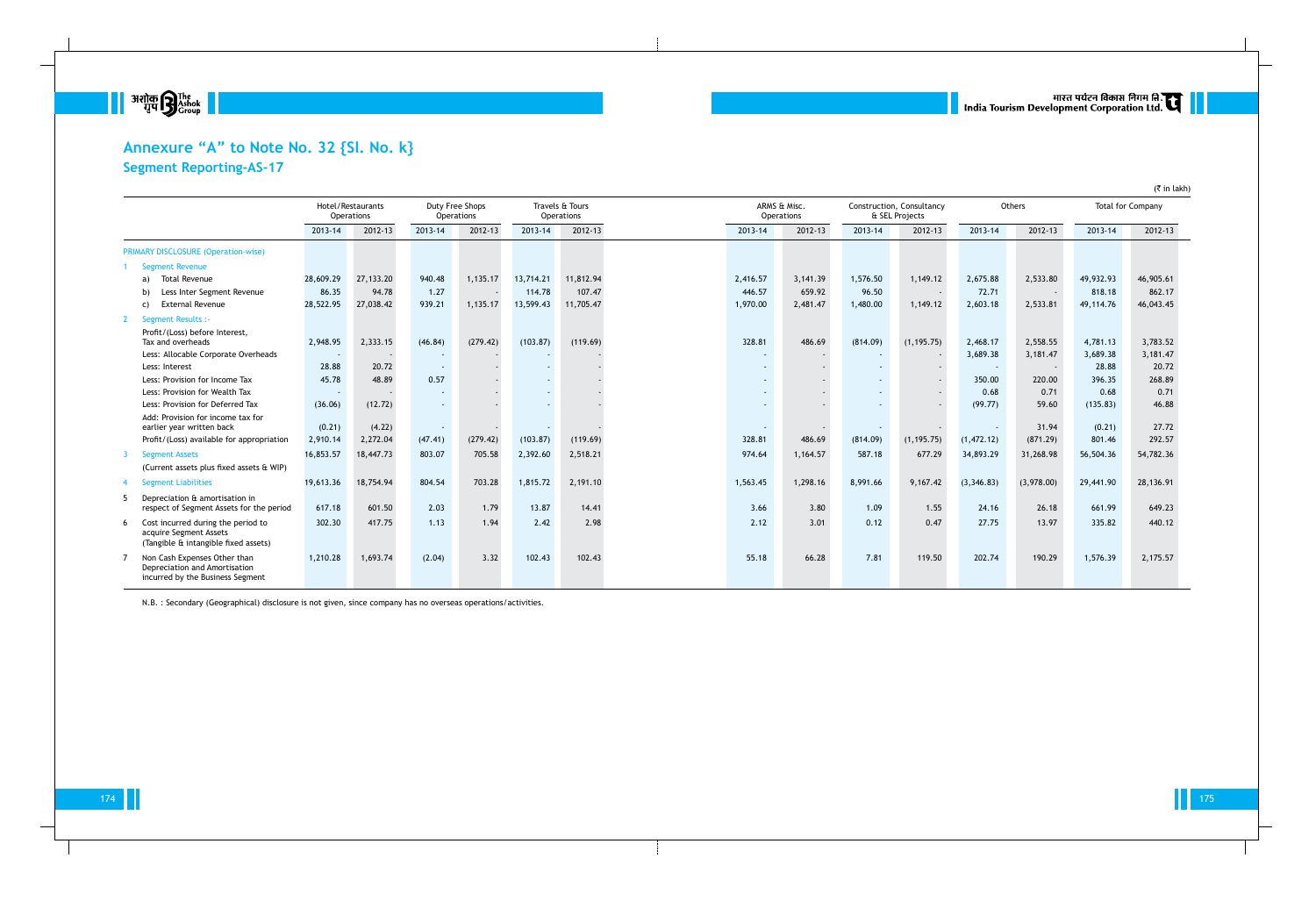# Annexure "A" to Note No. 32 {Sl. No. k}

## Segment Reporting-AS-17

(₹ in lakh)

| | Hotel/Restaurants Operations | | Duty Free Shops Operations | | Travels & Tours Operations | | ARMS & Misc. Operations | | Construction, Consultancy & SEL Projects | | Others | | Total for Company | |
|---|---|---|---|---|---|---|---|---|---|---|---|---|---|---|
| | 2013-14 | 2012-13 | 2013-14 | 2012-13 | 2013-14 | 2012-13 | 2013-14 | 2012-13 | 2013-14 | 2012-13 | 2013-14 | 2012-13 | 2013-14 | 2012-13 |
| PRIMARY DISCLOSURE (Operation-wise) | | | | | | | | | | | | | | |
| 1 Segment Revenue | | | | | | | | | | | | | | |
| a) Total Revenue | 28,609.29 | 27,133.20 | 940.48 | 1,135.17 | 13,714.21 | 11,812.94 | 2,416.57 | 3,141.39 | 1,576.50 | 1,149.12 | 2,675.88 | 2,533.80 | 49,932.93 | 46,905.61 |
| b) Less Inter Segment Revenue | 86.35 | 94.78 | 1.27 | - | 114.78 | 107.47 | 446.57 | 659.92 | 96.50 | - | 72.71 | - | 818.18 | 862.17 |
| c) External Revenue | 28,522.95 | 27,038.42 | 939.21 | 1,135.17 | 13,599.43 | 11,705.47 | 1,970.00 | 2,481.47 | 1,480.00 | 1,149.12 | 2,603.18 | 2,533.81 | 49,114.76 | 46,043.45 |
| 2 Segment Results :- | | | | | | | | | | | | | | |
| Profit/(Loss) before Interest, Tax and overheads | 2,948.95 | 2,333.15 | (46.84) | (279.42) | (103.87) | (119.69) | 328.81 | 486.69 | (814.09) | (1,195.75) | 2,468.17 | 2,558.55 | 4,781.13 | 3,783.52 |
| Less: Allocable Corporate Overheads | - | - | - | - | - | - | - | - | - | - | 3,689.38 | 3,181.47 | 3,689.38 | 3,181.47 |
| Less: Interest | 28.88 | 20.72 | - | - | - | - | - | - | - | - | - | - | 28.88 | 20.72 |
| Less: Provision for Income Tax | 45.78 | 48.89 | 0.57 | - | - | - | - | - | - | - | 350.00 | 220.00 | 396.35 | 268.89 |
| Less: Provision for Wealth Tax | - | - | - | - | - | - | - | - | - | - | 0.68 | 0.71 | 0.68 | 0.71 |
| Less: Provision for Deferred Tax | (36.06) | (12.72) | - | - | - | - | - | - | - | - | (99.77) | 59.60 | (135.83) | 46.88 |
| Add: Provision for income tax for earlier year written back | (0.21) | (4.22) | - | - | - | - | - | - | - | - | - | 31.94 | (0.21) | 27.72 |
| Profit/(Loss) available for appropriation | 2,910.14 | 2,272.04 | (47.41) | (279.42) | (103.87) | (119.69) | 328.81 | 486.69 | (814.09) | (1,195.75) | (1,472.12) | (871.29) | 801.46 | 292.57 |
| 3 Segment Assets (Current assets plus fixed assets & WIP) | 16,853.57 | 18,447.73 | 803.07 | 705.58 | 2,392.60 | 2,518.21 | 974.64 | 1,164.57 | 587.18 | 677.29 | 34,893.29 | 31,268.98 | 56,504.36 | 54,782.36 |
| 4 Segment Liabilities | 19,613.36 | 18,754.94 | 804.54 | 703.28 | 1,815.72 | 2,191.10 | 1,563.45 | 1,298.16 | 8,991.66 | 9,167.42 | (3,346.83) | (3,978.00) | 29,441.90 | 28,136.91 |
| 5 Depreciation & amortisation in respect of Segment Assets for the period | 617.18 | 601.50 | 2.03 | 1.79 | 13.87 | 14.41 | 3.66 | 3.80 | 1.09 | 1.55 | 24.16 | 26.18 | 661.99 | 649.23 |
| 6 Cost incurred during the period to acquire Segment Assets (Tangible & intangible fixed assets) | 302.30 | 417.75 | 1.13 | 1.94 | 2.42 | 2.98 | 2.12 | 3.01 | 0.12 | 0.47 | 27.75 | 13.97 | 335.82 | 440.12 |
| 7 Non Cash Expenses Other than Depreciation and Amortisation incurred by the Business Segment | 1,210.28 | 1,693.74 | (2.04) | 3.32 | 102.43 | 102.43 | 55.18 | 66.28 | 7.81 | 119.50 | 202.74 | 190.29 | 1,576.39 | 2,175.57 |

N.B. : Secondary (Geographical) disclosure is not given, since company has no overseas operations/activities.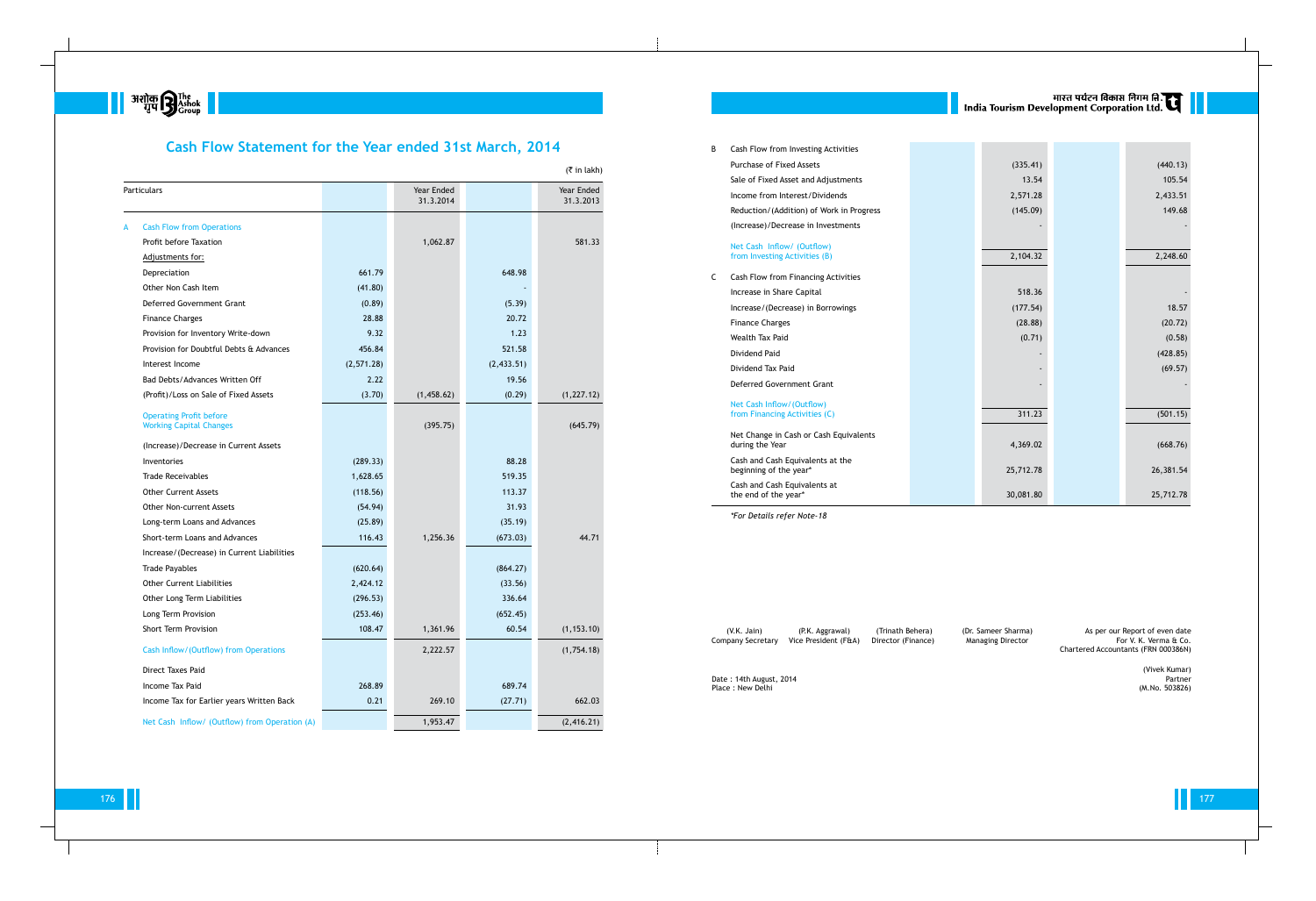# Cash Flow Statement for the Year ended 31st March, 2014

(₹ in lakh)

| | Particulars | | Year Ended 31.3.2014 | | Year Ended 31.3.2013 |
|---|---|---|---|---|---|
| A | Cash Flow from Operations | | | | |
| | Profit before Taxation | | 1,062.87 | | 581.33 |
| | Adjustments for: | | | | |
| | Depreciation | 661.79 | | 648.98 | |
| | Other Non Cash Item | (41.80) | | - | |
| | Deferred Government Grant | (0.89) | | (5.39) | |
| | Finance Charges | 28.88 | | 20.72 | |
| | Provision for Inventory Write-down | 9.32 | | 1.23 | |
| | Provision for Doubtful Debts & Advances | 456.84 | | 521.58 | |
| | Interest Income | (2,571.28) | | (2,433.51) | |
| | Bad Debts/Advances Written Off | 2.22 | | 19.56 | |
| | (Profit)/Loss on Sale of Fixed Assets | (3.70) | (1,458.62) | (0.29) | (1,227.12) |
| | Operating Profit before Working Capital Changes | | (395.75) | | (645.79) |
| | (Increase)/Decrease in Current Assets | | | | |
| | Inventories | (289.33) | | 88.28 | |
| | Trade Receivables | 1,628.65 | | 519.35 | |
| | Other Current Assets | (118.56) | | 113.37 | |
| | Other Non-current Assets | (54.94) | | 31.93 | |
| | Long-term Loans and Advances | (25.89) | | (35.19) | |
| | Short-term Loans and Advances | 116.43 | 1,256.36 | (673.03) | 44.71 |
| | Increase/(Decrease) in Current Liabilities | | | | |
| | Trade Payables | (620.64) | | (864.27) | |
| | Other Current Liabilities | 2,424.12 | | (33.56) | |
| | Other Long Term Liabilities | (296.53) | | 336.64 | |
| | Long Term Provision | (253.46) | | (652.45) | |
| | Short Term Provision | 108.47 | 1,361.96 | 60.54 | (1,153.10) |
| | Cash Inflow/(Outflow) from Operations | | 2,222.57 | | (1,754.18) |
| | Direct Taxes Paid | | | | |
| | Income Tax Paid | 268.89 | | 689.74 | |
| | Income Tax for Earlier years Written Back | 0.21 | 269.10 | (27.71) | 662.03 |
| | Net Cash Inflow/ (Outflow) from Operation (A) | | 1,953.47 | | (2,416.21) |
| B | Cash Flow from Investing Activities | | | | |
| | Purchase of Fixed Assets | | (335.41) | | (440.13) |
| | Sale of Fixed Asset and Adjustments | | 13.54 | | 105.54 |
| | Income from Interest/Dividends | | 2,571.28 | | 2,433.51 |
| | Reduction/(Addition) of Work in Progress | | (145.09) | | 149.68 |
| | (Increase)/Decrease in Investments | | - | | - |
| | Net Cash Inflow/ (Outflow) from Investing Activities (B) | | 2,104.32 | | 2,248.60 |
| C | Cash Flow from Financing Activities | | | | |
| | Increase in Share Capital | | 518.36 | | - |
| | Increase/(Decrease) in Borrowings | | (177.54) | | 18.57 |
| | Finance Charges | | (28.88) | | (20.72) |
| | Wealth Tax Paid | | (0.71) | | (0.58) |
| | Dividend Paid | | - | | (428.85) |
| | Dividend Tax Paid | | - | | (69.57) |
| | Deferred Government Grant | | - | | - |
| | Net Cash Inflow/(Outflow) from Financing Activities (C) | | 311.23 | | (501.15) |
| | Net Change in Cash or Cash Equivalents during the Year | | 4,369.02 | | (668.76) |
| | Cash and Cash Equivalents at the beginning of the year* | | 25,712.78 | | 26,381.54 |
| | Cash and Cash Equivalents at the end of the year* | | 30,081.80 | | 25,712.78 |

*For Details refer Note-18

(V.K. Jain)
Company Secretary

(P.K. Aggrawal)
Vice President (F&A)

(Trinath Behera)
Director (Finance)

(Dr. Sameer Sharma)
Managing Director

As per our Report of even date
For V. K. Verma & Co.
Chartered Accountants (FRN 000386N)

(Vivek Kumar)
Partner
(M.No. 503826)

Date : 14th August, 2014
Place : New Delhi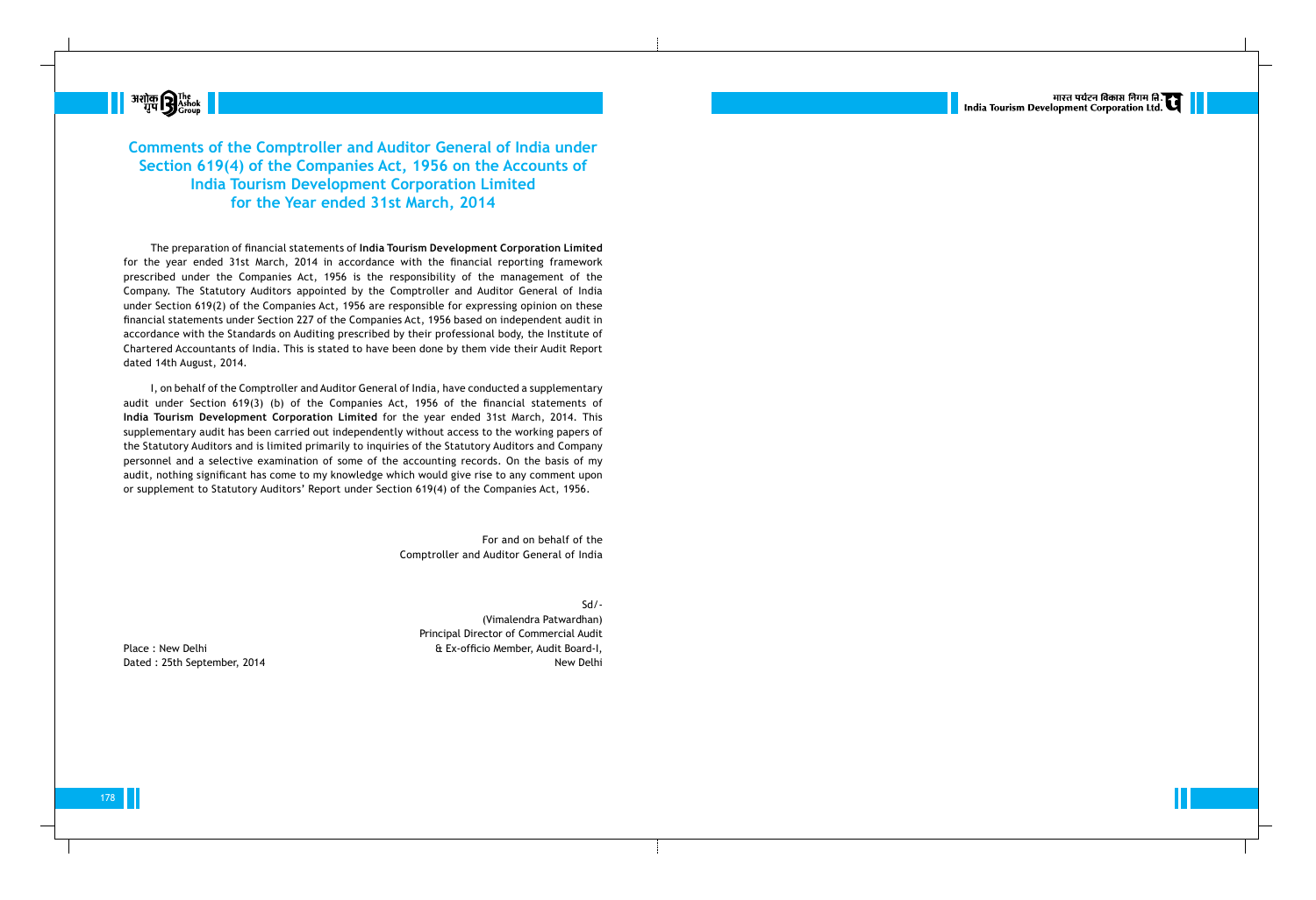# Comments of the Comptroller and Auditor General of India under Section 619(4) of the Companies Act, 1956 on the Accounts of India Tourism Development Corporation Limited for the Year ended 31st March, 2014

The preparation of financial statements of **India Tourism Development Corporation Limited** for the year ended 31st March, 2014 in accordance with the financial reporting framework prescribed under the Companies Act, 1956 is the responsibility of the management of the Company. The Statutory Auditors appointed by the Comptroller and Auditor General of India under Section 619(2) of the Companies Act, 1956 are responsible for expressing opinion on these financial statements under Section 227 of the Companies Act, 1956 based on independent audit in accordance with the Standards on Auditing prescribed by their professional body, the Institute of Chartered Accountants of India. This is stated to have been done by them vide their Audit Report dated 14th August, 2014.

I, on behalf of the Comptroller and Auditor General of India, have conducted a supplementary audit under Section 619(3) (b) of the Companies Act, 1956 of the financial statements of **India Tourism Development Corporation Limited** for the year ended 31st March, 2014. This supplementary audit has been carried out independently without access to the working papers of the Statutory Auditors and is limited primarily to inquiries of the Statutory Auditors and Company personnel and a selective examination of some of the accounting records. On the basis of my audit, nothing significant has come to my knowledge which would give rise to any comment upon or supplement to Statutory Auditors' Report under Section 619(4) of the Companies Act, 1956.

For and on behalf of the
Comptroller and Auditor General of India

Sd/-
(Vimalendra Patwardhan)
Principal Director of Commercial Audit
& Ex-officio Member, Audit Board-I,
New Delhi

Place : New Delhi
Dated : 25th September, 2014